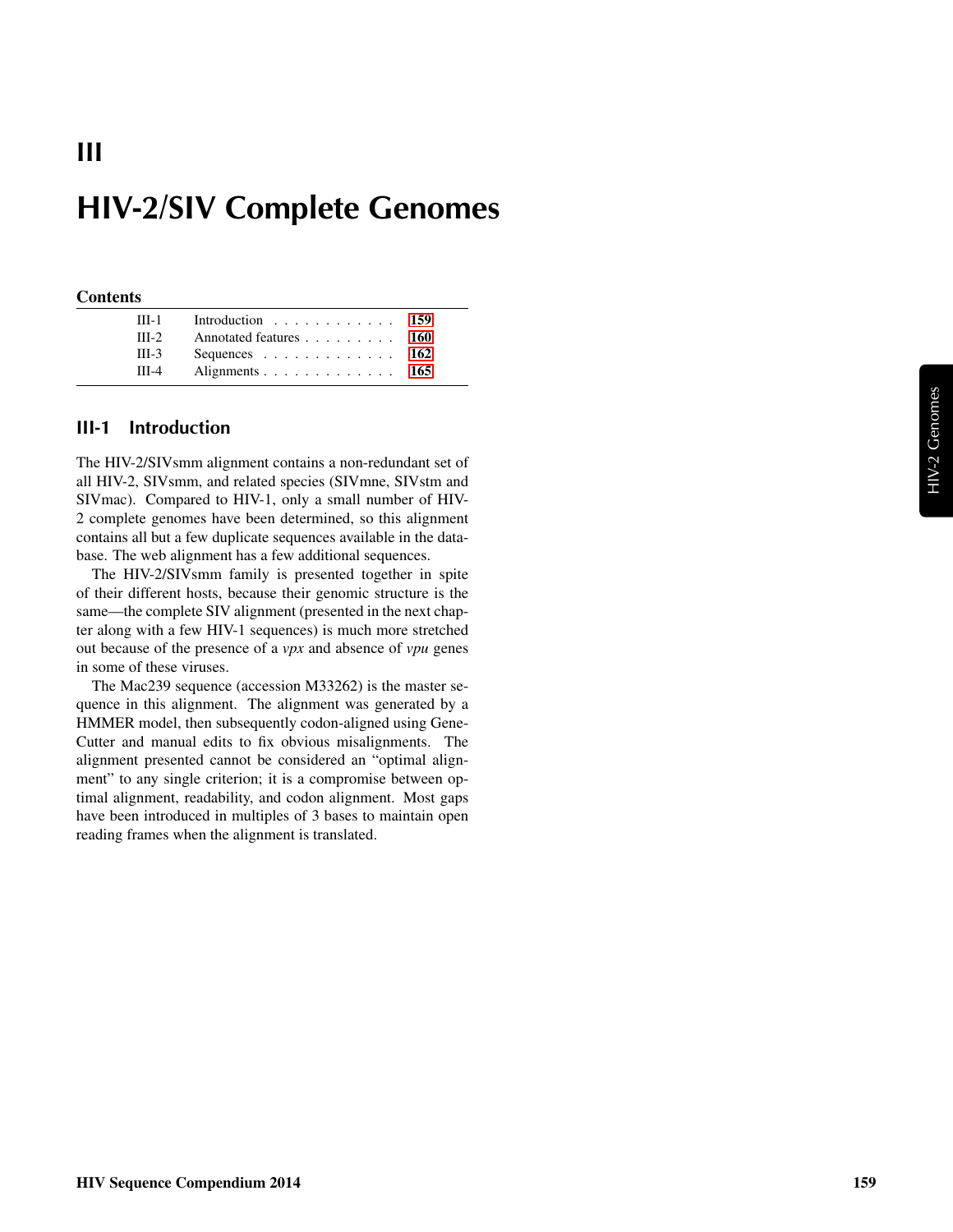# III

# HIV-2/SIV Complete Genomes

**Contents**

| | | |
|---|---|---|
| III-1 | Introduction | 159 |
| III-2 | Annotated features | 160 |
| III-3 | Sequences | 162 |
| III-4 | Alignments | 165 |

## III-1 Introduction

The HIV-2/SIVsmm alignment contains a non-redundant set of all HIV-2, SIVsmm, and related species (SIVmne, SIVstm and SIVmac). Compared to HIV-1, only a small number of HIV-2 complete genomes have been determined, so this alignment contains all but a few duplicate sequences available in the database. The web alignment has a few additional sequences.

The HIV-2/SIVsmm family is presented together in spite of their different hosts, because their genomic structure is the same—the complete SIV alignment (presented in the next chapter along with a few HIV-1 sequences) is much more stretched out because of the presence of a *vpx* and absence of *vpu* genes in some of these viruses.

The Mac239 sequence (accession M33262) is the master sequence in this alignment. The alignment was generated by a HMMER model, then subsequently codon-aligned using Gene-Cutter and manual edits to fix obvious misalignments. The alignment presented cannot be considered an "optimal alignment" to any single criterion; it is a compromise between optimal alignment, readability, and codon alignment. Most gaps have been introduced in multiples of 3 bases to maintain open reading frames when the alignment is translated.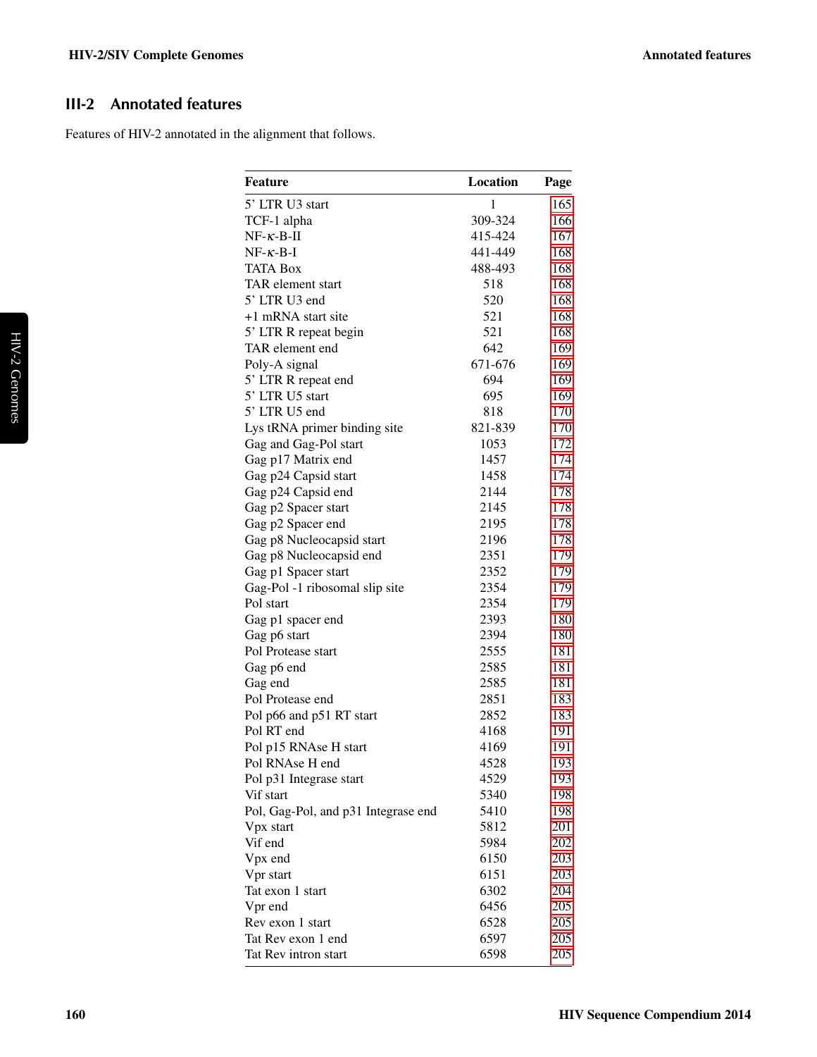## III-2 Annotated features

Features of HIV-2 annotated in the alignment that follows.

| Feature | Location | Page |
|---|---|---|
| 5’ LTR U3 start | 1 | 165 |
| TCF-1 alpha | 309-324 | 166 |
| NF-$\kappa$-B-II | 415-424 | 167 |
| NF-$\kappa$-B-I | 441-449 | 168 |
| TATA Box | 488-493 | 168 |
| TAR element start | 518 | 168 |
| 5’ LTR U3 end | 520 | 168 |
| +1 mRNA start site | 521 | 168 |
| 5’ LTR R repeat begin | 521 | 168 |
| TAR element end | 642 | 169 |
| Poly-A signal | 671-676 | 169 |
| 5’ LTR R repeat end | 694 | 169 |
| 5’ LTR U5 start | 695 | 169 |
| 5’ LTR U5 end | 818 | 170 |
| Lys tRNA primer binding site | 821-839 | 170 |
| Gag and Gag-Pol start | 1053 | 172 |
| Gag p17 Matrix end | 1457 | 174 |
| Gag p24 Capsid start | 1458 | 174 |
| Gag p24 Capsid end | 2144 | 178 |
| Gag p2 Spacer start | 2145 | 178 |
| Gag p2 Spacer end | 2195 | 178 |
| Gag p8 Nucleocapsid start | 2196 | 178 |
| Gag p8 Nucleocapsid end | 2351 | 179 |
| Gag p1 Spacer start | 2352 | 179 |
| Gag-Pol -1 ribosomal slip site | 2354 | 179 |
| Pol start | 2354 | 179 |
| Gag p1 spacer end | 2393 | 180 |
| Gag p6 start | 2394 | 180 |
| Pol Protease start | 2555 | 181 |
| Gag p6 end | 2585 | 181 |
| Gag end | 2585 | 181 |
| Pol Protease end | 2851 | 183 |
| Pol p66 and p51 RT start | 2852 | 183 |
| Pol RT end | 4168 | 191 |
| Pol p15 RNAse H start | 4169 | 191 |
| Pol RNAse H end | 4528 | 193 |
| Pol p31 Integrase start | 4529 | 193 |
| Vif start | 5340 | 198 |
| Pol, Gag-Pol, and p31 Integrase end | 5410 | 198 |
| Vpx start | 5812 | 201 |
| Vif end | 5984 | 202 |
| Vpx end | 6150 | 203 |
| Vpr start | 6151 | 203 |
| Tat exon 1 start | 6302 | 204 |
| Vpr end | 6456 | 205 |
| Rev exon 1 start | 6528 | 205 |
| Tat Rev exon 1 end | 6597 | 205 |
| Tat Rev intron start | 6598 | 205 |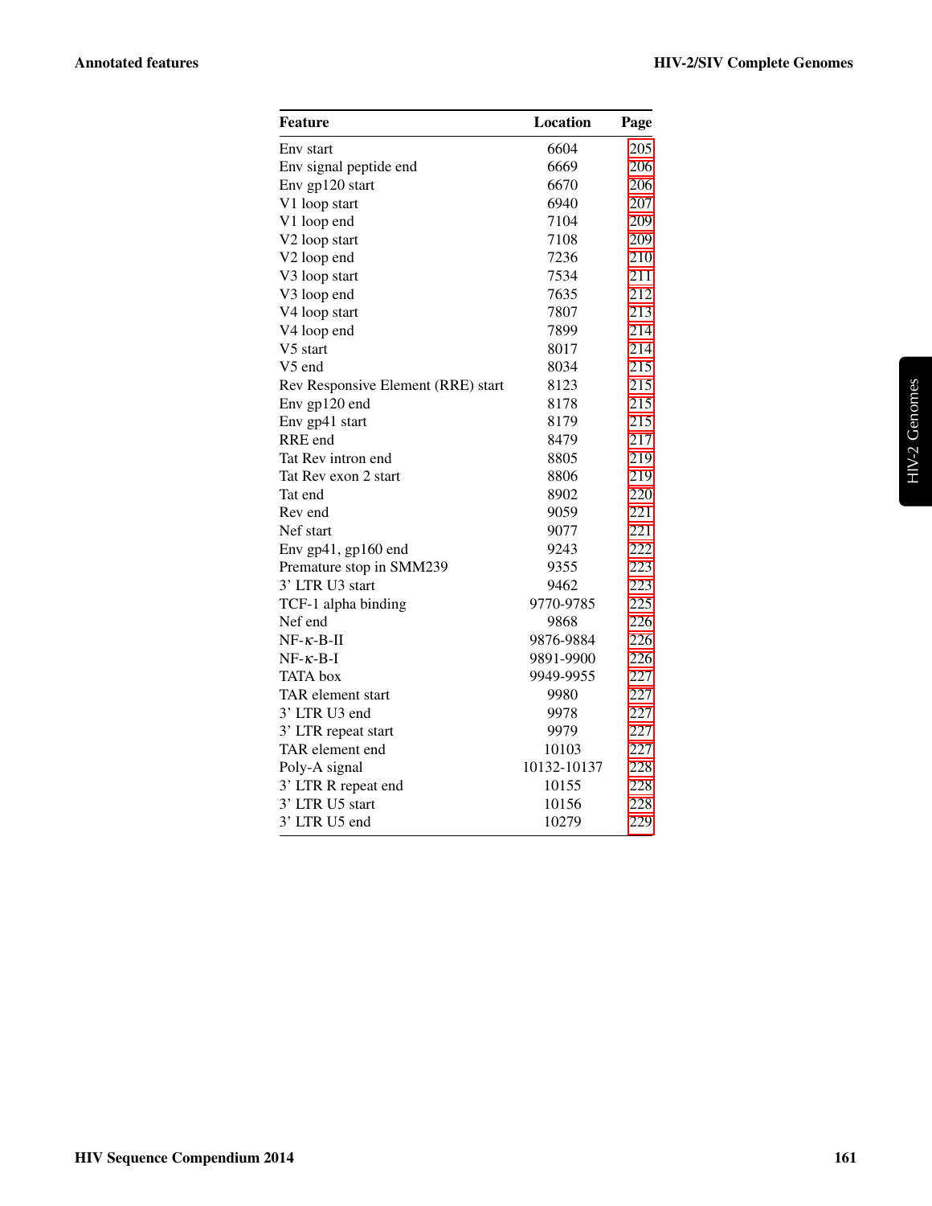| Feature | Location | Page |
|---|---|---|
| Env start | 6604 | 205 |
| Env signal peptide end | 6669 | 206 |
| Env gp120 start | 6670 | 206 |
| V1 loop start | 6940 | 207 |
| V1 loop end | 7104 | 209 |
| V2 loop start | 7108 | 209 |
| V2 loop end | 7236 | 210 |
| V3 loop start | 7534 | 211 |
| V3 loop end | 7635 | 212 |
| V4 loop start | 7807 | 213 |
| V4 loop end | 7899 | 214 |
| V5 start | 8017 | 214 |
| V5 end | 8034 | 215 |
| Rev Responsive Element (RRE) start | 8123 | 215 |
| Env gp120 end | 8178 | 215 |
| Env gp41 start | 8179 | 215 |
| RRE end | 8479 | 217 |
| Tat Rev intron end | 8805 | 219 |
| Tat Rev exon 2 start | 8806 | 219 |
| Tat end | 8902 | 220 |
| Rev end | 9059 | 221 |
| Nef start | 9077 | 221 |
| Env gp41, gp160 end | 9243 | 222 |
| Premature stop in SMM239 | 9355 | 223 |
| 3' LTR U3 start | 9462 | 223 |
| TCF-1 alpha binding | 9770-9785 | 225 |
| Nef end | 9868 | 226 |
| NF-$\kappa$-B-II | 9876-9884 | 226 |
| NF-$\kappa$-B-I | 9891-9900 | 226 |
| TATA box | 9949-9955 | 227 |
| TAR element start | 9980 | 227 |
| 3' LTR U3 end | 9978 | 227 |
| 3' LTR repeat start | 9979 | 227 |
| TAR element end | 10103 | 227 |
| Poly-A signal | 10132-10137 | 228 |
| 3' LTR R repeat end | 10155 | 228 |
| 3' LTR U5 start | 10156 | 228 |
| 3' LTR U5 end | 10279 | 229 |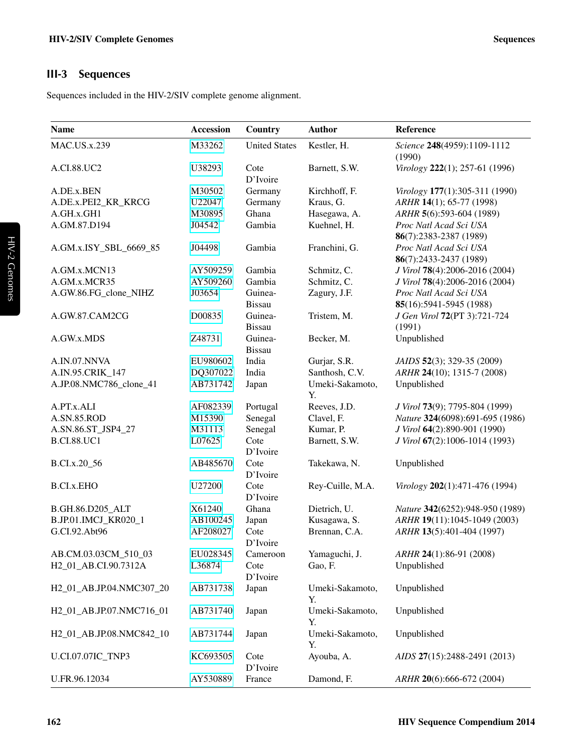## III-3 Sequences

Sequences included in the HIV-2/SIV complete genome alignment.

| Name | Accession | Country | Author | Reference |
|---|---|---|---|---|
| MAC.US.x.239 | M33262 | United States | Kestler, H. | *Science* **248**(4959):1109-1112 (1990) |
| A.CI.88.UC2 | U38293 | Cote D'Ivoire | Barnett, S.W. | *Virology* **222**(1); 257-61 (1996) |
| A.DE.x.BEN | M30502 | Germany | Kirchhoff, F. | *Virology* **177**(1):305-311 (1990) |
| A.DE.x.PEI2_KR_KRCG | U22047 | Germany | Kraus, G. | *ARHR* **14**(1); 65-77 (1998) |
| A.GH.x.GH1 | M30895 | Ghana | Hasegawa, A. | *ARHR* **5**(6):593-604 (1989) |
| A.GM.87.D194 | J04542 | Gambia | Kuehnel, H. | *Proc Natl Acad Sci USA* **86**(7):2383-2387 (1989) |
| A.GM.x.ISY_SBL_6669_85 | J04498 | Gambia | Franchini, G. | *Proc Natl Acad Sci USA* **86**(7):2433-2437 (1989) |
| A.GM.x.MCN13 | AY509259 | Gambia | Schmitz, C. | *J Virol* **78**(4):2006-2016 (2004) |
| A.GM.x.MCR35 | AY509260 | Gambia | Schmitz, C. | *J Virol* **78**(4):2006-2016 (2004) |
| A.GW.86.FG_clone_NIHZ | J03654 | Guinea-Bissau | Zagury, J.F. | *Proc Natl Acad Sci USA* **85**(16):5941-5945 (1988) |
| A.GW.87.CAM2CG | D00835 | Guinea-Bissau | Tristem, M. | *J Gen Virol* **72**(PT 3):721-724 (1991) |
| A.GW.x.MDS | Z48731 | Guinea-Bissau | Becker, M. | Unpublished |
| A.IN.07.NNVA | EU980602 | India | Gurjar, S.R. | *JAIDS* **52**(3); 329-35 (2009) |
| A.IN.95.CRIK_147 | DQ307022 | India | Santhosh, C.V. | *ARHR* **24**(10); 1315-7 (2008) |
| A.JP.08.NMC786_clone_41 | AB731742 | Japan | Umeki-Sakamoto, Y. | Unpublished |
| A.PT.x.ALI | AF082339 | Portugal | Reeves, J.D. | *J Virol* **73**(9); 7795-804 (1999) |
| A.SN.85.ROD | M15390 | Senegal | Clavel, F. | *Nature* **324**(6098):691-695 (1986) |
| A.SN.86.ST_JSP4_27 | M31113 | Senegal | Kumar, P. | *J Virol* **64**(2):890-901 (1990) |
| B.CI.88.UC1 | L07625 | Cote D'Ivoire | Barnett, S.W. | *J Virol* **67**(2):1006-1014 (1993) |
| B.CI.x.20_56 | AB485670 | Cote D'Ivoire | Takekawa, N. | Unpublished |
| B.CI.x.EHO | U27200 | Cote D'Ivoire | Rey-Cuille, M.A. | *Virology* **202**(1):471-476 (1994) |
| B.GH.86.D205_ALT | X61240 | Ghana | Dietrich, U. | *Nature* **342**(6252):948-950 (1989) |
| B.JP.01.IMCJ_KR020_1 | AB100245 | Japan | Kusagawa, S. | *ARHR* **19**(11):1045-1049 (2003) |
| G.CI.92.Abt96 | AF208027 | Cote D'Ivoire | Brennan, C.A. | *ARHR* **13**(5):401-404 (1997) |
| AB.CM.03.03CM_510_03 | EU028345 | Cameroon | Yamaguchi, J. | *ARHR* **24**(1):86-91 (2008) |
| H2_01_AB.CI.90.7312A | L36874 | Cote D'Ivoire | Gao, F. | Unpublished |
| H2_01_AB.JP.04.NMC307_20 | AB731738 | Japan | Umeki-Sakamoto, Y. | Unpublished |
| H2_01_AB.JP.07.NMC716_01 | AB731740 | Japan | Umeki-Sakamoto, Y. | Unpublished |
| H2_01_AB.JP.08.NMC842_10 | AB731744 | Japan | Umeki-Sakamoto, Y. | Unpublished |
| U.CI.07.07IC_TNP3 | KC693505 | Cote D'Ivoire | Ayouba, A. | *AIDS* **27**(15):2488-2491 (2013) |
| U.FR.96.12034 | AY530889 | France | Damond, F. | *ARHR* **20**(6):666-672 (2004) |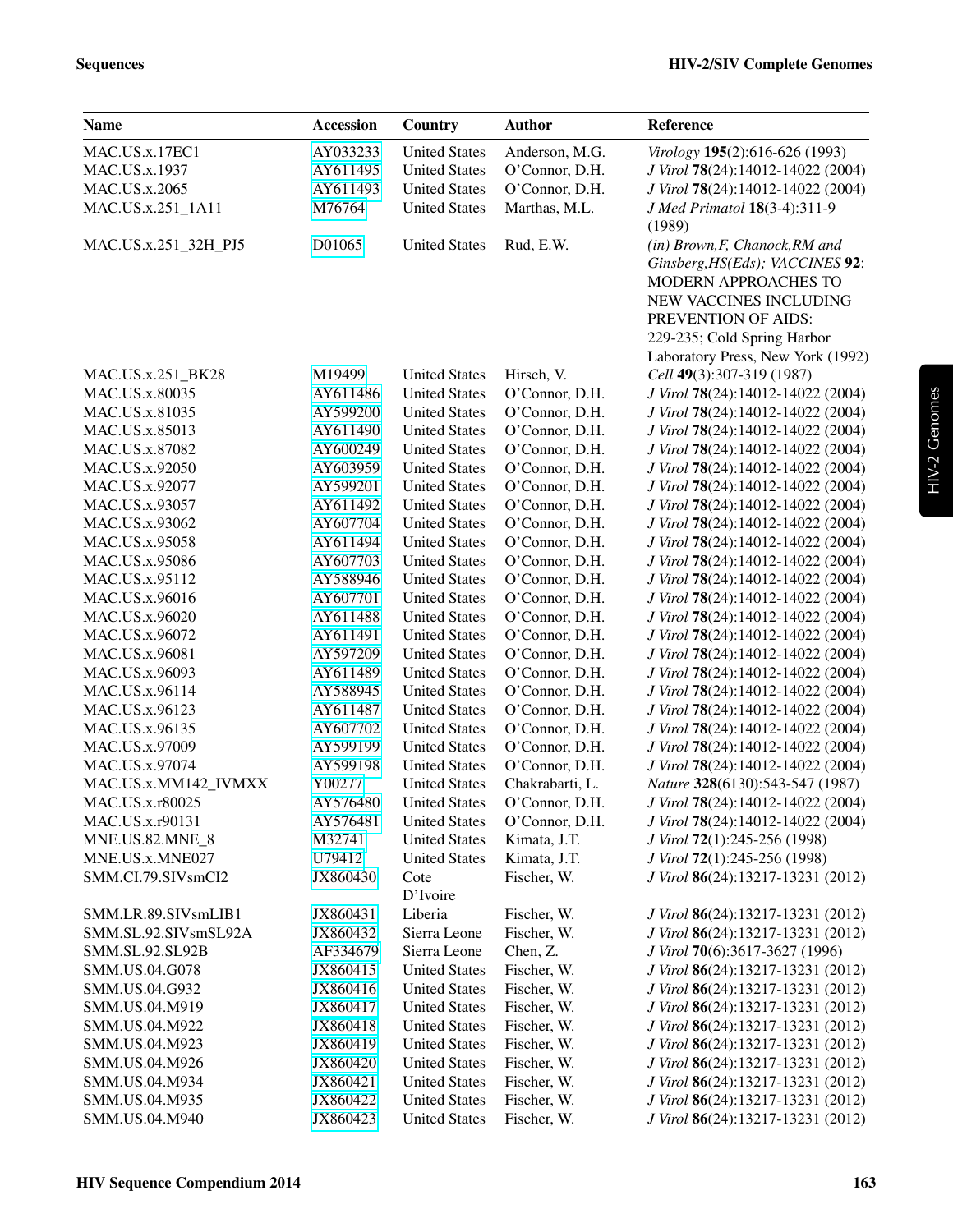| Name | Accession | Country | Author | Reference |
|---|---|---|---|---|
| MAC.US.x.17EC1 | AY033233 | United States | Anderson, M.G. | *Virology* **195**(2):616-626 (1993) |
| MAC.US.x.1937 | AY611495 | United States | O'Connor, D.H. | *J Virol* **78**(24):14012-14022 (2004) |
| MAC.US.x.2065 | AY611493 | United States | O'Connor, D.H. | *J Virol* **78**(24):14012-14022 (2004) |
| MAC.US.x.251_1A11 | M76764 | United States | Marthas, M.L. | *J Med Primatol* **18**(3-4):311-9 (1989) |
| MAC.US.x.251_32H_PJ5 | D01065 | United States | Rud, E.W. | *(in) Brown,F, Chanock,RM and Ginsberg,HS(Eds); VACCINES* **92**: MODERN APPROACHES TO NEW VACCINES INCLUDING PREVENTION OF AIDS: 229-235; Cold Spring Harbor Laboratory Press, New York (1992) |
| MAC.US.x.251_BK28 | M19499 | United States | Hirsch, V. | *Cell* **49**(3):307-319 (1987) |
| MAC.US.x.80035 | AY611486 | United States | O'Connor, D.H. | *J Virol* **78**(24):14012-14022 (2004) |
| MAC.US.x.81035 | AY599200 | United States | O'Connor, D.H. | *J Virol* **78**(24):14012-14022 (2004) |
| MAC.US.x.85013 | AY611490 | United States | O'Connor, D.H. | *J Virol* **78**(24):14012-14022 (2004) |
| MAC.US.x.87082 | AY600249 | United States | O'Connor, D.H. | *J Virol* **78**(24):14012-14022 (2004) |
| MAC.US.x.92050 | AY603959 | United States | O'Connor, D.H. | *J Virol* **78**(24):14012-14022 (2004) |
| MAC.US.x.92077 | AY599201 | United States | O'Connor, D.H. | *J Virol* **78**(24):14012-14022 (2004) |
| MAC.US.x.93057 | AY611492 | United States | O'Connor, D.H. | *J Virol* **78**(24):14012-14022 (2004) |
| MAC.US.x.93062 | AY607704 | United States | O'Connor, D.H. | *J Virol* **78**(24):14012-14022 (2004) |
| MAC.US.x.95058 | AY611494 | United States | O'Connor, D.H. | *J Virol* **78**(24):14012-14022 (2004) |
| MAC.US.x.95086 | AY607703 | United States | O'Connor, D.H. | *J Virol* **78**(24):14012-14022 (2004) |
| MAC.US.x.95112 | AY588946 | United States | O'Connor, D.H. | *J Virol* **78**(24):14012-14022 (2004) |
| MAC.US.x.96016 | AY607701 | United States | O'Connor, D.H. | *J Virol* **78**(24):14012-14022 (2004) |
| MAC.US.x.96020 | AY611488 | United States | O'Connor, D.H. | *J Virol* **78**(24):14012-14022 (2004) |
| MAC.US.x.96072 | AY611491 | United States | O'Connor, D.H. | *J Virol* **78**(24):14012-14022 (2004) |
| MAC.US.x.96081 | AY597209 | United States | O'Connor, D.H. | *J Virol* **78**(24):14012-14022 (2004) |
| MAC.US.x.96093 | AY611489 | United States | O'Connor, D.H. | *J Virol* **78**(24):14012-14022 (2004) |
| MAC.US.x.96114 | AY588945 | United States | O'Connor, D.H. | *J Virol* **78**(24):14012-14022 (2004) |
| MAC.US.x.96123 | AY611487 | United States | O'Connor, D.H. | *J Virol* **78**(24):14012-14022 (2004) |
| MAC.US.x.96135 | AY607702 | United States | O'Connor, D.H. | *J Virol* **78**(24):14012-14022 (2004) |
| MAC.US.x.97009 | AY599199 | United States | O'Connor, D.H. | *J Virol* **78**(24):14012-14022 (2004) |
| MAC.US.x.97074 | AY599198 | United States | O'Connor, D.H. | *J Virol* **78**(24):14012-14022 (2004) |
| MAC.US.x.MM142_IVMXX | Y00277 | United States | Chakrabarti, L. | *Nature* **328**(6130):543-547 (1987) |
| MAC.US.x.r80025 | AY576480 | United States | O'Connor, D.H. | *J Virol* **78**(24):14012-14022 (2004) |
| MAC.US.x.r90131 | AY576481 | United States | O'Connor, D.H. | *J Virol* **78**(24):14012-14022 (2004) |
| MNE.US.82.MNE_8 | M32741 | United States | Kimata, J.T. | *J Virol* **72**(1):245-256 (1998) |
| MNE.US.x.MNE027 | U79412 | United States | Kimata, J.T. | *J Virol* **72**(1):245-256 (1998) |
| SMM.CI.79.SIVsmCI2 | JX860430 | Cote D'Ivoire | Fischer, W. | *J Virol* **86**(24):13217-13231 (2012) |
| SMM.LR.89.SIVsmLIB1 | JX860431 | Liberia | Fischer, W. | *J Virol* **86**(24):13217-13231 (2012) |
| SMM.SL.92.SIVsmSL92A | JX860432 | Sierra Leone | Fischer, W. | *J Virol* **86**(24):13217-13231 (2012) |
| SMM.SL.92.SL92B | AF334679 | Sierra Leone | Chen, Z. | *J Virol* **70**(6):3617-3627 (1996) |
| SMM.US.04.G078 | JX860415 | United States | Fischer, W. | *J Virol* **86**(24):13217-13231 (2012) |
| SMM.US.04.G932 | JX860416 | United States | Fischer, W. | *J Virol* **86**(24):13217-13231 (2012) |
| SMM.US.04.M919 | JX860417 | United States | Fischer, W. | *J Virol* **86**(24):13217-13231 (2012) |
| SMM.US.04.M922 | JX860418 | United States | Fischer, W. | *J Virol* **86**(24):13217-13231 (2012) |
| SMM.US.04.M923 | JX860419 | United States | Fischer, W. | *J Virol* **86**(24):13217-13231 (2012) |
| SMM.US.04.M926 | JX860420 | United States | Fischer, W. | *J Virol* **86**(24):13217-13231 (2012) |
| SMM.US.04.M934 | JX860421 | United States | Fischer, W. | *J Virol* **86**(24):13217-13231 (2012) |
| SMM.US.04.M935 | JX860422 | United States | Fischer, W. | *J Virol* **86**(24):13217-13231 (2012) |
| SMM.US.04.M940 | JX860423 | United States | Fischer, W. | *J Virol* **86**(24):13217-13231 (2012) |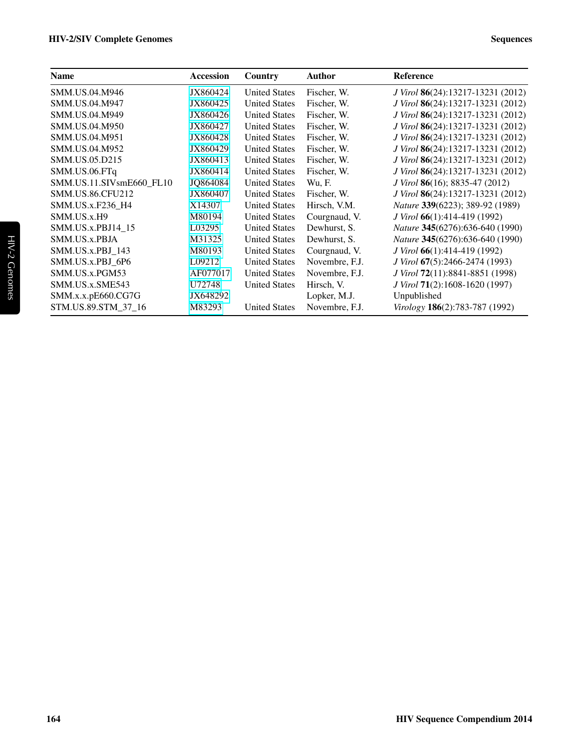| Name | Accession | Country | Author | Reference |
|---|---|---|---|---|
| SMM.US.04.M946 | JX860424 | United States | Fischer, W. | *J Virol* **86**(24):13217-13231 (2012) |
| SMM.US.04.M947 | JX860425 | United States | Fischer, W. | *J Virol* **86**(24):13217-13231 (2012) |
| SMM.US.04.M949 | JX860426 | United States | Fischer, W. | *J Virol* **86**(24):13217-13231 (2012) |
| SMM.US.04.M950 | JX860427 | United States | Fischer, W. | *J Virol* **86**(24):13217-13231 (2012) |
| SMM.US.04.M951 | JX860428 | United States | Fischer, W. | *J Virol* **86**(24):13217-13231 (2012) |
| SMM.US.04.M952 | JX860429 | United States | Fischer, W. | *J Virol* **86**(24):13217-13231 (2012) |
| SMM.US.05.D215 | JX860413 | United States | Fischer, W. | *J Virol* **86**(24):13217-13231 (2012) |
| SMM.US.06.FTq | JX860414 | United States | Fischer, W. | *J Virol* **86**(24):13217-13231 (2012) |
| SMM.US.11.SIVsmE660_FL10 | JQ864084 | United States | Wu, F. | *J Virol* **86**(16); 8835-47 (2012) |
| SMM.US.86.CFU212 | JX860407 | United States | Fischer, W. | *J Virol* **86**(24):13217-13231 (2012) |
| SMM.US.x.F236_H4 | X14307 | United States | Hirsch, V.M. | *Nature* **339**(6223); 389-92 (1989) |
| SMM.US.x.H9 | M80194 | United States | Courgnaud, V. | *J Virol* **66**(1):414-419 (1992) |
| SMM.US.x.PBJ14_15 | L03295 | United States | Dewhurst, S. | *Nature* **345**(6276):636-640 (1990) |
| SMM.US.x.PBJA | M31325 | United States | Dewhurst, S. | *Nature* **345**(6276):636-640 (1990) |
| SMM.US.x.PBJ_143 | M80193 | United States | Courgnaud, V. | *J Virol* **66**(1):414-419 (1992) |
| SMM.US.x.PBJ_6P6 | L09212 | United States | Novembre, F.J. | *J Virol* **67**(5):2466-2474 (1993) |
| SMM.US.x.PGM53 | AF077017 | United States | Novembre, F.J. | *J Virol* **72**(11):8841-8851 (1998) |
| SMM.US.x.SME543 | U72748 | United States | Hirsch, V. | *J Virol* **71**(2):1608-1620 (1997) |
| SMM.x.x.pE660.CG7G | JX648292 | | Lopker, M.J. | Unpublished |
| STM.US.89.STM_37_16 | M83293 | United States | Novembre, F.J. | *Virology* **186**(2):783-787 (1992) |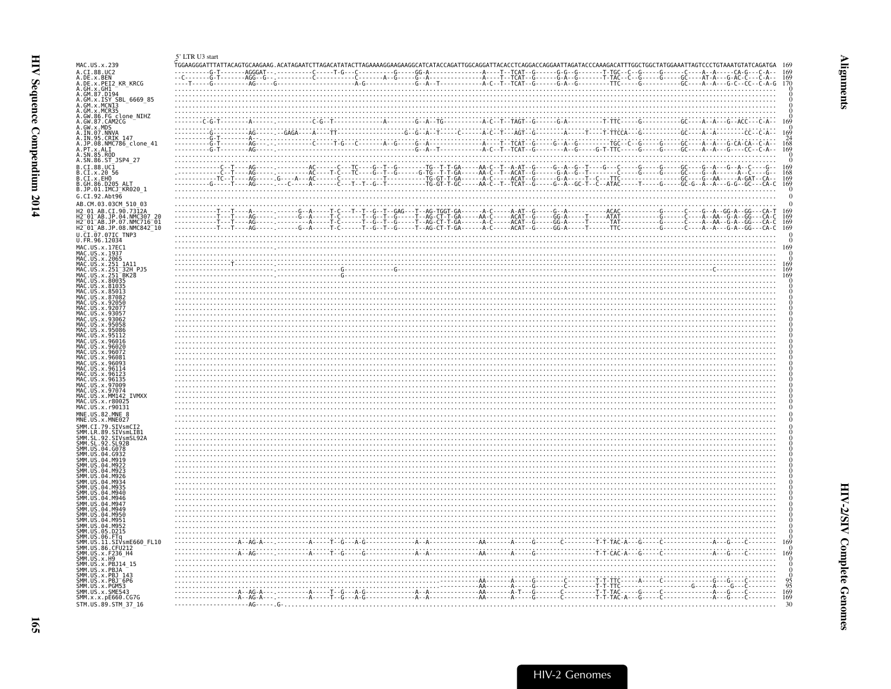5' LTR U3 start

```
MAC.US.x.239              TGGAAGGGATTTATTACAGTGCAAGAAG.ACATAGAATCTTAGACATATACTTAGAAAAGGAAGAAGGCATCATACCAGATTGGCAGGATTACACCTCAGGACCAGGAATTAGATACCCAAAGACATTTGGCTGGCTATGGAATTAGTCCCTGTAAATGTATCAGATGA  169
A.CI.88.UC2               ----------G-T-------AGGGAT--.----------C-----T-G---C----------G-----GG-A---------------A----T--TCAT--G------G-G--G-------T-TGC--C--G-----G------C----A--A-----CA-G---C-A--  169
A.DE.x.BEN                --C-------G-T-------AGG--G--.----------C----------C------A--G-----G--A---------------A----T--TCAT--G------G-A--G-------T-TAC--C--G-----G-----GC----AT-A---G-AC-C---C-A--  169
A.DE.x.PEI2_KR_KRCG       ----T-----G---------AG-----G-------------------A-G--------------G--A--T-----------A-C--T--TCAT--G------G-A--G---------TTC-----G----------GC----A--A---G-C--CC--C-A-G  170
A.GH.x.GH1                ..........................................................................................................................................................  0
A.GM.87.D194              ..........................................................................................................................................................  0
A.GM.x.ISY_SBL_6669_85    ..........................................................................................................................................................  0
A.GM.x.MCN13              ..........................................................................................................................................................  0
A.GM.x.MCR35              ..........................................................................................................................................................  0
A.GW.86.FG_clone_NIHZ     ..........................................................................................................................................................  0
A.GW.87.CAM2CG            -------C-G-T--------A-----.----------C-G--T-------------A--------G--A--TG-----------A-C--T--TAGT--G------G-A---------T-TTC-----G----------GC----A--A---G--ACC---C-A--  169
A.GW.x.MDS                ..........................................................................................................................................................  0
A.IN.07.NNVA              ----------G---------AG-----.GAGA----A----TT--------------------G--G--A--T-----C-----A-C--T---AGT--G-------A-----T----T-TTCCA---G----------GC----A--A-----------CC--C-A--  169
A.IN.95.CRIK_147          ----------G-T--------A-.....................................................................................................................................  24
A.JP.08.NMC786_clone_41   ----------G-T-------AG--.----------C-----T-G---C------A--G-----G--A---------------A----T--TCAT--G-----G--A--G---------TGC--C--G-----G-----GC----A--A---G-CA-CA--C-A--  168
A.PT.x.ALI                ----------G-T-------AG----.----------------------------------G--A--T-----------A-C--T--TCAT--G---------A-G-----G-T-TTC-----G-----G-----GC----A--A---G----CC--C-A--  169
A.SN.85.ROD               ..........................................................................................................................................................  0
A.SN.86.ST_JSP4_27        ..........................................................................................................................................................  0
B.CI.88.UC1               ------------C--T----AG-----.---------AC------C---TC-----G--T--G-------TG--T-T-GA-----AA-C--T--A-AT--G------G--A--G--T----G---C-----G-----G-----GC----G--A---G--A--C----G--  169
B.CI.x.20_56              ------------C--T----AG-----.---------AC----T-C---TC-----G--T--G------G-TG--T-T-GA-----AA-C--T--ACAT--G------G-A--G--T-------C-----G-----G-----GC----G--A------A--C----G--  168
B.CI.x.EHO                -----------TC--T----AG-----.G----A---AC------C----------T-----------TG-GT-T-GA-----A-C-----ACAT--G------G-A----T--C---TTC-----------------GC----G--AA-----A-GAT--CA--  169
B.GH.86.D205_ALT          ---------G-----T----AG-----.----C-----A-------C---T--T--G--T----------TG-GT-T-GC-----AA-C--T--TCAT--G-----G--A--GC-T--C--ATAC------T-----G-----GC-G--A--A---G-G--GC---CA-C  169
B.JP.01.IMCJ_KR020_1      ..........................................................................................................................................................  0
G.CI.92.Abt96             ..........................................................................................................................................................  0
AB.CM.03.03CM_510_03      ..........................................................................................................................................................  0
H2_01_AB.CI.90.7312A      -----------T---T----A-----.------G--A-----T-C---T--T--G--T--GAG---T--AG-TGGT-GA------A-C-----A-AT--G------G--A-----------ACAC----------G------C----G--A--GG-A--GG---CA-T  169
H2_01_AB.JP.04.NMC307_20  -----------T---T----AG-----.------G--A-----T-C-------T--G--T--G-----T--AG-CT-T-GA-----AA-C-----ACAT--G------GG-A-----T-----ATAT----------G------C----A--AA--G-A--GG---CA-C  169
H2_01_AB.JP.07.NMC716_01  -----------T---T----AG-----.---------A-----T-C-------T--G--T--G-----T--AG-CT-T-GA-----AA-C-----ACAT--G------GG-A-----T------TAT----------G------C----A--AA--G-A--GG---CA-C  169
H2_01_AB.JP.08.NMC842_10  -----------T---T----AG-----.------G--A-----T-C-------T--G--T--G-----T--AG-CT-T-GA------A-C-----ACAT--G------GG-A-----T------TTC----------G------C----A--A---G-A--GG---CA-C  169
U.CI.07.07IC_TNP3         ..........................................................................................................................................................  0
U.FR.96.12034             ..........................................................................................................................................................  0
MAC.US.x.17EC1            ..........................................................................................................................................................  169
MAC.US.x.1937             ..........................................................................................................................................................  0
MAC.US.x.2065             ..........................................................................................................................................................  0
MAC.US.x.251_1A11         ---------------T-----------.--------------------------------------------------------------------------------------------------------------------------------  169
MAC.US.x.251_32H_PJ5      ---------------------------.---------------------G--------------G----------------------------------------------------------------------C------------------  169
MAC.US.x.251_BK28         ---------------------------.---------------------G------------------------------------------------------------------------------------------------------------  169
MAC.US.x.80035            ..........................................................................................................................................................  0
MAC.US.x.81035            ..........................................................................................................................................................  0
MAC.US.x.85013            ..........................................................................................................................................................  0
MAC.US.x.87082            ..........................................................................................................................................................  0
MAC.US.x.92050            ..........................................................................................................................................................  0
MAC.US.x.92077            ..........................................................................................................................................................  0
MAC.US.x.93057            ..........................................................................................................................................................  0
MAC.US.x.93062            ..........................................................................................................................................................  0
MAC.US.x.95058            ..........................................................................................................................................................  0
MAC.US.x.95086            ..........................................................................................................................................................  0
MAC.US.x.95112            ..........................................................................................................................................................  0
MAC.US.x.96016            ..........................................................................................................................................................  0
MAC.US.x.96020            ..........................................................................................................................................................  0
MAC.US.x.96072            ..........................................................................................................................................................  0
MAC.US.x.96081            ..........................................................................................................................................................  0
MAC.US.x.96093            ..........................................................................................................................................................  0
MAC.US.x.96114            ..........................................................................................................................................................  0
MAC.US.x.96123            ..........................................................................................................................................................  0
MAC.US.x.96135            ..........................................................................................................................................................  0
MAC.US.x.97009            ..........................................................................................................................................................  0
MAC.US.x.97074            ..........................................................................................................................................................  0
MAC.US.x.MM142_IVMXX      ..........................................................................................................................................................  0
MAC.US.x.r80025           ..........................................................................................................................................................  0
MAC.US.x.r90131           ..........................................................................................................................................................  0
MNE.US.82.MNE_8           ..........................................................................................................................................................  0
MNE.US.x.MNE027           ..........................................................................................................................................................  0
SMM.CI.79.SIVsmCI2        ..........................................................................................................................................................  0
SMM.LR.89.SIVsmLIB1       ..........................................................................................................................................................  0
SMM.SL.92.SIVsmSL92A      ..........................................................................................................................................................  0
SMM.SL.92.SL92B           ..........................................................................................................................................................  0
SMM.US.04.G078            ..........................................................................................................................................................  0
SMM.US.04.G932            ..........................................................................................................................................................  0
SMM.US.04.M919            ..........................................................................................................................................................  0
SMM.US.04.M922            ..........................................................................................................................................................  0
SMM.US.04.M923            ..........................................................................................................................................................  0
SMM.US.04.M926            ..........................................................................................................................................................  0
SMM.US.04.M934            ..........................................................................................................................................................  0
SMM.US.04.M935            ..........................................................................................................................................................  0
SMM.US.04.M940            ..........................................................................................................................................................  0
SMM.US.04.M946            ..........................................................................................................................................................  0
SMM.US.04.M947            ..........................................................................................................................................................  0
SMM.US.04.M949            ..........................................................................................................................................................  0
SMM.US.04.M950            ..........................................................................................................................................................  0
SMM.US.04.M951            ..........................................................................................................................................................  0
SMM.US.04.M952            ..........................................................................................................................................................  0
SMM.US.05.D215            ..........................................................................................................................................................  0
SMM.US.06.FTq             ..........................................................................................................................................................  0
SMM.US.11.SIVsmE660_FL10  ------------------A--AG-A--.---------A-----T--G---A-G------------A--A-------------AA-------A-----G-------C---------T-T-TAC-A---G-----C--------------A---G----C-------  169
SMM.US.86.CFU212          ..........................................................................................................................................................  0
SMM.US.x.F236_H4          ------------------A--AG----.---------A-----T--G-----G-------------A--A-------------AA-------A-----G-----------------T-T-CAC-A---G-----C--------------A---G----C-------  169
SMM.US.x.H9               ..........................................................................................................................................................  0
SMM.US.x.PBJ14_15         ..........................................................................................................................................................  0
SMM.US.x.PBJA             ..........................................................................................................................................................  0
SMM.US.x.PBJ_143          ..........................................................................................................................................................  0
SMM.US.x.PBJ_6P6          ..........................................................................AA-------A-----G--------C--------T-T-TTC-----A-----C--------------G----G----C-------  95
SMM.US.x.PGM53            ..........................................................................AA-------A-----G--------C--------T-T-TTC---------------------G------A----G---C-------  95
SMM.US.x.SME543           ------------------A--AG-A--.---------A-----T--G---A-G------------A--A-------------AA-------A-T---G-------C---------T-T-TAC------G-----C--------------A---G----C-------  169
SMM.x.x.pE660.CG7G        ------------------A--AG-A--.---------A-----T--G---A-G------------A--A-------------AA-------A-----G-------C---------T-T-TAC-A---G-----C--------------A---G----C-------  169
STM.US.89.STM_37_16       ---------------------AG-----.G-.........................................................................................................................  30
```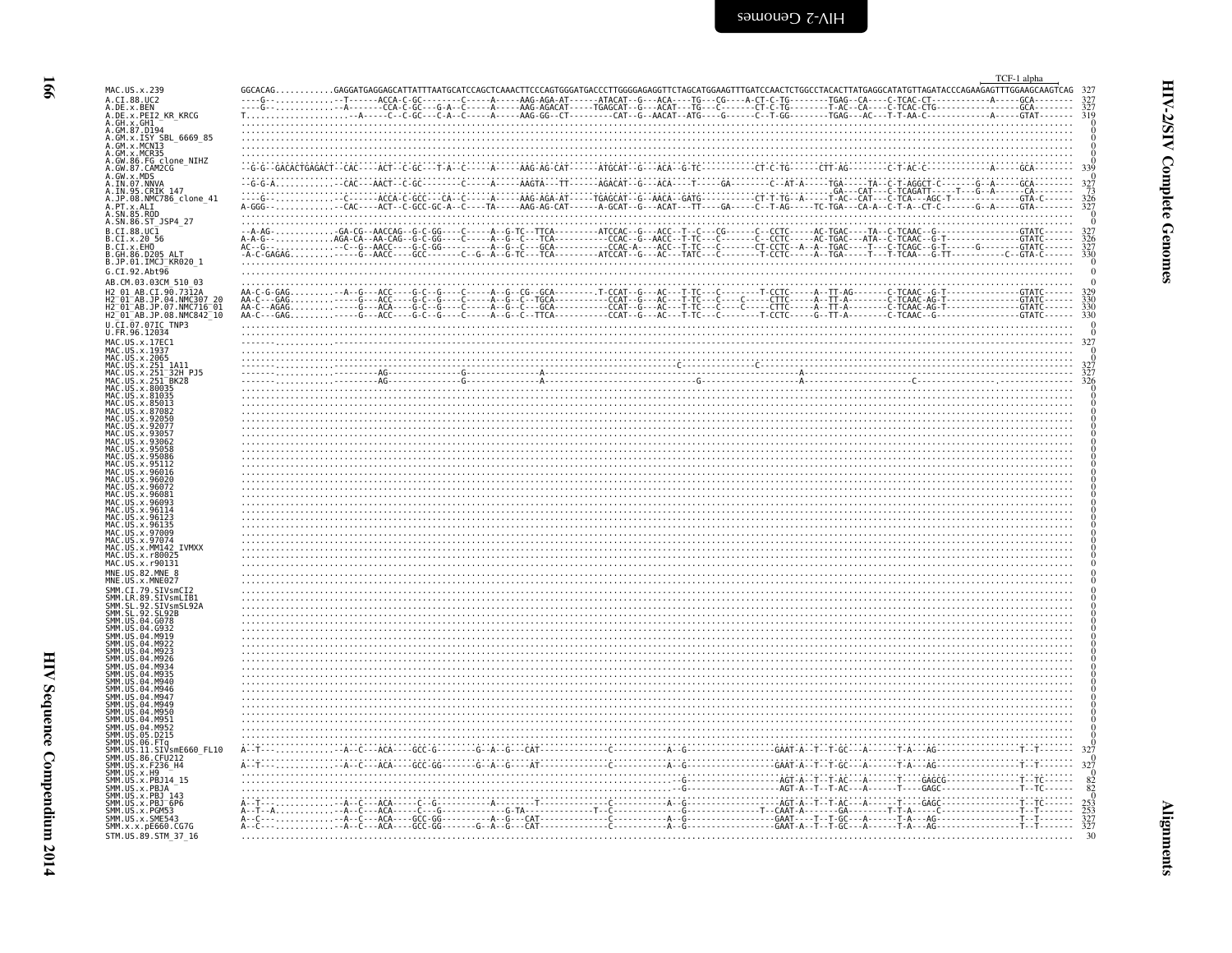TCF-1 alpha

```
MAC.US.x.239                GGCACAG...........GAGGATGAGGAGCATTATTTAATGCATCCAGCTCAAACTTCCCAGTGGGATGACCCTTGGGGAGAGGTTCTAGCATGGAAGTTTGATCCAACTCTGGCCTACACTTATGAGGCATATGTTAGATACCCAGAAGAGTTTGGAAGCAAGTCAG  327
A.CI.88.UC2                 ----G-..............-T------ACCA-C-GC--------C-----A-----AAG-AGA-AT------ATACAT--G---ACA----TG---CG----A-CT-C-TG--------TGAG--CA----C-TCAC-CT-------------A-----GCA--------  327
A.DE.x.BEN                  ----G-..............-A-------CCA-C-GC---G-A--C-----A-----AAG-AGACAT-----TGAGCAT--G---ACAT---TG---C-------CT-C-TG--------T-AC--CA----C-TCAC-CTG--------------------GCA--------  327
A.DE.x.PEI2_KR_KRCG         T.....................-A------C--C-GC---C-A--C-----A-----AAG-GG--CT---------CAT--G--AACAT--ATG----G------C--T-GG--------TGAG---AC---T-T-AA-C-------------A-----GTAT-------  319
A.GH.x.GH1                  ...........................................................................................................................................................................   0
A.GM.87.D194                ...........................................................................................................................................................................   0
A.GM.x.ISY_SBL_6669_85      ...........................................................................................................................................................................   0
A.GM.x.MCN13                ...........................................................................................................................................................................   0
A.GM.x.MCR35                ...........................................................................................................................................................................   0
A.GW.86.FG_clone_NIHZ       ...........................................................................................................................................................................   0
A.GW.87.CAM2CG              --G-G--GACACTGAGACT--CAC----ACT--C-GC---T-A--C-----A-----AAG-AG-CAT------ATGCAT--G---ACA--G-TC----------CT-C-TG------CTT-AG--------C-T-AC-C-------------A-----GCA--------  339
A.GW.x.MDS                  ...........................................................................................................................................................................   0
A.IN.07.NNVA                --G-G-A.............CAC---AACT--C-GC---------C-----A-----AAGTA---TT------AGACAT--G---ACA-----T------GA--------C--AT-A------TGA-----TA--C-T-AGGCT-C-------G--A-----GCA--------  327
A.IN.95.CRIK_147            ............................................................................................................................GA---CAT---C-TCAGATT-----T---G--A------CA--------  73
A.JP.08.NMC786_clone_41     ----G-..............-C------ACCA-C-GCC---CA--C-----A-----AAG-AGA-AT------TGAGCAT--G---AACA--GATG----------CT-T-TG--A------T-AC--CAT---C-TCA---AGC-T-------------GTA-C------  326
A.PT.x.ALI                  A-GGG-..............CAC----ACT--C-GCC-GC-A--C-----TA-----AAG-AG-CAT------A-GCAT--G---ACAT---TT-----GA-----C--T-AG------TC-TGA---CA-A--C-T-A--CT-C-------G--A-----GTA--------  327
A.SN.85.ROD                 ...........................................................................................................................................................................   0
A.SN.86.ST_JSP4_27          ...........................................................................................................................................................................   0
B.CI.88.UC1                 --A-AG-.............-GA-CG--AACCAG--G-C-GG-----C-----A--G-TC--TTCA---------ATCCAC--G---ACC--T--C---CG------C--CCTC------AC-TGAC----TA--C-TCAAC--G-----------------GTATC------  327
B.CI.x.20_56                A-A-G-..............AGA-CA--AA-CAG--G-C-GG-----C-----A--G--C---TCA-----------CCAC--G--AACC--T-TC---C-------C--CCTC------AC-TGAC----ATA--C-TCAAC--G-T---------------GTATC------  326
B.CI.x.EHO                  AC--G-..............--C--G--AACC----G-C-GG-----------A--G--C---GCA-----------CCAC-A----ACC--T-TC---C-------CT-CCTC--A--A--TGAC----T---C-TCAGC--G-T------G---------GTATC------  327
B.GH.86.D205_ALT            -A-C-GAGAG.........------G--AACC----GCC--------C--G--A--G-TC---TCA----------ATCCAT--G---AC---TATC---C-------T-CCTC-----A--TGA-----T---T-TCAA---G-TT-----------C--GTA-C------  330
B.JP.01.IMCJ_KR020_1        ...........................................................................................................................................................................   0
G.CI.92.Abt96               ...........................................................................................................................................................................   0
AB.CM.03.03CM_510_03        ...........................................................................................................................................................................   0
H2_01_AB.CI.90.7312A        AA-C-G-GAG.........--A--G---ACC----G-C--G-----C-----A--G--CG--GCA--------.T-CCAT--G---AC---T-TC---C-------T-CCTC-----A--TT-AG-------C-TCAAC--G-T---------------GTATC------  329
H2_01_AB.JP.04.NMC307_20    AA-C---GAG.........------G---ACC----G-C--G-----C-----A--G--C--TGCA-----------CCAT--G---AC---T-TC---C-----C----CTTC------A--TT-A--------C-TCAAC-AG-T-------------GTATC------  330
H2_01_AB.JP.07.NMC716_01    AA-C--AGAG.........------G---ACA----G-C--G-----C-----A--G--C---GCA-----------CCAT--G---AC---T-TC---C-------C---CTTC------A--TT-A--------C-TCAAC-AG-T-------------GTATC------  330
H2_01_AB.JP.08.NMC842_10    AA-C---GAG.........------G---ACC----G-C--G-----C-----A--G--C--TTCA-----------CCAT--G---AC---T-TC---C-------T-CCTC-----G--TT-A--------C-TCAAC--G-----------------GTATC------  330
U.CI.07.07IC_TNP3           ...........................................................................................................................................................................   0
U.FR.96.12034               ...........................................................................................................................................................................   0
MAC.US.x.17EC1              ...........................................................................................................................................................................  327
MAC.US.x.1937               ...........................................................................................................................................................................   0
MAC.US.x.2065               ...........................................................................................................................................................................   0
MAC.US.x.251_1A11           -----------------------------------------------------------------------------------C--------------------C---------------------------------------------------------------  327
MAC.US.x.251_32H_PJ5        -------------------------AG-----------------G-------------A-----------------------------------------------------------A--------------------------------------------------  327
MAC.US.x.251_BK28           -------------------------AG-----------------G-------------A---------------------------------G-------------------------A---------------------------C----------------------  326
MAC.US.x.80035              ...........................................................................................................................................................................   0
MAC.US.x.81035              ...........................................................................................................................................................................   0
MAC.US.x.85013              ...........................................................................................................................................................................   0
MAC.US.x.87082              ...........................................................................................................................................................................   0
MAC.US.x.92050              ...........................................................................................................................................................................   0
MAC.US.x.92077              ...........................................................................................................................................................................   0
MAC.US.x.93057              ...........................................................................................................................................................................   0
MAC.US.x.93062              ...........................................................................................................................................................................   0
MAC.US.x.95058              ...........................................................................................................................................................................   0
MAC.US.x.95086              ...........................................................................................................................................................................   0
MAC.US.x.95112              ...........................................................................................................................................................................   0
MAC.US.x.96016              ...........................................................................................................................................................................   0
MAC.US.x.96020              ...........................................................................................................................................................................   0
MAC.US.x.96072              ...........................................................................................................................................................................   0
MAC.US.x.96081              ...........................................................................................................................................................................   0
MAC.US.x.96093              ...........................................................................................................................................................................   0
MAC.US.x.96114              ...........................................................................................................................................................................   0
MAC.US.x.96123              ...........................................................................................................................................................................   0
MAC.US.x.96135              ...........................................................................................................................................................................   0
MAC.US.x.97009              ...........................................................................................................................................................................   0
MAC.US.x.97074              ...........................................................................................................................................................................   0
MAC.US.x.MM142_IVMXX        ...........................................................................................................................................................................   0
MAC.US.x.r80025             ...........................................................................................................................................................................   0
MAC.US.x.r90131             ...........................................................................................................................................................................   0
MNE.US.82.MNE_8             ...........................................................................................................................................................................   0
MNE.US.x.MNE027             ...........................................................................................................................................................................   0
SMM.CI.79.SIVsmCI2          ...........................................................................................................................................................................   0
SMM.LR.89.SIVsmLIB1         ...........................................................................................................................................................................   0
SMM.SL.92.SIVsmSL92A        ...........................................................................................................................................................................   0
SMM.SL.92.SL92B             ...........................................................................................................................................................................   0
SMM.US.04.G078              ...........................................................................................................................................................................   0
SMM.US.04.G932              ...........................................................................................................................................................................   0
SMM.US.04.M919              ...........................................................................................................................................................................   0
SMM.US.04.M922              ...........................................................................................................................................................................   0
SMM.US.04.M923              ...........................................................................................................................................................................   0
SMM.US.04.M926              ...........................................................................................................................................................................   0
SMM.US.04.M934              ...........................................................................................................................................................................   0
SMM.US.04.M935              ...........................................................................................................................................................................   0
SMM.US.04.M940              ...........................................................................................................................................................................   0
SMM.US.04.M946              ...........................................................................................................................................................................   0
SMM.US.04.M947              ...........................................................................................................................................................................   0
SMM.US.04.M949              ...........................................................................................................................................................................   0
SMM.US.04.M950              ...........................................................................................................................................................................   0
SMM.US.04.M951              ...........................................................................................................................................................................   0
SMM.US.04.M952              ...........................................................................................................................................................................   0
SMM.US.05.D215              ...........................................................................................................................................................................   0
SMM.US.06.FTq               ...........................................................................................................................................................................   0
SMM.US.11.SIVsmE660_FL10    A--T-...............-A--C---ACA----GCC-G--------G--A--G---CAT-------------C-----------A--G---------------GAAT-A--T--T-GC---A------T-A---AG-----------------T--T-------  327
SMM.US.86.CFU212            ...........................................................................................................................................................................   0
SMM.US.x.F236_H4            A--T-...............-A--C---ACA----GCC-GG-------G--A--G---AT--------------C-----------A--G---------------GAAT-A--T--T-GC---A------T-A---AG-----------------T--T-------  327
SMM.US.x.H9                 ...........................................................................................................................................................................   0
SMM.US.x.PBJ14_15           .........................................................................................--G---------------AGT-A--T--T-AC---A------T----GAGCG---------------T--TC-------  82
SMM.US.x.PBJA               .........................................................................................--G---------------AGT-A--T--T-AC---A------T----GAGC----------------T--TC-------  82
SMM.US.x.PBJ_143            ...........................................................................................................................................................................   0
SMM.US.x.PBJ_6P6            A--T-...............-A--C---ACA-----C--G------------A---------T-------------C-----------A--G---------------AGT-A--T--T-AC---A------T----GAGC----------------T--TC-------  253
SMM.US.x.PGM53              A--T--A.............-A--C---ACA-----C---G-----------G-TA----------T--C--------------G-------------T--CAAT-A-------GA--------T-T-A-----C-----------------T--T-------  253
SMM.US.x.SME543             A--C-...............-A--C---ACA----GCC-GG---------A--G---CAT-------------C-----------A--G---------------GAAT----T--T-GC---A------T-A---AG-----------------T--T-------  327
SMM.x.x.pE660.CG7G          A--C-...............-A--C---ACA----GCC-GG-------G--A--G---CAT-------------C-----------A--G---------------GAAT-A--T--T-GC---A------T-A---AG-----------------T--T-------  326
STM.US.89.STM_37_16         ...........................................................................................................................................................................  30
```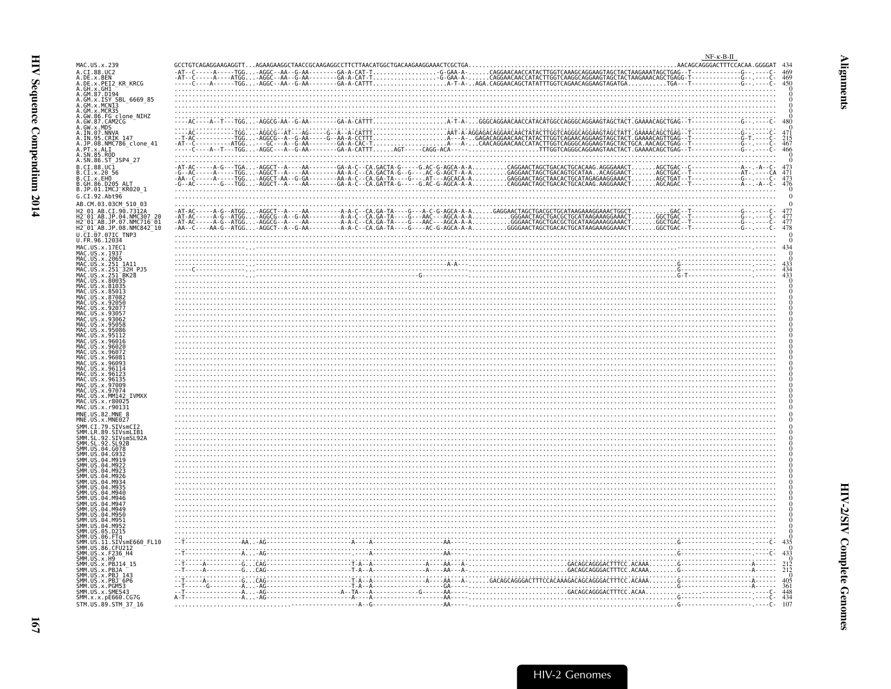```
                                                                                                                                                                          NF-κ-B-II
MAC.US.x.239                  GCCTGTCAGAGGAAGAGGTT...AGAAGAAGGCTAACCGCAAGAGGCCTTCTTAACATGGCTGACAAGAAGGAAACTCGCTGA.............................................................AACAGCAGGGACTTTCCACAA.GGGGAT 434
A.CI.88.UC2                   -AT--C-----A-----TGG...-AGGC--AA--G-AA--------GA-A-CAT-T..................-G-GAA-A-......CAGGAACAACCATACTTGGTCAAAGCAGGAAGTAGCTACTAAGAAATAGCTGAG--T-------------G-.-----C- 469
A.DE.x.BEN                    -AT--C-----A----ATGG...-AGGC--AA--G-AA--------GA-A-CAT-T..................-G-GAA-A-......CAGGAACAACCATACTTGGTCAAGGCAGGAAGTAGCTACTAAGAAACAGCTGAGG-T-------------G-.-----C- 469
A.DE.x.PEI2_KR_KRCG           -----C----A------TGG...-AGGC--AA--G-AA--------GA-A-CATTT.....................A-T-A-..AGA.CAGGAACAGCTATATTTGGTCAGAACAGGAAGTAGATGA...........TGA---T-------------G-.-----C- 450
A.GH.x.GH1                    ................................................................................................................................................................................................ 0
A.GM.87.D194                  ................................................................................................................................................................................................ 0
A.GM.x.ISY_SBL_6669_85        ................................................................................................................................................................................................ 0
A.GM.x.MCN13                  ................................................................................................................................................................................................ 0
A.GM.x.MCR35                  ................................................................................................................................................................................................ 0
A.GW.86.FG_clone_NIHZ         ................................................................................................................................................................................................ 0
A.GW.87.CAM2CG                ----AC----A--T---TGG...-AGGCG-AA--G-AA--------GA-A-CATTT.....................A-T-A-...GGGCAGGAACAACCATACATGGCCAGGGCAGGAAGTAGCTACT.GAAAACAGCTGAG--T-------------G-.-----C- 480
A.GW.x.MDS                    ................................................................................................................................................................................................ 0
A.IN.07.NNVA                  ---AC------------TGG...-AGGCG--AT---AG-----G--A--A-CATTT.....................AAT-A-AGGAGACAGGAACAACTATACTTGGTCAGGGCAGGAAGTAGCTATT.GAAAACAGCTGAG--T-------------G-.-----C- 471
A.IN.95.CRIK_147              --T-AC-----------TGG...-AGGCG--A--G-AA-----G--AA-A-CCTTT.....................A---A-..GAGACAGGAACAACCATACTTGGTCAGAACAGGAAGTAGCTACT.GAAAACAGTTGAG--T-------------G-T.----C- 215
A.JP.08.NMC786_clone_41       -AT--C----------ATGG...---GC---A--G-AA--------GA-A-CAC-T.....................A---A-...CAACAGGAACAACCATACTTGGTCAGGGCAGGAAGTAGCTGCA.AACAGCTGAG--T-------------G-.-----C- 467
A.PT.x.ALI                    -----C----A--T---TGG...-AGGC---A--G-AA--------GA-A-CATTT......AGT-----CAGG-ACA-----.....................TTTGGTCAGGGCAGGAAGTAACTACT.GAAAACAGCTGAG--T-------------G-.-----C- 466
A.SN.85.ROD                   ................................................................................................................................................................................................ 0
A.SN.86.ST_JSP4_27            ................................................................................................................................................................................................ 0
B.CI.88.UC1                   -AT-AC-----A-G---TGA...-AGGCT--A----AA--------GA-A-C--CA.GACTA-G-----G.AC-G-AGCA-A-A..........CAGGAACTAGCTGACACTGCACAAG.AGGGAAACT.......AGCTGAC--C-------------A--.-A--C- 473
B.CI.x.20_56                  -G--AC-----A-----TGG...-AGGCT--A----AA--------AA-A-C--CA.GACTA-G--G----.AC-G-AGCT-A-A..........GAGGAACTAGCTGACAGTGCATAA..ACAGGAACT.......AGCTGAC--T-------------AT-.----CA 471
B.CI.x.EHO                    -AA--C-----A-----TGG...-AGGCT-AA--G-GA--------AA-A-C--CA.GA-TA----G----.AT---AGCACA-A..........GAGGAACTAGCTAACACTGCATAGAGAAGGAAACT.......AGCTGAT--T---.----------G-.-----C- 473
B.GH.86.D205_ALT              -G--AC-------G---TGG...-AGGCT--A----AA--------GA-A-C--CA.GATTA-G-----G.AC-G-AGCA-A-A..........CAGGAACTAGCTGACACTGCACAAG.AAGGAAACT.......AGCAGAC--T-------------A--.-A--C- 476
B.JP.01.IMCJ_KR020_1          ................................................................................................................................................................................................ 0
G.CI.92.Abt96                 ................................................................................................................................................................................................ 0
AB.CM.03.03CM_510_03          ................................................................................................................................................................................................ 0
H2_01_AB.CI.90.7312A          -AT-AC-----A-G--ATGG...-AGGCT--A----AA---------A-A-C--CA.GA-TA----G---A-C-G-AGCA-A-A......GAGGAACTAGCTGACGCTGCATAAGAAAGGAAACTGGCT............GAC--T-------------G-.-----C- 477
H2_01_AB.JP.04.NMC307_20      -AT-AC-----A-G--ATGG...-AGGCG--A--G-AA---------A-A-C--CA.GA-TA----G---AAC---AGCA-A-A..........GGGAACTAGCTGACGCTGCATAAGAAAGGAAACT.......GGCTGAC--T-------------G-.-----C- 477
H2_01_AB.JP.07.NMC716_01      -AT-AC-----A-G--ATGG...-AGGCG--A----AA---------A-A-C--CA.GA-TA----G---AAC---AGCA-A-A..........GGGAACTAGCTGACGCTGCATAAGAAAGGAAACT.......GGCTGAC--T-------------G-.-----C- 477
H2_01_AB.JP.08.NMC842_10      -AA--C-----AA-G--ATGG...-AGGCT--A--G-AA--------A-A-C--CA.GA-TA----G-----AC-G-AGCA-A-A..........GGGGAACTAGCTGACACTGCATAAGAAAGGAAACT.......GGCTGAC--T-------------G-.-----C- 478
U.CI.07.07IC_TNP3             ................................................................................................................................................................................................ 0
U.FR.96.12034                 ................................................................................................................................................................................................ 0
MAC.US.x.17EC1                ................................................................................................................................................................................................ 434
MAC.US.x.1937                 ................................................................................................................................................................................................ 0
MAC.US.x.2065                 ................................................................................................................................................................................................ 0
MAC.US.x.251_1A11             ...............................................................................A-A-......................................................G-............................ 433
MAC.US.x.251_32H_PJ5          -----C-------------...........................................................................................................................G-............................ 434
MAC.US.x.251_BK28             ...........................................................G-.....................................................................................G-T.......................... 433
MAC.US.x.80035                ................................................................................................................................................................................................ 0
MAC.US.x.81035                ................................................................................................................................................................................................ 0
MAC.US.x.85013                ................................................................................................................................................................................................ 0
MAC.US.x.87082                ................................................................................................................................................................................................ 0
MAC.US.x.92050                ................................................................................................................................................................................................ 0
MAC.US.x.92077                ................................................................................................................................................................................................ 0
MAC.US.x.93057                ................................................................................................................................................................................................ 0
MAC.US.x.93062                ................................................................................................................................................................................................ 0
MAC.US.x.95058                ................................................................................................................................................................................................ 0
MAC.US.x.95086                ................................................................................................................................................................................................ 0
MAC.US.x.95112                ................................................................................................................................................................................................ 0
MAC.US.x.96016                ................................................................................................................................................................................................ 0
MAC.US.x.96020                ................................................................................................................................................................................................ 0
MAC.US.x.96072                ................................................................................................................................................................................................ 0
MAC.US.x.96081                ................................................................................................................................................................................................ 0
MAC.US.x.96093                ................................................................................................................................................................................................ 0
MAC.US.x.96114                ................................................................................................................................................................................................ 0
MAC.US.x.96123                ................................................................................................................................................................................................ 0
MAC.US.x.96135                ................................................................................................................................................................................................ 0
MAC.US.x.97009                ................................................................................................................................................................................................ 0
MAC.US.x.97074                ................................................................................................................................................................................................ 0
MAC.US.x.MM142_IVMXX          ................................................................................................................................................................................................ 0
MAC.US.x.r80025               ................................................................................................................................................................................................ 0
MAC.US.x.r90131               ................................................................................................................................................................................................ 0
MNE.US.82.MNE_8               ................................................................................................................................................................................................ 0
MNE.US.x.MNE027               ................................................................................................................................................................................................ 0
SMM.CI.79.SIVsmCI2            ................................................................................................................................................................................................ 0
SMM.LR.89.SIVsmLIB1           ................................................................................................................................................................................................ 0
SMM.SL.92.SIVsmSL92A          ................................................................................................................................................................................................ 0
SMM.SL.92.SL92B               ................................................................................................................................................................................................ 0
SMM.US.04.G078                ................................................................................................................................................................................................ 0
SMM.US.04.G932                ................................................................................................................................................................................................ 0
SMM.US.04.M919                ................................................................................................................................................................................................ 0
SMM.US.04.M922                ................................................................................................................................................................................................ 0
SMM.US.04.M923                ................................................................................................................................................................................................ 0
SMM.US.04.M926                ................................................................................................................................................................................................ 0
SMM.US.04.M934                ................................................................................................................................................................................................ 0
SMM.US.04.M935                ................................................................................................................................................................................................ 0
SMM.US.04.M940                ................................................................................................................................................................................................ 0
SMM.US.04.M946                ................................................................................................................................................................................................ 0
SMM.US.04.M947                ................................................................................................................................................................................................ 0
SMM.US.04.M949                ................................................................................................................................................................................................ 0
SMM.US.04.M950                ................................................................................................................................................................................................ 0
SMM.US.04.M951                ................................................................................................................................................................................................ 0
SMM.US.04.M952                ................................................................................................................................................................................................ 0
SMM.US.05.D215                ................................................................................................................................................................................................ 0
SMM.US.06.FTq                 ................................................................................................................................................................................................ 0
SMM.US.11.SIVsmE660_FL10      --T---------------AA...-AG----------------------A-----A-------------------AA-----.....................................................G----------------------.----C- 435
SMM.US.86.CFU212              ................................................................................................................................................................................................ 0
SMM.US.x.F236_H4              --T---------------A...-AG-----------------------------A-------------------AA-----.....................................................G----------------------.----C- 433
SMM.US.x.H9                   ................................................................................................................................................................................................ 0
SMM.US.x.PBJ14_15             --T-----A----------G...CAG----------------------T-A--A---------------A----AA---A-......................GACAGCAGGGACTTTCC.ACAAA........G--------------------A------ 212
SMM.US.x.PBJA                 --T-----A----------G...CAG----------------------T-A--A---------------A----AA---A-......................GACAGCAGGGACTTTCC.ACAAA........G--------------------A------ 212
SMM.US.x.PBJ_143              ................................................................................................................................................................................................ 0
SMM.US.x.PBJ_6P6              --T-----A----------G...CAG----------------------T-A--A---------------A----AA---A-......GACAGCAGGGACTTTCCACAAAGACAGCAGGGACTTTCC.ACAAA........G--------------------A------ 405
SMM.US.x.PGM53                --T------G---------A...-AG----------------------T-A--A--------------------GA-----.....................................................G--------------------A------ 361
SMM.US.x.SME543               --T---------------A...-AG----------------------A--TA---A----------G------AA-----.......................GACAGCAGGGACTTTCC.ACAA........G----------------------.----C- 448
SMM.x.x.pE660.CG7G            A-T---------------A...-AG---------------------------A--A-------------------AA-----.....................................................G----------------------.----C- 434
STM.US.89.STM_37_16           ........................................................A--G-------------------AA-----.....................................................G----------------------.----C- 107
```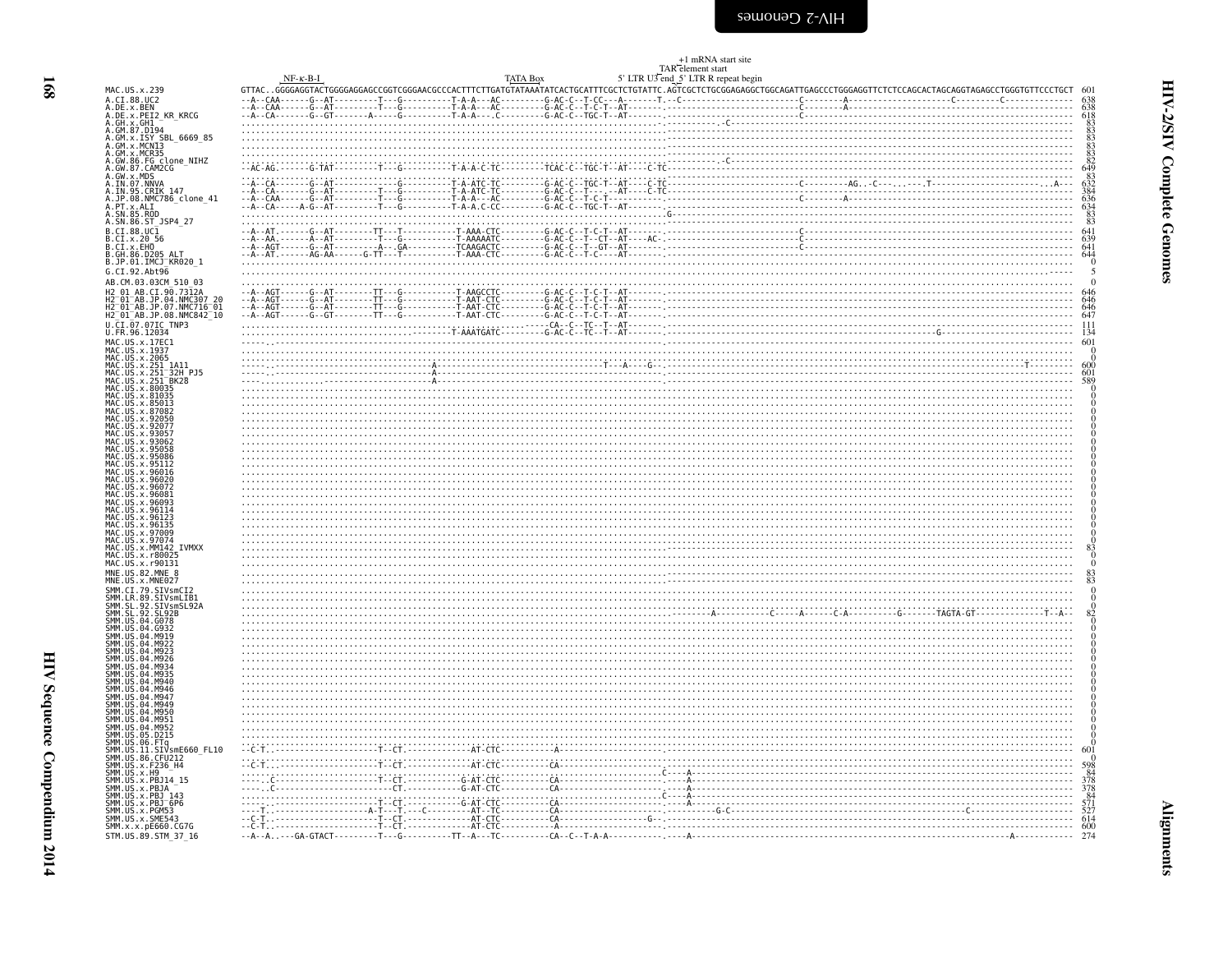```
                                          NF-κ-B-I                                                  TATA Box                                    +1 mRNA start site
                                                                                                                                                TAR element start
                                                                                                                                 5' LTR U3 end 5' LTR R repeat begin
MAC.US.x.239              GTTAC..GGGGAGGTACTGGGGAGGAGCCGGTCGGGAACGCCCACTTTCTTGATGTATAAATATCACTGCATTTCGCTCTGTATTC.AGTCGCTCTGCGGAGAGGCTGGCAGATTGAGCCCTGGGAGGTTCTCTCCAGCACTAGCAGGTAGAGCCTGGGTGTTCCCTGCT  601
A.CI.88.UC2               --A--CAA------G--AT---------T---G----------T-A-A---AC---------G-AC-C--T-CC---A-------T.--C------------------------C--------A---------------------C---------C-------------  638
A.DE.x.BEN                --A--CAA------G--AT---------T---G----------T-A-A---AC---------G-AC-C--T-C-T--AT-------.---------------------------C--------A-----------------------------------------------  638
A.DE.x.PEI2_KR_KRCG       --A--CA-------G--GT-------A-----G----------T-A-A---.C---------G-AC-C--TGC-T--AT-------.---------------------------C---------------------------------------------------------  618
A.GH.x.GH1                ..........................................................................................C.....................................................................................  83
A.GM.87.D194              ......................................................................................................................................................................  83
A.GM.x.ISY_SBL_6669_85    ......................................................................................................................................................................  83
A.GM.x.MCN13              ......................................................................................................................................................................  83
A.GM.x.MCR35              ......................................................................................................................................................................  83
A.GW.86.FG_clone_NIHZ     ..........................................................................................C.....................................................................................  82
A.GW.87.CAM2CG            --AC-AG.------G-TAT---------T---G----------T-A-A-C-TC---------TCAC-C--TGC-T--AT----C-TC--------------------------------------------------------------------------------------  649
A.GW.x.MDS                ......................................................................................................................................................................  83
A.IN.07.NNVA              --A--CA-------G--AT-------------G----------T-A-ATC-TC---------G-AC-C--TGC-T--AT----C-TC---------------------------C-----------AG..-C--.......T-----------------------..A---  632
A.IN.95.CRIK_147          --A--CA-------G--AT---------T---G----------T-A-ATC-TC---------G-AC-C--T---.--AT----C-TC--------------------------------------------------------------------------------------  384
A.JP.08.NMC786_clone_41   --A--CAA------G--AT---------T---G----------T-A-A---AC---------G-AC-C--T-C-T-------.---------------------------C---------A------------------------------------------------------  636
A.PT.x.ALI                --A--CA-----A-G--AT---------T---G----------T-A-A-C-CC---------G-AC-C--TGC-T--AT-------.------------------------------------------------------------------------------------  634
A.SN.85.ROD               ........................................................................G.............................................................................................  83
A.SN.86.ST_JSP4_27        ......................................................................................................................................................................  83
B.CI.88.UC1               --A--AT-------G--AT--------TT---T----------T-AAA-CTC---------G-AC-C--T-C-T--AT-------.---------------------------C---------------------------------------------------------  641
B.CI.x.20_56              --A--AA.------A--AT---------T---G----------T-AAAAATC---------G-AC-C--T--CT--AT----AC-.------------------------------------------------------------------------------------  639
B.CI.x.EHO                --A--AGT------G--AT----------A---GA---------TCAAGACTC---------G-AC-C--T--GT--AT-------.---------------------------C---------------------------------------------------------  641
B.GH.86.D205_ALT          --A--AT.------AG-AA-------G-TT---T----------T-AAA-CTC---------G-AC-C--T-C----AT-------.------------------------------------------------------------------------------------  644
B.JP.01.IMCJ_KR020_1      ......................................................................................................................................................................  0
G.CI.92.Abt96             ..................................................................................................................................................................-----  5
AB.CM.03.03CM_510_03      ......................................................................................................................................................................  0
H2_01_AB.CI.90.7312A      --A--AGT------G--AT--------TT---G----------T-AAGCCTC---------G-AC-C--T-C-T--AT-------.------------------------------------------------------------------------------------  646
H2_01_AB.JP.04.NMC307_20  --A--AGT------G--AT--------TT---G----------T-AAT-CTC---------G-AC-C--T-C-T--AT-------.------------------------------------------------------------------------------------  646
H2_01_AB.JP.07.NMC716_01  --A--AGT------G--AT--------TT---G----------T-AAT-CTC---------G-AC-C--T-C-T--AT-------.------------------------------------------------------------------------------------  646
H2_01_AB.JP.08.NMC842_10  --A--AGT------G--GT--------TT---G----------T-AAT-CTC---------G-AC-C--T-C-T--AT-------.------------------------------------------------------------------------------------  647
U.CI.07.07IC_TNP3         ..................................................................-----CA--C--TC--T--AT-------.------------------------------------------------------------------------------------  111
U.FR.96.12034             ...................................................T-AAATGATC---------G-AC-C--TC--T--AT-------.----------------------------------------------------------G-------------------------  134
MAC.US.x.17EC1            ......................................................................................................................................................................  601
MAC.US.x.1937             ......................................................................................................................................................................  0
MAC.US.x.2065             ......................................................................................................................................................................  0
MAC.US.x.251_1A11         ..........................................A.............................T---A---G--.......................................................................T.........  600
MAC.US.x.251_32H_PJ5      ------.-----------------------------------A-----------------------------------------.------------------------------------------------------------------------------------  601
MAC.US.x.251_BK28         ----.-------------------------------------A-----------------------------------------.------------------------------------------------------------------------------------  589
MAC.US.x.80035            ......................................................................................................................................................................  0
MAC.US.x.81035            ......................................................................................................................................................................  0
MAC.US.x.85013            ......................................................................................................................................................................  0
MAC.US.x.87082            ......................................................................................................................................................................  0
MAC.US.x.92050            ......................................................................................................................................................................  0
MAC.US.x.92077            ......................................................................................................................................................................  0
MAC.US.x.93057            ......................................................................................................................................................................  0
MAC.US.x.93062            ......................................................................................................................................................................  0
MAC.US.x.95058            ......................................................................................................................................................................  0
MAC.US.x.95086            ......................................................................................................................................................................  0
MAC.US.x.95112            ......................................................................................................................................................................  0
MAC.US.x.96016            ......................................................................................................................................................................  0
MAC.US.x.96020            ......................................................................................................................................................................  0
MAC.US.x.96072            ......................................................................................................................................................................  0
MAC.US.x.96081            ......................................................................................................................................................................  0
MAC.US.x.96093            ......................................................................................................................................................................  0
MAC.US.x.96114            ......................................................................................................................................................................  0
MAC.US.x.96123            ......................................................................................................................................................................  0
MAC.US.x.96135            ......................................................................................................................................................................  0
MAC.US.x.97009            ......................................................................................................................................................................  0
MAC.US.x.97074            ......................................................................................................................................................................  0
MAC.US.x.MM142_IVMXX      ......................................................................................................................................................................  83
MAC.US.x.r80025           ......................................................................................................................................................................  0
MAC.US.x.r90131           ......................................................................................................................................................................  0
MNE.US.82.MNE_8           ......................................................................................................................................................................  83
MNE.US.x.MNE027           ......................................................................................................................................................................  83
SMM.CI.79.SIVsmCI2        ......................................................................................................................................................................  0
SMM.LR.89.SIVsmLIB1       ......................................................................................................................................................................  0
SMM.SL.92.SIVsmSL92A      ......................................................................................................................................................................  0
SMM.SL.92.SL92B           .........................................................................--------A-----------C-----A------C-A----------G-------TAGTA-GT--------------T--A--  82
SMM.US.04.G078            ......................................................................................................................................................................  0
SMM.US.04.G932            ......................................................................................................................................................................  0
SMM.US.04.M919            ......................................................................................................................................................................  0
SMM.US.04.M922            ......................................................................................................................................................................  0
SMM.US.04.M923            ......................................................................................................................................................................  0
SMM.US.04.M926            ......................................................................................................................................................................  0
SMM.US.04.M934            ......................................................................................................................................................................  0
SMM.US.04.M935            ......................................................................................................................................................................  0
SMM.US.04.M940            ......................................................................................................................................................................  0
SMM.US.04.M946            ......................................................................................................................................................................  0
SMM.US.04.M947            ......................................................................................................................................................................  0
SMM.US.04.M949            ......................................................................................................................................................................  0
SMM.US.04.M950            ......................................................................................................................................................................  0
SMM.US.04.M951            ......................................................................................................................................................................  0
SMM.US.04.M952            ......................................................................................................................................................................  0
SMM.US.05.D215            ......................................................................................................................................................................  0
SMM.US.06.FTq             ......................................................................................................................................................................  0
SMM.US.11.SIVsmE660_FL10  --C-T.--------------------T--CT.-------------AT-CTC-----------A---------------------.------------------------------------------------------------------------------------  601
SMM.US.86.CFU212          ......................................................................................................................................................................  0
SMM.US.x.F236_H4          --C-T...------------------T--CT.-------------AT-CTC-----------CA--------------------.------------------------------------------------------------------------------------  598
SMM.US.x.H9               .........................................................................C----A-----------------------------------------------------------------------------------------  84
SMM.US.x.PBJ14_15         -----.C-------------------T--CT.-------------G-AT-CTC----------CA--------------------.----A-----------------------------------------------------------------------------------  378
SMM.US.x.PBJA             -----.C-------------------T--CT.------------G-AT-CTC----------CA--------------------.----A-----------------------------------------------------------------------------------  378
SMM.US.x.PBJ_143          .........................................................................C----A-----------------------------------------------------------------------------------------  84
SMM.US.x.PBJ_6P6          .-------------------------T--CT.------------G-AT-CTC----------CA--------------------.----A-----------------------------------------------------------------------------------  571
SMM.US.x.PGM53            ----T.---------------A-T---T.---C-----------AT--TC------------CA--------------------.------G-C---------------------------------------------C----------------------------  527
SMM.US.x.SME543           --C-T.--------------------T--CT.-------------AT-CTC-----------CA-----------------G--.------------------------------------------------------------------------------------  614
SMM.x.x.pE660.CG7G        --C-T.--------------------T--CT.-------------AT-CTC-----------A---------------------.------------------------------------------------------------------------------------  600
STM.US.89.STM_37_16       --A--A..---GA-GTACT---------T---G----------TT--A---TC----------CA--C--T-A-A---------.----A------------------------------------------------------------------A------------  274
```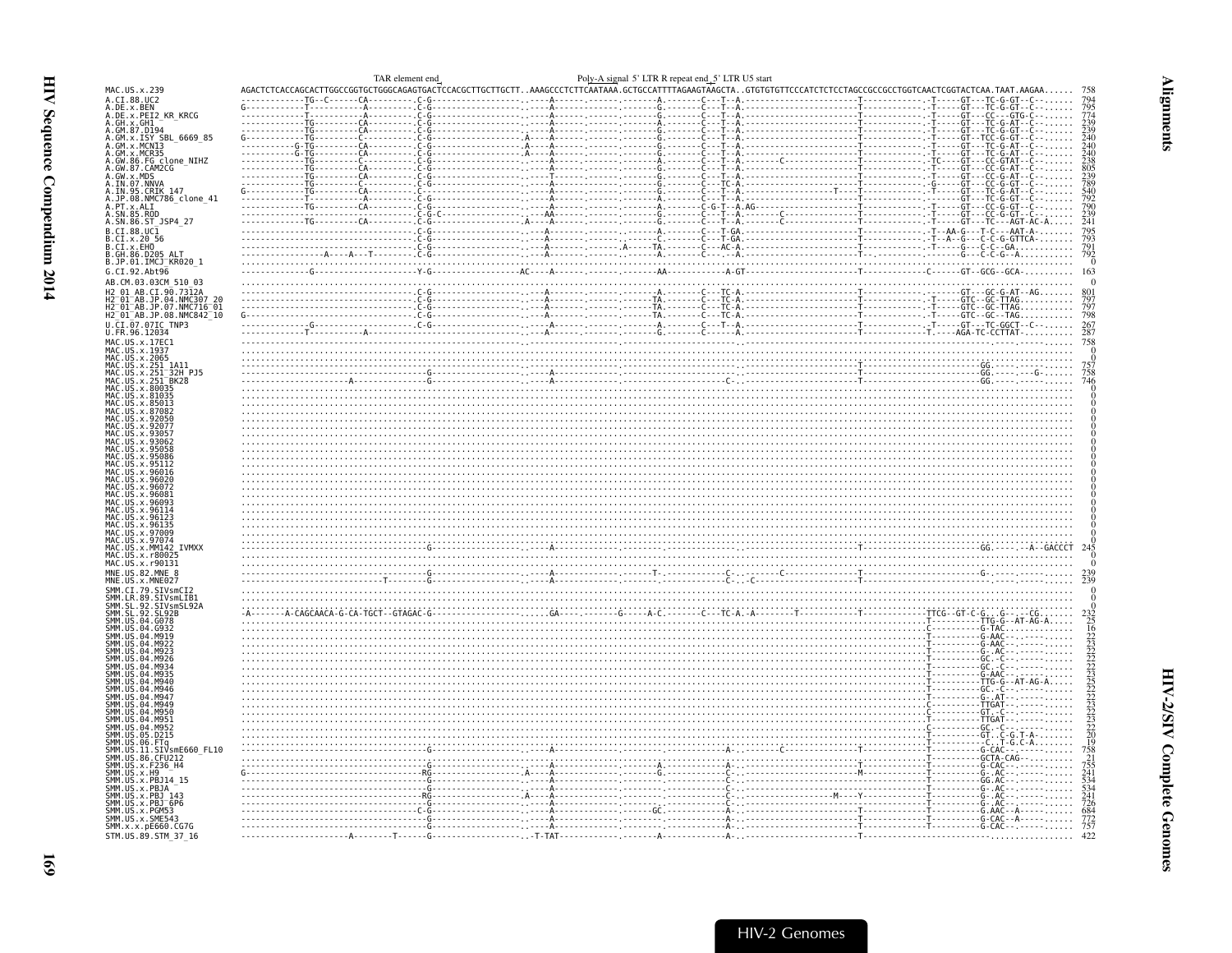```
                                              TAR element end                          Poly-A signal  5' LTR R repeat end  5' LTR U5 start
MAC.US.x.239               AGACTCTCACCAGCACTTGGCCGGTGCTGGGCAGAGTGACTCCACGCTTGCTTGCTT..AAAGCCCTCTTCAATAAA.GCTGCCATTTTAGAAGTAAGCTA..GTGTGTGTTCCCATCTCTCCTAGCCGCCGCCTGGTCAACTCGGTACTCAA.TAAT.AAGAA......  758
A.CI.88.UC2                ------------TG--C------CA---------.C-G-----------------.-----A------.------.-------A--------C---T--A.-----------------------T------------.-T-----GT---TC-G-GT--C-------  794
A.DE.x.BEN                 G-----------T----------A----------.C-G-----------------.-----A------.------.-------A--------C---T--A.-----------------------T------------.-T-----GT---TC-G-GT--C-------  795
A.DE.x.PEI2_KR_KRCG        ------------T----------A----------.C-G-----------------.-----A------.------.-------G--------C---T--A.-----------------------T------------.-T-----GT---CC---GTG-C-------  774
A.GH.x.GH1                 ------------TG---------CA---------.C-G-----------------.-----A------.------.-------G--------C---T--A.-----------------------T------------.-T-----GT---TC-G-AT--C-------  239
A.GM.87.D194               ------------TG---------CA---------.C-G-----------------.-----A------.------.-------G--------C---T--A.-----------------------T------------.-T-----GT---TC-G-GT--C-------  239
A.GM.x.ISY_SBL_6669_85     G-----------TG---------CA---------.C-G-----------------.A----A------.------.-------G--------C---T--A.-----------------------T------------.-T-----GT--TCC-G-GT--C-------  240
A.GM.x.MCN13               ----------G-TG---------CA---------.C-G-----------------.A----A------.------.-------G--------C---T--A.-----------------------T------------.-T-----GT---TC-G-AT--C-------  240
A.GM.x.MCR35               ----------G-TG---------CA---------.C-G-----------------.A----A------.------.-------G--------C---T--A.-----------------------T------------.-T-----GT---TC-G-AT--C-------  240
A.GW.86.FG_clone_NIHZ      ------------TG---------C----------.C-G-----------------.-----A------.------.-------A--------C---T--A.--------C--------------T------------.-TC----GT---CC-GTAT--C-------  238
A.GW.87.CAM2CG             ------------TG---------CA---------.C-G-----------------.-----A------.------.-------A--------C---T--A.-----------------------T------------.-T-----GT---CC-G-AT--C-------  805
A.GW.x.MDS                 ------------TG---------CA---------.C-G-----------------.-----T------.------.-------G--------C---T--A.-----------------------T------------.-T-----GT---CC-G-AT--C-------  239
A.IN.07.NNVA               ------------TG---------C----------.C-G-----------------.-----A------.------.-------G--------C---TC-A.-----------------------T------------.-G-----GT---CC-G-GT--C-------  789
A.IN.95.CRIK_147           G-----------TG---------CA---------.C-G-----------------.-----A------.------.-------G--------C---T--A.--------------T--------T------------.-T-----GT---TC-G-AT--C-------  540
A.JP.08.NMC786_clone_41    ------------T----------A----------.C-G-----------------.-----A------.------.-------G--------C---T--A.-----------------------T------------.-------GT---TC-G-GT--C-------  792
A.PT.x.ALI                 ------------TG---------CA---------.C-G-----------------.-----A------.------.-------A--------C-G-T--A.AG---------------------T------------.-T-----GT---CC-G-GT--C-------  790
A.SN.85.ROD                ------------G---------------------.C-G-C---------------.----AA------.------.-------G--------C---T--A.-------C---------------T------------.-T-----GT---CC-G-GT--C-------  239
A.SN.86.ST_JSP4_27         ------------TG---------CA---------.C-G-----------------.A----A------.------.-------G--------C---T--A.-------C---------------T------------.-T-----GT---TC---AGT-AC-A----  241
B.CI.88.UC1                ----------------------------------.C-G-----------------.-----A------.------.-------A--------C---T-GA.-----------------------T------------.-T--AA-G---T-C---AAT-A-------  795
B.CI.x.20_56               ----------------------------------.C-G-----------------.-----A------.------.-------C.-------C---T-GA.-----------------------T------------.-T--A--G---C-C-G-GTTCA-------  793
B.CI.x.EHO                 ----------------------------------.C-G-----------------.-----A------.------.A-----TA--------C---AC-A.-----------------------T------------.-T-----G---C-C--GA---------  791
B.GH.86.D205_ALT           -----------------A----A--T--------.C-G-----------------.-----A------.------.-------A--------C---A---.-----------------------T------------.-------G---C-C-G--A--------  792
B.JP.01.IMCJ_KR020_1       ..........................................................................................................................................................  0
G.CI.92.Abt96              -------------G--------------------Y-G------------------AC----A------.------.-------AA-----------A-GT-----------------------T------------C------GT--GCG--GCA-----------  163
AB.CM.03.03CM_510_03       ..........................................................................................................................................................  0
H2_01_AB.CI.90.7312A       ----------------------------------.C-G-----------------.-----A------.------.-------A--------C---TC-A.-----------------------T------------.-------GT---GC-G-AT--AG-------  801
H2_01_AB.JP.04.NMC307_20   ----------------------------------.C-G-----------------.-----A------.------.-------TA-------C---TC-A.-----------------------T------------.-T-----GTC--GC-TTAG-----------  797
H2_01_AB.JP.07.NMC716_01   ----------------------------------.C-G-----------------.-----A------.------.-------TA-------C---TC-A.-----------------------T------------.-T-----GTC--GC-TTAG-----------  797
H2_01_AB.JP.08.NMC842_10   G---------------------------------.C-G-----------------.-----A------.------.-------TA-------C---TC-A.-----------------------T------------.-T-----GTC--GC--TAG-----------  798
U.CI.07.07IC_TNP3          ------------G---------------------.C-G-----------------.-----A------.------.-------A--------C---T--A.-----------------------T------------.-T-----GT---TC-GGCT--C-------  267
U.FR.96.12034              ------------T----------A----------.C-G-----------------.-----A------.------.-------G--------C------A.-----------------------T------------.T.----AGA-TC-CCTTAT----------  287
MAC.US.x.17EC1             ..........................................................................................................................................................  758
MAC.US.x.1937              ..........................................................................................................................................................  0
MAC.US.x.2065              ..........................................................................................................................................................  0
MAC.US.x.251_1A11          ----------------------------------.--------------------.-----------.------.-------------------------.-----------------------T------------.-------------GG.------------  757
MAC.US.x.251_32H_PJ5       ----------------------------------G--------------------.-----A-----.------.-------------------------.-----------------------T------------.-------------GG.-----.---G-------  758
MAC.US.x.251_BK28          -------------------A--------------G--------------------.-----A-----.------.-------------------C-----.-----------------------T------------.-------------GG.------------  746
MAC.US.x.80035             ..........................................................................................................................................................  0
MAC.US.x.81035             ..........................................................................................................................................................  0
MAC.US.x.85013             ..........................................................................................................................................................  0
MAC.US.x.87082             ..........................................................................................................................................................  0
MAC.US.x.92050             ..........................................................................................................................................................  0
MAC.US.x.92077             ..........................................................................................................................................................  0
MAC.US.x.93057             ..........................................................................................................................................................  0
MAC.US.x.93062             ..........................................................................................................................................................  0
MAC.US.x.95058             ..........................................................................................................................................................  0
MAC.US.x.95086             ..........................................................................................................................................................  0
MAC.US.x.95112             ..........................................................................................................................................................  0
MAC.US.x.96016             ..........................................................................................................................................................  0
MAC.US.x.96020             ..........................................................................................................................................................  0
MAC.US.x.96072             ..........................................................................................................................................................  0
MAC.US.x.96081             ..........................................................................................................................................................  0
MAC.US.x.96093             ..........................................................................................................................................................  0
MAC.US.x.96114             ..........................................................................................................................................................  0
MAC.US.x.96123             ..........................................................................................................................................................  0
MAC.US.x.96135             ..........................................................................................................................................................  0
MAC.US.x.97009             ..........................................................................................................................................................  0
MAC.US.x.97074             ..........................................................................................................................................................  0
MAC.US.x.MM142_IVMXX       ----------------------------------G--------------------.-----A-----.------.-------------------------.-----------------------T------------.-------------GG.------A--GACCCT  245
MAC.US.x.r80025            ..........................................................................................................................................................  0
MAC.US.x.r90131            ..........................................................................................................................................................  0
MNE.US.82.MNE_8            ----------------------------------G--------------------.-----A-----.------T-------------------C-.------C------------------T------------.-------------G-.------------  239
MNE.US.x.MNE027            --------------T-------G-----------G--------------------.-----A-----.------.-------------------C-.-C-------------------------T------------.-------------.------------  239
SMM.CI.79.SIVsmCI2         ..........................................................................................................................................................  0
SMM.LR.89.SIVsmLIB1        ..........................................................................................................................................................  0
SMM.SL.92.SIVsmSL92A       ..........................................................................................................................................................  0
SMM.SL.92.SL92B            -A-------A-CAGCAACA-G-CA-TGCT--GTAGAC-G----------------.....GA----.--------G-----A-C-------C---TC-A.-A-------T-----------T-----------TTCG--GT-C-G.-.G---.--CG.------  232
SMM.US.04.G078             ..........................................................................................................................T---------TTG-G--AT-AG-A-----  25
SMM.US.04.G932             ..........................................................................................................................C---------G-TAC.------------  16
SMM.US.04.M919             ..........................................................................................................................T---------G-AAC--.------------  22
SMM.US.04.M922             ..........................................................................................................................T---------G-AAC--.------------  23
SMM.US.04.M923             ..........................................................................................................................T---------G-.AC--.-----------  22
SMM.US.04.M926             ..........................................................................................................................T---------GC.-C--.------------  22
SMM.US.04.M934             ..........................................................................................................................T---------GC.-C--.------------  22
SMM.US.04.M935             ..........................................................................................................................T---------G-AAC--.------------  23
SMM.US.04.M940             ..........................................................................................................................T---------TTG-G--AT-AG-A-----  25
SMM.US.04.M946             ..........................................................................................................................T---------GC.-C--.------------  22
SMM.US.04.M947             ..........................................................................................................................T---------G-.AT--.-----------  22
SMM.US.04.M949             ..........................................................................................................................C---------TTGAT--.-----------  23
SMM.US.04.M950             ..........................................................................................................................C---------GT.-C--.------------  22
SMM.US.04.M951             ..........................................................................................................................T---------TTGAT--.-----------  23
SMM.US.04.M952             ..........................................................................................................................C---------GC.-C--.------------  22
SMM.US.05.D215             ..........................................................................................................................T---------GT.-C-G.T-A-------  20
SMM.US.06.FTq              ..........................................................................................................................T----------C-.T-G.C-A-------  19
SMM.US.11.SIVsmE660_FL10   ----------------------------------G--------------------.-----A-----.------.------------A-----C---------------------------T------------T---------G-CAC--.-----------  758
SMM.US.86.CFU212           ..........................................................................................................................T---------GCTA-CAG----------  21
SMM.US.x.F236_H4           ----------------------------------G--------------------.-----A-----.------.-------A--------A--------------------------T------------T---------G-CAC--.-----------  755
SMM.US.x.H9                G---------------------------------RG-------------------.A----A-----.------.G--------------C-.----------------------M------------T---------G-.AC--.-----------  241
SMM.US.x.PBJ14_15          ----------------------------------G--------------------.-----A-----.------.-------------------C-.--------------------------T------------T---------GG.AC--.-----------  534
SMM.US.x.PBJA              ----------------------------------G--------------------.-----A-----.------.-------------------C-.--------------------------T------------T---------G-.AC--.-----------  534
SMM.US.x.PBJ_143           ----------------------------------RG-------------------.A----A-----.------.-------------------C-.----------------M----Y--------T------------T---------G-.AC--.-----------  241
SMM.US.x.PBJ_6P6           ----------------------------------G--------------------.-----A-----.------.-------------------C-.--------------------------T------------T---------G-.AC--.-----------  726
SMM.US.x.PGM53             ----------------------------------C-G------------------.-----A-----.------GC.-----------A-----------------------------T------------T---------G.AAC--A-----------  684
SMM.US.x.SME543            ----------------------------------G--------------------.-----A-----.------.-------------------A-.--------------------------T------------T---------G-CAC--A-----------  772
SMM.x.x.pE660.CG7G         ----------------------------------G--------------------.-----A-----.------.-------------------A-.--------------------------T------------T---------G-CAC--.-----------  757
STM.US.89.STM_37_16        --------------------A--------T------G-------------------.-T-TAT----------.--------A-----------A-.--------------------------T------------------------------------------  422
```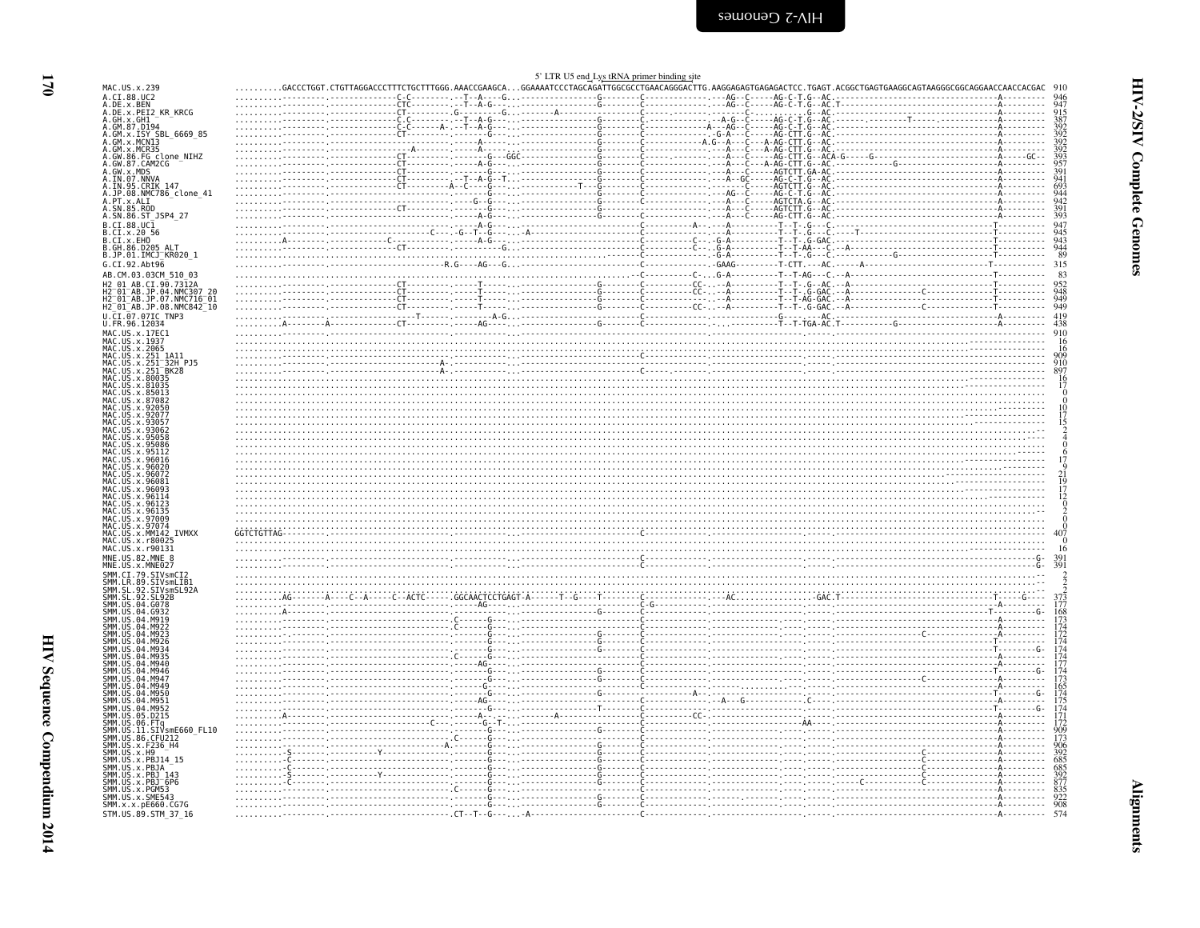5' LTR U5 end Lys tRNA primer binding site

```
MAC.US.x.239              ..........GACCCTGGT.CTGTTAGGACCCTTTCTGCTTTGGG.AAACCGAAGCA...GGAAAATCCCTAGCAGATTGGCGCCTGAACAGGGACTTG.AAGGAGAGTGAGAGACTCC.TGAGT.ACGGCTGAGTGAAGGCAGTAAGGGCGGCAGGAACCAACCACGAC  910
A.CI.88.UC2               ..........---------.-------------C-C---------.--T--A----G...---------------G--------C-------------.---AG--C-----AG-C-T.G--AC.---------------------------------A---------  946
A.DE.x.BEN                ..........---------.-------------CTC---------.--T--A-G---...---------------G--------C-------------.---AG--C-----AG-C-T.G--AC.T--------------------------------A---------  947
A.DE.x.PEI2_KR_KRCG       ..........---------.-------------CT----------.G---------G...--------A------G--------C-------------.--------C----------.G--AC.---------------------------------A---------  915
A.GH.x.GH1                ..........---------.-------------C-C---------.--T--A-G---...---------------G--------C-------------.-A-G--C-----AG-C-T.G--AC.--------------T------------------A---------  387
A.GM.87.D194              ..........---------.-------------C-C------A-.--T--A-G---...---------------G--------C----------A---AG--C-----AG-C-T.G--AC.---------------------------------A---------  392
A.GM.x.ISY_SBL_6669_85    ..........---------.-------------CT----------.------G---...---------------G--------C-------------.-G-A---C-----AG-CTT.G--AC.---------------------------------A---------  392
A.GM.x.MCN13              ..........---------.-------------------------.-----A----...---------------G--------C----------A.G--A---C---A-AG-CTT.G--AC.---------------------------------A---------  392
A.GM.x.MCR35              ..........---------.----------------A--------.-----A----...---------------G--------C-------------.---A---C---A-AG-CTT.G--AC.---------------------------------A---------  392
A.GW.86.FG_clone_NIHZ     ..........---------.-------------CT----------.------G---GGC---------------G--------C-------------.---A---C-----AG-CTT.G--ACA-G----G------------------------A-------GC-  393
A.GW.87.CAM2CG            ..........---------.-------------CT----------.-----A-G---...---------------G--------C-------------.---A---C---A-AG-CTT.G--AC.-------------G-------------------A---------  957
A.GW.x.MDS                ..........---------.-------------CT----------.------G---...---------------G--------C-------------.---A---C-----AGTCTT.GA-AC.---------------------------------A---------  391
A.IN.07.NNVA              ..........---------.-------------CT----------.--T--A-G--T...---------------G--------C-------------.---A--GC-----AG-C-T.G--AC.---------------------------------A---------  941
A.IN.95.CRIK_147          ..........---------.-------------CT--------A--C----G---...---------T-----G--------C-------------.-------C-----AGTCTT.G--AC.---------------------------------A---------  693
A.JP.08.NMC786_clone_41   ..........---------.-------------------------.------G---...---------------G--------C-------------.---AG--C-----AG-C-T.G--AC.---------------------------------A---------  944
A.PT.x.ALI                ..........---------.-------------------------.----G--G---...---------------G--------C-------------.---A---C-----AGTCTA.G--AC.---------------------------------A---------  942
A.SN.85.ROD               ..........---------.-------------CT----------.------G---...---------------G--------C-------------.---A---C-----AGTCTT.G--AC.---------------------------------A---------  391
A.SN.86.ST_JSP4_27        ..........---------.-------------------------.-----A-G---...---------------G--------C-------------.---A---C-----AG-CTT.G--AC.---------------------------------A---------  393
B.CI.88.UC1               ..........---------.-------------------------.-----A-G---...------------------------C-------A-----.---A----------T--T.-G---C.--------------------------------T---------  947
B.CI.x.20_56              ..........---------.------------------C-----G--T--G---...A---------------------------C-------------.---A----------T--T.-G---C.----T---------------------------T---------  945
B.CI.x.EHO                ..........A--------.-------------C-----------.-----A-G---...------------------------C-----------C---.G-A----------T--T.-G-GAC.--------------------------------T---------  943
B.GH.86.D205_ALT          ..........---------.-------------CT----------.----------G...------------------------C-----------C---.G-A----------T--T.-AA---C.--A----------------------------T---------  944
B.JP.01.IMCJ_KR020_1      ..........---------.-------------------------.----------...------------------------C-------------.G-A----------T--T.-G---C.----------------G---------------T---------  89
G.CI.92.Abt96             ..........---------.-------------------------R.G-----AG---G...------------------------C-------------.GAAG----------T-CTT.----AC.-------A-----------------------T-----------  315
AB.CM.03.03CM_510_03      ..........................................................................--C-----------C----.G-A----------T--T-AG---C.--A-----------------------------------T---------  83
H2_01_AB.CI.90.7312A      ..........---------.-------------CT----------.-----T----...---------------G--------C-------------CC----A----------T--T.-G--AC.--A--------------------------------T---------  952
H2_01_AB.JP.04.NMC307_20  ..........---------.-------------CT----------.-----T----...---------------G--------C-------------CC----A----------T--T.-G-GAC.--A--------------C-----------------T---------  948
H2_01_AB.JP.07.NMC716_01  ..........---------.-------------CT----------.-----T----...---------------G--------C-------------.---A----------T--T-AG-GAC.--A--------------------------------T---------  949
H2_01_AB.JP.08.NMC842_10  ..........---------.-------------CT----------.-----T----...---------------G--------C-------------CC----A----------T--T.-G-GAC.--A--------------C-----------------T---------  949
U.CI.07.07IC_TNP3         ..........---------.------------------T------.---------A-G...------------------------C-------------.--------------G-------AC.---------------------------------A---------  419
U.FR.96.12034             ..........A--------A-------------CT----------.-----AG----...---------------G--------C-------------.-------------T--T-TGA-AC.T-------------G-------------------A---------  438
MAC.US.x.17EC1            ..........................................................................................................................................................................  910
MAC.US.x.1937             ..........................................................................................................................................................-----------  16
MAC.US.x.2065             ..........................................................................................................................................................-----------  16
MAC.US.x.251_1A11         ..........---------.-------------------------.---------...------------------------C-------------.--------------------.-------.--------------------------------------------  909
MAC.US.x.251_32H_PJ5      ..........---------.----------------------A--.---------...------------------------------------------.--------------------.-------.--------------------------------------------  910
MAC.US.x.251_BK28         ..........---------.----------------------A--.---------...------------------------C-------------.--------------------.-------.--------------------------------------------  897
MAC.US.x.80035            ..........................................................................................................................................................-----------  16
MAC.US.x.81035            ..........................................................................................................................................................-----------  17
MAC.US.x.85013            ..........................................................................................................................................................................  0
MAC.US.x.87082            ..........................................................................................................................................................................  0
MAC.US.x.92050            ..........................................................................................................................................................-----------  10
MAC.US.x.92077            ..........................................................................................................................................................-----------  17
MAC.US.x.93057            ..........................................................................................................................................................-----------  15
MAC.US.x.93062            ..........................................................................................................................................................................--  2
MAC.US.x.95058            ..........................................................................................................................................................................----  4
MAC.US.x.95086            ..........................................................................................................................................................................  0
MAC.US.x.95112            ..........................................................................................................................................................................------  6
MAC.US.x.96016            ..........................................................................................................................................................-----------  17
MAC.US.x.96020            ..........................................................................................................................................................-----------  9
MAC.US.x.96072            ..........................................................................................................................................................-----------  21
MAC.US.x.96081            ..........................................................................................................................................................-----------  19
MAC.US.x.96093            ..........................................................................................................................................................-----------  17
MAC.US.x.96114            ..........................................................................................................................................................-----------  12
MAC.US.x.96123            ..........................................................................................................................................................................  0
MAC.US.x.96135            ..........................................................................................................................................................................--  2
MAC.US.x.97009            ..........................................................................................................................................................................  0
MAC.US.x.97074            ..........................................................................................................................................................................  0
MAC.US.x.MM142_IVMXX      GGTCTGTTAG---------.-------------------------.---------...------------------------C-------------.--------------------.-------.--------------------------------------------  407
MAC.US.x.r80025           ..........................................................................................................................................................................  0
MAC.US.x.r90131           ..........................................................................................................................................................-----------  16
MNE.US.82.MNE_8           ..........---------.-------------------------.---------...------------------------C-------------.--------------------.-------.--------------------------------------G-  391
MNE.US.x.MNE027           ..........---------.-------------------------.---------...------------------------C-------------.--------------------.-------.--------------------------------------G-  391
SMM.CI.79.SIVsmCI2        ..........................................................................................................................................................................--  2
SMM.LR.89.SIVsmLIB1       ..........................................................................................................................................................................--  2
SMM.SL.92.SIVsmSL92A      ..........................................................................................................................................................................--  2
SMM.SL.92.SL92B           ..........AG-------A----C--A-----C--ACTC------GGCAACTCCTGAGT-A------T--G---T--------C-------------AC.---------------GAC.T--------------------------------T------G----  373
SMM.US.04.G078            ..........---------.-------------------------.-----AG----...------------------------G-------------.--------------------.-------.---------------------------------A---------  177
SMM.US.04.G932            ..........A--------.-------------------------.---------...---------------G--------C-------------.--------------------.-------.--------------------------------T-------G-  168
SMM.US.04.M919            ..........---------.-------------------------C------G---...------------------------C-------------.--------------------.-------.---------------------------------A---------  173
SMM.US.04.M922            ..........---------.-------------------------C------G---...------------------------C-------------.--------------------.-------.---------------------------------A---------  174
SMM.US.04.M923            ..........---------.-------------------------.------G---...---------------G--------C-------------.--------------------.-------.-------------C-------------------A---------  172
SMM.US.04.M926            ..........---------.-------------------------.------G---...---------------G--------C-------------.--------------------.-------.--------------------------------T---------  174
SMM.US.04.M934            ..........---------.-------------------------.------G---...---------------G--------C-------------.--------------------.-------.--------------------------------T-------G-  174
SMM.US.04.M935            ..........---------.-------------------------C------G---...------------------------C-------------.--------------------.-------.---------------------------------A---------  174
SMM.US.04.M940            ..........---------.-------------------------.-----AG---...------------------------C-------------.--------------------.-------.---------------------------------A---------  177
SMM.US.04.M946            ..........---------.-------------------------.------G---...---------------G--------C-------------.--------------------.-------.--------------------------------T-------G-  174
SMM.US.04.M947            ..........---------.-------------------------.------G---...------------------------C-------------.--------------------.-------.-------------C-------------------A---------  173
SMM.US.04.M949            ..........---------.-------------------------.-----G----...------------------------C-------------.--------------------.-------.---------------------------------A---------  165
SMM.US.04.M950            ..........---------.-------------------------.------G---...---------------G--------C-------A-----.--------------------.-------.--------------------------------T-------G-  174
SMM.US.04.M951            ..........---------.-------------------------.-----AG---...------------------------C-------------.--A---G-----------C----.-------.---------------------------------A---------  175
SMM.US.04.M952            ..........---------.-------------------------.------G---...---------------T--------C-------------.--------------------.-------.--------------------------------T-------G-  174
SMM.US.05.D215            ..........A--------.-------------------------.-----A----...-------A----------------C-------------CC.--------------------.-------.---------------------------------A---------  171
SMM.US.06.FTq             ..........---------.---------------------C----.------G--T...------------------------C-------------.------------------AA----.-------.---------------------------------A---------  172
SMM.US.11.SIVsmE660_FL10  ..........---------.-------------------------.------G---...---------------G--------C-------------.--------------------.-------.---------------------------------A---------  909
SMM.US.86.CFU212          ..........---------.-------------------------C------G---...------------------------C-------------.--------------------.-------.---------------------------------A---------  173
SMM.US.x.F236_H4          ..........---------.---------------------A---.------G---...---------------G--------C-------------.--------------------.-------.---------------------------------A---------  906
SMM.US.x.H9               ..........S--------.-----------Y-------------.------G---...---------------G--------C-------------.--------------------.-------.-------------C-------------------A---------  392
SMM.US.x.PBJ14_15         ..........C--------.-------------------------.------G---...---------------G--------C-------------.--------------------.-------.-------------C-------------------A---------  685
SMM.US.x.PBJA             ..........C--------.-------------------------.------G---...---------------G--------C-------------.--------------------.-------.-------------C-------------------A---------  685
SMM.US.x.PBJ_143          ..........S--------.-----------Y-------------.------G---...---------------G--------C-------------.--------------------.-------.-------------C-------------------A---------  392
SMM.US.x.PBJ_6P6          ..........C--------.-------------------------.------G---...---------------G--------C-------------.--------------------.---C---.-------------C-------------------A---------  877
SMM.US.x.PGM53            ..........---------.-------------------------C------G---...------------------------C-------------.--------------------.-------.---------------------------------A---------  835
SMM.US.x.SME543           ..........---------.-------------------------.------G---...------------------------C-------------.--------------------.-------.---------------------------------A---------  922
SMM.x.x.pE660.CG7G        ..........---------.-------------------------.------G---...---------------G--------C-------------.--------------------.-------.---------------------------------A---------  908
STM.US.89.STM_37_16       ..........---------.-------------------------.CT--T--G-----A-----------------------C-------------.--------------------.-------.---------------------------------A---------  574
```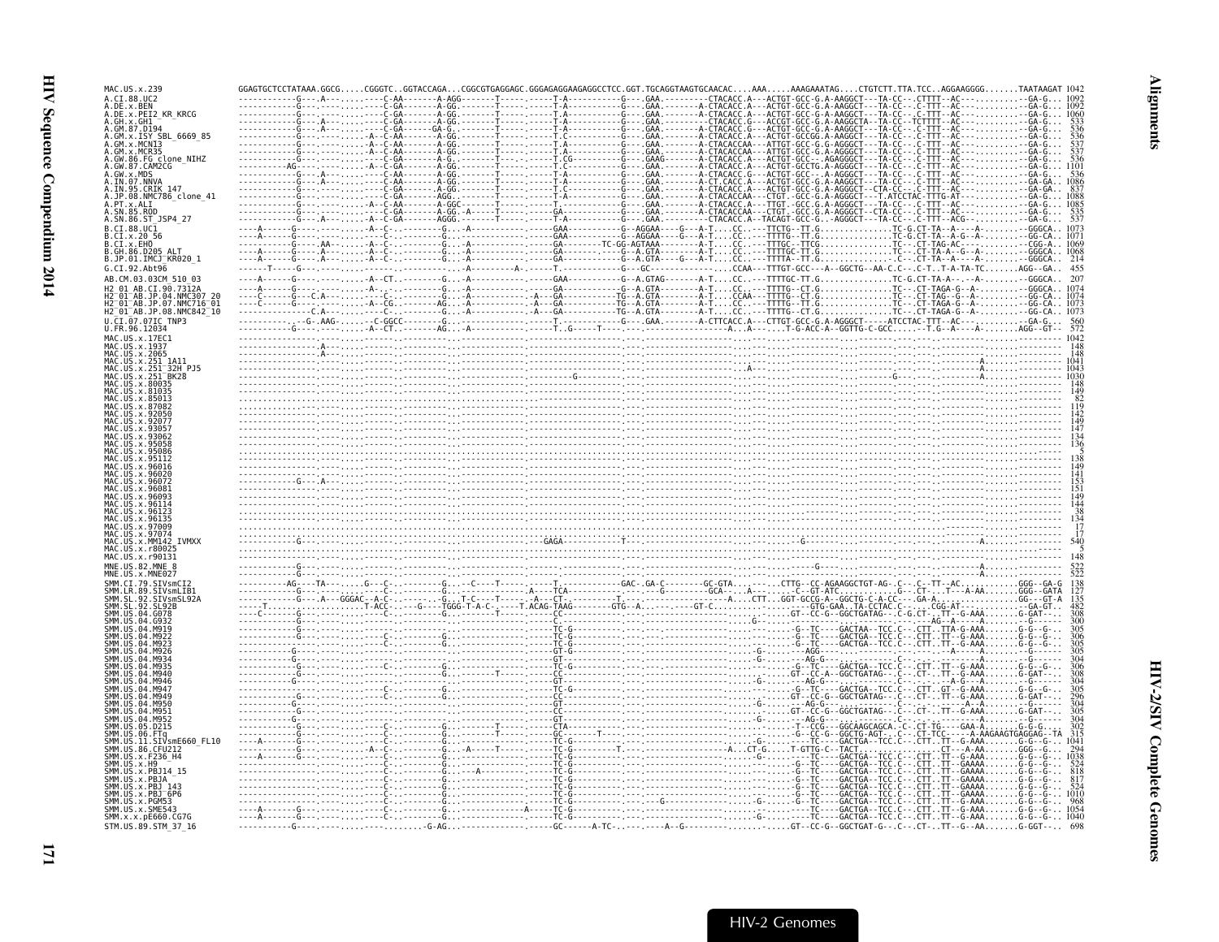```
MAC.US.x.239             GGAGTGCTCCTATAAA.GGCG.....CGGGTC..GGTACCAGA...CGGCGTGAGGAGC.GGGAGAGGAAGAGGCCTCC.GGT.TGCAGGTAAGTGCAACAC....AAA.....AAAGAAATAG....CTGTCTT.TTA.TCC..AGGAAGGGG.......TAATAAGAT 1042
A.CI.88.UC2              -----------G---.A---.-------C-AA-------A-AGG-------T-----.-----T-A----------G----.GAA.---------CTACACC.A---ACTGT-GCC-G.A-AAGGCT---TA-CC--.CTTTT--AC---.........--GA-G... 1092
A.DE.x.BEN               -----------G---.----.-------C-GA-------A-GG.-------T-----.-----T.A----------G----.GAA.--------A-CTACACC.A---ACTGT-GCC-G.A-AAGGCT---TA-CC--.C-TTT--AC---.........--GA-G... 1092
A.DE.x.PEI2_KR_KRCG      -----------G---.----.-------C-GA-------A-GG.-------T-----.-----T.A----------G----.GAA.--------A-CTACACC.A---ACTGT-GCC-G.A-AAGGCT---TA-CC--.C-TTT--AC---.........--GA-G... 1060
A.GH.x.GH1               -----------G---.A---.-------C-GA-------A-GG.-------T-----.-----T.A----------G----.GAA.--------A-CTACACC.A---ACCGT-GCC-G.A-AAGGCTA--TA-CC--.TCTTT--AC---.........--GA-G...  533
A.GM.87.D194             -----------G---.A---.-------C-GA-------GA-G.-------T-----.-----T-A----------G----.GAA.--------A-CTACACC.G---ACTGT-GCC-G.A-AAGGCT---TA-CC--.C-TTT--AC---.........--GA-G...  536
A.GM.x.ISY_SBL_6669_85   -----------G---.----.----A--C-AA-------A-GG.-------T-----.-----T.C----------G----.GAA.--------A-CTACACC.G---ACTGT-GCCGG.A-AAGGCT---TA-CC--.C-TTT--AC---.........--GA-G...  536
A.GM.x.MCN13             -----------G---.----.----A--C-AA-------A-GG.-------T-----.-----T.A----------G----.GAA.--------A-CTACACCAA---ATTGT-GCC-G.G-AGGGCT---TA-CC--.C-TTT--AC---.........--GA-G...  537
A.GM.x.MCR35             -----------G---.----.----A--C-AA-------A-GG.-------T-----.-----T.A----------G----.GAA.--------A-CTACACCAA---ATTGT-GCC-G.A-AGGGCT---TA-CC--.C-TTT--AC---.........--GA-G...  537
A.GW.86.FG_clone_NIHZ    -----------G---.----.-------C-GA-------A-GG.-------T-----.-----T.CG---------G----.GAAG--------A-CTACACC.A---ACTGT-GCC-G.A-AGAGGGCT---TA-CC--.C-TTT--AC---.........--GA-G...  536
A.GW.87.CAM2CG           ---------AG---.----.----A--C-GA-------A-GG.-------T-----.-----T.C----------G----.GAA.--------A-CTACACC.A---ACTGT-GCCTG.A-AGGGCT---TA-CC--.C-TTT--AC---.........--GA-G... 1101
A.GW.x.MDS               -----------G---.A---.-------C-AA-------A-GG.-------T-----.-----T-A----------G----.GAA.--------A-CTACACC.G---ACTGT-GCC---.A-AGGGCT---TA-CC--.C-TTT--AC---.........--GA-G...  536
A.IN.07.NNVA             -----------G---.A---.-------C-GA-------A-GG.-------T-----.-----T-A----------G----.GAA.--------A-CT.CACC.A---ACTGT-GCC-G.A-AAGGCT---TA-CC--.C-TTT--AC---.........--GA-GA.. 1086
A.IN.95.CRIK_147         -----------G---.----.-------C-GA-------A-GG.-------T-----.-----T.C----------G----.GAA.--------A-CTACACC.A---ACTGT-GCC-G.A-AGGGCT--CTA-CC--.C-TTT--AC---.........--GA-GA..  837
A.JP.08.NMC786_clone_41  -----------G---.----.-------C-GA-------AGG.--------T-----.-----T-A----------G----.GAA.--------A-CTACACCAA---CTGT.-GCC-G.A-AGGGCT----T.ATCCTAC-TTTG-AT---.........--GA-G... 1088
A.PT.x.ALI               -----------G---.----.----A--C-AA-------A-GGC-------T-----.-----T.-----------G----.GAA.--------A-CTACACC.A---TTGT.-GCC-G.A-AGGGCT---TA-CC--.C-TTT--AC---.........--GA-G... 1085
A.SN.85.ROD              -----------G---.----.-------C-GA-------A-GG.-A-----T-----.-----GA-----------G----.GAA.--------A-CTACACCAA---CTGT.-GCC-G.A-AGGGCT--CTA-CC--.C-TTT--AC---.........--GA-G...  535
A.SN.86.ST_JSP4_27       -----------G---.A---.----A--C-GA-------AGGG.-------T-----.-----T-A----------G----.GAA.---------CTACACC.A--TACAGT-GCC-G.--AGGGCT---TA-CC--.C-TTT--ACG--.........--GA-G...  537
B.CI.88.UC1              ----A------G----.----.----A--C-.-------G...-A---------.-----GAA-----------G--AGGAA-----G---A-T....CC.----TTCTG--TT.G..............TC-G.CT-TA--A---.-A-.......--GGGCA.. 1073
B.CI.x.20_56             ----A------G----.----.----A--C-.-------G...-A---------.-----GAA-----------G--AGGAA-----G---A-T....CC.----TTTTG--TT.G..............TC-G.CT-TA--A-G--A-.......--GG-CA.. 1071
B.CI.x.EHO               -----------G-----.AA-----.----A--C-.-------G...-A---------.-----GA-------TC-GG-AGTAAA---------A-T....CC.----TTTGC--TTCG..............TC--.CT-TAG-AC---.......--CGG-A.. 1069
B.GH.86.D205_ALT         ----A------G----.A---.----A--C-.-------G...-A---------.-----GA-----------G---A.GTA---------A-T....CC.----TTTTGC-TT.G..............TC--.CT-TA-A--G--A-.......--GGGCA.. 1068
B.JP.01.IMCJ_KR020_1     ----A------G----.A---.----A--C-.-------G...-A---------.-----GA-----------G---A.GTA----G---A-T....CC.----TTTTA--TT.G..............-C--.CT-TA--A----A-.......--GGGCA..  214
G.CI.92.Abt96            ------T----G---.----.-------.-----------...-A---------A-.-----T.-----------G---GC----------....CCAA--TTTGT-GCC---A--GGCTG--AA-C.C--.C-T..T-A-TA-TC.......AGG--GA..  455
AB.CM.03.03CM_510_03     ----A------G---.----.----A--CT.-------G...-A---------.-----GAA-----------G--A.GTAG-------A-T....CC.----TTTTGC-TT.G..............TC-G.CT-TA-A--.--A-.......--GGGCA..  207
H2_01_AB.CI.90.7312A     ----A------G----.----.----A--.-.-------G...-A---------.-----GAA-----------G--A.GTA--------A-T....CC.----TTTTG--CT.G..............TC--.CT-TAGA-G--A-.......--GGGCA.. 1074
H2_01_AB.JP.04.NMC307_20 ----C------G---C.A---.----A--C-.-------G...-A---------.-A---GA-----------TG--A.GTA--------A-T....CCAA---TTTTG--CT.G..............TC--.CT-TAG--G--A-.......--GG-CA.. 1074
H2_01_AB.JP.07.NMC716_01 ----C------G----.----.----A-CG.-------AG..-A---------.-A---GA-----------TG--A.GTA--------A-T....CC.----TTTTG--TT.G..............TC--.CT-TAGA-G--A-.......--GG-CA.. 1073
H2_01_AB.JP.08.NMC842_10 -------------C.A----.----A--C-.-------G...-A---------.-A---GA-----------TG--A.GTA--------A-T....CC.----TTTTG--CT.G..............TC--.CT-TAGA-G--A-.......--GG-CA.. 1073
U.CI.07.07IC_TNP3        ---------.--G-.AAG-------C-GGCC-------G...-----------.-----T.-----------G----.GAA.--------A-CTTCACC.A---CTTGT-GCC-G.A-AGGGCT-----ATCCTAC-TTT--AC---.........--GA-G...  560
U.FR.96.12034            -----------G----.----.-------A--CT.-------AG...-A---------.-----T..G-----T---.----.--------------A...A---.....T-G-ACC-A--GGTTG-C-GCC......-.T.G--A-----A.......AGG--GT--  572
MAC.US.x.17EC1           ---------------.----.-------.-----------...----------------.--------------------.----.---------------.---------------.---------------.---------.........--------- 1042
MAC.US.x.1937            ---------------.A---.-------.-----------...----------------.--------------------.----.---------------.---------------.---------------.---------.........---------  148
MAC.US.x.2065            ---------------.A---.-------.-----------...----------------.--------------------.----.---------------.---------------.---------------.---------.........---------  148
MAC.US.x.251_1A11        ---------------.----.-------.-----------...----------------.--------------------.----.---------------.---------------.---------------A.........--------- 1041
MAC.US.x.251_32H_PJ5     ---------------.----.-------.-----------...----------------.--------------------.----A---------------.---------------.---------------A.........--------- 1043
MAC.US.x.251_BK28        ---------------.----.-------.-----------...----------------G--------------------.----.---------------.-----------G---.---------------A.........--------- 1030
MAC.US.x.80035           ---------------.----.-------.-----------...----------------.--------------------.----.---------------.---------------.---------------.---------.........---------  148
MAC.US.x.81035           ---------------.----.-------.-----------...----------------.--------------------.----.---------------.---------------.---------------.---------.........---------  149
MAC.US.x.85013           ---------------.----.-------.-----------...----------------.--------------------.----.---------------.---------------.---------------.---------.........---------   82
MAC.US.x.87082           ---------------.----.-------.-----------...----------------.--------------------.----.---------------.---------------.---------------.---------.........---------  119
MAC.US.x.92050           ---------------.----.-------.-----------...----------------.--------------------.----.---------------.---------------.---------------.---------.........---------  142
MAC.US.x.92077           ---------------.----.-------.-----------...----------------.--------------------.----.---------------.---------------.---------------.---------.........---------  149
MAC.US.x.93057           ---------------.----.-------.-----------...----------------.--------------------.----.---------------.---------------.---------------.---------.........---------  147
MAC.US.x.93062           ---------------.----.-------.-----------...----------------.--------------------.----.---------------.---------------.---------------.---------.........---------  134
MAC.US.x.95058           ---------------.----.-------.-----------...----------------.--------------------.----.---------------.---------------.---------------.---------.........---------  136
MAC.US.x.95086           ---------------.----.-------.-----------...----------------.--------------------.----.---------------.---------------.---------------.---------.........---------    5
MAC.US.x.95112           ---------------.----.-------.-----------...----------------.--------------------.----.---------------.---------------.---------------.---------.........---------  138
MAC.US.x.96016           ---------------.----.-------.-----------...----------------.--------------------.----.---------------.---------------.---------------.---------.........---------  149
MAC.US.x.96020           ---------------.----.-------.-----------...----------------.--------------------.----.---------------.---------------.---------------.---------.........---------  141
MAC.US.x.96072           -----------G---.A---.-------.-----------...----------------.--------------------.----.---------------.---------------.---------------.---------.........---------  153
MAC.US.x.96081           ---------------.----.-------.-----------...----------------.--------------------.----.---------------.---------------.---------------.---------.........---------  151
MAC.US.x.96093           ---------------.----.-------.-----------...----------------.--------------------.----.---------------.---------------.---------------.---------.........---------  149
MAC.US.x.96114           ---------------.----.-------.-----------...----------------.--------------------.----.---------------.---------------.---------------.---------.........---------  144
MAC.US.x.96123           ---------------.----.-------.-----------...----------------.--------------------.----.---------------.---------------.---------------.---------.........---------   38
MAC.US.x.96135           ---------------.----.-------.-----------...----------------.--------------------.----.---------------.---------------.---------------.---------.........---------  134
MAC.US.x.97009           ---------------.----.-------.-----------...----------------.--------------------.----.---------------.---------------.---------------.---------.........---------   17
MAC.US.x.97074           ---------------.----.-------.-----------...----------------.--------------------.----.---------------.---------------.---------------.---------.........---------   17
MAC.US.x.MM142_IVMXX     -----------G---.----.-------.-----------...-------GAGA-----------T--------------.----.---------------G---------------.---------------A.........---------  540
MAC.US.x.r80025          ---------------.----.-------.-----------...----------------.--------------------.----.---------------.---------------.---------------.---------.........-----    5
MAC.US.x.r90131          ---------------.----.-------.-----------...----------------.--------------------.----.---------------.---------------.---------------.---------.........---------  148
MNE.US.82.MNE_8          -----------G---.----.-------.-----------...----------------.--------------------.----.---------------.-----G---------.---------------A.........---------  522
MNE.US.x.MNE027          -----------G---.----.-------.-----------...----------------.--------------------.----.---------------.---------------.---------------A.........---------  522
SMM.CI.79.SIVsmCI2       ---------AG----TA-------G----C-.-------G...--C----T--------.------T----------GAC-.GA-C---------GC-GTA.......CTTG--CC-AGAAGGCTGT-AG-.C---C--TT--AC..........GGG--GA-G  138
SMM.LR.89.SIVsmLIB1      -----------G---.----.-------C-.-------G...-----------.A----TCA-----------.-----G-------GCA---.A-----.-C--GT-ATC.........G---CT----T---A-AA.......GGG--GATA  127
SMM.SL.92.SIVsmSL92A     -----------G---.A---GGGAC--A-C-.-------G..T-C-----T-----.A---CT-------------T-----------.-----A......CTT..GGT-GCCG-A--GGCTG-C-A-CC----GA-A..........GG---GT-A  135
SMM.SL.92.SL92B          ----T------------.-----T-ACC-.-----G---TGGG-T-A-C-.-----T.ACAG-TAAG--------GTG--A.....-------GT-C...........--GTG-GAA..TA-CCTAC.C-----.CGG-AT----.........--GA-GT.  482
SMM.US.04.G078           ---C-------G---.----.-------C-.-------G...--------T-----.-----CC--------------------.----.---------------.GT--CC-G--GGCTGATAG--.C-G.CT--.TT--G-AAA.......G-GAT--..  308
SMM.US.04.G932           -----------G---.----.-------.-----------...-----------.------------------------------.----G-----------.---------------.-----------AG--A-----A.........--G-----  300
SMM.US.04.M919           -----------G---.----.-------.-----------...-----------.-----TC-G-----------------------.----.--------G--TC----GACTAA--TCC.C---CTT..TTA-G-AAA.......G-G--G-..  305
SMM.US.04.M922           -----------G---.----.-------C-.-------G...-----------.-----TC-G-----------------------.----.--------G--TC----GACTGA--TCC.C---CTT..TT--G-AAA.......G-G--G-..  306
SMM.US.04.M923           -----------G---.----.-------C-.-------G...-----------.-----TC-G-----------------------.----.--------G--TC----GACTGA--TCC.C---CTT..TT--G-AAA.......G-G--G-..  305
SMM.US.04.M926           -----------G---.----.-------.-----------...-----------.-----GT-G-----------------------.----.G--------AGG--------------.---------.--A-----A.........G-G-----  305
SMM.US.04.M934           ---------G-----.----.-------.-----------...-----------.-----GT------------------------.----G------AG-G---------------.---------------A.........G-G-----  304
SMM.US.04.M935           -----------G---.----.-------C-.-------G...-----------.-----TC-G-----------------------.----.--------G--TC----GACTGA--TCC.C---CTT..TT--G-AAA.......G-G--G-..  306
SMM.US.04.M940           -----------G---.----.-------C-.-------G...--------T-----.-----CC--------------------.----.---------GT--CC-A--GGCTGATAG--.C---CT--.TT--G-AAA.......G-GAT--..  308
SMM.US.04.M946           -----------G---.----.-------.-----------...-----------.-----CC--------------------.----G------AG-G---------------.---------.--A--A-----.........G-G-----  304
SMM.US.04.M947           -----------G---.----.-------C-.-------G...-----------.-----TC-G-----------------------.----.--------G--TC----GACTGA--TCC.C---CTT..GT--G-AAA.......G-G--G-..  305
SMM.US.04.M949           -----------G---.----.-------C-.-------G...-----------.-----CC--------------------.----.---------GT--CC-G--GGCTGATAG--.C---CT--.TT--G-AAA.......G-GAT--..  296
SMM.US.04.M950           -----------G---.----.-------.-----------...-----------.-----GT------------------------.----G------AG-G---------------.---------.--A--A-----.........G-G-----  304
SMM.US.04.M951           -----------G---.----.-------C-.-------G...-----------.-----CC--------------------.----.---------GT--CC-G--GGCTGATAG--.C---CT--.TT--G-AAA.......G-GAT--..  305
SMM.US.04.M952           ---------G-----.----.-------.-----------...-----------.-----GT------------------------.----G------AG-G---------------.---------------A.........G-G-----  304
SMM.US.05.D215           -----------G---.----.-------C-.-------G...--------T-----.-----CTA-------------------.----.---------T--CCG---GGCAAGCAGCA.-C-.CT-TG-----GAA-A.......G-G-G-..  302
SMM.US.06.FTq            -----------G---.----.-------C-.-------G...--------T-----.-----GC-------T---------.----.---------G--CC-G--GGCTG-AGT-.C--.CT-TCC-----A-AAGAAGTGAGGAG--TA  315
SMM.US.11.SIVsmE660_FL10 ----A------G---.----.-------C-.-------G...-----------.-----TC-G-----------------------.----G--------TC----GACTGA--TCC.C---CTT..TT--G-AAA.......G-G--G-.. 1041
SMM.US.86.CFU212         -----------G---.----.----A--C-.-------G...-A--------T-----.-----TC-G-----------T-------------.A.....CT-G.....T-GTTG-C--TACT..........-CT---A-AA.......GGG--G-..  294
SMM.US.x.F236_H4         ----A------G---.----.-------C-.-------G...-----------.-----TC-G-----------------------.----G--------TC----GACTGA--TCC.C---CTT..TT--G-AAA.......G-G--G-.. 1038
SMM.US.x.H9              -----------.----.-------C-.-------G...-----------.-----TC-G-----------------------.----.--------G--TC----GACTGA--TCC.C---CTT..TT--GAAAA.......G-G--G-..  524
SMM.US.x.PBJ14_15        -----------.----.-------C-.-------G...----A------.-----TC-G-----------------------.----.--------G--TC----GACTGA--TCC.C---CTT..TT--GAAAA.......G-G--G-..  818
SMM.US.x.PBJA            -----------.----.-------C-.-------G...-----------.-----TC-G-----------------------.----.--------G--TC----GACTGA--TCC.C---CTT..TT--GAAAA.......G-G--G-..  817
SMM.US.x.PBJ_143         -----------.----.-------C-.-------G...-----------.-----TC-G-----------------------.----.--------G--TC----GACTGA--TCC.C---CTT..TT--GAAAA.......G-G--G-..  524
SMM.US.x.PBJ_6P6         -----------.----.-------C-.-------G...-----------.-----TC-G-----------------------.----.--------G--TC----GACTGA--TCC.C---CTT..TT--GAAAA.......G-G--G-.. 1010
SMM.US.x.PGM53           -----------.----.-------C-.-------G...-----------.-----TC-G-------------G---------.----G--------TC----GACTGA--TCC.C---CTT..TT--G-AAA.......G-G--G-..  968
SMM.US.x.SME543          ----A------G---.----.-------C-.-------G...----------A-----TC-G-----------------------.----.-----------TC----GACTGA--TCC.C---CTT..TT--G-AAA.......G-G--G-.. 1054
SMM.x.x.pE660.CG7G       ----A------G---.----.-------C-.-------G...-----------.-----TC-G-----------------------.----G--------TC----GACTGA--TCC.C---CTT..TT--G-AAA.......G-G--G-.. 1040
STM.US.89.STM_37_16      -----------G---.----.--------G-AG...-----------.-----GC------A-TC-.-------A--G-----------.........GT--CC-G--GGCTGAT-G--.C--.CT--.TT--G--AA.......G-GGT--..  698
```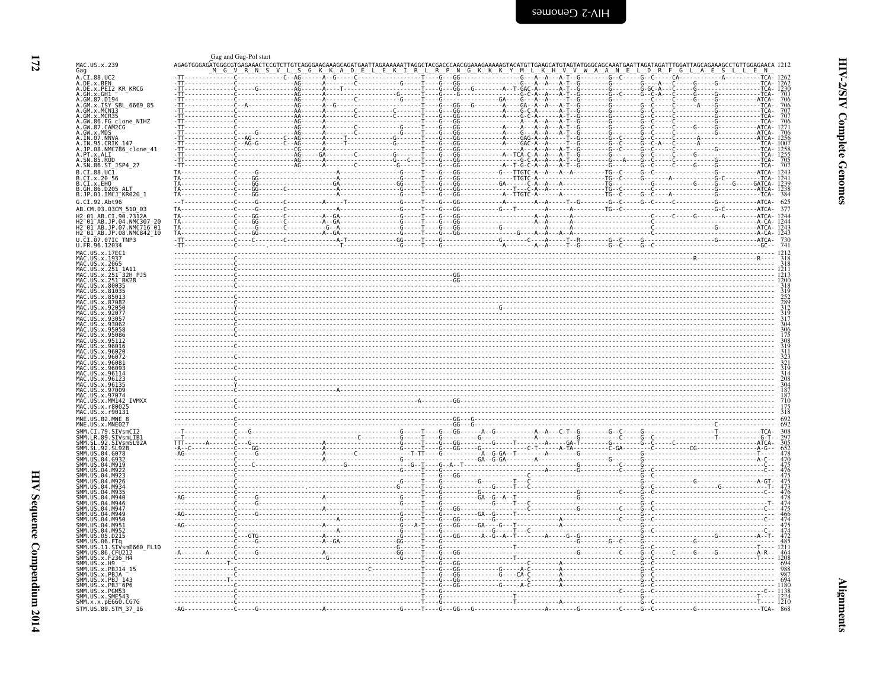Gag and Gag-Pol start

```
MAC.US.x.239        AGAGTGGGAGATGGGCGTGAGAAACTCCGTCTTGTCAGGGAAGAAAGCAGATGAATTAGAAAAAATTAGGCTACGACCCAACGGAAAGAAAAAGTACATGTTGAAGCATGTAGTATGGGCAGCAAATGAATTAGATAGATTTGGATTAGCAGAAAGCCTGTTGGAGAACA 1212
Gag                            M  G  V  R  N  S  V  L  S  G  K  K  A  D  E  L  E  K  I  R  L  R  P  N  G  K  K  K  Y  M  L  K  H  V  V  W  A  A  N  E  L  D  R  F  G  L  A  E  S  L  L  E  N
A.CI.88.UC2                     1262
A.DE.x.BEN                      1262
A.DE.x.PEI2_KR_KRCG             1230
A.GH.x.GH1                       703
A.GM.87.D194                     706
A.GM.x.ISY_SBL_6669_85           706
A.GM.x.MCN13                     707
A.GM.x.MCR35                     707
A.GW.86.FG_clone_NIHZ            706
A.GW.87.CAM2CG                  1271
A.GW.x.MDS                       706
A.IN.07.NNVA                    1256
A.IN.95.CRIK_147                1007
A.JP.08.NMC786_clone_41         1258
A.PT.x.ALI                      1255
A.SN.85.ROD                      705
A.SN.86.ST_JSP4_27               707
B.CI.88.UC1                     1243
B.CI.x.20_56                    1241
B.CI.x.EHO                      1239
B.GH.86.D205_ALT                1238
B.JP.01.IMCJ_KR020_1             384
G.CI.92.Abt96                    625
AB.CM.03.03CM_510_03             377
H2_01_AB.CI.90.7312A            1244
H2_01_AB.JP.04.NMC307_20        1244
H2_01_AB.JP.07.NMC716_01        1243
H2_01_AB.JP.08.NMC842_10        1243
U.CI.07.07IC_TNP3                730
U.FR.96.12034                    741
MAC.US.x.17EC1                  1212
MAC.US.x.1937                    318
MAC.US.x.2065                    318
MAC.US.x.251_1A11               1211
MAC.US.x.251_32H_PJ5            1213
MAC.US.x.251_BK28               1200
MAC.US.x.80035                   318
MAC.US.x.81035                   319
MAC.US.x.85013                   252
MAC.US.x.87082                   289
MAC.US.x.92050                   312
MAC.US.x.92077                   319
MAC.US.x.93057                   317
MAC.US.x.93062                   304
MAC.US.x.95058                   306
MAC.US.x.95086                   175
MAC.US.x.95112                   308
MAC.US.x.96016                   319
MAC.US.x.96020                   311
MAC.US.x.96072                   323
MAC.US.x.96081                   321
MAC.US.x.96093                   319
MAC.US.x.96114                   314
MAC.US.x.96123                   208
MAC.US.x.96135                   304
MAC.US.x.97009                   187
MAC.US.x.97074                   187
MAC.US.x.MM142_IVMXX             710
MAC.US.x.r80025                  175
MAC.US.x.r90131                  318
MNE.US.82.MNE_8                  692
MNE.US.x.MNE027                  692
SMM.CI.79.SIVsmCI2               308
SMM.LR.89.SIVsmLIB1              297
SMM.SL.92.SIVsmSL92A             305
SMM.SL.92.SL92B                  652
SMM.US.04.G078                   478
SMM.US.04.G932                   470
SMM.US.04.M919                   475
SMM.US.04.M922                   476
SMM.US.04.M923                   475
SMM.US.04.M926                   475
SMM.US.04.M934                   473
SMM.US.04.M935                   476
SMM.US.04.M940                   478
SMM.US.04.M946                   474
SMM.US.04.M947                   475
SMM.US.04.M949                   466
SMM.US.04.M950                   474
SMM.US.04.M951                   475
SMM.US.04.M952                   474
SMM.US.05.D215                   472
SMM.US.06.FTq                    485
SMM.US.11.SIVsmE660_FL10        1211
SMM.US.86.CFU212                 464
SMM.US.x.F236_H4                1208
SMM.US.x.H9                      694
SMM.US.x.PBJ14_15                988
SMM.US.x.PBJA                    987
SMM.US.x.PBJ_143                 694
SMM.US.x.PBJ_6P6                1180
SMM.US.x.PGM53                  1138
SMM.US.x.SME543                 1224
SMM.x.x.pE660.CG7G              1210
STM.US.89.STM_37_16              868
```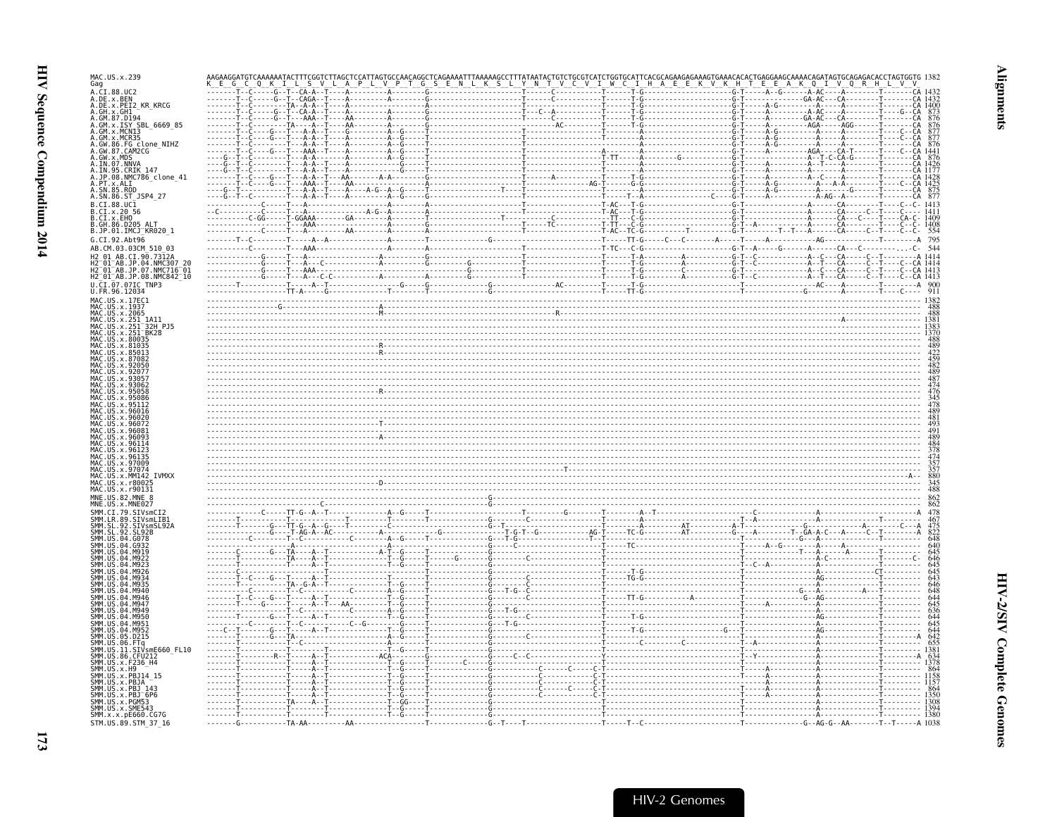```
MAC.US.x.239               AAGAAGGATGTCAAAAAATACTTTCGGTCTTAGCTCCATTAGTGCCAACAGGCTCAGAAAATTTAAAAAGCCTTTATAATACTGTCTGCGTCATCTGGTGCATTCACGCAGAAGAGAAAGTGAAACACACTGAGGAAGCAAAACAGATAGTGCAGAGACACCTAGTGGTG 1382
Gag                         K  E  G  C  Q  K  I  L  S  V  L  A  P  L  V  P  T  G  S  E  N  L  K  S  L  Y  N  T  V  C  V  I  W  C  I  H  A  E  E  K  V  K  H  T  E  E  A  K  Q  I  V  Q  R  H  L  V  V
```

Sequence names listed in alignment (with end positions):

A.CI.88.UC2 1432
A.DE.x.BEN 1432
A.DE.x.PEI2_KR_KRCG 1400
A.GH.x.GH1 873
A.GM.87.D194 876
A.GM.x.ISY_SBL_6669_85 876
A.GM.x.MCN13 877
A.GM.x.MCR35 877
A.GW.86.FG_clone_NIHZ 876
A.GW.87.CAM2CG 1441
A.GW.x.MDS 876
A.IN.07.NNVA 1426
A.IN.95.CRIK_147 1177
A.JP.08.NMC786_clone_41 1428
A.PT.x.ALI 1425
A.SN.85.ROD 875
A.SN.86.ST_JSP4_27 877
B.CI.88.UC1 1413
B.CI.x.20_56 1411
B.CI.x.EHO 1409
B.GH.86.D205_ALT 1408
B.JP.01.IMCJ_KR020_1 554
G.CI.92.Abt96 795
AB.CM.03.03CM_510_03 544
H2_01_AB.CI.90.7312A 1414
H2_01_AB.JP.04.NMC307_20 1414
H2_01_AB.JP.07.NMC716_01 1413
H2_01_AB.JP.08.NMC842_10 1413
U.CI.07.07IC_TNP3 900
U.FR.96.12034 911
MAC.US.x.17EC1 1382
MAC.US.x.1937 488
MAC.US.x.2065 488
MAC.US.x.251_1A11 1381
MAC.US.x.251_32H_PJ5 1383
MAC.US.x.251_BK28 1370
MAC.US.x.80035 488
MAC.US.x.81035 489
MAC.US.x.85013 422
MAC.US.x.87082 459
MAC.US.x.92050 482
MAC.US.x.92077 489
MAC.US.x.93057 487
MAC.US.x.93062 474
MAC.US.x.95058 476
MAC.US.x.95086 345
MAC.US.x.95112 478
MAC.US.x.96016 489
MAC.US.x.96020 481
MAC.US.x.96072 493
MAC.US.x.96081 491
MAC.US.x.96093 489
MAC.US.x.96114 484
MAC.US.x.96123 378
MAC.US.x.96135 474
MAC.US.x.97009 357
MAC.US.x.97074 357
MAC.US.x.MM142_IVMXX 880
MAC.US.x.r80025 345
MAC.US.x.r90131 488
MNE.US.82.MNE_8 862
MNE.US.x.MNE027 862
SMM.CI.79.SIVsmCI2 478
SMM.LR.89.SIVsmLIB1 467
SMM.SL.92.SIVsmSL92A 475
SMM.SL.92.SL92B 822
SMM.US.04.G078 648
SMM.US.04.G932 640
SMM.US.04.M919 645
SMM.US.04.M922 646
SMM.US.04.M923 645
SMM.US.04.M926 645
SMM.US.04.M934 643
SMM.US.04.M935 646
SMM.US.04.M940 648
SMM.US.04.M946 644
SMM.US.04.M947 645
SMM.US.04.M949 636
SMM.US.04.M950 644
SMM.US.04.M951 645
SMM.US.04.M952 644
SMM.US.05.D215 642
SMM.US.06.FTq 655
SMM.US.11.SIVsmE660_FL10 1381
SMM.US.86.CFU212 634
SMM.US.x.F236_H4 1378
SMM.US.x.H9 864
SMM.US.x.PBJ14_15 1158
SMM.US.x.PBJA 1157
SMM.US.x.PBJ_143 864
SMM.US.x.PBJ_6P6 1350
SMM.US.x.PGM53 1308
SMM.US.x.SME543 1394
SMM.x.x.pE660.CG7G 1380
STM.US.89.STM_37_16 1038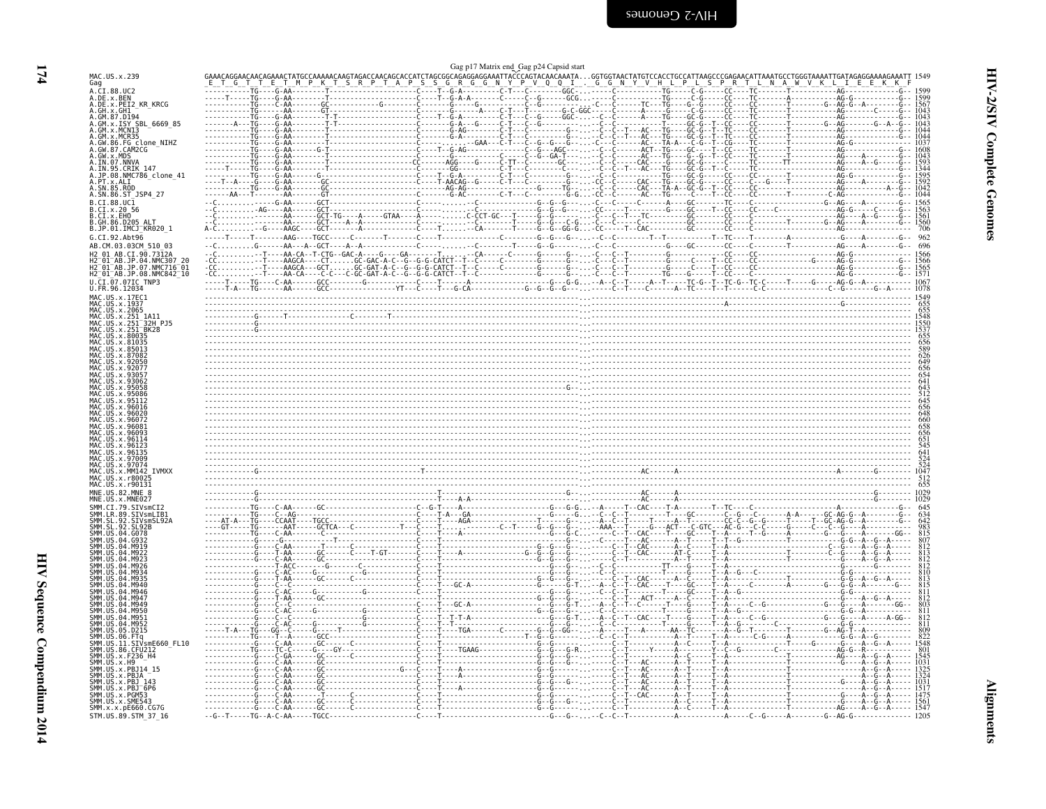Gag p17 Matrix end_Gag p24 Capsid start

```
MAC.US.x.239            GAAACAGGAACAACAGAAACTATGCCAAAAACAAGTAGACCAACAGCACCATCTAGCGGCAGAGGAGGAAATTACCCAGTACAACAAATA...GGTGGTAACTATGTCCACCTGCCATTAAGCCCGAGAACATTAAATGCCTGGGTAAAATTGATAGAGGAAAAGAAATT 1549
Gag                      E  T  G  T  T  E  T  M  P  K  T  S  R  P  T  A  P  S  S  G  R  G  G  N  Y  P  V  Q  Q  I  .  G  G  N  Y  V  H  L  P  L  S  P  R  T  L  N  A  W  V  K  L  I  E  E  K  K  F
A.CI.88.UC2                 1599
A.DE.x.BEN                  1599
A.DE.x.PEI2_KR_KRCG         1567
A.GH.x.GH1                  1043
A.GM.87.D194                1043
A.GM.x.ISY_SBL_6669_85      1043
A.GM.x.MCN13                1044
A.GM.x.MCR35                1044
A.GW.86.FG_clone_NIHZ       1037
A.GW.87.CAM2CG              1608
A.GW.x.MDS                  1043
A.IN.07.NNVA                1593
A.IN.95.CRIK_147            1344
A.JP.08.NMC786_clone_41     1595
A.PT.x.ALI                  1592
A.SN.85.ROD                 1042
A.SN.86.ST_JSP4_27          1044
B.CI.88.UC1                 1565
B.CI.x.20_56                1563
B.CI.x.EHO                  1561
B.GH.86.D205_ALT            1560
B.JP.01.IMCJ_KR020_1         706
G.CI.92.Abt96                962
AB.CM.03.03CM_510_03         696
H2_01_AB.CI.90.7312A        1566
H2_01_AB.JP.04.NMC307_20    1566
H2_01_AB.JP.07.NMC716_01    1565
H2_01_AB.JP.08.NMC842_10    1571
U.CI.07.07IC_TNP3           1067
U.FR.96.12034               1078
MAC.US.x.17EC1              1549
MAC.US.x.1937                655
MAC.US.x.2065                655
MAC.US.x.251_1A11           1548
MAC.US.x.251_32H_PJ5        1550
MAC.US.x.251_BK28           1537
MAC.US.x.80035               655
MAC.US.x.81035               656
MAC.US.x.85013               589
MAC.US.x.87082               626
MAC.US.x.92050               649
MAC.US.x.92077               656
MAC.US.x.93057               654
MAC.US.x.93062               641
MAC.US.x.95058               643
MAC.US.x.95086               512
MAC.US.x.95112               645
MAC.US.x.96016               656
MAC.US.x.96020               648
MAC.US.x.96072               660
MAC.US.x.96081               658
MAC.US.x.96093               656
MAC.US.x.96114               651
MAC.US.x.96123               545
MAC.US.x.96135               641
MAC.US.x.97009               524
MAC.US.x.97074               524
MAC.US.x.MM142_IVMXX        1047
MAC.US.x.r80025              512
MAC.US.x.r90131              655
MNE.US.82.MNE_8             1029
MNE.US.x.MNE027             1029
SMM.CI.79.SIVsmCI2           645
SMM.LR.89.SIVsmLIB1          634
SMM.SL.92.SIVsmSL92A         642
SMM.SL.92.SL92B              983
SMM.US.04.G078               815
SMM.US.04.G932               807
SMM.US.04.M919               812
SMM.US.04.M922               813
SMM.US.04.M923               812
SMM.US.04.M926               812
SMM.US.04.M934               810
SMM.US.04.M935               813
SMM.US.04.M940               815
SMM.US.04.M946               811
SMM.US.04.M947               812
SMM.US.04.M949               803
SMM.US.04.M950               811
SMM.US.04.M951               812
SMM.US.04.M952               811
SMM.US.05.D215               809
SMM.US.06.FTq                822
SMM.US.11.SIVsmE660_FL10    1548
SMM.US.86.CFU212             801
SMM.US.x.F236_H4            1545
SMM.US.x.H9                 1031
SMM.US.x.PBJ14_15           1325
SMM.US.x.PBJA               1324
SMM.US.x.PBJ_143            1031
SMM.US.x.PBJ_6P6            1517
SMM.US.x.PGM53              1475
SMM.US.x.SME543             1561
SMM.x.x.pE660.CG7G          1547
STM.US.89.STM_37_16         1205
```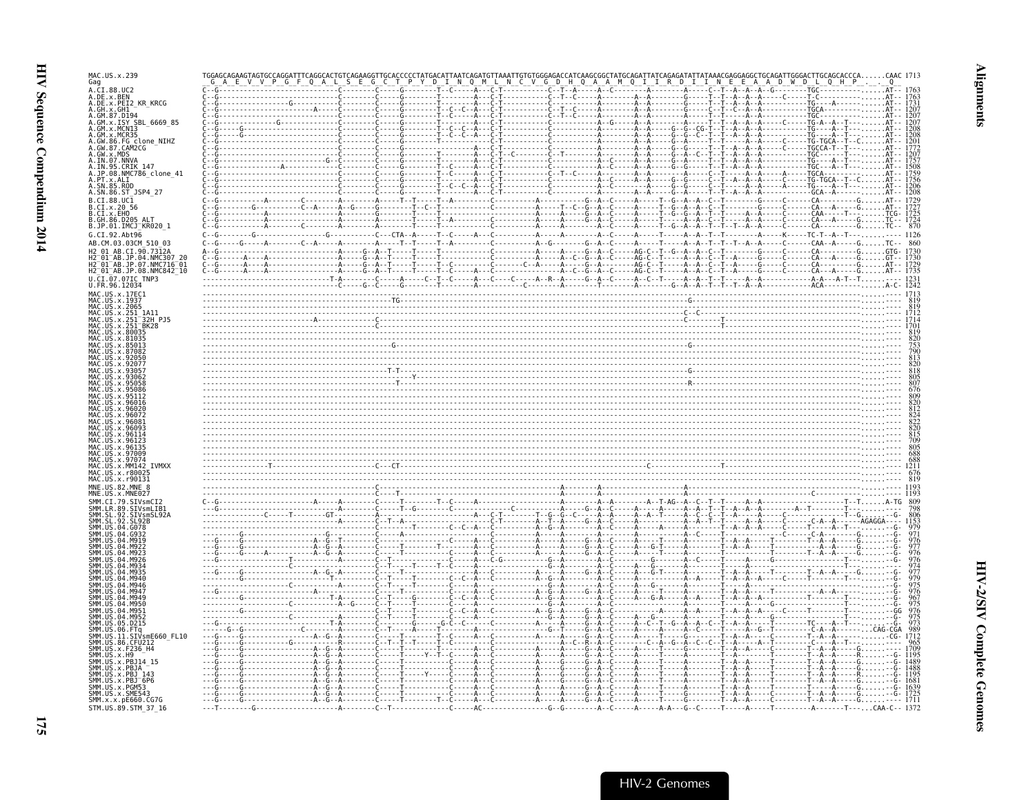```
MAC.US.x.239                TGGAGCAGAAGTAGTGCCAGGATTTCAGGCACTGTCAGAAGGTTGCACCCCCTATGACATTAATCAGATGTTAAATTGTGTGGGAGACCATCAAGCGGCTATGCAGATTATCAGAGATATTATAAACGAGGAGGCTGCAGATTGGGACTTGCAGCACCCA......CAAC 1713
Gag                          G  A  E  V  V  P  G  F  Q  A  L  S  E  G  C  T  P  Y  D  I  N  Q  M  L  N  C  V  G  D  H  Q  A  A  M  Q  I  I  R  D  I  I  N  E  E  A  A  D  W  D  L  Q  H  P  .  .  .  Q
A.CI.88.UC2                 1763
A.DE.x.BEN                  1763
A.DE.x.PEI2_KR_KRCG         1731
A.GH.x.GH1                  1207
A.GM.87.D194                1207
A.GM.x.ISY_SBL_6669_85      1207
A.GM.x.MCN13                1208
A.GM.x.MCR35                1208
A.GW.86.FG_clone_NIHZ       1201
A.GW.87.CAM2CG              1772
A.GW.x.MDS                  1207
A.IN.07.NNVA                1757
A.IN.95.CRIK_147            1508
A.JP.08.NMC786_clone_41     1759
A.PT.x.ALI                  1756
A.SN.85.ROD                 1206
A.SN.86.ST_JSP4_27          1208
B.CI.88.UC1                 1729
B.CI.x.20_56                1727
B.CI.x.EHO                  1725
B.GH.86.D205_ALT            1724
B.JP.01.IMCJ_KR020_1         870
G.CI.92.Abt96               1126
AB.CM.03.03CM_510_03         860
H2_01_AB.CI.90.7312A        1730
H2_01_AB.JP.04.NMC307_20    1730
H2_01_AB.JP.07.NMC716_01    1729
H2_01_AB.JP.08.NMC842_10    1735
U.CI.07.07IC_TNP3           1231
U.FR.96.12034               1242
MAC.US.x.17EC1              1713
MAC.US.x.1937                819
MAC.US.x.2065                819
MAC.US.x.251_1A11           1712
MAC.US.x.251_32H_PJ5        1714
MAC.US.x.251_BK28           1701
MAC.US.x.80035               819
MAC.US.x.81035               820
MAC.US.x.85013               753
MAC.US.x.87082               790
MAC.US.x.92050               813
MAC.US.x.92077               820
MAC.US.x.93057               818
MAC.US.x.93062               805
MAC.US.x.95058               807
MAC.US.x.95086               676
MAC.US.x.95112               809
MAC.US.x.96016               820
MAC.US.x.96020               812
MAC.US.x.96072               824
MAC.US.x.96081               822
MAC.US.x.96093               820
MAC.US.x.96114               815
MAC.US.x.96123               709
MAC.US.x.96135               805
MAC.US.x.97009               688
MAC.US.x.97074               688
MAC.US.x.MM142_IVMXX        1211
MAC.US.x.r80025              676
MAC.US.x.r90131              819
MNE.US.82.MNE_8             1193
MNE.US.x.MNE027             1193
SMM.CI.79.SIVsmCI2           809
SMM.LR.89.SIVsmLIB1          798
SMM.SL.92.SIVsmSL92A         806
SMM.SL.92.SL92B             1153
SMM.US.04.G078               979
SMM.US.04.G932               971
SMM.US.04.M919               976
SMM.US.04.M922               977
SMM.US.04.M923               976
SMM.US.04.M926               976
SMM.US.04.M934               974
SMM.US.04.M935               977
SMM.US.04.M940               979
SMM.US.04.M946               975
SMM.US.04.M947               976
SMM.US.04.M949               967
SMM.US.04.M950               975
SMM.US.04.M951               976
SMM.US.04.M952               975
SMM.US.05.D215               973
SMM.US.06.FTq                989
SMM.US.11.SIVsmE660_FL10    1712
SMM.US.86.CFU212             965
SMM.US.x.F236_H4            1709
SMM.US.x.H9                 1195
SMM.US.x.PBJ14_15           1489
SMM.US.x.PBJA               1488
SMM.US.x.PBJ_143            1195
SMM.US.x.PBJ_6P6            1681
SMM.US.x.PGM53              1639
SMM.US.x.SME543             1725
SMM.x.x.pE660.CG7G          1711
STM.US.89.STM_37_16         1372
```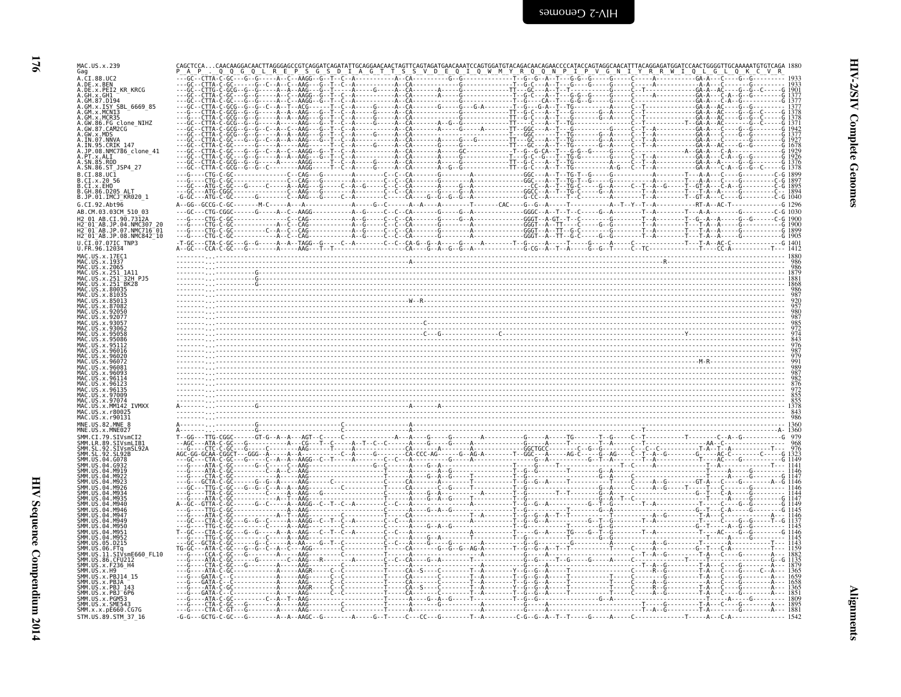```
MAC.US.x.239             CAGCTCCA...CAACAAGGACAACTTAGGGAGCCGTCAGGATCAGATATTGCAGGAACAACTAGTTCAGTAGATGAACAAATCCAGTGGATGTACAGACAACAGAACCCCATACCAGTAGGCAACATTTACAGGAGATGGATCCAACTGGGGTTGCAAAAATGTGTCAGA 1880
Gag                      P  A  P  .  Q  Q  G  Q  L  R  E  P  S  G  S  D  I  A  G  T  T  S  S  V  D  E  Q  I  Q  W  M  Y  R  Q  Q  N  P  I  P  V  G  N  I  Y  R  R  W  I  Q  L  G  L  Q  K  C  V  R
A.CI.88.UC2                                                                                                                                                                                  1933
A.DE.x.BEN                                                                                                                                                                                   1933
A.DE.x.PEI2_KR_KRCG                                                                                                                                                                          1901
A.GH.x.GH1                                                                                                                                                                                   1377
A.GM.87.D194                                                                                                                                                                                 1377
A.GM.x.ISY_SBL_6669_85                                                                                                                                                                       1377
A.GM.x.MCN13                                                                                                                                                                                 1378
A.GM.x.MCR35                                                                                                                                                                                 1378
A.GW.86.FG_clone_NIHZ                                                                                                                                                                        1371
A.GW.87.CAM2CG                                                                                                                                                                               1942
A.GW.x.MDS                                                                                                                                                                                   1377
A.IN.07.NNVA                                                                                                                                                                                 1927
A.IN.95.CRIK_147                                                                                                                                                                             1678
A.JP.08.NMC786_clone_41                                                                                                                                                                      1929
A.PT.x.ALI                                                                                                                                                                                   1926
A.SN.85.ROD                                                                                                                                                                                  1376
A.SN.86.ST_JSP4_27                                                                                                                                                                           1378
B.CI.88.UC1                                                                                                                                                                                  1899
B.CI.x.20_56                                                                                                                                                                                 1897
B.CI.x.EHO                                                                                                                                                                                   1895
B.GH.86.D205_ALT                                                                                                                                                                             1894
B.JP.01.IMCJ_KR020_1                                                                                                                                                                         1040
G.CI.92.Abt96                                                                                                                                                                                1296
AB.CM.03.03CM_510_03                                                                                                                                                                         1030
H2_01_AB.CI.90.7312A                                                                                                                                                                         1900
H2_01_AB.JP.04.NMC307_20                                                                                                                                                                     1900
H2_01_AB.JP.07.NMC716_01                                                                                                                                                                     1899
H2_01_AB.JP.08.NMC842_10                                                                                                                                                                     1905
U.CI.07.07IC_TNP3                                                                                                                                                                            1401
U.FR.96.12034                                                                                                                                                                                1412
MAC.US.x.17EC1                                                                                                                                                                               1880
MAC.US.x.1937                                                                                                                                                                                 986
MAC.US.x.2065                                                                                                                                                                                 986
MAC.US.x.251_1A11                                                                                                                                                                            1879
MAC.US.x.251_32H_PJ5                                                                                                                                                                         1881
MAC.US.x.251_BK28                                                                                                                                                                            1868
MAC.US.x.80035                                                                                                                                                                                986
MAC.US.x.81035                                                                                                                                                                                987
MAC.US.x.85013                                                                                                                                                                                920
MAC.US.x.87082                                                                                                                                                                                957
MAC.US.x.92050                                                                                                                                                                                980
MAC.US.x.92077                                                                                                                                                                                987
MAC.US.x.93057                                                                                                                                                                                985
MAC.US.x.93062                                                                                                                                                                                972
MAC.US.x.95058                                                                                                                                                                                974
MAC.US.x.95086                                                                                                                                                                                843
MAC.US.x.95112                                                                                                                                                                                976
MAC.US.x.96016                                                                                                                                                                                987
MAC.US.x.96020                                                                                                                                                                                979
MAC.US.x.96072                                                                                                                                                                                991
MAC.US.x.96081                                                                                                                                                                                989
MAC.US.x.96093                                                                                                                                                                                987
MAC.US.x.96114                                                                                                                                                                                982
MAC.US.x.96123                                                                                                                                                                                876
MAC.US.x.96135                                                                                                                                                                                972
MAC.US.x.97009                                                                                                                                                                                855
MAC.US.x.97074                                                                                                                                                                                855
MAC.US.x.MM142_IVMXX                                                                                                                                                                         1378
MAC.US.x.r80025                                                                                                                                                                               843
MAC.US.x.r90131                                                                                                                                                                               986
MNE.US.82.MNE_8                                                                                                                                                                              1360
MNE.US.x.MNE027                                                                                                                                                                              1360
SMM.CI.79.SIVsmCI2                                                                                                                                                                            979
SMM.LR.89.SIVsmLIB1                                                                                                                                                                           968
SMM.SL.92.SIVsmSL92A                                                                                                                                                                          976
SMM.SL.92.SL92B                                                                                                                                                                              1323
SMM.US.04.G078                                                                                                                                                                               1149
SMM.US.04.G932                                                                                                                                                                               1141
SMM.US.04.M919                                                                                                                                                                               1146
SMM.US.04.M922                                                                                                                                                                               1147
SMM.US.04.M923                                                                                                                                                                               1146
SMM.US.04.M926                                                                                                                                                                               1146
SMM.US.04.M934                                                                                                                                                                               1144
SMM.US.04.M935                                                                                                                                                                               1147
SMM.US.04.M940                                                                                                                                                                               1149
SMM.US.04.M946                                                                                                                                                                               1145
SMM.US.04.M947                                                                                                                                                                               1146
SMM.US.04.M949                                                                                                                                                                               1137
SMM.US.04.M950                                                                                                                                                                               1145
SMM.US.04.M951                                                                                                                                                                               1146
SMM.US.04.M952                                                                                                                                                                               1145
SMM.US.05.D215                                                                                                                                                                               1143
SMM.US.06.FTq                                                                                                                                                                                1159
SMM.US.11.SIVsmE660_FL10                                                                                                                                                                     1882
SMM.US.86.CFU212                                                                                                                                                                             1135
SMM.US.x.F236_H4                                                                                                                                                                             1879
SMM.US.x.H9                                                                                                                                                                                  1365
SMM.US.x.PBJ14_15                                                                                                                                                                            1659
SMM.US.x.PBJA                                                                                                                                                                                1658
SMM.US.x.PBJ_143                                                                                                                                                                             1365
SMM.US.x.PBJ_6P6                                                                                                                                                                             1851
SMM.US.x.PGM53                                                                                                                                                                               1809
SMM.US.x.SME543                                                                                                                                                                              1895
SMM.x.x.pE660.CG7G                                                                                                                                                                           1881
STM.US.89.STM_37_16                                                                                                                                                                          1542
```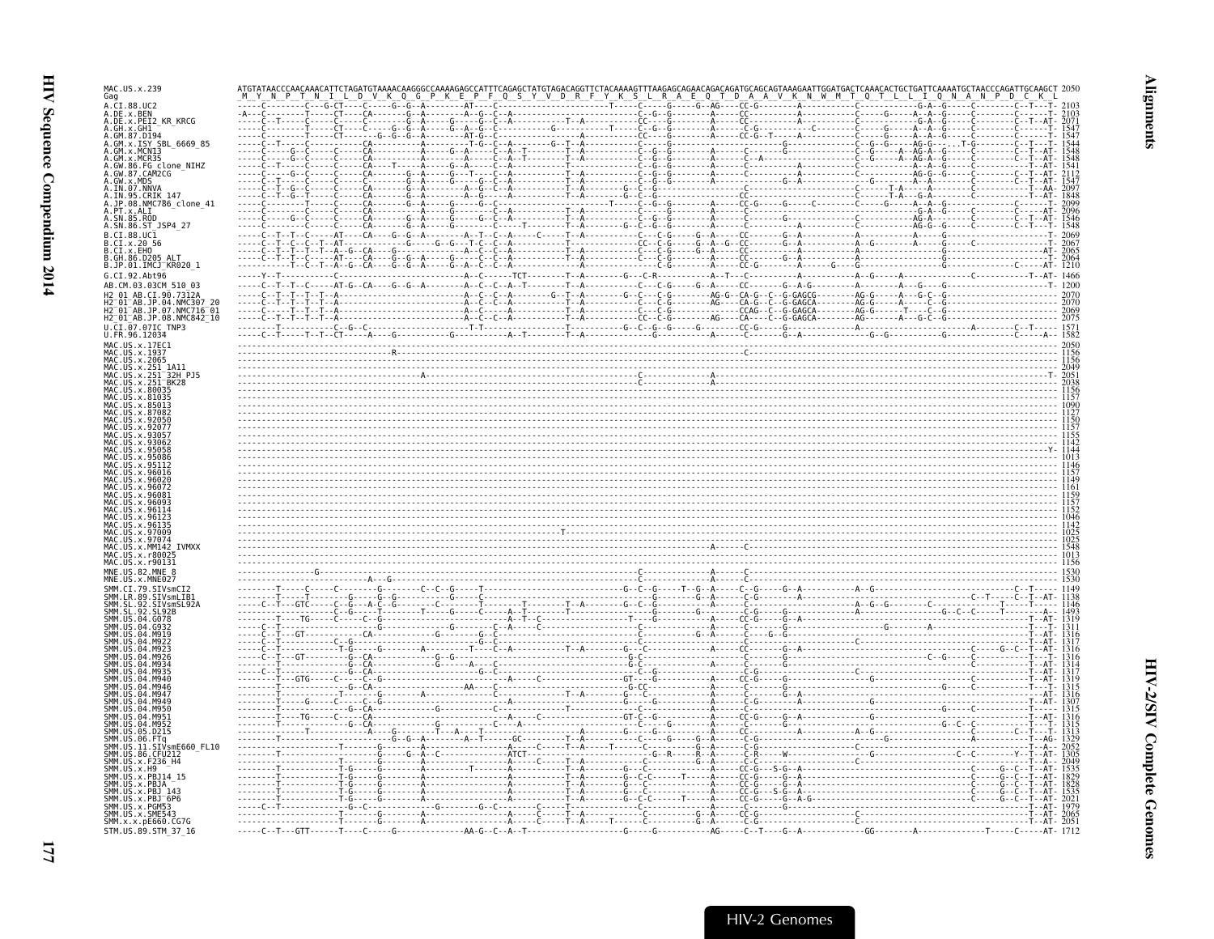```
MAC.US.x.239                 ATGTATAACCCAACAAACATTCTAGATGTAAAACAAGGGCCAAAAGAGCCATTTCAGAGCTATGTAGACAGGTTCTACAAAAGTTTAAGAGCAGAACAGACAGATGCAGCAGTAAAGAATTGGATGACTCAAACACTGCTGATTCAAAATGCTAACCCAGATTGCAAGCT 2050
Gag                          _M__Y__N__P__T__N__I__L__D__V__K__Q__G__P__K__E__P__F__Q__S__Y__V__D__R__F__Y__K__S__L__R__A__E__Q__T__D__A__A__V__K__N__W__M__T__Q__T__L__L__I__Q__N__A__N__P__D__C__K__L
A.CI.88.UC2                  2103
A.DE.x.BEN                   2103
A.DE.x.PEI2_KR_KRCG          2071
A.GH.x.GH1                   1547
A.GM.87.D194                 1547
A.GM.x.ISY_SBL_6669_85       1544
A.GM.x.MCN13                 1548
A.GM.x.MCR35                 1548
A.GW.86.FG_clone_NIHZ        1541
A.GW.87.CAM2CG               2112
A.GW.x.MDS                   1547
A.IN.07.NNVA                 2097
A.IN.95.CRIK_147             1848
A.JP.08.NMC786_clone_41      2099
A.PT.x.ALI                   2096
A.SN.85.ROD                  1546
A.SN.86.ST_JSP4_27           1548
B.CI.88.UC1                  2069
B.CI.x.20_56                 2067
B.CI.x.EHO                   2065
B.GH.86.D205_ALT             2064
B.JP.01.IMCJ_KR020_1         1210
G.CI.92.Abt96                1466
AB.CM.03.03CM_510_03         1200
H2_01_AB.CI.90.7312A         2070
H2_01_AB.JP.04.NMC307_20     2070
H2_01_AB.JP.07.NMC716_01     2069
H2_01_AB.JP.08.NMC842_10     2075
U.CI.07.07IC_TNP3            1571
U.FR.96.12034                1582
MAC.US.x.17EC1               2050
MAC.US.x.1937                1156
MAC.US.x.2065                1156
MAC.US.x.251_1A11            2049
MAC.US.x.251_32H_PJ5         2051
MAC.US.x.251_BK28            2038
MAC.US.x.80035               1156
MAC.US.x.81035               1157
MAC.US.x.85013               1090
MAC.US.x.87082               1127
MAC.US.x.92050               1150
MAC.US.x.92077               1157
MAC.US.x.93057               1155
MAC.US.x.93062               1142
MAC.US.x.95058               1144
MAC.US.x.95086               1013
MAC.US.x.95112               1146
MAC.US.x.96016               1157
MAC.US.x.96020               1149
MAC.US.x.96072               1161
MAC.US.x.96081               1159
MAC.US.x.96093               1157
MAC.US.x.96114               1152
MAC.US.x.96123               1046
MAC.US.x.96135               1142
MAC.US.x.97009               1025
MAC.US.x.97074               1025
MAC.US.x.MM142_IVMXX         1548
MAC.US.x.r80025              1013
MAC.US.x.r90131              1156
MNE.US.82.MNE_8              1530
MNE.US.x.MNE027              1530
SMM.CI.79.SIVsmCI2           1149
SMM.LR.89.SIVsmLIB1          1138
SMM.SL.92.SIVsmSL92A         1146
SMM.SL.92.SL92B              1493
SMM.US.04.G078               1319
SMM.US.04.G932               1311
SMM.US.04.M919               1316
SMM.US.04.M922               1317
SMM.US.04.M923               1316
SMM.US.04.M926               1316
SMM.US.04.M934               1314
SMM.US.04.M935               1317
SMM.US.04.M940               1319
SMM.US.04.M946               1315
SMM.US.04.M947               1316
SMM.US.04.M949               1307
SMM.US.04.M950               1315
SMM.US.04.M951               1316
SMM.US.04.M952               1315
SMM.US.05.D215               1313
SMM.US.06.FTq                1329
SMM.US.11.SIVsmE660_FL10     2052
SMM.US.86.CFU212             1305
SMM.US.x.F236_H4             2049
SMM.US.x.H9                  1535
SMM.US.x.PBJ14_15            1829
SMM.US.x.PBJA                1828
SMM.US.x.PBJ_143             1535
SMM.US.x.PBJ_6P6             2021
SMM.US.x.PGM53               1979
SMM.US.x.SME543              2065
SMM.x.x.pE660.CG7G           2051
STM.US.89.STM_37_16          1712
```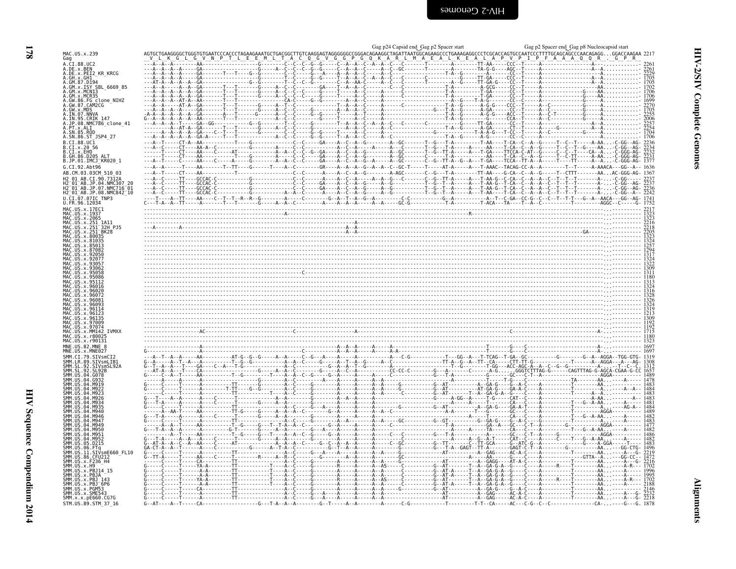Gag p24 Capsid end_Gag p2 Spacer start — Gag p2 Spacer end_Gag p8 Nucleocapsid start

```
MAC.US.x.239            AGTGCTGAAGGGGCTGGGTGTGAATCCCACCCTAGAAGAAATGCTGACGGCTTGTCAAGGAGTAGGGGGGCCGGGACAGAAGGCTAGATTAATGGCAGAAGCCCTGAAAGAGGCCCTCGCACCAGTGCCAATCCCTTTTGCAGCAGCCCAACAGAGG...GGACCAAGAA 2217
Gag                      V  L  K  G  L  G  V  N  P  T  L  E  E  M  L  T  A  C  Q  G  V  G  G  P  G  Q  K  A  R  L  M  A  E  A  L  K  E  A  L  A  P  V  P  I  P  F  A  A  A  Q  Q  R  .  G  P  R
```

(Alignment rows for A.CI.88.UC2 through STM.US.89.STM_37_16 consist of nucleotide difference characters relative to MAC.US.x.239; end positions as listed:)

| Sequence | Position |
|---|---|
| A.CI.88.UC2 | 2261 |
| A.DE.x.BEN | 2261 |
| A.DE.x.PEI2_KR_KRCG | 2229 |
| A.GH.x.GH1 | 1705 |
| A.GM.87.D194 | 1705 |
| A.GM.x.ISY_SBL_6669_85 | 1702 |
| A.GM.x.MCN13 | 1706 |
| A.GM.x.MCR35 | 1706 |
| A.GW.86.FG_clone_NIHZ | 1699 |
| A.GW.87.CAM2CG | 2270 |
| A.GW.x.MDS | 1705 |
| A.IN.07.NNVA | 2255 |
| A.IN.95.CRIK_147 | 2006 |
| A.JP.08.NMC786_clone_41 | 2257 |
| A.PT.x.ALI | 2254 |
| A.SN.85.ROD | 1704 |
| A.SN.86.ST_JSP4_27 | 1706 |
| B.CI.88.UC1 | 2236 |
| B.CI.x.20_56 | 2234 |
| B.CI.x.EHO | 2232 |
| B.GH.86.D205_ALT | 2231 |
| B.JP.01.IMCJ_KR020_1 | 1377 |
| G.CI.92.Abt96 | 1636 |
| AB.CM.03.03CM_510_03 | 1367 |
| H2_01_AB.CI.90.7312A | 2237 |
| H2_01_AB.JP.04.NMC307_20 | 2237 |
| H2_01_AB.JP.07.NMC716_01 | 2236 |
| H2_01_AB.JP.08.NMC842_10 | 2242 |
| U.CI.07.07IC_TNP3 | 1741 |
| U.FR.96.12034 | 1752 |
| MAC.US.x.17EC1 | 2217 |
| MAC.US.x.1937 | 1323 |
| MAC.US.x.2065 | 1323 |
| MAC.US.x.251_1A11 | 2216 |
| MAC.US.x.251_32H_PJ5 | 2218 |
| MAC.US.x.251_BK28 | 2205 |
| MAC.US.x.80035 | 1323 |
| MAC.US.x.81035 | 1324 |
| MAC.US.x.85013 | 1257 |
| MAC.US.x.87082 | 1294 |
| MAC.US.x.92050 | 1317 |
| MAC.US.x.92077 | 1324 |
| MAC.US.x.93057 | 1322 |
| MAC.US.x.93062 | 1309 |
| MAC.US.x.95058 | 1311 |
| MAC.US.x.95086 | 1180 |
| MAC.US.x.95112 | 1313 |
| MAC.US.x.96016 | 1324 |
| MAC.US.x.96020 | 1316 |
| MAC.US.x.96072 | 1328 |
| MAC.US.x.96081 | 1326 |
| MAC.US.x.96093 | 1324 |
| MAC.US.x.96114 | 1319 |
| MAC.US.x.96123 | 1213 |
| MAC.US.x.96135 | 1309 |
| MAC.US.x.97009 | 1192 |
| MAC.US.x.97074 | 1192 |
| MAC.US.x.MM142_IVMXX | 1715 |
| MAC.US.x.r80025 | 1180 |
| MAC.US.x.r90131 | 1323 |
| MNE.US.82.MNE_8 | 1697 |
| MNE.US.x.MNE027 | 1697 |
| SMM.CI.79.SIVsmCI2 | 1319 |
| SMM.LR.89.SIVsmLIB1 | 1308 |
| SMM.SL.92.SIVsmSL92A | 1312 |
| SMM.SL.92.SL92B | 1657 |
| SMM.US.04.G078 | 1489 |
| SMM.US.04.G932 | 1478 |
| SMM.US.04.M919 | 1483 |
| SMM.US.04.M922 | 1484 |
| SMM.US.04.M923 | 1483 |
| SMM.US.04.M926 | 1483 |
| SMM.US.04.M934 | 1481 |
| SMM.US.04.M935 | 1484 |
| SMM.US.04.M940 | 1489 |
| SMM.US.04.M946 | 1482 |
| SMM.US.04.M947 | 1483 |
| SMM.US.04.M949 | 1477 |
| SMM.US.04.M950 | 1482 |
| SMM.US.04.M951 | 1486 |
| SMM.US.04.M952 | 1482 |
| SMM.US.05.D215 | 1483 |
| SMM.US.06.FTq | 1496 |
| SMM.US.11.SIVsmE660_FL10 | 2219 |
| SMM.US.86.CFU212 | 1472 |
| SMM.US.x.F236_H4 | 2216 |
| SMM.US.x.H9 | 1702 |
| SMM.US.x.PBJ14_15 | 1996 |
| SMM.US.x.PBJA | 1995 |
| SMM.US.x.PBJ_143 | 1702 |
| SMM.US.x.PBJ_6P6 | 2188 |
| SMM.US.x.PGM53 | 2146 |
| SMM.US.x.SME543 | 2212 |
| SMM.x.x.pE660.CG7G | 2218 |
| STM.US.89.STM_37_16 | 1878 |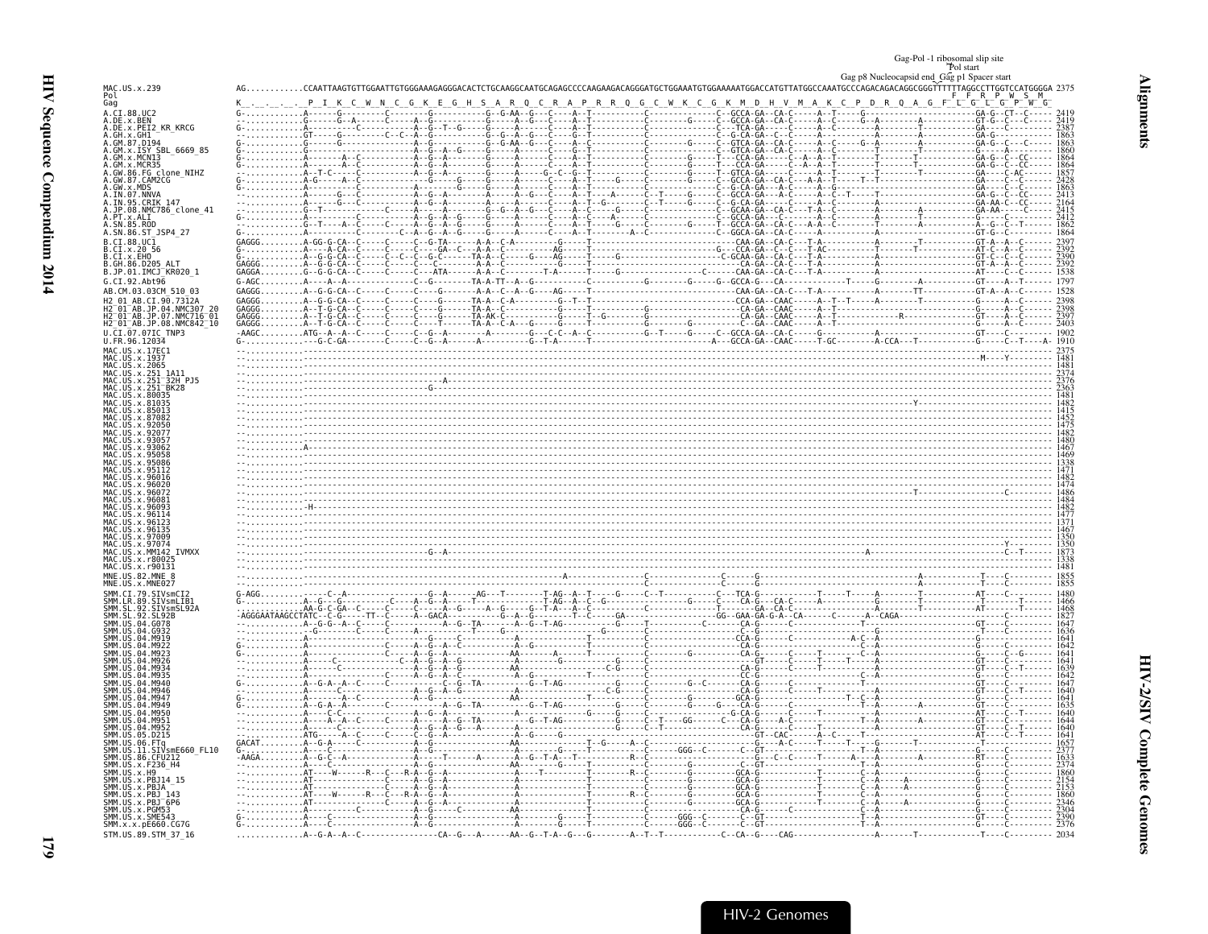```
                                                                                                  Gag-Pol -1 ribosomal slip site
                                                                                                               Pol start
                                                                                         Gag p8 Nucleocapsid end Gag p1 Spacer start
MAC.US.x.239              AG...........CCAATTAAGTGTTGGAATTGTGGGAAAGAGGGACACTCTGCAAGGCAATGCAGAGCCCCAAGAAGACAGGGATGCTGGAAATGTGGAAAAATGGACCATGTTATGGCCAAATGCCCAGACAGACAGGCGGGTTTTTTAGGCCTTGGTCCATGGGGA 2375
Pol                                                                                                                                                                      F  F  R  P  W  S  M
Gag                       K  .  .  .  .  P  I  K  C  W  N  C  G  K  E  G  H  S  A  R  Q  C  R  A  P  R  R  Q  G  C  W  K  C  G  K  M  D  H  V  M  A  K  C  P  D  R  Q  A  G  F  L  G  L  G  P  W  G
A.CI.88.UC2                                                                                                                                                                                  2419
A.DE.x.BEN                                                                                                                                                                                   2419
A.DE.x.PEI2_KR_KRCG                                                                                                                                                                          2387
A.GH.x.GH1                                                                                                                                                                                   1863
A.GM.87.D194                                                                                                                                                                                 1863
A.GM.x.ISY_SBL_6669_85                                                                                                                                                                       1860
A.GM.x.MCN13                                                                                                                                                                                 1864
A.GM.x.MCR35                                                                                                                                                                                 1864
A.GW.86.FG_clone_NIHZ                                                                                                                                                                        1857
A.GW.87.CAM2CG                                                                                                                                                                               2428
A.GW.x.MDS                                                                                                                                                                                   1863
A.IN.07.NNVA                                                                                                                                                                                 2413
A.IN.95.CRIK_147                                                                                                                                                                             2164
A.JP.08.NMC786_clone_41                                                                                                                                                                      2415
A.PT.x.ALI                                                                                                                                                                                   2412
A.SN.85.ROD                                                                                                                                                                                  1862
A.SN.86.ST_JSP4_27                                                                                                                                                                           1864
B.CI.88.UC1                                                                                                                                                                                  2397
B.CI.x.20_56                                                                                                                                                                                 2392
B.CI.x.EHO                                                                                                                                                                                   2390
B.GH.86.D205_ALT                                                                                                                                                                             2392
B.JP.01.IMCJ_KR020_1                                                                                                                                                                         1538
G.CI.92.Abt96                                                                                                                                                                                1797
AB.CM.03.03CM_510_03                                                                                                                                                                         1528
H2_01_AB.CI.90.7312A                                                                                                                                                                         2398
H2_01_AB.JP.04.NMC307_20                                                                                                                                                                     2398
H2_01_AB.JP.07.NMC716_01                                                                                                                                                                     2397
H2_01_AB.JP.08.NMC842_10                                                                                                                                                                     2403
U.CI.07.07IC_TNP3                                                                                                                                                                            1902
U.FR.96.12034                                                                                                                                                                                1910
MAC.US.x.17EC1                                                                                                                                                                               2375
MAC.US.x.1937                                                                                                                                                                                1481
MAC.US.x.2065                                                                                                                                                                                1481
MAC.US.x.251_1A11                                                                                                                                                                            2374
MAC.US.x.251_32H_PJ5                                                                                                                                                                         2376
MAC.US.x.251_BK28                                                                                                                                                                            2363
MAC.US.x.80035                                                                                                                                                                               1481
MAC.US.x.81035                                                                                                                                                                               1482
MAC.US.x.85013                                                                                                                                                                               1415
MAC.US.x.87082                                                                                                                                                                               1452
MAC.US.x.92050                                                                                                                                                                               1475
MAC.US.x.92077                                                                                                                                                                               1482
MAC.US.x.93057                                                                                                                                                                               1480
MAC.US.x.93062                                                                                                                                                                               1467
MAC.US.x.95058                                                                                                                                                                               1469
MAC.US.x.95086                                                                                                                                                                               1338
MAC.US.x.95112                                                                                                                                                                               1471
MAC.US.x.96016                                                                                                                                                                               1482
MAC.US.x.96020                                                                                                                                                                               1474
MAC.US.x.96072                                                                                                                                                                               1486
MAC.US.x.96081                                                                                                                                                                               1484
MAC.US.x.96093                                                                                                                                                                               1482
MAC.US.x.96114                                                                                                                                                                               1477
MAC.US.x.96123                                                                                                                                                                               1371
MAC.US.x.96135                                                                                                                                                                               1467
MAC.US.x.97009                                                                                                                                                                               1350
MAC.US.x.97074                                                                                                                                                                               1350
MAC.US.x.MM142_IVMXX                                                                                                                                                                         1873
MAC.US.x.r80025                                                                                                                                                                              1338
MAC.US.x.r90131                                                                                                                                                                              1481
MNE.US.82.MNE_8                                                                                                                                                                              1855
MNE.US.x.MNE027                                                                                                                                                                              1855
SMM.CI.79.SIVsmCI2                                                                                                                                                                           1480
SMM.LR.89.SIVsmLIB1                                                                                                                                                                          1466
SMM.SL.92.SIVsmSL92A                                                                                                                                                                         1468
SMM.SL.92.SL92B                                                                                                                                                                              1827
SMM.US.04.G078                                                                                                                                                                               1647
SMM.US.04.G932                                                                                                                                                                               1636
SMM.US.04.M919                                                                                                                                                                               1641
SMM.US.04.M922                                                                                                                                                                               1642
SMM.US.04.M923                                                                                                                                                                               1641
SMM.US.04.M926                                                                                                                                                                               1641
SMM.US.04.M934                                                                                                                                                                               1639
SMM.US.04.M935                                                                                                                                                                               1642
SMM.US.04.M940                                                                                                                                                                               1647
SMM.US.04.M946                                                                                                                                                                               1640
SMM.US.04.M947                                                                                                                                                                               1641
SMM.US.04.M949                                                                                                                                                                               1635
SMM.US.04.M950                                                                                                                                                                               1640
SMM.US.04.M951                                                                                                                                                                               1644
SMM.US.04.M952                                                                                                                                                                               1640
SMM.US.05.D215                                                                                                                                                                               1641
SMM.US.06.FTq                                                                                                                                                                                1657
SMM.US.11.SIVsmE660_FL10                                                                                                                                                                     2377
SMM.US.86.CFU212                                                                                                                                                                             1633
SMM.US.x.F236_H4                                                                                                                                                                             2374
SMM.US.x.H9                                                                                                                                                                                  1860
SMM.US.x.PBJ14_15                                                                                                                                                                            2154
SMM.US.x.PBJA                                                                                                                                                                                2153
SMM.US.x.PBJ_143                                                                                                                                                                             1860
SMM.US.x.PBJ_6P6                                                                                                                                                                             2346
SMM.US.x.PGM53                                                                                                                                                                               2304
SMM.US.x.SME543                                                                                                                                                                              2390
SMM.x.x.pE660.CG7G                                                                                                                                                                           2376
STM.US.89.STM_37_16                                                                                                                                                                          2034
```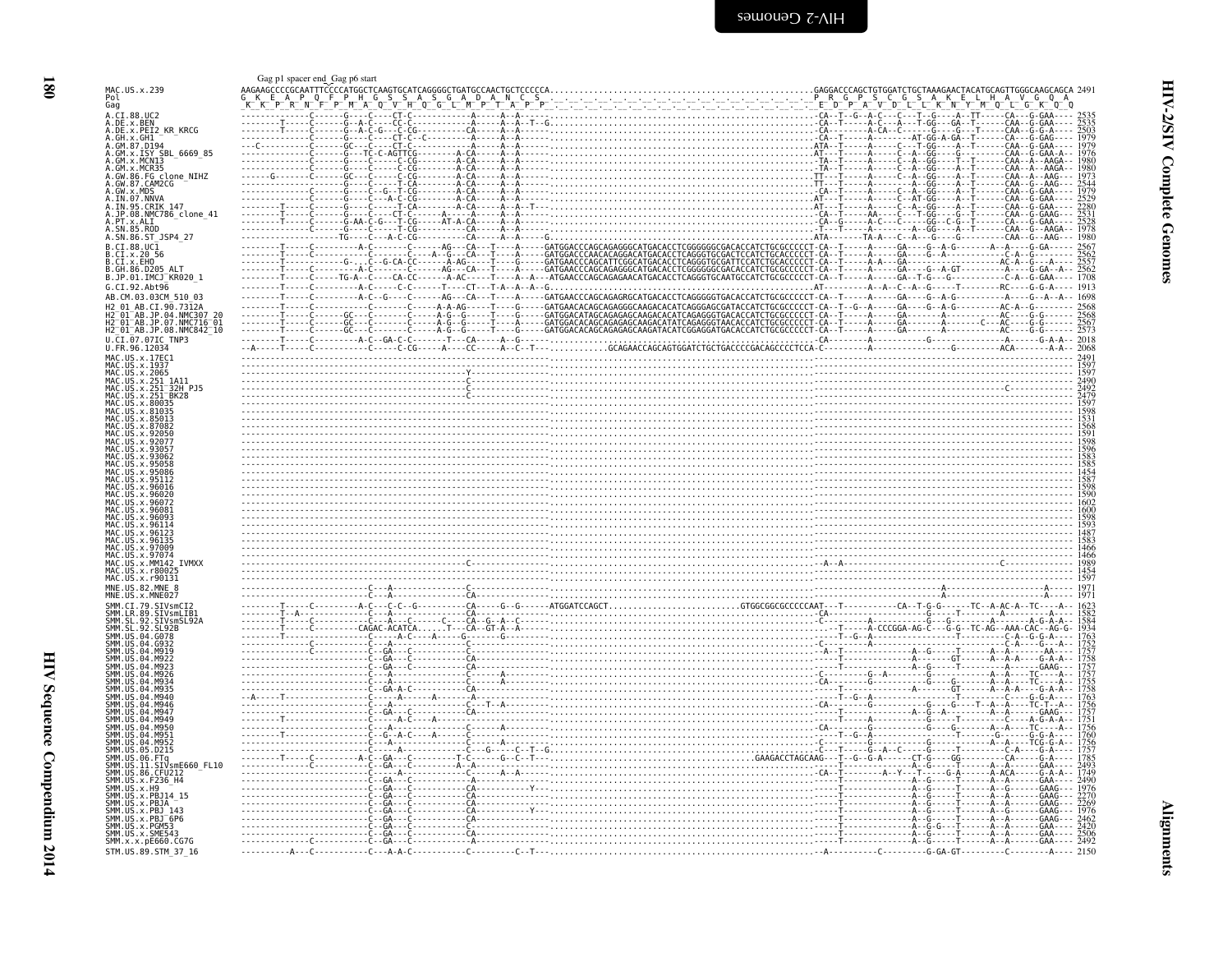Gag p1 spacer end  Gag p6 start

```
MAC.US.x.239     AAGAAGCCCCGCAATTTCCCCATGGCTCAAGTGCATCAGGGGCTGATGCCAACTGCTCCCCCA......................................................GAGGACCCAGCTGTGGATCTGCTAAAGAACTACATGCAGTTGGGCAAGCAGCA 2491
Pol               G  K  E  A  P  Q  F  P  H  G  S  S  A  S  G  A  D  A  N  C  S                                                       P  R  G  P  S  C  G  S  A  K  E  L  H  A  V  G  Q  A
Gag              K  K  P  R  N  F  P  M  A  Q  V  H  Q  G  L  M  P  T  A  P  P                                                        E  D  P  A  V  D  L  L  K  N  Y  M  Q  L  G  K  Q  Q
```

Sequences listed: A.CI.88.UC2 (2535), A.DE.x.BEN (2535), A.DE.x.PEI2_KR_KRCG (2503), A.GH.x.GH1 (1979), A.GM.87.D194 (1979), A.GM.x.ISY_SBL_6669_85 (1976), A.GM.x.MCN13 (1980), A.GM.x.MCR35 (1980), A.GW.86.FG_clone_NIHZ (1973), A.GW.87.CAM2CG (2544), A.GW.x.MDS (1979), A.IN.07.NNVA (2529), A.IN.95.CRIK_147 (2280), A.JP.08.NMC786_clone_41 (2531), A.PT.x.ALI (2528), A.SN.85.ROD (1978), A.SN.86.ST_JSP4_27 (1980), B.CI.88.UC1 (2567), B.CI.x.20_56 (2562), B.CI.x.EHO (2557), B.GH.86.D205_ALT (2562), B.JP.01.IMCJ_KR020_1 (1708), G.CI.92.Abt96 (1913), AB.CM.03.03CM_510_03 (1698), H2_01_AB.CI.90.7312A (2568), H2_01_AB.JP.04.NMC307_20 (2568), H2_01_AB.JP.07.NMC716_01 (2567), H2_01_AB.JP.08.NMC842_10 (2573), U.CI.07.07IC_TNP3 (2018), U.FR.96.12034 (2068), MAC.US.x.17EC1 (2491), MAC.US.x.1937 (1597), MAC.US.x.2065 (1597), MAC.US.x.251_1A11 (2490), MAC.US.x.251_32H_PJ5 (2492), MAC.US.x.251_BK28 (2479), MAC.US.x.80035 (1597), MAC.US.x.81035 (1598), MAC.US.x.85013 (1531), MAC.US.x.87082 (1568), MAC.US.x.92050 (1591), MAC.US.x.92077 (1598), MAC.US.x.93057 (1596), MAC.US.x.93062 (1583), MAC.US.x.95058 (1585), MAC.US.x.95086 (1454), MAC.US.x.95112 (1587), MAC.US.x.96016 (1598), MAC.US.x.96020 (1590), MAC.US.x.96072 (1602), MAC.US.x.96081 (1600), MAC.US.x.96093 (1598), MAC.US.x.96114 (1593), MAC.US.x.96123 (1487), MAC.US.x.96135 (1583), MAC.US.x.97009 (1466), MAC.US.x.97074 (1466), MAC.US.x.MM142_IVMXX (1989), MAC.US.x.r80025 (1454), MAC.US.x.r90131 (1597), MNE.US.82.MNE_8 (1971), MNE.US.x.MNE027 (1971), SMM.CI.79.SIVsmCI2 (1623), SMM.LR.89.SIVsmLIB1 (1582), SMM.SL.92.SIVsmSL92A (1584), SMM.SL.92.SL92B (1934), SMM.US.04.G078 (1763), SMM.US.04.G932 (1757), SMM.US.04.M919 (1757), SMM.US.04.M922 (1758), SMM.US.04.M923 (1757), SMM.US.04.M926 (1757), SMM.US.04.M934 (1755), SMM.US.04.M935 (1758), SMM.US.04.M940 (1763), SMM.US.04.M946 (1756), SMM.US.04.M947 (1757), SMM.US.04.M949 (1751), SMM.US.04.M950 (1756), SMM.US.04.M951 (1760), SMM.US.04.M952 (1756), SMM.US.05.D215 (1757), SMM.US.06.FTq (1785), SMM.US.11.SIVsmE660_FL10 (2493), SMM.US.86.CFU212 (1749), SMM.US.x.F236_H4 (2490), SMM.US.x.H9 (1976), SMM.US.x.PBJ14_15 (2270), SMM.US.x.PBJA (2269), SMM.US.x.PBJ_143 (1976), SMM.US.x.PBJ_6P6 (2462), SMM.US.x.PGM53 (2420), SMM.US.x.SME543 (2506), SMM.x.x.pE660.CG7G (2492), STM.US.89.STM_37_16 (2150)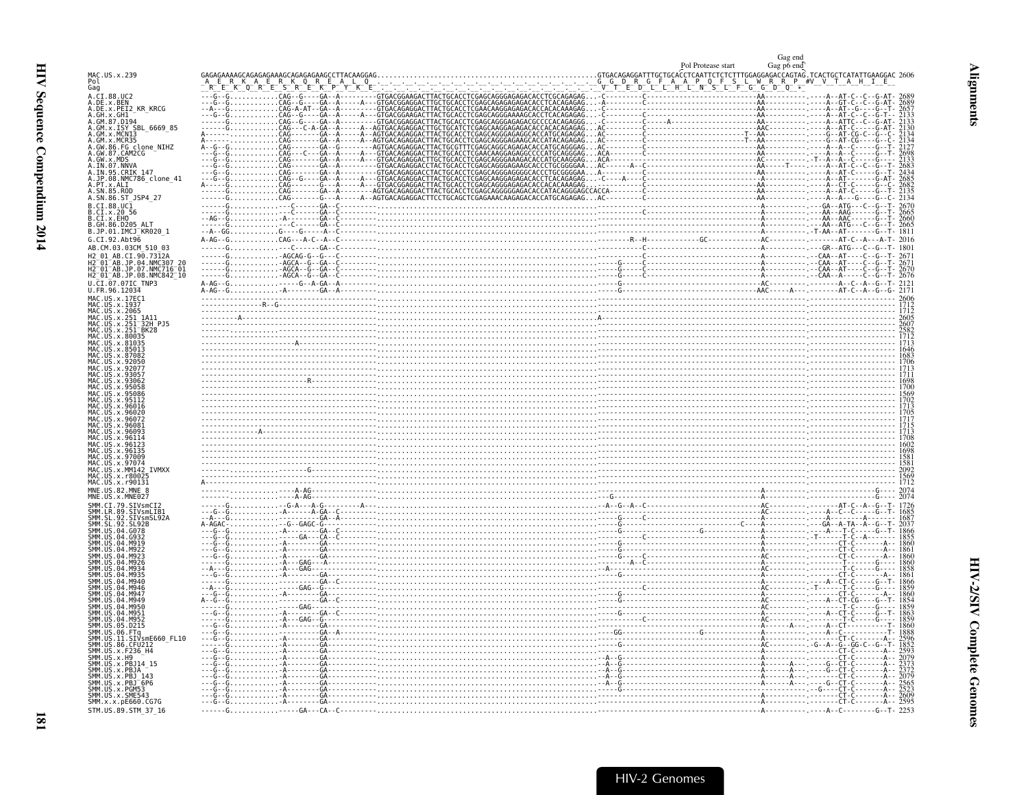```
                                                                                                                                  Gag end
                                                                                                            Pol Protease start   Gag p6 end
MAC.US.x.239               GAGAGAAAAGCAGAGAGAAAGCAGAGAGAAGCCTTACAAGGAG.....................................................GTGACAGAGGATTTGCTGCACCTCAATTCTCTCTTTGGAGGAGACCAGTAG.TCACTGCTCATATTGAAGGAC 2606
Pol                         A  E  R  K  A  E  R  K  Q  R  E  A  L  Q                                                       G  G  D  R  G  F  A  A  P  Q  F  S  L  W  R  R  P  #V  V  T  A  H  I  E
Gag                          R  E  K  Q  R  E  S  R  E  K  P  Y  K  E                                                     V  T  E  D  L  L  H  L  N  S  L  F  G  G  D  Q  *
A.CI.88.UC2                ---G--G...........CAG--G----GA--A---------GTGACGGAAGACTTACTGCACCTCGAGCAGGGAGAGACACCTCGCAGAGAG...-C---------C-------------------------AA----------.----A--AT-C--C--G-AT- 2689
A.DE.x.BEN                 --G--G............CAG--G----GA--A-----A---GTGACAGAGGACTTGCTGCACCTCGAGCAGAGAGAGACACCTCACAGAGAG...-A---------C-------------------------AA----------.----A--GT-C--C--G-AT- 2689
A.DE.x.PEI2_KR_KRCG        --A---G...........CAG-A-AT--GA--A---------GTGACAGAGGACTTACTGCACCTCGAACAAGGAGAGACACCACACAAAGAG...-C-----------------------------------AA----------.----A--AT--G----G--T- 2657
A.GH.x.GH1                 ---G--G...........CAG--G----GA--A-----A---GTGACGGAAGACTTACTGCACCTCGAGCAGGGAAAAGCACCTCACAGAGAG...-C-----------------------------------AA----------.----A--AT-C--C--G-T- 2133
A.GM.87.D194               ------G...........CAG--G----GA--A---------GTGACGGAGGACTTACTGCACCTCGAGCAGGGAGAGACGCCCCACAGAGGG...-C---------C-----A-------------------AA----------.----A--ATTC--C--G-AT- 2133
A.GM.x.ISY_SBL_6669_85     ------G...........CAG---C-A-GA--A-----A--AGTGACAGAGGACTTACTGCATCTCGAGCAAGGAGAGACACCACACAGAGAG...AC----------------------------------AAC---------.----A--AT-C------G-AT- 2130
A.GM.x.MCN13               A.................CAG-------GA--A-----A--AGTGACAGAGGACTTACTGCACCTCGAGCAGGGAGAGGCACCATCAGAGAG...AC--------C----------------T--AA----------.----G--AT-CG-C--G--C- 2134
A.GM.x.MCR35               A.................CAG-------GA--A-----A--AGTGACAGAGGACTTACTGCACCTCGAGCAGGGAGAAGCACCATACAGAGAG...AC--------C----------------T--AA----------.----G--AT-CG----G--C- 2134
A.GW.86.FG_clone_NIHZ      A--G--G...........CAG-------GA--G--------AGTGACAGAGGACTTACTGCGTTTCGAGCAGGCAGAGACACCATGCAGGGAG...AC--------C-------------------------AA----------.----A--A--C------G--T- 2127
A.GW.87.CAM2CG             ---G--G...........CAG--C----GA--A-----A---GTGACAGAGGACTTACTGCACCTCGAACAAGGAGAGGCCCCATGCAGGGAG...ACA-------C-------------------------AA----------.----A--A--C------G--T- 2698
A.GW.x.MDS                 ---G--G...........CAG-------GA--A-----A---GTGACAGAGGACTTGCTGCACCTCGAGCAGGGAAAGACACCATGCAAGGAG...ACA-------C-------------------------AC----------.-T--A--A--C------G--- 2133
A.IN.07.NNVA               ---G--G...........CAG-------GA--A---------GTGACAGAGGACCTACTGCACCTCGAGCAGGGAGAAGCACCCTGCGGGGAA...AC------A--C-------------------------AA-----T----.----A--AT-C--C--G-T- 2683
A.IN.95.CRIK_147           ---G--G...........CAG-------GA--A---------GTGACAGAGGACCTACTGCACCTCGAGCAGGGAGGGGCACCCTGCGGGGAA...AC-------------------------------------A---------.----A--AT-C------G-T- 2434
A.JP.08.NMC786_clone_41    ---G--G...........CAG--G----GA--A-----A---GTGACAGAGGACTTACTGCACCTCGAGCAGGGAGAGACACCTCACAGAGAG...-C----A--C-------------------------AA----------.----A--AT--------G-AT- 2685
A.PT.x.ALI                 A-----G...........CAG-------G---A-----A---GTGACGGAGGACTTACTGCACCTCGAGCAGGGAGAGACACCACACAAAGAG...--------------------------------------AA----------.----A--CT-C-----G--C- 2682
A.SN.85.ROD                ------G...........CAG-------GA--A---------AGTGACAGAGGACTTACTGCACCTCGAGCAGGGGGAGACACCATACAGGGAGCCACCA-----C--------------------------A-----------.----A--AT-CG-C--G--T- 2135
A.SN.86.ST_JSP4_27         ------G...........CAG-------G---A-----A--AGTGACAGAGGACTTCCTGCAGCTCGAGAAACAAGAGACACCATGCAGAGAG...AC--------C-------------------------AA----------.----A--A---G----G--C- 2134
B.CI.88.UC1                ------G...............C-----GA--C-----------------------------------------------------------.----------------------------------------A-----------.---GA--ATG---C--G--T- 2670
B.CI.x.20_56               ------G...............C-----GA--C-----------------------------------------------------------.----------C---------------------------A-----------.---AA--AAG------G--T- 2665
B.CI.x.EHO                 --AG--G...........A---------GA--C-----------------------------------------------------------.----------------------------------------A-----------.---AA--AAC------G--T- 2660
B.GH.86.D205_ALT           ------G...............C-----GA--C-----------------------------------------------------------.----------------------------------------A-----------.---AA--ATG---C--G--T- 2665
B.JP.01.IMCJ_KR020_1       --A--GG...........G----G----A---C-----------------------------------------------------------.----------------------------------------A-----------.-T-AA--AT-------G--T- 1811
G.CI.92.Abt96              A-AG--G...........CAG---A-C--A--C-----------------------------------------------------------.-------R--H-------------GC-------------AC----------.--------AT-C--A---A-T- 2016
AB.CM.03.03CM_510_03       ------G...............C-----GA--C-----------------------------------------------------------.----------------------------------------A-----------.---GR--ATG---C--G--T- 1801
H2_01_AB.CI.90.7312A       ------G...........-AGCAG-G--G---C-----------------------------------------------------------.----------C-----------------------------A-----------.--CAA--AT----C--G--T- 2671
H2_01_AB.JP.04.NMC307_20   ------G...........-AGCA--G--GA--C-----------------------------------------------------------.-----G-----C-----------------------------A-----------.--CAA--AT----C--G--T- 2671
H2_01_AB.JP.07.NMC716_01   ------G...........-AGCA--G--GA--C-----------------------------------------------------------.-----G-----C-----------------------------A-----------.--CAA--AT----C--G--T- 2670
H2_01_AB.JP.08.NMC842_10   ------G...........-AGCA--G--GA--C-----------------------------------------------------------.-----G-----C-----------------------------A-----------.--CAA--A-----C--G--T- 2676
U.CI.07.07IC_TNP3          A-AG--G...............G--A-GA--A------------------------------------------------------------.-----G----------------------------------AC----------.-------A--C--A--G--T- 2121
U.FR.96.12034              A-AG--G...........A--------GA--A------------------------------------------------------------.-----G----------------------------------AAC-----A---.-------AT-C--A--G--G- 2171
MAC.US.x.17EC1             --------------------------------------------------------------------------------------------.----------------------------------------------------.--------------------- 2606
MAC.US.x.1937              -------------R--G---------------------------------------------------------------------------.----------------------------------------------------.--------------------- 1712
MAC.US.x.2065              --------------------------------------------------------------------------------------------.----------------------------------------------------.--------------------- 1712
MAC.US.x.251_1A11          ---------A----------------------------------------------------------------------------------.A---------------------------------------------------.--------------------- 2605
MAC.US.x.251_32H_PJ5       --------------------------------------------------------------------------------------------.----------------------------------------------------.--------------------- 2607
MAC.US.x.251_BK28          --------------------------------------------------------------------------------------------.----------------------------------------------------.--------------------- 2582
MAC.US.x.80035             --------------------------------------------------------------------------------------------.----------------------------------------------------.--------------------- 1712
MAC.US.x.81035             ----------------------------A---------------------------------------------------------------.----------------------------------------------------.--------------------- 1713
MAC.US.x.85013             --------------------------------------------------------------------------------------------.----------------------------------------------------.--------------------- 1646
MAC.US.x.87082             --------------------------------------------------------------------------------------------.----------------------------------------------------.--------------------- 1683
MAC.US.x.92050             --------------------------------------------------------------------------------------------.----------------------------------------------------.--------------------- 1706
MAC.US.x.92077             --------------------------------------------------------------------------------------------.----------------------------------------------------.--------------------- 1713
MAC.US.x.93057             --------------------------------------------------------------------------------------------.----------------------------------------------------.--------------------- 1711
MAC.US.x.93062             --------------------------------R-----------------------------------------------------------.----------------------------------------------------.--------------------- 1698
MAC.US.x.95058             --------------------------------------------------------------------------------------------.----------------------------------------------------.--------------------- 1700
MAC.US.x.95086             --------------------------------------------------------------------------------------------.----------------------------------------------------.--------------------- 1569
MAC.US.x.95112             --------------------------------------------------------------------------------------------.----------------------------------------------------.--------------------- 1702
MAC.US.x.96016             --------------------------------------------------------------------------------------------.----------------------------------------------------.--------------------- 1713
MAC.US.x.96020             --------------------------------------------------------------------------------------------.----------------------------------------------------.--------------------- 1705
MAC.US.x.96072             --------------------------------------------------------------------------------------------.----------------------------------------------------.--------------------- 1717
MAC.US.x.96081             --------------------------------------------------------------------------------------------.----------------------------------------------------.--------------------- 1715
MAC.US.x.96093             -------------A------------------------------------------------------------------------------.----------------------------------------------------.--------------------- 1713
MAC.US.x.96114             --------------------------------------------------------------------------------------------.----------------------------------------------------.--------------------- 1708
MAC.US.x.96123             --------------------------------------------------------------------------------------------.----------------------------------------------------.--------------------- 1602
MAC.US.x.96135             --------------------------------------------------------------------------------------------.----------------------------------------------------.--------------------- 1698
MAC.US.x.97009             --------------------------------------------------------------------------------------------.----------------------------------------------------.--------------------- 1581
MAC.US.x.97074             --------------------------------------------------------------------------------------------.----------------------------------------------------.--------------------- 1581
MAC.US.x.MM142_IVMXX       --------------------------------G-----------------------------------------------------------.----------------------------------------------------.--------------------- 2092
MAC.US.x.r80025            --------------------------------------------------------------------------------------------.----------------------------------------------------.--------------------- 1569
MAC.US.x.r90131            A-------------------------------------------------------------------------------------------.----------------------------------------------------.--------------------- 1712
MNE.US.82.MNE_8            ----------------------A-AG------------------------------------------------------------------.---------------------------------------A-----------.----------------G---- 2074
MNE.US.x.MNE027            ----------------------A-AG------------------------------------------------------------------.-G-------------------------------------A-----------.----------------G---- 2074
SMM.CI.79.SIVsmCI2         ------G...........-G-A---A-G---------A------------------------------------------------------.-A--G--A--C---------------------------AC----------.-------AT-C--A--G--T- 1726
SMM.LR.89.SIVsmLIB1        --G--G............A--------A-GA--C----------------------------------------------------------.----------------------------------------AC----------.----A--C--C------G--T- 1685
SMM.SL.92.SIVsmSL92A       --A---G...........A---------GA--C-----------------------------------------------------------.----G-----C------------------------------AC----------.----------A------G--- 1687
SMM.SL.92.SL92B            A-AGAC............-G--GAGC-G----------------------------------------------------------------.----G------------------C---A-----------A-----------.---GA--A-TA--A--G--T- 2037
SMM.US.04.G078             ---G--G...........A--------GA--C------------------------------------------------------------.----G--------------------G----------------A-----------.-----A---T-C-----G--T- 1866
SMM.US.04.G932             ---G--G...........--GA---C------------------------------------------------------------------.----G--------------------------------------A---------.-T-------C--A------A- 1855
SMM.US.04.M919             ---G--G...........A--------GA---------------------------------------------------------------.----G--------------------------------------A---------.--------CT-C-------A- 1860
SMM.US.04.M922             ---G--G...........A--------GA---------------------------------------------------------------.----G--------------------------------------A---------.--------CT-C-------A- 1861
SMM.US.04.M923             ---G--G...........A--------GA--C------------------------------------------------------------.----G-----C-----------------------------AC----------.--------CT-C-------A- 1860
SMM.US.04.M926             ------G...........A---GAG--A----------------------------------------------------------------.------A--C------------------------------AC----------.-----------T-C----G--- 1860
SMM.US.04.M934             --A---G...........A---GAG-------------------------------------------------------------------.-A--------------------------------------AC----------.-----------T-C-----A- 1858
SMM.US.04.M935             ---G--G...........A--------GA---------------------------------------------------------------.----------------------------------------A-----------.--------CT-C-------A- 1861
SMM.US.04.M940             ------G.....................GA--C-----------------------------------------------------------.----G--------------------------------------A---------.----A--CT-C-----G--T- 1866
SMM.US.04.M946             --A---G...............GAG-G-----------------------------------------------------------------.----------------------------------------AC----------.-T-------T-C-----G--- 1859
SMM.US.04.M947             ---G--G...........A--------GA--C------------------------------------------------------------.----G--------------------------------------A---------.-----------T-C-----A- 1860
SMM.US.04.M949             A--G--G...........A---------GA--C-----------------------------------------------------------.----G------------------------------------AC----------.----A--CT-CG----G--T- 1854
SMM.US.04.M950             ------G...............GAG-------------------------------------------------------------------.----------------------------------------AC----------.-----------T-C-----G--- 1859
SMM.US.04.M951             ---G--G...........A--------GA--C------------------------------------------------------------.----G----------------------------------AC----------.----A--CT-C-----G--T- 1863
SMM.US.04.M952             ------G...........A---GAG-G-----------------------------------------------------------------.-----------C---------------------------AC----------.-----------T-C-----G--- 1859
SMM.US.05.D215             ---G--G...........A--------GA---------------------------------------------------------------.----------------------------------------A------A---.----A--CT-----------T- 1860
SMM.US.06.FTq              ---G--G...........A--------GA--A------------------------------------------------------------.-GG------------------G------------------A-----------.-----------T-C-----T- 1888
SMM.US.11.SIVsmE660_FL10   ---G--G...........A--------GA---------------------------------------------------------------.----------------------------------------A-----------.--------CT-C-------A- 2596
SMM.US.86.CFU212           ------G...........A--------GA---------------------------------------------------------------.----G----------------------------------AC----------.-G--A--G--GG-C--G--T- 1852
SMM.US.x.F236_H4           ---G--G...........A--------GA---------------------------------------------------------------.----------------------------------------A-----------.--------CT-C-------A- 2593
SMM.US.x.H9                ---G--G...........A--------GA---------------------------------------------------------------.-A--G------------------------------------A-----------.--------CT-C-------A- 2079
SMM.US.x.PBJ14_15          ---G--G...........A--------GA---------------------------------------------------------------.-A--G------------------------------------A------A---.----G--CT-C-------A- 2373
SMM.US.x.PBJA              ---G--G...........A--------GA---------------------------------------------------------------.-A--G------------------------------------A------A---.----G--CT-C-------A- 2372
SMM.US.x.PBJ_143           ---G--G...........A--------GA---------------------------------------------------------------.-A--G------------------------------------A------A---.--------CT-C-------A- 2079
SMM.US.x.PBJ_6P6           ---G--G...........A--------GA---------------------------------------------------------------.-A--G------------------------------------A------A---.---G--CT-C-------A- 2565
SMM.US.x.PGM53             ---G--G...........A--------GA---------------------------------------------------------------.----G--------------------------------------A---------.-G-----CT-C-------A- 2523
SMM.US.x.SME543            ---G--G...........A--------GA---------------------------------------------------------------.----------------------------------------A-----------.--------CT-C-------A- 2609
SMM.x.x.pE660.CG7G         ---G--G...........A--------GA---------------------------------------------------------------.----------------------------------------A-----------.--------CT-C-------A- 2595
STM.US.89.STM_37_16        ------G...............GA---CA--C------------------------------------------------------------.----------------------------------------A-----------.----A--C--------G--T- 2253
```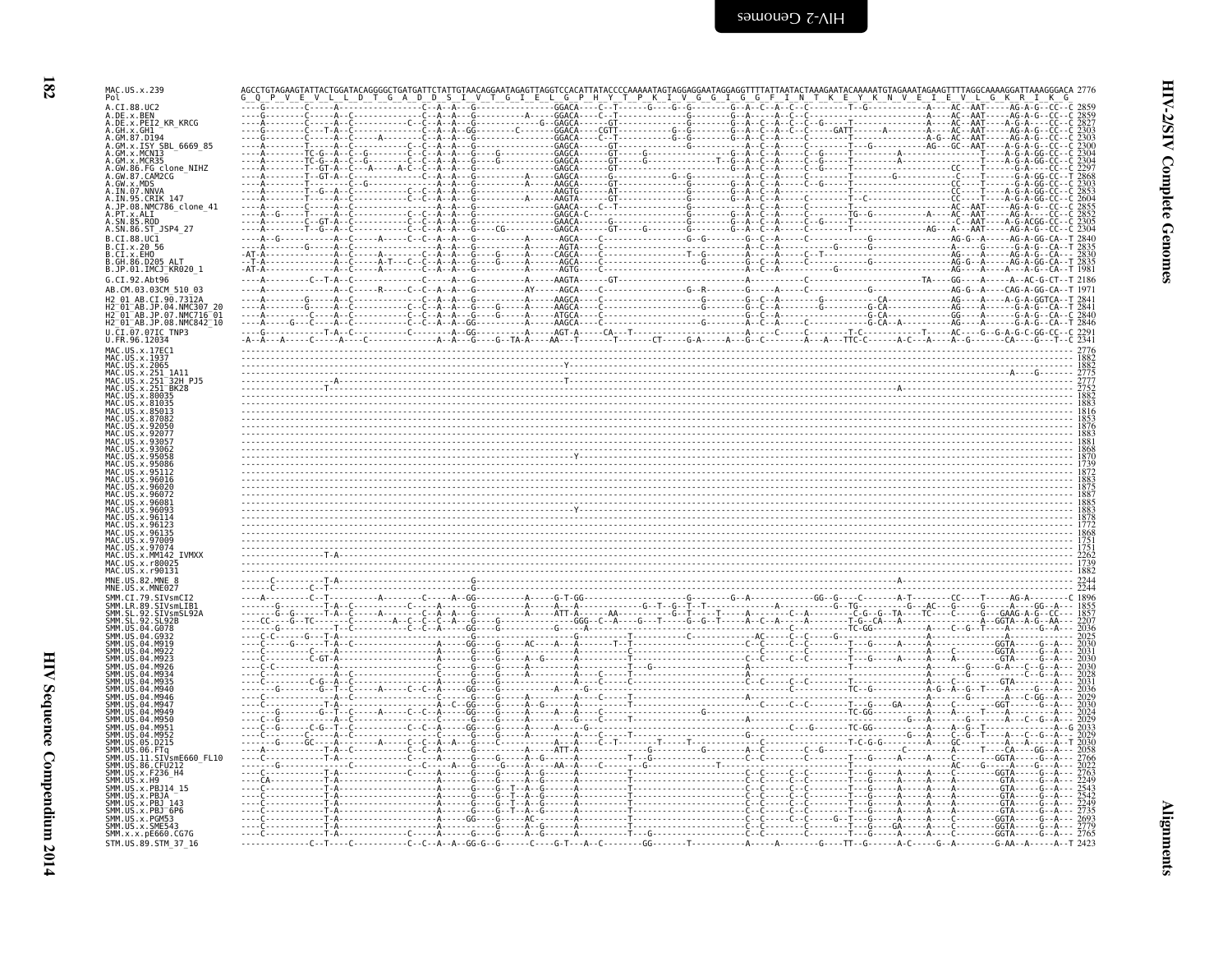```
MAC.US.x.239              AGCCTGTAGAAGTATTACTGGATACAGGGGCTGATGATTCTATTGTAACAGGAATAGAGTTAGGTCCACATTATACCCCAAAAATAGTAGGAGGAATAGGAGGTTTTATTAATACTAAAGAATACAAAAATGTAGAAATAGAAGTTTTAGGCAAAAGGATTAAAGGGACA 2776
Pol                       G  Q  P  V  E  V  L  L  D  T  G  A  D  D  S  I  V  T  G  I  E  L  G  P  H  Y  T  P  K  I  V  G  G  I  G  G  F  I  N  T  K  E  Y  K  N  V  E  I  E  V  L  G  K  R  I  K  G

A.CI.88.UC2                                   2859
A.DE.x.BEN                                    2859
A.DE.x.PEI2_KR_KRCG                           2827
A.GH.x.GH1                                    2303
A.GM.87.D194                                  2303
A.GM.x.ISY_SBL_6669_85                        2300
A.GM.x.MCN13                                  2304
A.GM.x.MCR35                                  2304
A.GW.86.FG_clone_NIHZ                         2297
A.GW.87.CAM2CG                                2868
A.GW.x.MDS                                    2303
A.IN.07.NNVA                                  2853
A.IN.95.CRIK_147                              2604
A.JP.08.NMC786_clone_41                       2855
A.PT.x.ALI                                    2852
A.SN.85.ROD                                   2305
A.SN.86.ST_JSP4_27                            2304
B.CI.88.UC1                                   2840
B.CI.x.20_56                                  2835
B.CI.x.EHO                                    2830
B.GH.86.D205_ALT                              2835
B.JP.01.IMCJ_KR020_1                          1981
G.CI.92.Abt96                                 2186
AB.CM.03.03CM_510_03                          1971
H2_01_AB.CI.90.7312A                          2841
H2_01_AB.JP.04.NMC307_20                      2841
H2_01_AB.JP.07.NMC716_01                      2840
H2_01_AB.JP.08.NMC842_10                      2846
U.CI.07.07IC_TNP3                             2291
U.FR.96.12034                                 2341
MAC.US.x.17EC1                                2776
MAC.US.x.1937                                 1882
MAC.US.x.2065                                 1882
MAC.US.x.251_1A11                             2775
MAC.US.x.251_32H_PJ5                          2777
MAC.US.x.251_BK28                             2752
MAC.US.x.80035                                1882
MAC.US.x.81035                                1883
MAC.US.x.85013                                1816
MAC.US.x.87082                                1853
MAC.US.x.92050                                1876
MAC.US.x.92077                                1883
MAC.US.x.93057                                1881
MAC.US.x.93062                                1868
MAC.US.x.95058                                1870
MAC.US.x.95086                                1739
MAC.US.x.95112                                1872
MAC.US.x.96016                                1883
MAC.US.x.96020                                1875
MAC.US.x.96072                                1887
MAC.US.x.96081                                1885
MAC.US.x.96093                                1883
MAC.US.x.96114                                1878
MAC.US.x.96123                                1772
MAC.US.x.96135                                1868
MAC.US.x.97009                                1751
MAC.US.x.97074                                1751
MAC.US.x.MM142_IVMXX                          2262
MAC.US.x.r80025                               1739
MAC.US.x.r90131                               1882
MNE.US.82.MNE_8                               2244
MNE.US.x.MNE027                               2244
SMM.CI.79.SIVsmCI2                            1896
SMM.LR.89.SIVsmLIB1                           1855
SMM.SL.92.SIVsmSL92A                          1857
SMM.SL.92.SL92B                               2207
SMM.US.04.G078                                2036
SMM.US.04.G932                                2025
SMM.US.04.M919                                2030
SMM.US.04.M922                                2031
SMM.US.04.M923                                2030
SMM.US.04.M926                                2030
SMM.US.04.M934                                2028
SMM.US.04.M935                                2031
SMM.US.04.M940                                2036
SMM.US.04.M946                                2029
SMM.US.04.M947                                2030
SMM.US.04.M949                                2024
SMM.US.04.M950                                2029
SMM.US.04.M951                                2033
SMM.US.04.M952                                2029
SMM.US.05.D215                                2030
SMM.US.06.FTq                                 2058
SMM.US.11.SIVsmE660_FL10                      2766
SMM.US.86.CFU212                              2022
SMM.US.x.F236_H4                              2763
SMM.US.x.H9                                   2249
SMM.US.x.PBJ14_15                             2543
SMM.US.x.PBJA                                 2542
SMM.US.x.PBJ_143                              2249
SMM.US.x.PBJ_6P6                              2735
SMM.US.x.PGM53                                2693
SMM.US.x.SME543                               2779
SMM.x.x.pE660.CG7G                            2765
STM.US.89.STM_37_16                           2423
```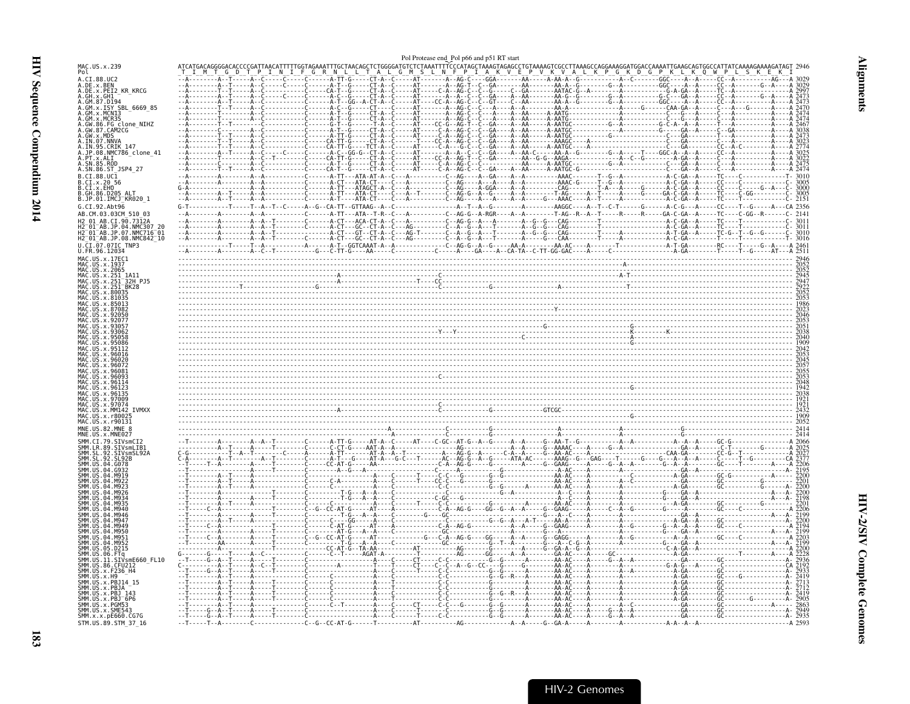Pol Protease end_Pol p66 and p51 RT start

```
MAC.US.x.239           ATCATGACAGGGGACACCCCGATTAACATTTTTGGTAGAAATTTGCTAACAGCTCTGGGGATGTCTCTAAATTTTCCCATAGCTAAAGTAGAGCCTGTAAAAGTCGCCTTAAAGCCAGGAAAGGATGGACCAAAATTGAAGCAGTGGCCATTATCAAAAGAAAAGATAGT 2946
Pol                     T  I  M  T  G  D  T  P  I  N  I  F  G  R  N  L  L  T  A  L  G  M  S  L  N  F  P  I  A  K  V  E  P  V  K  V  A  L  K  P  G  K  D  G  P  K  L  K  Q  W  P  L  S  K  E  K  I
```

HIV-2 Genomes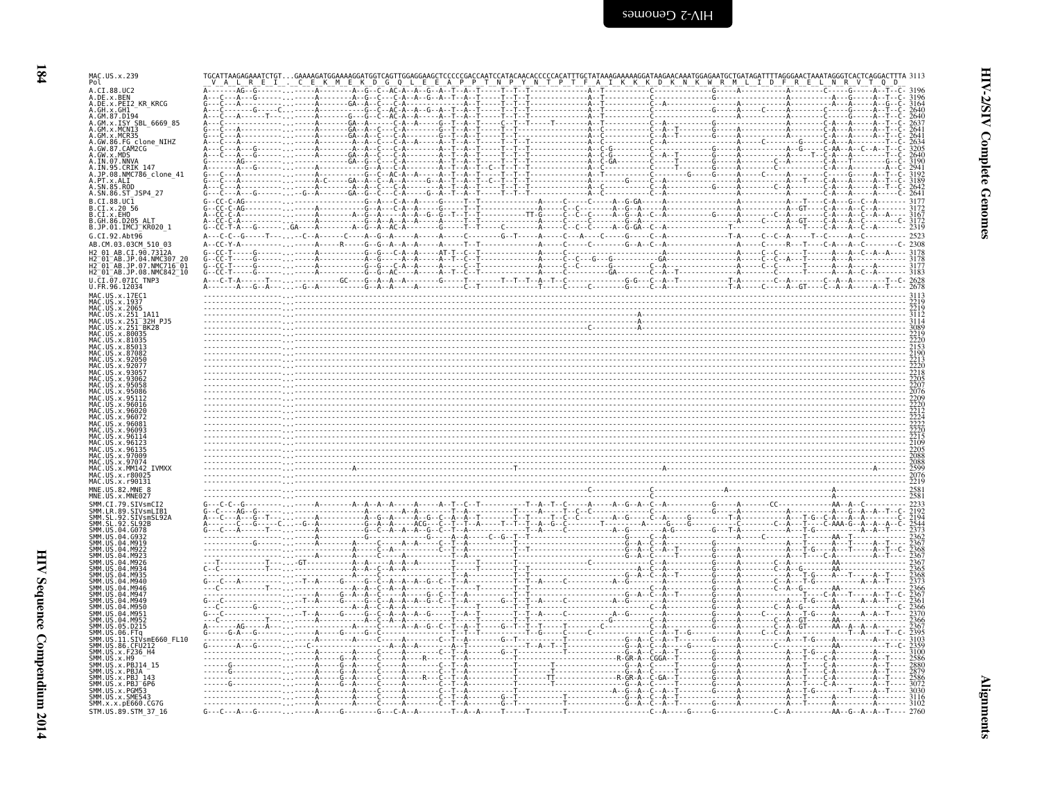```
MAC.US.x.239          TGCATTAAGAGAAATCTGT...GAAAAGATGGAAAAGGATGGTCAGTTGGAGGAAGCTCCCCCGACCAATCCATACAACACCCCCACATTTGCTATAAAGAAAAAGGATAAGAACAAATGGAGAATGCTGATAGATTTTAGGGAACTAAATAGGGTCACTCAGGACTTTA 3113
Pol                    V  A  L  R  E  I  .  C  E  K  M  E  K  D  G  Q  L  E  E  A  P  P  T  N  P  Y  N  T  P  T  F  A  I  K  K  K  D  K  N  K  W  R  M  L  I  D  F  R  E  L  N  R  V  T  Q  D
```

[Nucleotide alignment continues for HIV-2/SIV sequences (A.CI.88.UC2 through STM.US.89.STM_37_16); sequence-level detail not legibly reproducible at this resolution.]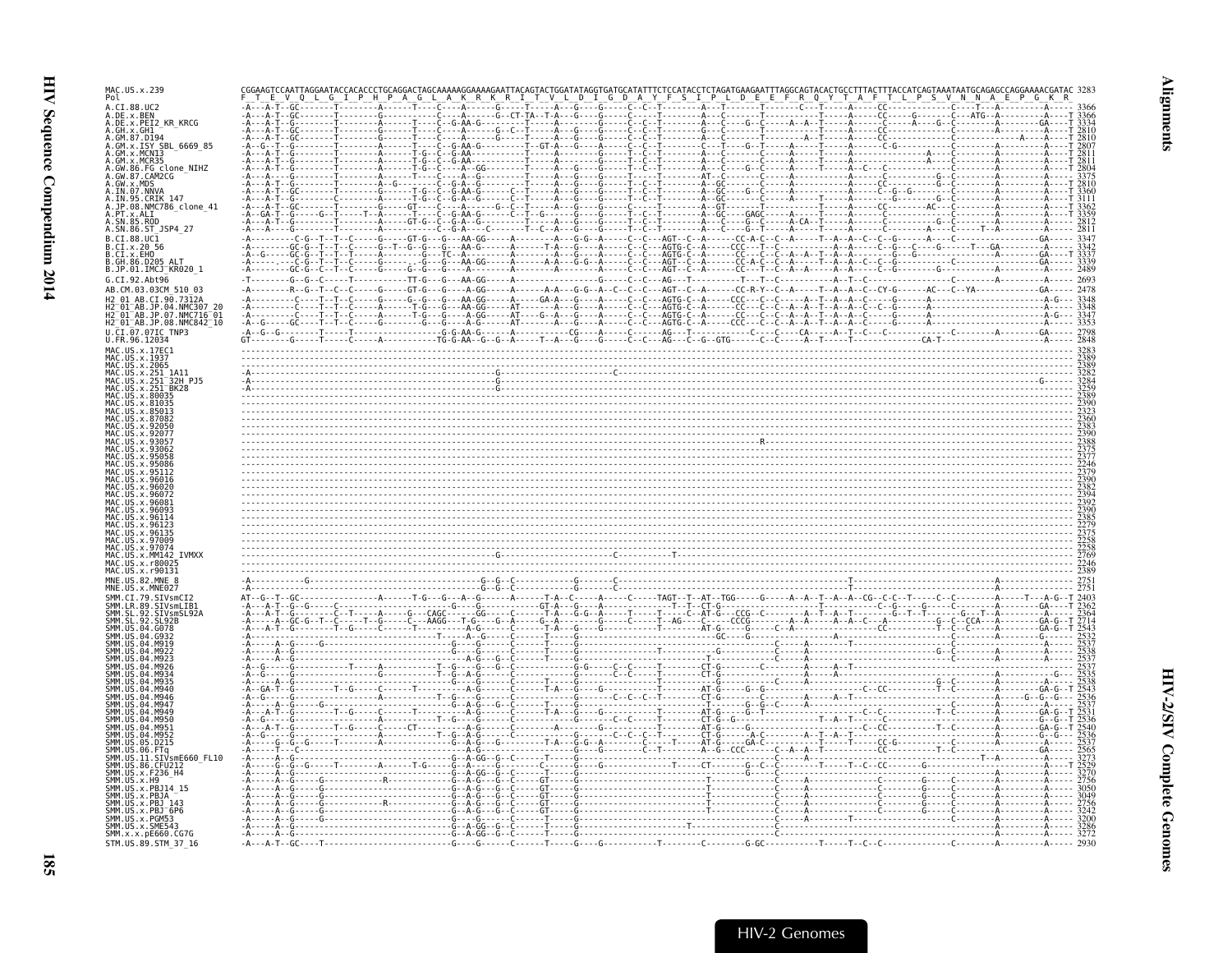```
MAC.US.x.239                CGGAAGTCCAATTAGGAATACCACACCCTGCAGGACTAGCAAAAAGGAAAAGAATTACAGTACTGGATATAGGTGATGCATATTTCTCCATACCTCTAGATGAAGAATTTAGGCAGTACACTGCCTTTACTTTACCATCAGTAAATAATGCAGAGCCAGGAAAACGATAC 3283
Pol                         F  T  E  V  Q  L  G  I  P  H  P  A  G  L  A  K  R  K  R  I  T  V  L  D  I  G  D  A  Y  F  S  I  P  L  D  E  E  F  R  Q  Y  T  A  F  T  L  P  S  V  N  N  A  E  P  G  K  R
A.CI.88.UC2                 3366
A.DE.x.BEN                  3366
A.DE.x.PEI2_KR_KRCG         3334
A.GH.x.GH1                  2810
A.GM.87.D194                2810
A.GM.x.ISY_SBL_6669_85      2807
A.GM.x.MCN13                2811
A.GM.x.MCR35                2811
A.GW.86.FG_clone_NIHZ       2804
A.GW.87.CAM2CG              3375
A.GW.x.MDS                  2810
A.IN.07.NNVA                3360
A.IN.95.CRIK_147            3111
A.JP.08.NMC786_clone_41     3362
A.PT.x.ALI                  3359
A.SN.85.ROD                 2812
A.SN.86.ST_JSP4_27          2811
B.CI.88.UC1                 3347
B.CI.x.20_56                3342
B.CI.x.EHO                  3337
B.GH.86.D205_ALT            3339
B.JP.01.IMCJ_KR020_1        2489
G.CI.92.Abt96               2693
AB.CM.03.03CM_510_03        2478
H2_01_AB.CI.90.7312A        3348
H2_01_AB.JP.04.NMC307_20    3348
H2_01_AB.JP.07.NMC716_01    3347
H2_01_AB.JP.08.NMC842_10    3353
U.CI.07.07IC_TNP3           2798
U.FR.96.12034               2848
MAC.US.x.17EC1              3283
MAC.US.x.1937               2389
MAC.US.x.2065               2389
MAC.US.x.251_1A11           3282
MAC.US.x.251_32H_PJ5        3284
MAC.US.x.251_BK28           3259
MAC.US.x.80035              2389
MAC.US.x.81035              2390
MAC.US.x.85013              2323
MAC.US.x.87082              2360
MAC.US.x.92050              2383
MAC.US.x.92077              2390
MAC.US.x.93057              2388
MAC.US.x.93062              2375
MAC.US.x.95058              2377
MAC.US.x.95086              2246
MAC.US.x.95112              2379
MAC.US.x.96016              2390
MAC.US.x.96020              2382
MAC.US.x.96072              2394
MAC.US.x.96081              2392
MAC.US.x.96093              2390
MAC.US.x.96114              2385
MAC.US.x.96123              2279
MAC.US.x.96135              2375
MAC.US.x.97009              2258
MAC.US.x.97074              2258
MAC.US.x.MM142_IVMXX        2769
MAC.US.x.r80025             2246
MAC.US.x.r90131             2389
MNE.US.82.MNE_8             2751
MNE.US.x.MNE027             2751
SMM.CI.79.SIVsmCI2          2403
SMM.LR.89.SIVsmLIB1         2362
SMM.SL.92.SIVsmSL92A        2364
SMM.SL.92.SL92B             2714
SMM.US.04.G078              2543
SMM.US.04.G932              2532
SMM.US.04.M919              2537
SMM.US.04.M922              2538
SMM.US.04.M923              2537
SMM.US.04.M926              2537
SMM.US.04.M934              2535
SMM.US.04.M935              2538
SMM.US.04.M940              2543
SMM.US.04.M946              2536
SMM.US.04.M947              2537
SMM.US.04.M949              2531
SMM.US.04.M950              2536
SMM.US.04.M951              2540
SMM.US.04.M952              2536
SMM.US.05.D215              2537
SMM.US.06.FTq               2565
SMM.US.11.SIVsmE660_FL10    3273
SMM.US.86.CFU212            2529
SMM.US.x.F236_H4            3270
SMM.US.x.H9                 2756
SMM.US.x.PBJ14_15           3050
SMM.US.x.PBJA               3049
SMM.US.x.PBJ_143            2756
SMM.US.x.PBJ_6P6            3242
SMM.US.x.PGM53              3200
SMM.US.x.SME543             3286
SMM.x.x.pE660.CG7G          3272
STM.US.89.STM_37_16         2930
```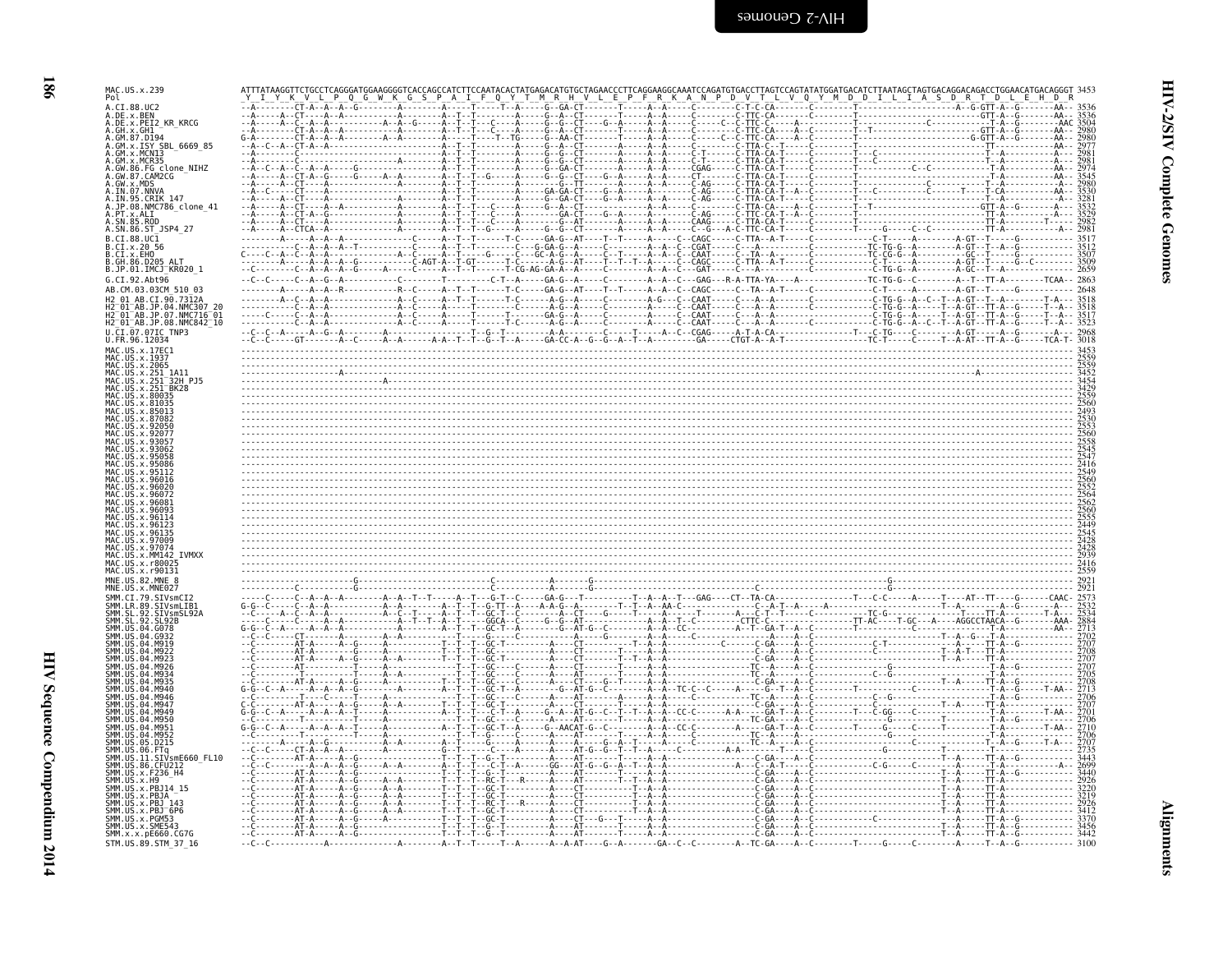```
MAC.US.x.239                 ATTTATAAGGTTCTGCCTCAGGGATGGAAGGGGTCACCAGCCATCTTCCAATACACTATGAGACATGTGCTAGAACCCTTCAGGAAGGCAAATCCAGATGTGACCTTAGTCCAGTATATGGATGACATCTTAATAGCTAGTGACAGGACAGACCTGGAACATGACAGGGT 3453
Pol                          _Y__I__Y__K__V__L__P__Q__G__W__K__G__S__P__A__I__F__Q__Y__T__M__R__H__V__L__E__P__F__R__K__A__N__P__D__V__T__L__V__Q__Y__M__D__D__I__L__I__A__S__D__R__T__D__L__E__H__D__R
A.CI.88.UC2                  --A---------CT-A--A--A--G---------A--------A-----T-----T--A-----G--GA-CT-------T-----A--A-----C---------C-T-C-CA--------C--------T-------------------A--G-GTT-A--G--------AA-- 3536
A.DE.x.BEN                   --A-----A--CT-----A--A-------------A--------A--T--T---------A-----G--A--CT-------T-----A--A-----C---------C-TTC-CA--------C--------T----------------------GTT-A--G--------AA-- 3536
A.DE.x.PEI2_KR_KRCG          --A-----A--C--A--A--A--G------A--A--G------A--T--T-----C----A-----G--G--CT-----G--A-----A--A-----C-----C--C-TTC-C-----A--C--------T------------C--------T-A---G--C-----AAC 3504
A.GH.x.GH1                   --A---------CT-A--A--A--G---------A--------A--T--T-----C----A-----G--A--CT-------T-----A--A-----C---------C-TTC-CA----A--C--------T--T--------------------GTT-A--G--------AA-- 2980
A.GM.87.D194                 G-A---------CT-A--A--A----A--A-----A--A-----A-----T-----T--TG-----G--AA-CT-------T-----A--A-----C-----C--C-TTC-CA----A--C--------T-------------------G-GTT-A--G--------AA-- 2980
A.GM.x.ISY_SBL_6669_85       --A--C--A--CT-A--A-----------------A--------A--T--T---------A-----G--A--CT-------T-----A--A-----C---------C-TTA-C--T-----C--------T-----------------------TT----------------AA-- 2977
A.GM.x.MCN13                 --A---------C----------------------A--------A--T--T---------A-----G--G--CT-------A-----A--A-----C-T-------C-TTA-CA-T-----C--------T---C--------------------T--A-----------A-- 2981
A.GM.x.MCR35                 --A---------C----------------------A--------A--T--T---------A-----G--G--CT-------T-----A--A-----C-T-------C-TTA-CA-T-----C--------T---C--------------------T--A-----------A-- 2981
A.GW.86.FG_clone_NIHZ        --A--C--A--C--A--A--A--G-----------A--------A--T--T---------A-----G--GA-CT-------A-----A--A-----CGAG------C-TTA-CA-T-----C--------T------------C--C-------T--A-----------AA-- 2974
A.GW.87.CAM2CG               --A-----A--CT-A--G------G-----A--A---------A--T--T--G-------A-----G--G--CT-----G--A-----A--A-----CT--------C-TTA-CA-T-----C--------T-----------------------T-A-----------AA-- 3545
A.GW.x.MDS                   --A-----A--CT------------------------------A--T--T---------A-----G--A--CT-------T-----A--A-----C-AG------C-TTA-CA-T-----C--------T--------------C---------A--A-----------A-- 2980
A.IN.07.NNVA                 --A--C-----CT-----A----------------A--------A--T--T---------A-----GA-GA-CT-------A-----A--A-----C-AG------C-TTA-CA-T--A--C--------T---C---------C------T--T-CA-----------AA-- 3530
A.IN.95.CRIK_147             --A-----A--CT-----A----------------A--------A--T--T---------A-----G--GA-CT-----G--A-----A--A-----C-AG------C-TTA-CA-T-----C--------T--------------------T---A-------------A-- 3281
A.JP.08.NMC786_clone_41      --A-----A--CT--A--A----------------A--------A--T--T-----C---A-----G--A--CT-------A-----A--A-----C-AG------C-TTA-CA--A--A--C--------T--T----------------GTT-A--G--------A--- 3532
A.PT.x.ALI                   --A-----A--CT-A--G-----------------A--------A--T--T-----C---A-----GA-CT-----G--A-----A--A-----C-AG------C-TTC-CA-T--A--C--------T-----------------------TT-A-----------A-- 3529
A.SN.85.ROD                  --A-----A--CT--A--A----------------A--------A--T--T--C------A-----G--AT---------A-----A--A-----CAAG------C-TTA-CA-T-----C--------T-----------------------TT-A-------T------ 2982
A.SN.86.ST_JSP4_27           --A-----A--CTCA--A-----------------A--------A--T--T--G------A-----G--G--CT-------A-----A--A-----C--G---A-C-TTC-CA-T-----C--------T-----G-----C--C--------TT-A-----------A-- 2981
B.CI.88.UC1                  ---------A-----A--A--A--------------C-------A--T--T-------T-C-----GA-G--AT----T--T-----A--A--C-CAGC-----C-TTA--A-T-----C--------------C-T-----A-------A-GT--T-----G--------- 3517
B.CI.x.20_56                 -----------C--A--A--A--T-----------C-------A--T--T-------C---G-GA-G--A-----C--------A--A--C-CGAT-----C---A--------C---------TC-TG-G--A--------A-GT--T--A--G--------- 3512
B.CI.x.EHO                   C----C--A--C--A--A--A--------------A--C------A--T--T----G-----C--GC-A-G--A-----C--T-----A--A--C-CAAT-----C--TA--A-----C---------TC-CG-G--A--------GC--T-----G--------- 3507
B.GH.86.D205_ALT             -------A-----C--A--A--A--G----------C-AGT-A--T-GT-----T-C-----A-G--AT-----T--T--T--A--A--C-CAGC-----C-TTA--A-T-----C--------------C-T-----A-------A-GT--T---G--C--------- 3509
B.JP.01.IMCJ_KR020_1         --C--------C--A--A--A--G------A-----C-----A--T--T-------T-CG-AG-GA-A--A-----C---------A--A--C-GAT-----C---A--------C---------C-TG-G--A--------A-GC--T--A--G--------- 2659
G.CI.92.Abt96                --C--C-----C--A--G--A--------------C---------T-------C-T--A-----GA-G--A-----C--------A--A--C--GAG---R-A-TTA-YA----A-------------TC-TG-G--C--------A--T--TT-A--------TCAA-- 2863
AB.CM.03.03CM_510_03         --------A-----A--A--R--------------R--C-----A--T--T------T-C-----GA-G--AT----T--T-----A--A--C-CAGC-----C--TA--A-T-----C--------------C-T-----A-------A-GT--T--------G-------- 2648
H2_01_AB.CI.90.7312A         --------A--C--A--A--A--------------A--C-----A--T--T------T-C-----A-G--A-----C--------A-G----C-CAAT-----C---A--A-----C------------C-TG-G--A--C--T--A-GT--TT-A--------T-A-- 3518
H2_01_AB.JP.04.NMC307_20     -----------C--A--A--A--------------A--C-----A--T--T------T-C-----A-G--A-----C--------A--A--C-CAAT-----C---A--A-----C------------C-TG-G--A--------A-GT--TT-A--G-----T--A-- 3518
H2_01_AB.JP.07.NMC716_01     -----C-----C--A--A--A--------------A--C-----A--T--T------T-----GA-G--A-----C--------A--A--C-CAAT-----C---A--A-----C------------C-TG-G--A--------A-GT--TT-A--G-----T--A-- 3517
H2_01_AB.JP.08.NMC842_10     -----------C--A--A-----------------A--C-----A--T--T------T-C-----A-G--A-----C--------A--A--C-CAAT-----C---A--A-----C------------C-TG-G--A--C--T--A-GT--TT-A--G-----T--A-- 3523
U.CI.07.07IC_TNP3            --C--C--A-----A--G--A------------A---------A--T--T--G--T--------A-A------C----T-----A--C-CGAG-----A-T-A-CA----------T---C-TG-------C-------A-GT-----A--G--------A--- 2968
U.FR.96.12034                --C--C-----GT-------A--C-----A--A-------A-A--T--T--G--T--A-----GA-CC-A--G--G--A--T--A----------GA-----CTGT-A--A-T-------------TC-T------C------T--A-AT--TT-A--G-----TCA-T- 3018
MAC.US.x.17EC1               ------------------------------------------------------------------------------------------------------------------------------------------------------------------------------- 3453
MAC.US.x.1937                ------------------------------------------------------------------------------------------------------------------------------------------------------------------------------- 2559
MAC.US.x.2065                ------------------------------------------------------------------------------------------------------------------------------------------------------------------------------- 2559
MAC.US.x.251_1A11            ---------------------A------------------------------------------------------------------------------------------------------------A-------------------------------------------- 3452
MAC.US.x.251_32H_PJ5         ------------------------------------------------------------------------A------------------------------------------------------------------------------------------------------ 3454
MAC.US.x.251_BK28            ------------------------------------------------------------------------------------------------------------------------------------------------------------------------------- 3429
MAC.US.x.80035               ------------------------------------------------------------------------------------------------------------------------------------------------------------------------------- 2559
MAC.US.x.81035               ------------------------------------------------------------------------------------------------------------------------------------------------------------------------------- 2560
MAC.US.x.85013               ------------------------------------------------------------------------------------------------------------------------------------------------------------------------------- 2493
MAC.US.x.87082               ------------------------------------------------------------------------------------------------------------------------------------------------------------------------------- 2530
MAC.US.x.92050               ------------------------------------------------------------------------------------------------------------------------------------------------------------------------------- 2553
MAC.US.x.92077               ------------------------------------------------------------------------------------------------------------------------------------------------------------------------------- 2560
MAC.US.x.93057               ------------------------------------------------------------------------------------------------------------------------------------------------------------------------------- 2558
MAC.US.x.93062               ------------------------------------------------------------------------------------------------------------------------------------------------------------------------------- 2545
MAC.US.x.95058               ------------------------------------------------------------------------------------------------------------------------------------------------------------------------------- 2547
MAC.US.x.95086               ------------------------------------------------------------------------------------------------------------------------------------------------------------------------------- 2416
MAC.US.x.95112               ------------------------------------------------------------------------------------------------------------------------------------------------------------------------------- 2549
MAC.US.x.96016               ------------------------------------------------------------------------------------------------------------------------------------------------------------------------------- 2560
MAC.US.x.96020               ------------------------------------------------------------------------------------------------------------------------------------------------------------------------------- 2552
MAC.US.x.96072               ------------------------------------------------------------------------------------------------------------------------------------------------------------------------------- 2564
MAC.US.x.96081               ------------------------------------------------------------------------------------------------------------------------------------------------------------------------------- 2562
MAC.US.x.96093               ------------------------------------------------------------------------------------------------------------------------------------------------------------------------------- 2560
MAC.US.x.96114               ------------------------------------------------------------------------------------------------------------------------------------------------------------------------------- 2555
MAC.US.x.96123               ------------------------------------------------------------------------------------------------------------------------------------------------------------------------------- 2449
MAC.US.x.96135               ------------------------------------------------------------------------------------------------------------------------------------------------------------------------------- 2545
MAC.US.x.97009               ------------------------------------------------------------------------------------------------------------------------------------------------------------------------------- 2428
MAC.US.x.97074               ------------------------------------------------------------------------------------------------------------------------------------------------------------------------------- 2428
MAC.US.x.MM142_IVMXX         ------------------------------------------------------------------------------------------------------------------------------------------------------------------------------- 2939
MAC.US.x.r80025              ------------------------------------------------------------------------------------------------------------------------------------------------------------------------------- 2416
MAC.US.x.r90131              ------------------------------------------------------------------------------------------------------------------------------------------------------------------------------- 2559
MNE.US.82.MNE_8              ------------------G-----------------------------C------------A-------G-------------------------------------------------G------------------------------------------------ 2921
MNE.US.x.MNE027              ------------------G-----------------------------C------------A-------G-------------------------------------------------G------------------------------------------------ 2921
SMM.CI.79.SIVsmCI2           -----C-----C--A--A--A---------A--A--T--T-----A--T--T--G-T--C-----GA-G---T---------T--A--A--T---GAG----CT--TA-CA--------------T----C-C------A-----T----AT--TT-----G------CAAC- 2573
SMM.LR.89.SIVsmLIB1          G-G--C-----C--A--A--------------A--A--------A--T--T--G-TT--A--A-A-G--A-------T--T--A--AA-C-------------C--A-T--A----A----------------------T--A-------A-----G------A--- 2532
SMM.SL.92.SIVsmSL92A         --C-----A--C--A--A--A-----------A--C--T-----A--T--T--GC-T--C-------A--CT-----G-----T-----A-------T--------A---C-T--T--------C---------TC-G-----------T-----TT-A--------T-A--- 2534
SMM.SL.92.SL92B              -----C-----C--A--A--A-----------A--T--T--A--A--T--T--GGCA--C-----G--G--AT-------A--A--T--C---------CTTC-C----------------TT-AC----T-GC---A----AGGCCTAACA--G-------AAA- 3884
SMM.US.04.G078               G-G--C--A-----A--A--A-----------A-----------A--T--T--GC-T--A--------G-AT-G--C--------A--A--CC---------A--T--GA-T--A--C--------T---------------------T--A--------------AA-- 2713
SMM.US.04.G932               --C--C-----CT------A-------------A--A-----------T--T--G-----C------------A-----G--------A--A-----C-------------A----A--C-----------------------------T--A--G-----T-A---------- 2702
SMM.US.04.M919               --C--------A--A-------A--G-------A-----------T--T--T--GC-T-----------A---CT-----------A--A----------C--------C-GA--A--C--------------C-T--------------A-----TT-A--G--------- 2707
SMM.US.04.M922               --C--------AT-A--------G---------A-----------T--T--T--GC--------------A---CT-----T-----A--A----------------C-A---A--C--------------C-----------------T--A-T--TT-A----------- 2708
SMM.US.04.M923               --C--------AT-A-----A--G-------A--A-----------T--T--T--GC-T-----------A---CT-----T--T--A--A-------------C-GA---A--C-----------------------------T--A-----TT-A------------ 2707
SMM.US.04.M926               --C--------AT-A-----------------A------------T--T--GC-----C-----A----CT------------A--A-------------C-A-----A--C---------------G--------------------T-A--G-------- 2707
SMM.US.04.M934               --C-----------T----------T------A--A--------------T--T--GC-----C-----A---AT-----T-----A--A---------------TC--A---A--C------------C--G-----------------T-A------------ 2705
SMM.US.04.M935               --C--------AT-A-----A--G-------A------------T--T--T--GC-----C-----A---CT--G--T-----A--A-------------C-GA---A--C-----------------------------T--A-----TT-A--G--------- 2708
SMM.US.04.M940               G-G--C--A-----A--A--A--G-------A--A--------T--T--T--GC-T--A-------A--AT-G--C--------A--A--TC-C---C---A--C--T--A--C-------T-------------C----------T--A--------T-AA-- 2713
SMM.US.04.M946               --C--------T-------------A------A------------T--T--GC-----C-----A----AT-----A-----A--A-------------TC--A---A--C-----------C--G-------------------T--A------------ 2706
SMM.US.04.M947               C-C--------AT-A-----A--G-------A--A--------T--T--T--GC-T--------A-----CT--T-----A--A-------------C-GA---A--C-----------------------T--A-----TT-A------------- 2707
SMM.US.04.M949               G-G--C--A-----A--A--A--G-------A--A--------T--T--T--C-T--A-------A--AT-G--C--------A--A--CC-C------A-A-----GA-T--A--C-----------T--C-GG---C--------T-A--------T-AA-- 2701
SMM.US.04.M950               --C--------T---------------------A------------T--T--GC-----C-----A---AT-----T-----A--A---------------TC-GA--A--C----------------G------------T-A--G-------- 2706
SMM.US.04.M951               G-G--C--A-----A--A--A--T-------A------------A--T--T--GC-T--A-----G--AACAT-G--C-----------A--A--CC-C-------A----GA-T--A--C--------T-----G----C-----T-------T-A-------T-AA-- 2710
SMM.US.04.M952               --C--------T------------------A-----------T--T--GC-----C-----A---AT-----T-----A--A-------------TC--A---A--C------------G------------------T--A-------- 2706
SMM.US.05.D215               ---------A-----A--G-----------A--A-----------A--T--G-----A-----A---AT-----G--A--T-----A--A-------------TC--A---A--C--------------------C------T--A--G-----T-A-- 2707
SMM.US.06.FTq                --C--C-----CT-A--A--A-----------------------G--T--------C----A-----A--AT-G--G--T--T--A----C-----A-A--------T-----C--------------G--------------T-------T-------- 2735
SMM.US.11.SIVsmE660_FL10     --C--------AT-A-----A--G-----------------T--T--T--G--T-------A---AT-----T-----A--A-------------C-GA---A--C---------------------------T--A-----TT-A--G-------- 3443
SMM.US.86.CFU212             --C--C--------A--A--A--G--------A-----------A--T--T--C-T--A--------GG---AT-G--G--A--T--A--A-------------A---C-A-T--A--C--------------C-G-----C--------A-----T--A-----------A-- 2699
SMM.US.x.F236_H4             --C--------AT-A-----A--G---------------------T--T--G--T-----------A---AT-----T-----A--A-------------C-GA---A--C-------------------------T--A-----TT-A--G--------- 3440
SMM.US.x.H9                  --C--------AT-A-----A--G-------A--A---------T--T--T--RC-T--R--------A---AT-----T-----A--A-------------C-GA---A--C-------------------------T--A-----TT-A------------ 2926
SMM.US.x.PBJ14_15            --C--------AT-A-----A--G-------A--A---------T--T--T--GC-T-----------A---CT-----T-----A--A-------------C-GA---A--C-------------------------T--A-----TT-A------------ 3220
SMM.US.x.PBJA                --C--------AT-A-----A--G-------A--A---------T--T--T--GC-T-----------A---CT-----T-----A--A-------------C-GA---A--C-------------------------T--A-----TT-A------------ 3219
SMM.US.x.PBJ_143             --C--------AT-A-----A--G-------A--A---------T--T--T--RC-T--R--------A---CT-----T-----A--A-------------C-GA---A--C-------------------------T--A-----TT-A------------ 2926
SMM.US.x.PBJ_6P6             --C--------AT-A-----A--G-------A--A---------T--T--T--GC-T-----------A---CT-----T-----A--A-------------C-GA---A--C-------------------------T--A-----TT-A------------ 3412
SMM.US.x.PGM53               --C--------AT-A-----A--G------A--------------T--T--T--GC-T-----------A---CT--G--T-----A--A-------------C-GA---A--C-----------C-------------T--A-----TT-A--G--------- 3370
SMM.US.x.SME543              --C--------AT-A-----A--G-------A--A---------T--T--T--GC-T-----------A---CT-----T-----A--A-------------C-GA---A--C-------------------------T--A-----TT-A------------ 3456
SMM.x.x.pE660.CG7G           --C--------AT-A-----A--G---------------------T--T--G--T-------------A---AT-----T-----A--A-------------C-GA---A--C-------------------------T--A-----TT-A--G--------- 3442
STM.US.89.STM_37_16          --C--C-----------A-------------A--------A--T--T-----T--A-----A--A-AT---G--A------GA--C--C-------A--TC-GA----A--C--------T-----G----C--------A-----T--A--G--------- 3100
```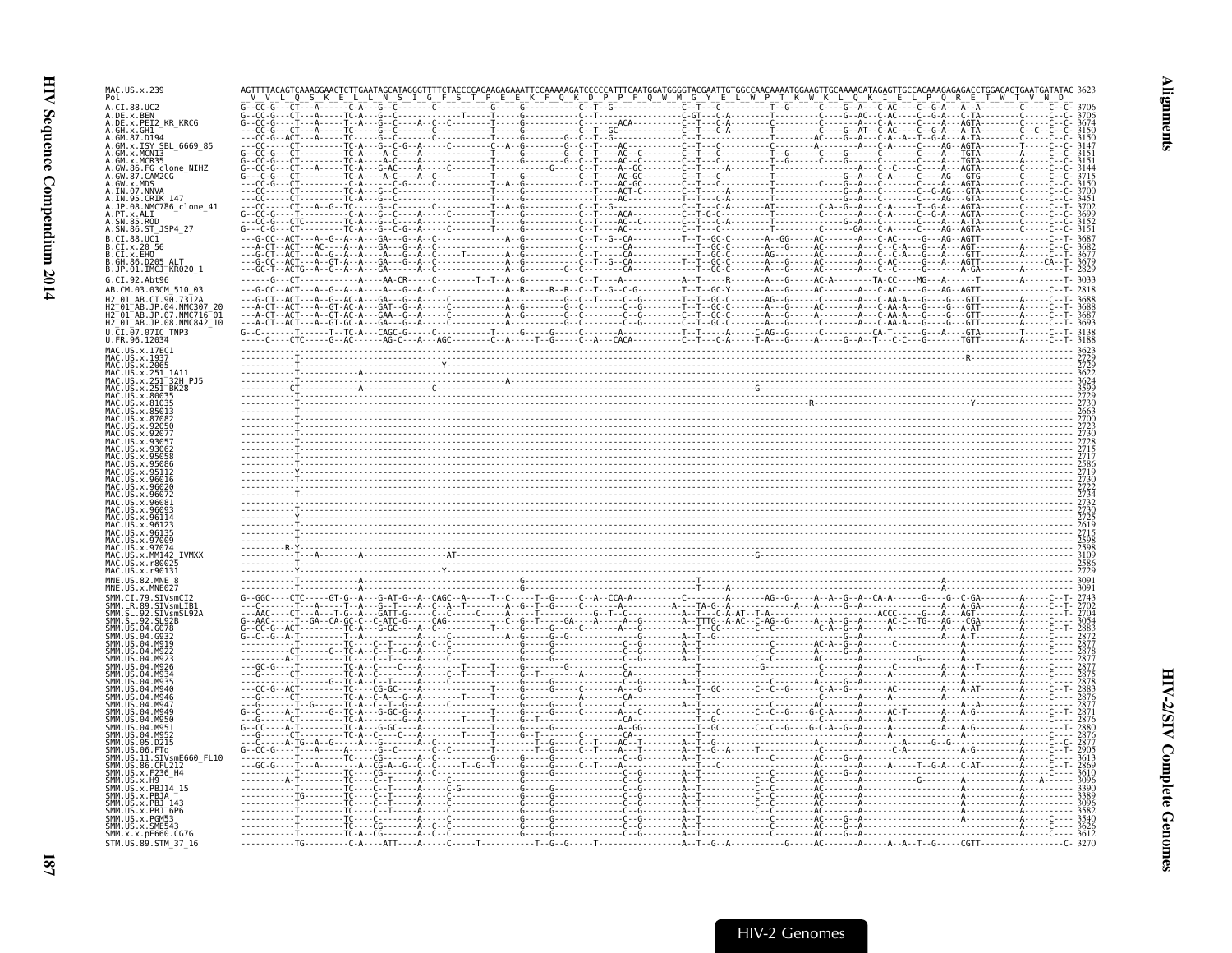Full nucleotide alignment rows other than MAC.US.x.239 could not be read reliably at this resolution; only each sequence name and its ending position are given.

```
MAC.US.x.239            AGTTTTACAGTCAAAGGAACTCTTGAATAGCATAGGGTTTTCTACCCCAGAAGAGAAATTCCAAAAAGATCCCCCATTTCAATGGATGGGGTACGAATTGTGGCCAACAAAATGGAAGTTGCAAAAGATAGAGTTGCCACAAAGAGAGACCTGGACAGTGAATGATATAC 3623
Pol                      V  V  L  Q  S  K  E  L  L  N  S  I  G  F  S  T  P  E  E  K  F  Q  K  D  P  P  F  Q  W  M  G  Y  E  L  W  P  T  K  W  K  L  Q  K  I  E  L  P  Q  R  E  T  W  T  V  N  D

A.CI.88.UC2                      3706
A.DE.x.BEN                       3706
A.DE.x.PEI2_KR_KRCG              3674
A.GH.x.GH1                       3150
A.GM.87.D194                     3150
A.GM.x.ISY_SBL_6669_85           3147
A.GM.x.MCN13                     3151
A.GM.x.MCR35                     3151
A.GW.86.FG_clone_NIHZ            3144
A.GW.87.CAM2CG                   3715
A.GW.x.MDS                       3150
A.IN.07.NNVA                     3700
A.IN.95.CRIK_147                 3451
A.JP.08.NMC786_clone_41          3702
A.PT.x.ALI                       3699
A.SN.85.ROD                      3152
A.SN.86.ST_JSP4_27               3151
B.CI.88.UC1                      3687
B.CI.x.20_56                     3682
B.CI.x.EHO                       3677
B.GH.86.D205_ALT                 3679
B.JP.01.IMCJ_KR020_1             2829
G.CI.92.Abt96                    3033
AB.CM.03.03CM_510_03             2818
H2_01_AB.CI.90.7312A             3688
H2_01_AB.JP.04.NMC307_20         3688
H2_01_AB.JP.07.NMC716_01         3687
H2_01_AB.JP.08.NMC842_10         3693
U.CI.07.07IC_TNP3                3138
U.FR.96.12034                    3188
MAC.US.x.17EC1                   3623
MAC.US.x.1937                    2729
MAC.US.x.2065                    2729
MAC.US.x.251_1A11                3622
MAC.US.x.251_32H_PJ5             3624
MAC.US.x.251_BK28                3599
MAC.US.x.80035                   2729
MAC.US.x.81035                   2730
MAC.US.x.85013                   2663
MAC.US.x.87082                   2700
MAC.US.x.92050                   2723
MAC.US.x.92077                   2730
MAC.US.x.93057                   2728
MAC.US.x.93062                   2715
MAC.US.x.95058                   2717
MAC.US.x.95086                   2586
MAC.US.x.95112                   2719
MAC.US.x.96016                   2730
MAC.US.x.96020                   2722
MAC.US.x.96072                   2734
MAC.US.x.96081                   2732
MAC.US.x.96093                   2730
MAC.US.x.96114                   2725
MAC.US.x.96123                   2619
MAC.US.x.96135                   2715
MAC.US.x.97009                   2598
MAC.US.x.97074                   2598
MAC.US.x.MM142_IVMXX             3109
MAC.US.x.r80025                  2586
MAC.US.x.r90131                  2729
MNE.US.82.MNE_8                  3091
MNE.US.x.MNE027                  3091
SMM.CI.79.SIVsmCI2               2743
SMM.LR.89.SIVsmLIB1              2702
SMM.SL.92.SIVsmSL92A             2704
SMM.SL.92.SL92B                  3054
SMM.US.04.G078                   2883
SMM.US.04.G932                   2872
SMM.US.04.M919                   2877
SMM.US.04.M922                   2878
SMM.US.04.M923                   2877
SMM.US.04.M926                   2877
SMM.US.04.M934                   2875
SMM.US.04.M935                   2878
SMM.US.04.M940                   2883
SMM.US.04.M946                   2876
SMM.US.04.M947                   2877
SMM.US.04.M949                   2871
SMM.US.04.M950                   2876
SMM.US.04.M951                   2880
SMM.US.04.M952                   2876
SMM.US.05.D215                   2877
SMM.US.06.FTq                    2905
SMM.US.11.SIVsmE660_FL10         3613
SMM.US.86.CFU212                 2869
SMM.US.x.F236_H4                 3610
SMM.US.x.H9                      3096
SMM.US.x.PBJ14_15                3390
SMM.US.x.PBJA                    3389
SMM.US.x.PBJ_143                 3096
SMM.US.x.PBJ_6P6                 3582
SMM.US.x.PGM53                   3540
SMM.US.x.SME543                  3626
SMM.x.x.pE660.CG7G               3612
STM.US.89.STM_37_16              3270
```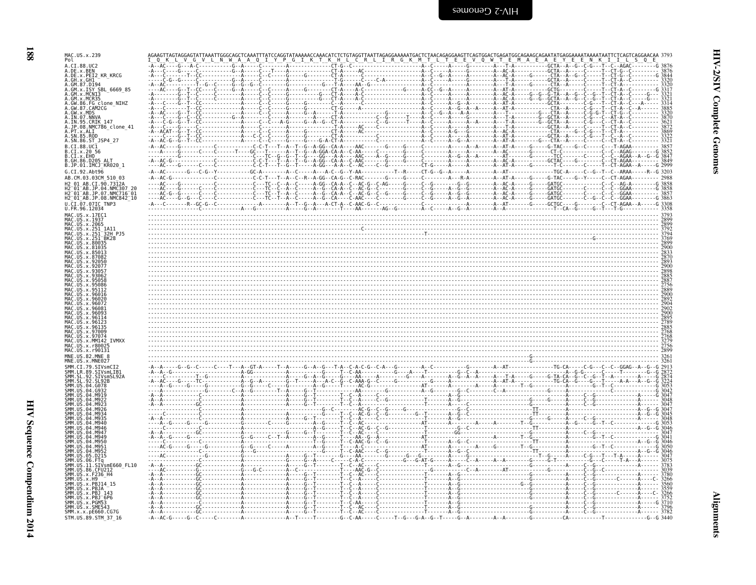```
MAC.US.x.239           AGAAGTTAGTAGGAGTATTAAATTGGGCAGCTCAAATTTATCCAGGTATAAAAACCAAACATCTCTGTAGGTTAATTAGAGGAAAAATGACTCTAACAGAGGAAGTTCAGTGGACTGAGATGGCAGAAGCAGAATATGAGGAAAATAAAATAATTCTCAGTCAGGAACAA 3793
Pol                    I  Q  K  L  V  G  V  L  N  W  A  A  Q  I  Y  P  G  I  K  T  K  H  L  C  R  L  I  R  G  K  M  T  L  T  E  E  V  Q  W  T  E  M  A  E  A  E  Y  E  E  N  K  I  I  L  S  Q  E
A.CI.88.UC2            3876
A.DE.x.BEN             3876
A.DE.x.PEI2_KR_KRCG    3844
A.GH.x.GH1             3320
A.GM.87.D194           3320
A.GM.x.ISY_SBL_6669_85 3317
A.GM.x.MCN13           3321
A.GM.x.MCR35           3321
A.GW.86.FG_clone_NIHZ  3314
A.GW.87.CAM2CG         3885
A.GW.x.MDS             3320
A.IN.07.NNVA           3870
A.IN.95.CRIK_147       3621
A.JP.08.NMC786_clone_41 3872
A.PT.x.ALI             3869
A.SN.85.ROD            3322
A.SN.86.ST_JSP4_27     3321
B.CI.88.UC1            3857
B.CI.x.20_56           3852
B.CI.x.EHO             3847
B.GH.86.D205_ALT       3849
B.JP.01.IMCJ_KR020_1   2999
G.CI.92.Abt96          3203
AB.CM.03.03CM_510_03   2988
H2_01_AB.CI.90.7312A   3858
H2_01_AB.JP.04.NMC307_20 3858
H2_01_AB.JP.07.NMC716_01 3857
H2_01_AB.JP.08.NMC842_10 3863
U.CI.07.07IC_TNP3      3308
U.FR.96.12034          3358
MAC.US.x.17EC1         3793
MAC.US.x.1937          2899
MAC.US.x.2065          2899
MAC.US.x.251_1A11      3792
MAC.US.x.251_32H_PJ5   3794
MAC.US.x.251_BK28      3769
MAC.US.x.80035         2899
MAC.US.x.81035         2900
MAC.US.x.85013         2833
MAC.US.x.87082         2870
MAC.US.x.92050         2893
MAC.US.x.92077         2900
MAC.US.x.93057         2898
MAC.US.x.93062         2885
MAC.US.x.95058         2887
MAC.US.x.95086         2756
MAC.US.x.95112         2889
MAC.US.x.96016         2900
MAC.US.x.96020         2892
MAC.US.x.96072         2904
MAC.US.x.96081         2902
MAC.US.x.96093         2900
MAC.US.x.96114         2895
MAC.US.x.96123         2789
MAC.US.x.96135         2885
MAC.US.x.97009         2768
MAC.US.x.97074         2768
MAC.US.x.MM142_IVMXX   3279
MAC.US.x.r80025        2756
MAC.US.x.r90131        2899
MNE.US.82.MNE_8        3261
MNE.US.x.MNE027        3261
SMM.CI.79.SIVsmCI2     2913
SMM.LR.89.SIVsmLIB1    2872
SMM.SL.92.SIVsmSL92A   2874
SMM.SL.92.SL92B        3224
SMM.US.04.G078         3053
SMM.US.04.G932         3042
SMM.US.04.M919         3047
SMM.US.04.M922         3048
SMM.US.04.M923         3047
SMM.US.04.M926         3047
SMM.US.04.M934         3045
SMM.US.04.M935         3048
SMM.US.04.M940         3053
SMM.US.04.M946         3046
SMM.US.04.M947         3047
SMM.US.04.M949         3041
SMM.US.04.M950         3046
SMM.US.04.M951         3050
SMM.US.04.M952         3046
SMM.US.05.D215         3047
SMM.US.06.FTq          3075
SMM.US.11.SIVsmE660_FL10 3783
SMM.US.86.CFU212       3039
SMM.US.x.F236_H4       3780
SMM.US.x.H9            3266
SMM.US.x.PBJ14_15      3560
SMM.US.x.PBJA          3559
SMM.US.x.PBJ_143       3266
SMM.US.x.PBJ_6P6       3752
SMM.US.x.PGM53         3710
SMM.US.x.SME543        3796
SMM.x.x.pE660.CG7G     3782
STM.US.89.STM_37_16    3440
```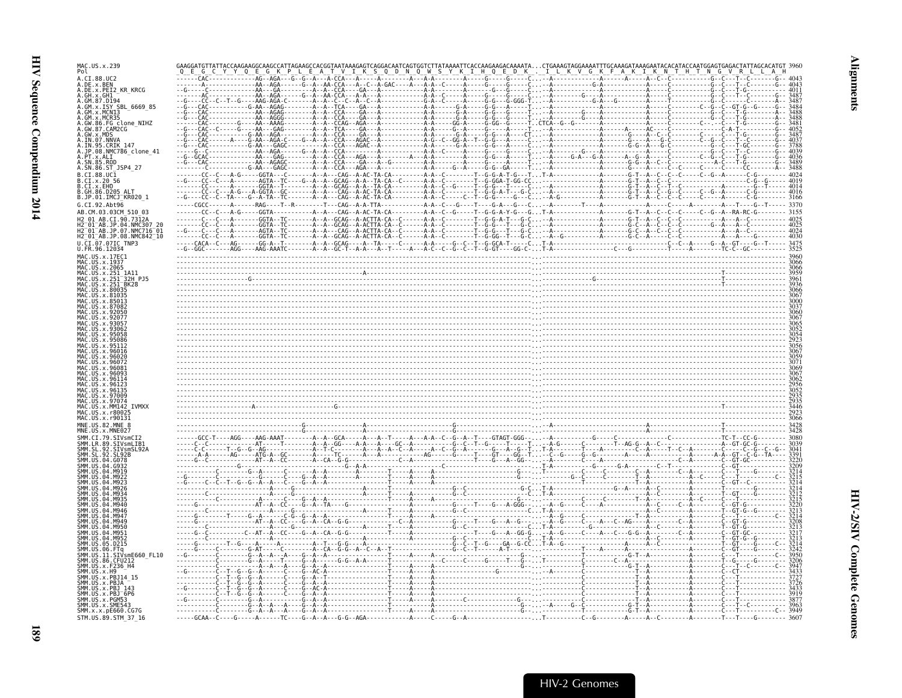```
MAC.US.x.239                 GAAGGATGTTATTACCAAGAAGGCAAGCCATTAGAAGCCACGGTAATAAAGAGTCAGGACAATCAGTGGTCTTATAAAATTCACCAAGAAGACAAAATA...CTGAAAGTAGGAAAATTTGCAAAGATAAAGAATACACATACCAATGGAGTGAGACTATTAGCACATGT 3960
Pol                           Q  E  G  C  Y  Y  Q  E  G  K  P  L  E  A  T  V  I  K  S  Q  D  N  Q  W  S  Y  K  I  H  Q  E  D  K  .  I  L  K  V  G  K  F  A  K  I  K  N  T  H  T  N  G  V  R  L  L  A  H

A.CI.88.UC2                  4043
A.DE.x.BEN                   4043
A.DE.x.PEI2_KR_KRCG          4011
A.GH.x.GH1                   3487
A.GM.87.D194                 3487
A.GM.x.ISY_SBL_6669_85       3484
A.GM.x.MCN13                 3488
A.GM.x.MCR35                 3488
A.GW.86.FG_clone_NIHZ        3481
A.GW.87.CAM2CG               4052
A.GW.x.MDS                   3487
A.IN.07.NNVA                 4037
A.IN.95.CRIK_147             3788
A.JP.08.NMC786_clone_41      4039
A.PT.x.ALI                   4036
A.SN.85.ROD                  3489
A.SN.86.ST_JSP4_27           3488
B.CI.88.UC1                  4024
B.CI.x.20_56                 4019
B.CI.x.EHO                   4014
B.GH.86.D205_ALT             4016
B.JP.01.IMCJ_KR020_1         3166
G.CI.92.Abt96                3370
AB.CM.03.03CM_510_03         3155
H2_01_AB.CI.90.7312A         4025
H2_01_AB.JP.04.NMC307_20     4025
H2_01_AB.JP.07.NMC716_01     4024
H2_01_AB.JP.08.NMC842_10     4030
U.CI.07.07IC_TNP3            3475
U.FR.96.12034                3525
MAC.US.x.17EC1               3960
MAC.US.x.1937                3066
MAC.US.x.2065                3066
MAC.US.x.251_1A11            3959
MAC.US.x.251_32H_PJ5         3961
MAC.US.x.251_BK28            3936
MAC.US.x.80035               3066
MAC.US.x.81035               3067
MAC.US.x.85013               3000
MAC.US.x.87082               3037
MAC.US.x.92050               3060
MAC.US.x.92077               3067
MAC.US.x.93057               3065
MAC.US.x.93062               3052
MAC.US.x.95058               3054
MAC.US.x.95086               2923
MAC.US.x.95112               3056
MAC.US.x.96016               3067
MAC.US.x.96020               3059
MAC.US.x.96072               3071
MAC.US.x.96081               3069
MAC.US.x.96093               3067
MAC.US.x.96114               3062
MAC.US.x.96123               2956
MAC.US.x.96135               3052
MAC.US.x.97009               2935
MAC.US.x.97074               2935
MAC.US.x.MM142_IVMXX         3446
MAC.US.x.r80025              2923
MAC.US.x.r90131              3066
MNE.US.82.MNE_8              3428
MNE.US.x.MNE027              3428
SMM.CI.79.SIVsmCI2           3080
SMM.LR.89.SIVsmLIB1          3039
SMM.SL.92.SIVsmSL92A         3041
SMM.SL.92.SL92B              3391
SMM.US.04.G078               3220
SMM.US.04.G932               3209
SMM.US.04.M919               3214
SMM.US.04.M922               3215
SMM.US.04.M923               3214
SMM.US.04.M926               3214
SMM.US.04.M934               3212
SMM.US.04.M935               3215
SMM.US.04.M940               3220
SMM.US.04.M946               3213
SMM.US.04.M947               3214
SMM.US.04.M949               3208
SMM.US.04.M950               3213
SMM.US.04.M951               3217
SMM.US.04.M952               3213
SMM.US.05.D215               3214
SMM.US.06.FTq                3242
SMM.US.11.SIVsmE660_FL10     3950
SMM.US.86.CFU212             3206
SMM.US.x.F236_H4             3947
SMM.US.x.H9                  3433
SMM.US.x.PBJ14_15            3727
SMM.US.x.PBJA                3726
SMM.US.x.PBJ_143             3433
SMM.US.x.PBJ_6P6             3919
SMM.US.x.PGM53               3877
SMM.US.x.SME543              3963
SMM.x.x.pE660.CG7G           3949
STM.US.89.STM_37_16          3607
```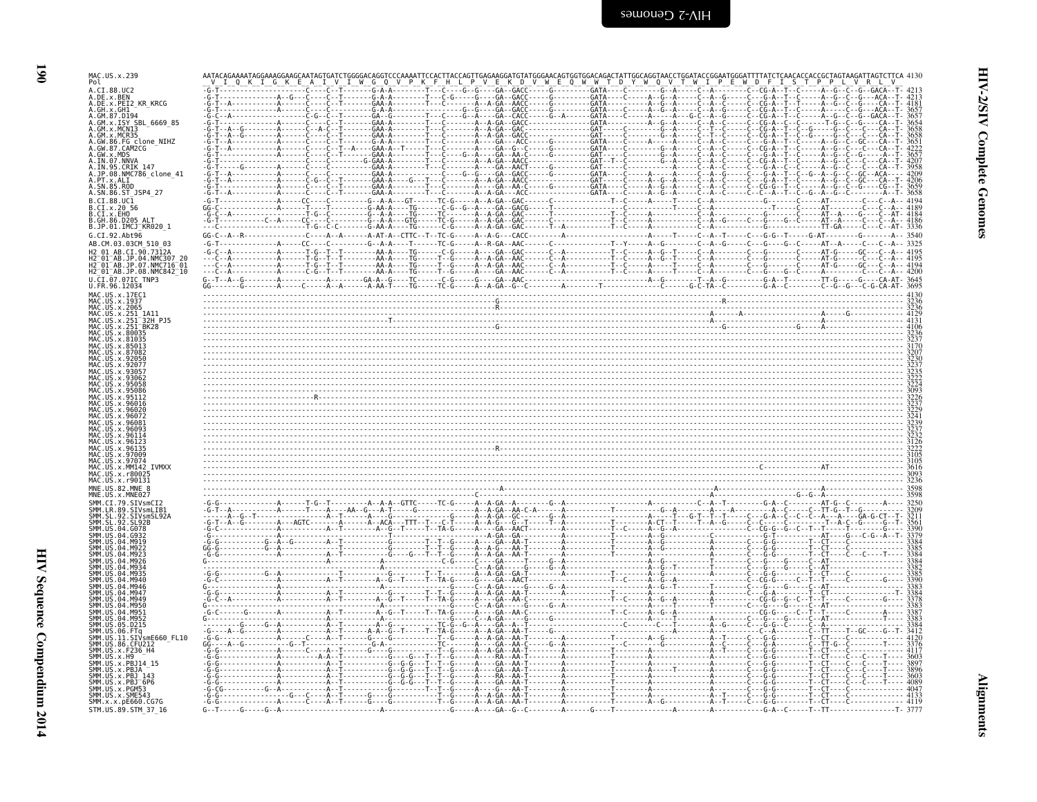```
MAC.US.x.239               AATACAGAAAATAGGAAAGGAAGCAATAGTGATCTGGGGACAGGTCCCAAAATTCCACTTACCAGTTGAGAAGGATGTATGGGAACAGTGGTGGACAGACTATTGGCAGGTAACCTGGATACCGGAATGGGATTTTATCTCAACACCACCGCTAGTAAGATTAGTCTTCA 4130
Pol                         V  I  Q  K  I  G  K  E  A  I  V  I  W  G  Q  V  P  K  F  H  L  P  V  E  K  D  V  W  E  Q  W  W  T  D  Y  W  Q  V  T  W  I  P  E  W  D  F  I  S  T  P  P  L  V  R  L  V

A.CI.88.UC2                 4213
A.DE.x.BEN                  4213
A.DE.x.PEI2_KR_KRCG         4181
A.GH.x.GH1                  3657
A.GM.87.D194                3657
A.GM.x.ISY_SBL_6669_85      3654
A.GM.x.MCN13                3658
A.GM.x.MCR35                3658
A.GW.86.FG_clone_NIHZ       3651
A.GW.87.CAM2CG              4222
A.GW.x.MDS                  3657
A.IN.07.NNVA                4207
A.IN.95.CRIK_147            3958
A.JP.08.NMC786_clone_41     4209
A.PT.x.ALI                  4206
A.SN.85.ROD                 3659
A.SN.86.ST_JSP4_27          3658
B.CI.88.UC1                 4194
B.CI.x.20_56                4189
B.CI.x.EHO                  4184
B.GH.86.D205_ALT            4186
B.JP.01.IMCJ_KR020_1        3336
G.CI.92.Abt96               3540
AB.CM.03.03CM_510_03        3325
H2_01_AB.CI.90.7312A        4195
H2_01_AB.JP.04.NMC307_20    4195
H2_01_AB.JP.07.NMC716_01    4194
H2_01_AB.JP.08.NMC842_10    4200
U.CI.07.07IC_TNP3           3645
U.FR.96.12034               3695
MAC.US.x.17EC1              4130
MAC.US.x.1937               3236
MAC.US.x.2065               3236
MAC.US.x.251_1A11           4129
MAC.US.x.251_32H_PJ5        4131
MAC.US.x.251_BK28           4106
MAC.US.x.80035              3236
MAC.US.x.81035              3237
MAC.US.x.85013              3170
MAC.US.x.87082              3207
MAC.US.x.92050              3230
MAC.US.x.92077              3237
MAC.US.x.93057              3235
MAC.US.x.93062              3222
MAC.US.x.95058              3224
MAC.US.x.95086              3093
MAC.US.x.95112              3226
MAC.US.x.96016              3237
MAC.US.x.96020              3229
MAC.US.x.96072              3241
MAC.US.x.96081              3239
MAC.US.x.96093              3237
MAC.US.x.96114              3232
MAC.US.x.96123              3126
MAC.US.x.96135              3222
MAC.US.x.97009              3105
MAC.US.x.97074              3105
MAC.US.x.MM142_IVMXX        3616
MAC.US.x.r80025             3093
MAC.US.x.r90131             3236
MNE.US.82.MNE_8             3598
MNE.US.x.MNE027             3598
SMM.CI.79.SIVsmCI2          3250
SMM.LR.89.SIVsmLIB1         3209
SMM.SL.92.SIVsmSL92A        3211
SMM.SL.92.SL92B             3561
SMM.US.04.G078              3390
SMM.US.04.G932              3379
SMM.US.04.M919              3384
SMM.US.04.M922              3385
SMM.US.04.M923              3384
SMM.US.04.M926              3384
SMM.US.04.M934              3382
SMM.US.04.M935              3385
SMM.US.04.M940              3390
SMM.US.04.M946              3383
SMM.US.04.M947              3384
SMM.US.04.M949              3378
SMM.US.04.M950              3383
SMM.US.04.M951              3387
SMM.US.04.M952              3383
SMM.US.05.D215              3384
SMM.US.06.FTq               3412
SMM.US.11.SIVsmE660_FL10    4120
SMM.US.86.CFU212            3376
SMM.US.x.F236_H4            4117
SMM.US.x.H9                 3603
SMM.US.x.PBJ14_15           3897
SMM.US.x.PBJA               3896
SMM.US.x.PBJ_143            3603
SMM.US.x.PBJ_6P6            4089
SMM.US.x.PGM53              4047
SMM.US.x.SME543             4133
SMM.x.x.pE660.CG7G          4119
STM.US.89.STM_37_16         3777
```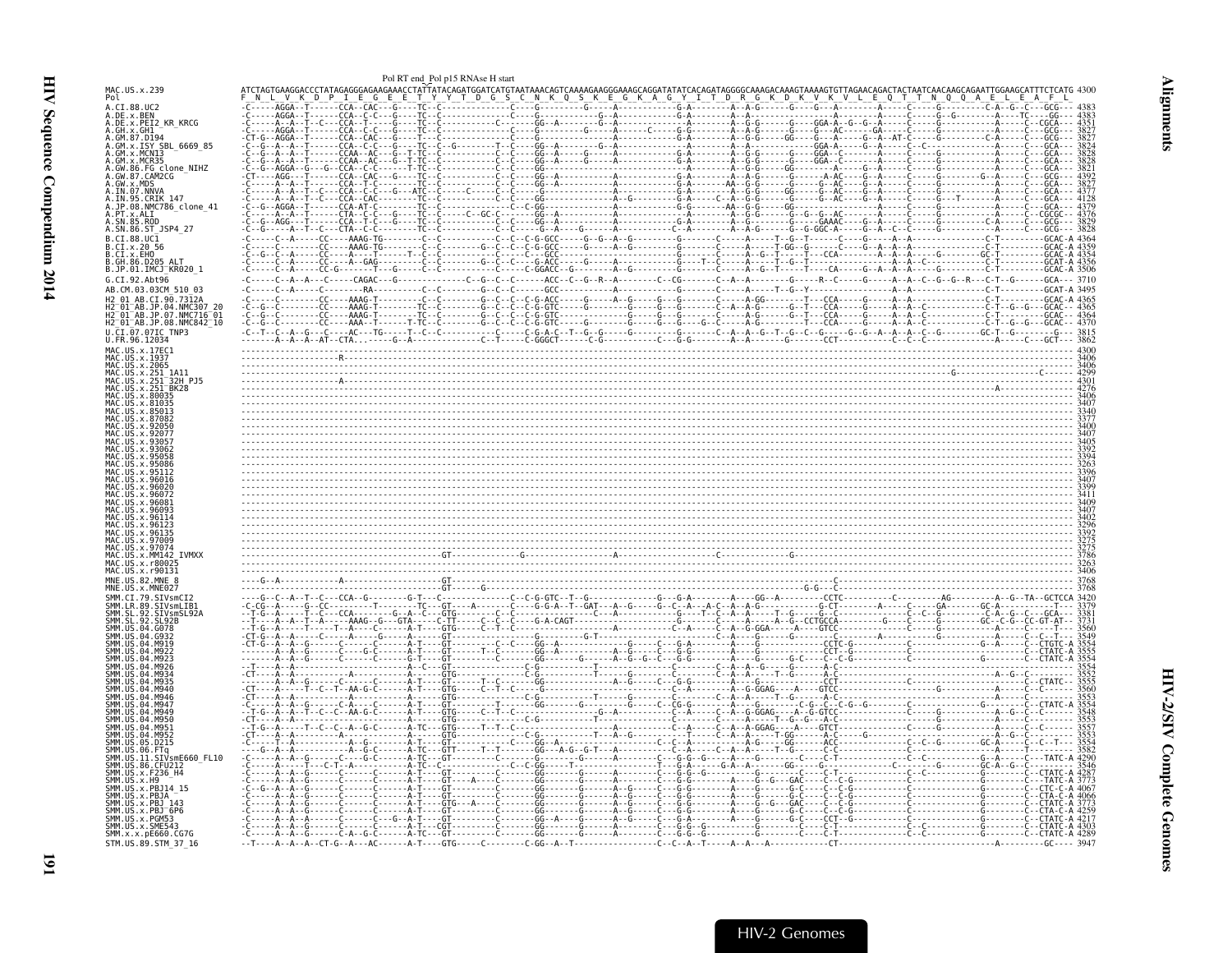Pol RT end_Pol p15 RNAse H start

```
MAC.US.x.239                ATCTAGTGAAGGACCCTATAGAGGGAGAAGAAACCTATTATACAGATGGATCATGTAATAAACAGTCAAAAGAAGGGAAAGCAGGATATATCACAGATAGGGGCAAAGACAAAGTAAAAGTGTTAGAACAGACTACTAATCAACAAGCAGAATTGGAAGCATTTCTCATG 4300
Pol                         F  N  L  V  K  D  P  I  E  G  E  E  T  Y  Y  T  D  G  S  C  N  K  Q  S  K  E  G  K  A  G  Y  I  T  D  R  G  K  D  K  V  K  V  L  E  Q  T  T  N  Q  Q  A  E  L  E  A  F  L

A.CI.88.UC2                 4383
A.DE.x.BEN                  4383
A.DE.x.PEI2_KR_KRCG         4351
A.GH.x.GH1                  3827
A.GM.87.D194                3827
A.GM.x.ISY_SBL_6669_85      3824
A.GM.x.MCN13                3828
A.GM.x.MCR35                3822
A.GW.86.FG_clone_NIHZ       3821
A.GW.87.CAM2CG              4392
A.GW.x.MDS                  3827
A.IN.07.NNVA                4377
A.IN.95.CRIK_147            4128
A.JP.08.NMC786_clone_41     4379
A.PT.x.ALI                  4376
A.SN.85.ROD                 3829
A.SN.86.ST_JSP4_27          3828
B.CI.88.UC1                 4364
B.CI.x.20_56                4359
B.CI.x.EHO                  4354
B.GH.86.D205_ALT            4356
B.JP.01.IMCJ_KR020_1        3506
G.CI.92.Abt96               3710
AB.CM.03.03CM_510_03        3495
H2_01_AB.CI.90.7312A        4365
H2_01_AB.JP.04.NMC307_20    4365
H2_01_AB.JP.07.NMC716_01    4364
H2_01_AB.JP.08.NMC842_10    4370
U.CI.07.07IC_TNP3           3815
U.FR.96.12034               3862
MAC.US.x.17EC1              4300
MAC.US.x.1937               3406
MAC.US.x.2065               3406
MAC.US.x.251_1A11           4299
MAC.US.x.251_32H_PJ5        4301
MAC.US.x.251_BK28           4276
MAC.US.x.80035              3406
MAC.US.x.81035              3407
MAC.US.x.85013              3340
MAC.US.x.87082              3377
MAC.US.x.92050              3400
MAC.US.x.92077              3407
MAC.US.x.93057              3405
MAC.US.x.93062              3392
MAC.US.x.95058              3394
MAC.US.x.95086              3263
MAC.US.x.95112              3396
MAC.US.x.96016              3407
MAC.US.x.96020              3399
MAC.US.x.96072              3411
MAC.US.x.96081              3409
MAC.US.x.96093              3407
MAC.US.x.96114              3402
MAC.US.x.96123              3296
MAC.US.x.96135              3392
MAC.US.x.97009              3275
MAC.US.x.97074              3275
MAC.US.x.MM142_IVMXX        3786
MAC.US.x.r80025             3263
MAC.US.x.r90131             3406
MNE.US.82.MNE_8             3768
MNE.US.x.MNE027             3768
SMM.CI.79.SIVsmCI2          3420
SMM.LR.89.SIVsmLIB1         3379
SMM.SL.92.SIVsmSL92A        3381
SMM.SL.92.SL92B             3731
SMM.US.04.G078              3560
SMM.US.04.G932              3549
SMM.US.04.M919              3554
SMM.US.04.M922              3555
SMM.US.04.M923              3554
SMM.US.04.M926              3554
SMM.US.04.M934              3552
SMM.US.04.M935              3555
SMM.US.04.M940              3560
SMM.US.04.M946              3553
SMM.US.04.M947              3554
SMM.US.04.M949              3548
SMM.US.04.M950              3553
SMM.US.04.M951              3557
SMM.US.04.M952              3553
SMM.US.05.D215              3554
SMM.US.06.FTq               3582
SMM.US.11.SIVsmE660_FL10    4290
SMM.US.86.CFU212            3546
SMM.US.x.F236_H4            4287
SMM.US.x.H9                 3773
SMM.US.x.PBJ14_15           4067
SMM.US.x.PBJA               4066
SMM.US.x.PBJ_143            3773
SMM.US.x.PBJ_6P6            4259
SMM.US.x.PGM53              4217
SMM.US.x.SME543             4303
SMM.x.x.pE660.CG7G          4289
STM.US.89.STM_37_16         3947
```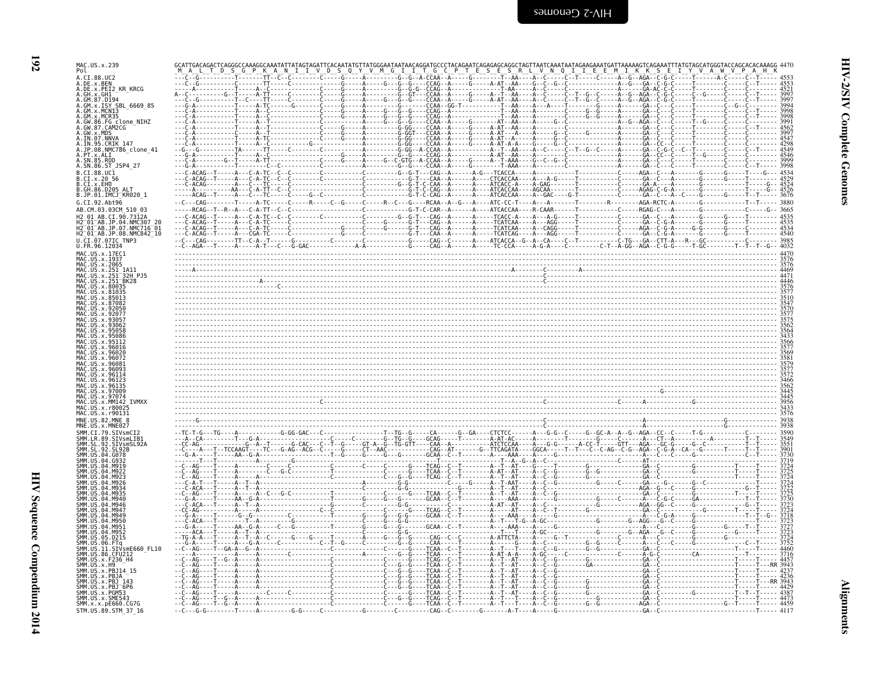```
MAC.US.x.239            GCATTGACAGACTCAGGGCCAAAGGCAAATATTATAGTAGATTCACAATATGTTATGGGAATAATAACAGGATGCCCTACAGAATCAGAGAGCAGGCTAGTTAATCAAATAATAGAAGAAATGATTAAAAAGTCAGAAATTTATGTAGCATGGGTACCAGCACACAAAGG 4470
Pol                      M  A  L  T  D  S  G  P  K  A  N  I  I  V  D  S  Q  Y  V  M  G  I  I  T  G  C  P  T  E  S  E  S  R  L  V  N  Q  I  I  E  E  M  I  K  K  S  E  I  Y  V  A  W  V  P  A  H  K

A.CI.88.UC2                                  4553
A.DE.x.BEN                                   4553
A.DE.x.PEI2_KR_KRCG                          4521
A.GH.x.GH1                                   3997
A.GM.87.D194                                 3997
A.GM.x.ISY_SBL_6669_85                       3994
A.GM.x.MCN13                                 3998
A.GM.x.MCR35                                 3998
A.GW.86.FG_clone_NIHZ                        3991
A.GW.87.CAM2CG                               4562
A.GW.x.MDS                                   3997
A.IN.07.NNVA                                 4547
A.IN.95.CRIK_147                             4298
A.JP.08.NMC786_clone_41                      4549
A.PT.x.ALI                                   4546
A.SN.85.ROD                                  3999
A.SN.86.ST_JSP4_27                           3998
B.CI.88.UC1                                  4534
B.CI.x.20_56                                 4529
B.CI.x.EHO                                   4524
B.GH.86.D205_ALT                             4526
B.JP.01.IMCJ_KR020_1                         3676
G.CI.92.Abt96                                3880
AB.CM.03.03CM_510_03                         3665
H2_01_AB.CI.90.7312A                         4535
H2_01_AB.JP.04.NMC307_20                     4535
H2_01_AB.JP.07.NMC716_01                     4534
H2_01_AB.JP.08.NMC842_10                     4540
U.CI.07.07IC_TNP3                            3985
U.FR.96.12034                                4032
MAC.US.x.17EC1                               4470
MAC.US.x.1937                                3576
MAC.US.x.2065                                3576
MAC.US.x.251_1A11                            4469
MAC.US.x.251_32H_PJ5                         4471
MAC.US.x.251_BK28                            4446
MAC.US.x.80035                               3576
MAC.US.x.81035                               3577
MAC.US.x.85013                               3510
MAC.US.x.87082                               3547
MAC.US.x.92050                               3570
MAC.US.x.92077                               3577
MAC.US.x.93057                               3575
MAC.US.x.93062                               3562
MAC.US.x.95058                               3564
MAC.US.x.95086                               3433
MAC.US.x.95112                               3566
MAC.US.x.96016                               3577
MAC.US.x.96020                               3569
MAC.US.x.96072                               3581
MAC.US.x.96081                               3579
MAC.US.x.96093                               3577
MAC.US.x.96114                               3572
MAC.US.x.96123                               3466
MAC.US.x.96135                               3562
MAC.US.x.97009                               3445
MAC.US.x.97074                               3445
MAC.US.x.MM142_IVMXX                         3956
MAC.US.x.r80025                              3433
MAC.US.x.r90131                              3576
MNE.US.82.MNE_8                              3938
MNE.US.x.MNE027                              3938
SMM.CI.79.SIVsmCI2                           3590
SMM.LR.89.SIVsmLIB1                          3549
SMM.SL.92.SIVsmSL92A                         3551
SMM.SL.92.SL92B                              3901
SMM.US.04.G078                               3730
SMM.US.04.G932                               3719
SMM.US.04.M919                               3724
SMM.US.04.M922                               3725
SMM.US.04.M923                               3724
SMM.US.04.M926                               3724
SMM.US.04.M934                               3722
SMM.US.04.M935                               3725
SMM.US.04.M940                               3730
SMM.US.04.M946                               3723
SMM.US.04.M947                               3724
SMM.US.04.M949                               3718
SMM.US.04.M950                               3723
SMM.US.04.M951                               3727
SMM.US.04.M952                               3723
SMM.US.05.D215                               3724
SMM.US.06.FTq                                3752
SMM.US.11.SIVsmE660_FL10                     4460
SMM.US.86.CFU212                             3716
SMM.US.x.F236_H4                             4457
SMM.US.x.H9                                  3943
SMM.US.x.PBJ14_15                            4237
SMM.US.x.PBJA                                4236
SMM.US.x.PBJ_143                             3943
SMM.US.x.PBJ_6P6                             4429
SMM.US.x.PGM53                               4387
SMM.US.x.SME543                              4473
SMM.x.x.pE660.CG7G                           4459
STM.US.89.STM_37_16                          4117
```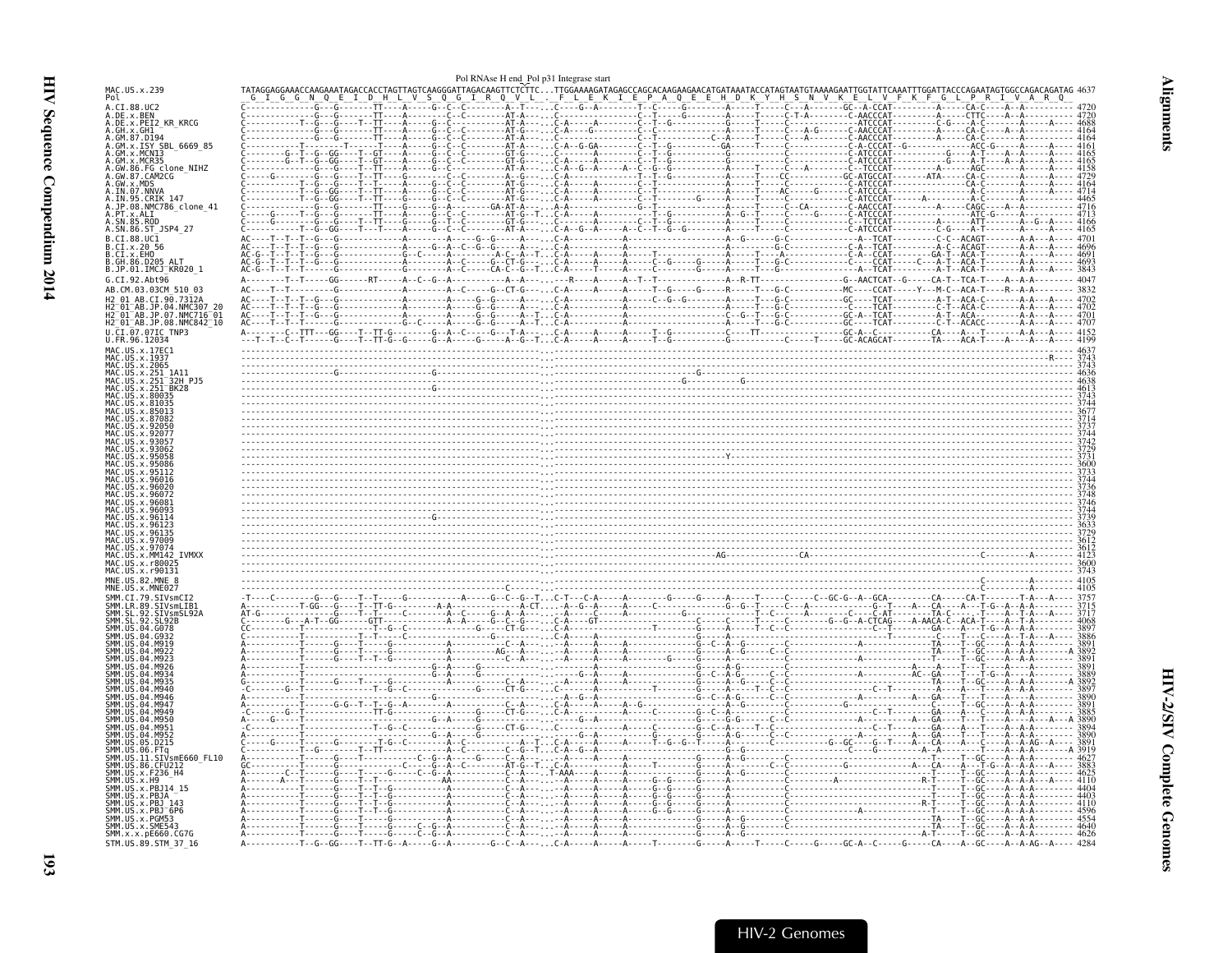Pol RNAse H end_Pol p31 Integrase start

```
MAC.US.x.239          TATAGGAGGAAACCAAGAAATAGACCACCTAGTTAGTCAAGGGATTAGACAAGTTCTCTTC...TTGGAAAAGATAGAGCCAGCACAAGAAGAACATGATAAATACCATAGTAATGTAAAAGAATTGGTATTCAAATTTGGATTACCCAGAATAGTGGCCAGACAGATAG 4637
Pol                    _G__I__G__G__N__Q__E__I__D__H__L__V__S__Q__G__I__R__Q__V__L_._F__L__E__K__I__E__P__A__Q__E__E__H__D__K__Y__H__S__N__V__K__E__L__V__F__K__F__G__L__P__R__I__V__A__R__Q_
```

HIV-2 Genomes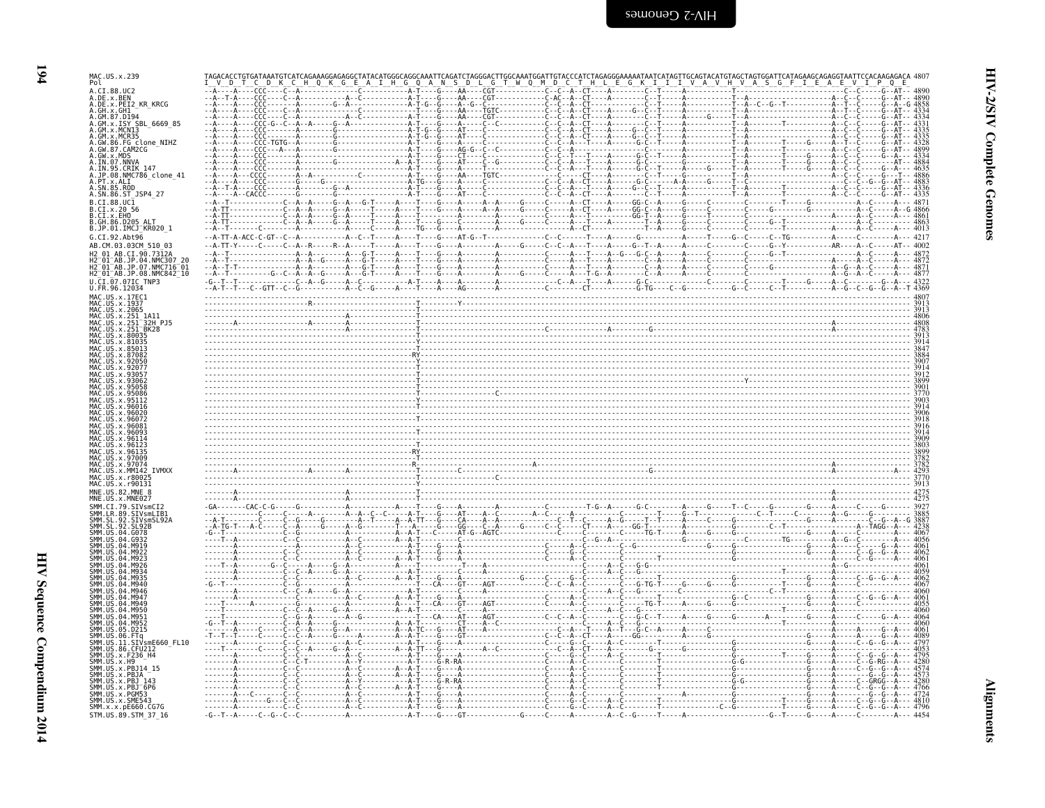```
MAC.US.x.239          TAGACACCTGTGATAAATGTCATCAGAAAGGAGAGGCTATACATGGGCAGGCAAATTCAGATCTAGGGACTTGGCAAATGGATTGTACCCATCTAGAGGGAAAAATAATCATAGTTGCAGTACATGTAGCTAGTGGATTCATAGAAGCAGAGGTAATTCCACAAGAGACA 4807
Pol                   I  V  D  T  C  D  K  C  H  Q  K  G  E  A  I  H  G  Q  A  N  S  D  L  G  T  W  Q  M  D  C  T  H  L  E  G  K  I  I  I  V  A  V  H  V  A  S  G  F  I  E  A  E  V  I  P  Q  E
A.CI.88.UC2                    4890
A.DE.x.BEN                     4890
A.DE.x.PEI2_KR_KRCG            4858
A.GH.x.GH1                     4334
A.GM.87.D194                   4334
A.GM.x.ISY_SBL_6669_85         4331
A.GM.x.MCN13                   4335
A.GM.x.MCR35                   4335
A.GW.86.FG_clone_NIHZ          4328
A.GW.87.CAM2CG                 4899
A.GW.x.MDS                     4334
A.IN.07.NNVA                   4884
A.IN.95.CRIK_147               4635
A.JP.08.NMC786_clone_41        4886
A.PT.x.ALI                     4883
A.SN.85.ROD                    4336
A.SN.86.ST_JSP4_27             4335
B.CI.88.UC1                    4871
B.CI.x.20_56                   4866
B.CI.x.EHO                     4861
B.GH.86.D205_ALT               4863
B.JP.01.IMCJ_KR020_1           4013
G.CI.92.Abt96                  4217
AB.CM.03.03CM_510_03           4002
H2_01_AB.CI.90.7312A           4872
H2_01_AB.JP.04.NMC307_20       4872
H2_01_AB.JP.07.NMC716_01       4871
H2_01_AB.JP.08.NMC842_10       4877
U.CI.07.07IC_TNP3              4322
U.FR.96.12034                  4369
MAC.US.x.17EC1                 4807
MAC.US.x.1937                  3913
MAC.US.x.2065                  3913
MAC.US.x.251_1A11              4806
MAC.US.x.251_32H_PJ5           4808
MAC.US.x.251_BK28              4783
MAC.US.x.80035                 3913
MAC.US.x.81035                 3914
MAC.US.x.85013                 3847
MAC.US.x.87082                 3884
MAC.US.x.92050                 3907
MAC.US.x.92077                 3914
MAC.US.x.93057                 3912
MAC.US.x.93062                 3899
MAC.US.x.95058                 3901
MAC.US.x.95086                 3770
MAC.US.x.95112                 3903
MAC.US.x.96016                 3914
MAC.US.x.96020                 3906
MAC.US.x.96072                 3918
MAC.US.x.96081                 3916
MAC.US.x.96093                 3914
MAC.US.x.96114                 3909
MAC.US.x.96123                 3803
MAC.US.x.96135                 3899
MAC.US.x.97009                 3782
MAC.US.x.97074                 3782
MAC.US.x.MM142_IVMXX           4293
MAC.US.x.r80025                3770
MAC.US.x.r90131                3913
MNE.US.82.MNE_8                4275
MNE.US.x.MNE027                4275
SMM.CI.79.SIVsmCI2             3927
SMM.LR.89.SIVsmLIB1            3885
SMM.SL.92.SIVsmSL92A           3887
SMM.SL.92.SL92B                4238
SMM.US.04.G078                 4067
SMM.US.04.G932                 4056
SMM.US.04.M919                 4061
SMM.US.04.M922                 4062
SMM.US.04.M923                 4061
SMM.US.04.M926                 4061
SMM.US.04.M934                 4059
SMM.US.04.M935                 4062
SMM.US.04.M940                 4067
SMM.US.04.M946                 4060
SMM.US.04.M947                 4061
SMM.US.04.M949                 4055
SMM.US.04.M950                 4060
SMM.US.04.M951                 4064
SMM.US.04.M952                 4060
SMM.US.05.D215                 4061
SMM.US.06.FTq                  4089
SMM.US.11.SIVsmE660_FL10       4797
SMM.US.86.CFU212               4053
SMM.US.x.F236_H4               4795
SMM.US.x.H9                    4280
SMM.US.x.PBJ14_15              4574
SMM.US.x.PBJA                  4573
SMM.US.x.PBJ_143               4280
SMM.US.x.PBJ_6P6               4766
SMM.US.x.PGM53                 4724
SMM.US.x.SME543                4810
SMM.x.x.pE660.CG7G             4796
STM.US.89.STM_37_16            4454
```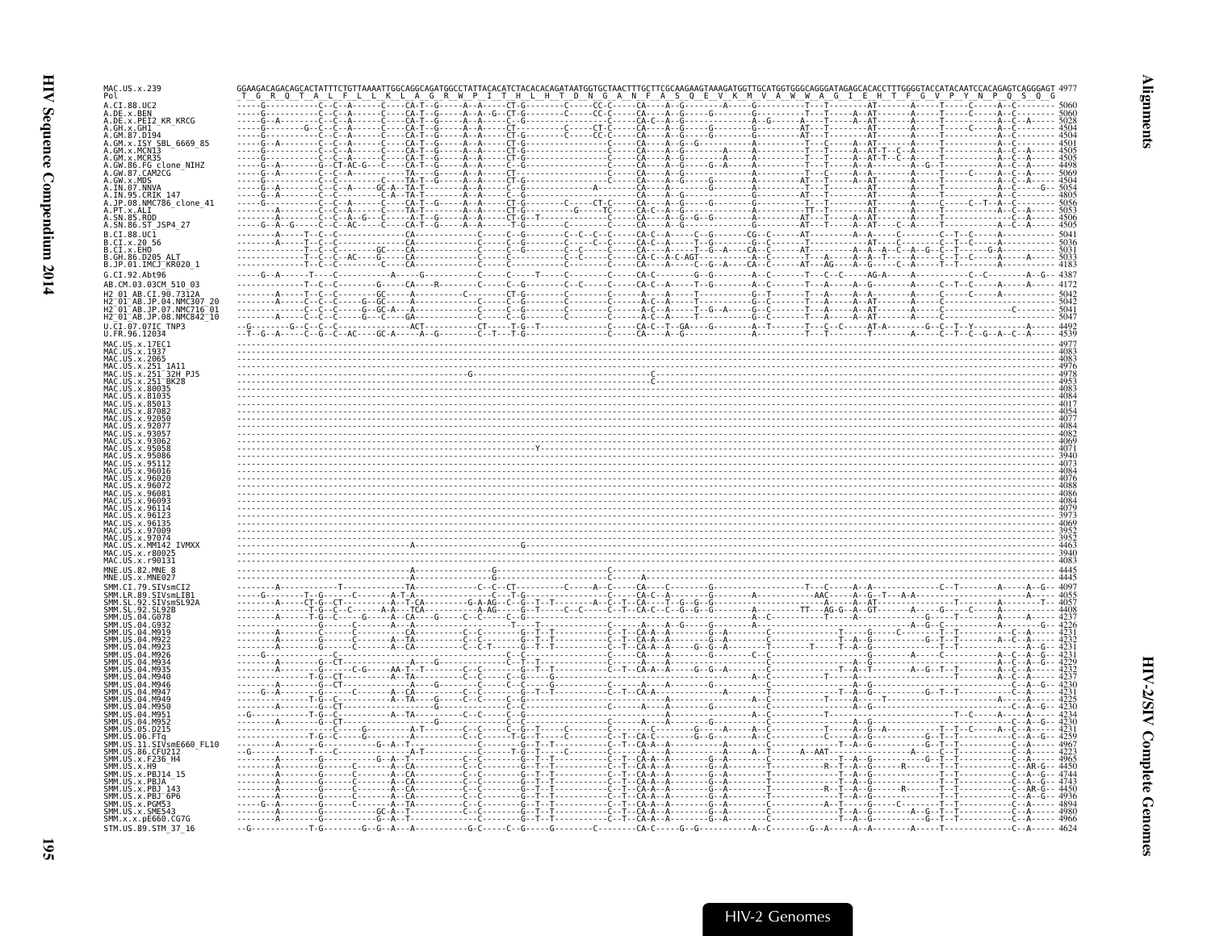```
MAC.US.x.239     GGAAGACAGACAGCACTATTTCTGTTAAAATTGGCAGGCAGATGGCCTATTACACATCTACACACAGATAATGGTGCTAACTTTGCTTCGCAAGAAGTAAAGATGGTTGCATGGTGGGCAGGGATAGAGCACACCTTTGGGGTACCATACAATCCACAGAGTCAGGGAGT 4977
Pol               T  G  R  Q  T  A  L  F  L  L  K  L  A  G  R  W  P  I  T  H  L  H  T  D  N  G  A  N  F  A  S  Q  E  V  K  M  V  A  W  W  A  G  I  E  H  T  F  G  V  P  Y  N  P  Q  S  Q  G
A.CI.88.UC2                                                                                   5060
A.DE.x.BEN                                                                                    5060
A.DE.x.PEI2_KR_KRCG                                                                           5028
A.GH.x.GH1                                                                                    4504
A.GM.87.D194                                                                                  4504
A.GM.x.ISY_SBL_6669_85                                                                        4501
A.GM.x.MCN13                                                                                  4505
A.GM.x.MCR35                                                                                  4505
A.GW.86.FG_clone_NIHZ                                                                         4498
A.GW.87.CAM2CG                                                                                5069
A.GW.x.MDS                                                                                    4504
A.IN.07.NNVA                                                                                  5054
A.IN.95.CRIK_147                                                                              4805
A.JP.08.NMC786_clone_41                                                                       5056
A.PT.x.ALI                                                                                    5053
A.SN.85.ROD                                                                                   4506
A.SN.86.ST_JSP4_27                                                                            4505
B.CI.88.UC1                                                                                   5041
B.CI.x.20_56                                                                                  5036
B.CI.x.EHO                                                                                    5031
B.GH.86.D205_ALT                                                                              5033
B.JP.01.IMCJ_KR020_1                                                                          4183
G.CI.92.Abt96                                                                                 4387
AB.CM.03.03CM_510_03                                                                          4172
H2_01_AB.CI.90.7312A                                                                          5042
H2_01_AB.JP.04.NMC307_20                                                                      5042
H2_01_AB.JP.07.NMC716_01                                                                      5041
H2_01_AB.JP.08.NMC842_10                                                                      5047
U.CI.07.07IC_TNP3                                                                             4492
U.FR.96.12034                                                                                 4539
MAC.US.x.17EC1                                                                                4977
MAC.US.x.1937                                                                                 4083
MAC.US.x.2065                                                                                 4083
MAC.US.x.251_1A11                                                                             4976
MAC.US.x.251_32H_PJ5                                                                          4978
MAC.US.x.251_BK28                                                                             4953
MAC.US.x.80035                                                                                4083
MAC.US.x.81035                                                                                4084
MAC.US.x.85013                                                                                4017
MAC.US.x.87082                                                                                4054
MAC.US.x.92050                                                                                4077
MAC.US.x.92077                                                                                4084
MAC.US.x.93057                                                                                4082
MAC.US.x.93062                                                                                4069
MAC.US.x.95058                                                                                4071
MAC.US.x.95086                                                                                3940
MAC.US.x.95112                                                                                4073
MAC.US.x.96016                                                                                4084
MAC.US.x.96020                                                                                4076
MAC.US.x.96072                                                                                4088
MAC.US.x.96081                                                                                4086
MAC.US.x.96093                                                                                4084
MAC.US.x.96114                                                                                4079
MAC.US.x.96123                                                                                3973
MAC.US.x.96135                                                                                4069
MAC.US.x.97009                                                                                3952
MAC.US.x.97074                                                                                3952
MAC.US.x.MM142_IVMXX                                                                          4463
MAC.US.x.r80025                                                                               3940
MAC.US.x.r90131                                                                               4083
MNE.US.82.MNE_8                                                                               4445
MNE.US.x.MNE027                                                                               4445
SMM.CI.79.SIVsmCI2                                                                            4097
SMM.LR.89.SIVsmLIB1                                                                           4055
SMM.SL.92.SIVsmSL92A                                                                          4057
SMM.SL.92.SL92B                                                                               4408
SMM.US.04.G078                                                                                4237
SMM.US.04.G932                                                                                4226
SMM.US.04.M919                                                                                4231
SMM.US.04.M922                                                                                4232
SMM.US.04.M923                                                                                4231
SMM.US.04.M926                                                                                4231
SMM.US.04.M934                                                                                4229
SMM.US.04.M935                                                                                4232
SMM.US.04.M940                                                                                4237
SMM.US.04.M946                                                                                4230
SMM.US.04.M947                                                                                4231
SMM.US.04.M949                                                                                4225
SMM.US.04.M950                                                                                4230
SMM.US.04.M951                                                                                4234
SMM.US.04.M952                                                                                4230
SMM.US.05.D215                                                                                4231
SMM.US.06.FTq                                                                                 4259
SMM.US.11.SIVsmE660_FL10                                                                      4967
SMM.US.86.CFU212                                                                              4223
SMM.US.x.F236_H4                                                                              4965
SMM.US.x.H9                                                                                   4450
SMM.US.x.PBJ14_15                                                                             4744
SMM.US.x.PBJA                                                                                 4743
SMM.US.x.PBJ_143                                                                              4450
SMM.US.x.PBJ_6P6                                                                              4936
SMM.US.x.PGM53                                                                                4894
SMM.US.x.SME543                                                                               4980
SMM.x.x.pE660.CG7G                                                                            4966
STM.US.89.STM_37_16                                                                           4624
```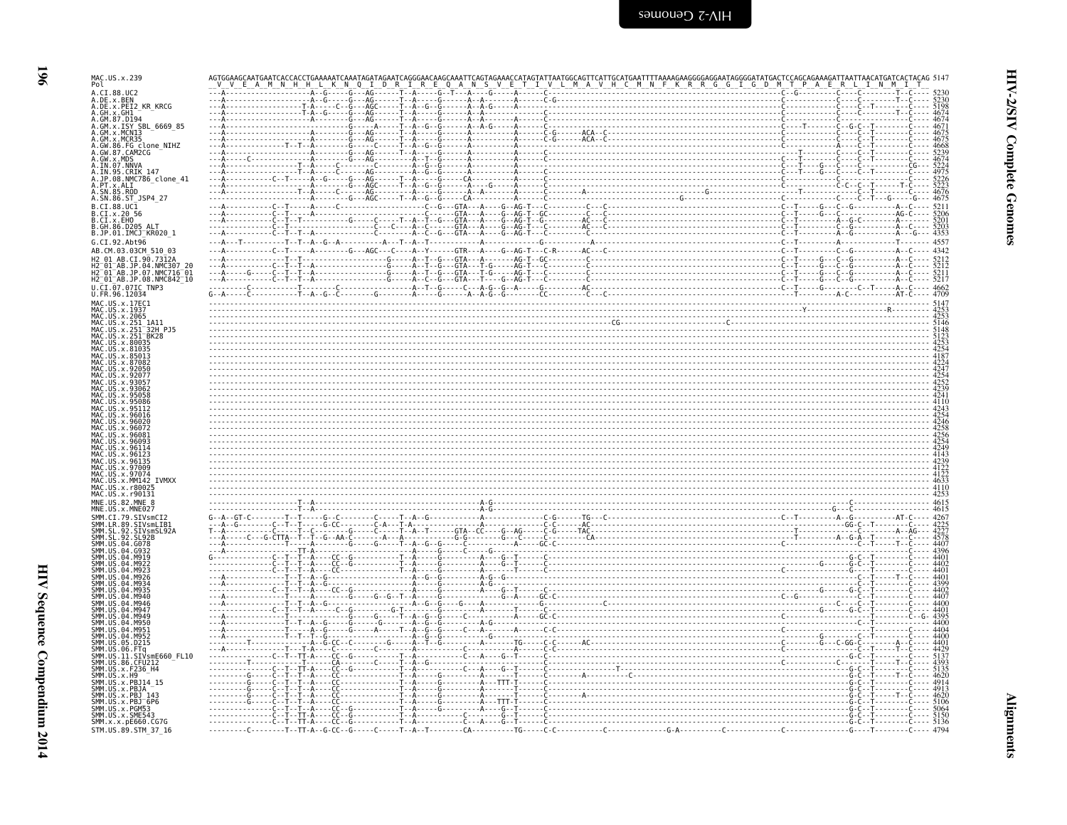```
MAC.US.x.239              AGTGGAAGCAATGAATCACCACCTGAAAAATCAAATAGATAGAATCAGGGAACAAGCAAATTCAGTAGAAACCATAGTATTAATGGCAGTTCATTGCATGAATTTTAAAAGAAGGGGAGGAATAGGGGATATGACTCCAGCAGAAAGATTAATTAACATGATCACTACAG 5147
Pol                        V  V  E  A  M  N  H  H  L  K  N  Q  I  D  R  I  R  E  Q  A  N  S  V  E  T  I  V  L  M  A  V  H  C  M  N  F  K  R  R  G  G  I  G  D  M  T  P  A  E  R  L  I  N  M  I  T
A.CI.88.UC2                                                                                                                                                                                      5230
A.DE.x.BEN                                                                                                                                                                                       5230
A.DE.x.PEI2_KR_KRCG                                                                                                                                                                              5198
A.GH.x.GH1                                                                                                                                                                                       4674
A.GM.87.D194                                                                                                                                                                                     4674
A.GM.x.ISY_SBL_6669_85                                                                                                                                                                           4671
A.GM.x.MCN13                                                                                                                                                                                     4675
A.GM.x.MCR35                                                                                                                                                                                     4675
A.GW.86.FG_clone_NIHZ                                                                                                                                                                            4668
A.GW.87.CAM2CG                                                                                                                                                                                   5239
A.GW.x.MDS                                                                                                                                                                                       4674
A.IN.07.NNVA                                                                                                                                                                                     5224
A.IN.95.CRIK_147                                                                                                                                                                                 4975
A.JP.08.NMC786_clone_41                                                                                                                                                                          5226
A.PT.x.ALI                                                                                                                                                                                       5223
A.SN.85.ROD                                                                                                                                                                                      4676
A.SN.86.ST_JSP4_27                                                                                                                                                                               4675
B.CI.88.UC1                                                                                                                                                                                      5211
B.CI.x.20_56                                                                                                                                                                                     5206
B.CI.x.EHO                                                                                                                                                                                       5201
B.GH.86.D205_ALT                                                                                                                                                                                 5203
B.JP.01.IMCJ_KR020_1                                                                                                                                                                             4353
G.CI.92.Abt96                                                                                                                                                                                    4557
AB.CM.03.03CM_510_03                                                                                                                                                                             4342
H2_01_AB.CI.90.7312A                                                                                                                                                                             5212
H2_01_AB.JP.04.NMC307_20                                                                                                                                                                         5212
H2_01_AB.JP.07.NMC716_01                                                                                                                                                                         5211
H2_01_AB.JP.08.NMC842_10                                                                                                                                                                         5217
U.CI.07.07IC_TNP3                                                                                                                                                                                4662
U.FR.96.12034                                                                                                                                                                                    4709
MAC.US.x.17EC1                                                                                                                                                                                   5147
MAC.US.x.1937                                                                                                                                                                                    4253
MAC.US.x.2065                                                                                                                                                                                    4253
MAC.US.x.251_1A11                                                                                                                                                                                5146
MAC.US.x.251_32H_PJ5                                                                                                                                                                             5148
MAC.US.x.251_BK28                                                                                                                                                                                5123
MAC.US.x.80035                                                                                                                                                                                   4253
MAC.US.x.81035                                                                                                                                                                                   4254
MAC.US.x.85013                                                                                                                                                                                   4187
MAC.US.x.87082                                                                                                                                                                                   4224
MAC.US.x.92050                                                                                                                                                                                   4247
MAC.US.x.92077                                                                                                                                                                                   4254
MAC.US.x.93057                                                                                                                                                                                   4252
MAC.US.x.93062                                                                                                                                                                                   4239
MAC.US.x.95058                                                                                                                                                                                   4241
MAC.US.x.95086                                                                                                                                                                                   4110
MAC.US.x.95112                                                                                                                                                                                   4243
MAC.US.x.96016                                                                                                                                                                                   4254
MAC.US.x.96020                                                                                                                                                                                   4246
MAC.US.x.96072                                                                                                                                                                                   4258
MAC.US.x.96081                                                                                                                                                                                   4256
MAC.US.x.96093                                                                                                                                                                                   4254
MAC.US.x.96114                                                                                                                                                                                   4249
MAC.US.x.96123                                                                                                                                                                                   4143
MAC.US.x.96135                                                                                                                                                                                   4239
MAC.US.x.97009                                                                                                                                                                                   4122
MAC.US.x.97074                                                                                                                                                                                   4122
MAC.US.x.MM142_IVMXX                                                                                                                                                                             4633
MAC.US.x.r80025                                                                                                                                                                                  4110
MAC.US.x.r90131                                                                                                                                                                                  4253
MNE.US.82.MNE_8                                                                                                                                                                                  4615
MNE.US.x.MNE027                                                                                                                                                                                  4615
SMM.CI.79.SIVsmCI2                                                                                                                                                                               4267
SMM.LR.89.SIVsmLIB1                                                                                                                                                                              4225
SMM.SL.92.SIVsmSL92A                                                                                                                                                                             4227
SMM.SL.92.SL92B                                                                                                                                                                                  4578
SMM.US.04.G078                                                                                                                                                                                   4407
SMM.US.04.G932                                                                                                                                                                                   4396
SMM.US.04.M919                                                                                                                                                                                   4401
SMM.US.04.M922                                                                                                                                                                                   4402
SMM.US.04.M923                                                                                                                                                                                   4401
SMM.US.04.M926                                                                                                                                                                                   4401
SMM.US.04.M934                                                                                                                                                                                   4399
SMM.US.04.M935                                                                                                                                                                                   4402
SMM.US.04.M940                                                                                                                                                                                   4407
SMM.US.04.M946                                                                                                                                                                                   4400
SMM.US.04.M947                                                                                                                                                                                   4401
SMM.US.04.M949                                                                                                                                                                                   4395
SMM.US.04.M950                                                                                                                                                                                   4400
SMM.US.04.M951                                                                                                                                                                                   4404
SMM.US.04.M952                                                                                                                                                                                   4400
SMM.US.05.D215                                                                                                                                                                                   4401
SMM.US.06.FTq                                                                                                                                                                                    4429
SMM.US.11.SIVsmE660_FL10                                                                                                                                                                         5137
SMM.US.86.CFU212                                                                                                                                                                                 4393
SMM.US.x.F236_H4                                                                                                                                                                                 5135
SMM.US.x.H9                                                                                                                                                                                      4620
SMM.US.x.PBJ14_15                                                                                                                                                                                4914
SMM.US.x.PBJA                                                                                                                                                                                    4913
SMM.US.x.PBJ_143                                                                                                                                                                                 4620
SMM.US.x.PBJ_6P6                                                                                                                                                                                 5106
SMM.US.x.PGM53                                                                                                                                                                                   5064
SMM.US.x.SME543                                                                                                                                                                                  5150
SMM.x.x.pE660.CG7G                                                                                                                                                                               5136
STM.US.89.STM_37_16                                                                                                                                                                              4794
```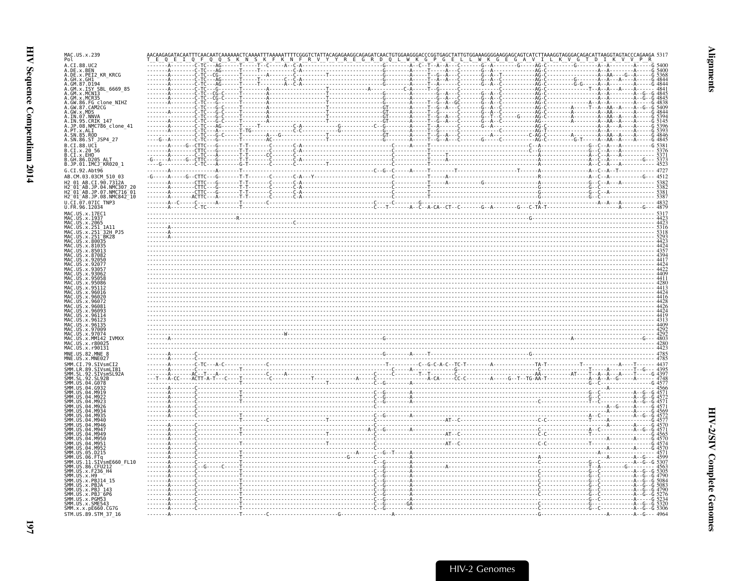```
MAC.US.x.239                AACAAGAGATACAATTTCAACAATCAAAAAACTCAAAATTTAAAAATTTTCGGGTCTATTACAGAGAAGGCAGAGATCAACTGTGGAAGGGACCCGGTGAGCTATTGTGGAAAGGGGAAGGAGCAGTCATCTTAAAGGTAGGGACAGACATTAAGGTAGTACCCAGAAGA 5317
Pol                          T  E  Q  E  I  Q  F  Q  Q  S  K  N  S  K  F  K  N  F  R  V  Y  Y  R  E  G  R  D  Q  L  W  K  G  P  G  E  L  L  W  K  G  E  G  A  V  I  L  K  V  G  T  D  I  K  V  V  P  R
```

HIV-2 Genomes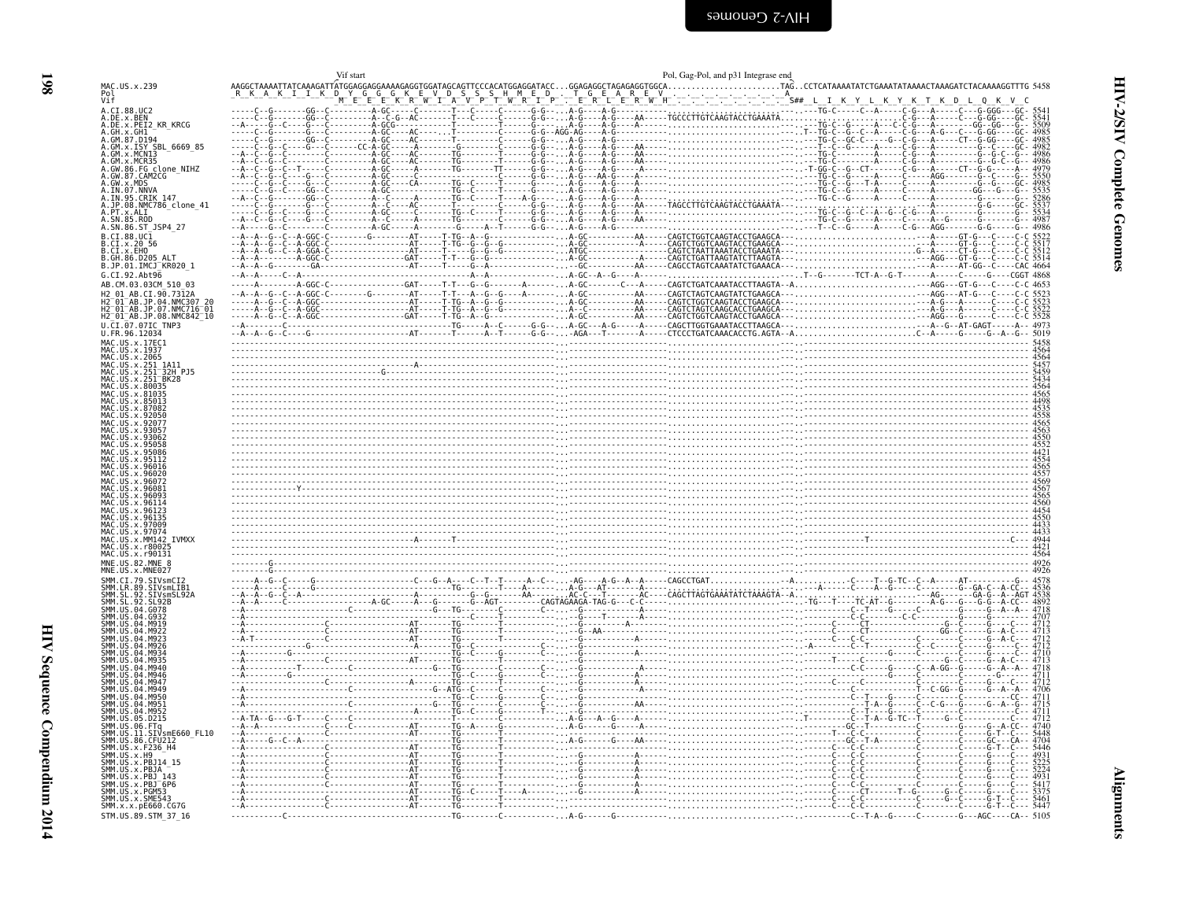Vif start — Pol, Gag-Pol, and p31 Integrase end

```
MAC.US.x.239                AAGGCTAAAATTATCAAAGATTATGGAGGAGGAAAAGAGGTGGATAGCAGTTCCCACATGGAGGATACC...GGAGAGGCTAGAGAGGTGGCA.......................TAG..CCTCATAAAATATCTGAAATATAAAACTAAAGATCTACAAAAGGTTTG 5458
Pol                         _R__K__A__K__I__I__K__D__Y__G__G__G__K__E__V__D__S__S__S__H__M__E__D__._T__G__E__A__R__E__V__.__.__.__.__.__.__.__.__A_
Vif                                                  _M__E__E__E__K__R__W__I__A__V__P__T__W__R__I__P__._E__R__L__E__R__W__H__.__.__.__.__.__.__.__.__S##__L__I__K__Y__L__K__Y__K__T__K__D__L__Q__K__V__C
A.CI.88.UC2                 5541
A.DE.x.BEN                  5541
A.DE.x.PEI2_KR_KRCG         5509
A.GH.x.GH1                  4985
A.GM.87.D194                4985
A.GM.x.ISY_SBL_6669_85      4982
A.GM.x.MCN13                4986
A.GM.x.MCR35                4986
A.GW.86.FG_clone_NIHZ       4979
A.GW.87.CAM2CG              5550
A.GW.x.MDS                  4985
A.IN.07.NNVA                5535
A.IN.95.CRIK_147            5286
A.JP.08.NMC786_clone_41     5537
A.PT.x.ALI                  5534
A.SN.85.ROD                 4987
A.SN.86.ST_JSP4_27          4986
B.CI.88.UC1                 5522
B.CI.x.20_56                5517
B.CI.x.EHO                  5512
B.GH.86.D205_ALT            5514
B.JP.01.IMCJ_KR020_1        4664
G.CI.92.Abt96               4868
AB.CM.03.03CM_510_03        4653
H2_01_AB.CI.90.7312A        5523
H2_01_AB.JP.04.NMC307_20    5523
H2_01_AB.JP.07.NMC716_01    5532
H2_01_AB.JP.08.NMC842_10    5528
U.CI.07.07IC_TNP3           4973
U.FR.96.12034               5019
MAC.US.x.17EC1              5458
MAC.US.x.1937               4564
MAC.US.x.2065               4564
MAC.US.x.251_1A11           5457
MAC.US.x.251_32H_PJ5        5459
MAC.US.x.251_BK28           5434
MAC.US.x.80035              4564
MAC.US.x.81035              4565
MAC.US.x.85013              4498
MAC.US.x.87082              4535
MAC.US.x.92050              5558
MAC.US.x.92077              4565
MAC.US.x.93057              4563
MAC.US.x.93062              5550
MAC.US.x.95058              4552
MAC.US.x.95086              4421
MAC.US.x.95112              5554
MAC.US.x.96016              4565
MAC.US.x.96020              4557
MAC.US.x.96072              4569
MAC.US.x.96081              4567
MAC.US.x.96093              4565
MAC.US.x.96114              4560
MAC.US.x.96123              4454
MAC.US.x.96135              4550
MAC.US.x.97009              4433
MAC.US.x.97074              4433
MAC.US.x.MM142_IVMXX        4944
MAC.US.x.r80025             4421
MAC.US.x.r90131             4564
MNE.US.82.MNE_8             4926
MNE.US.x.MNE027             4926
SMM.CI.79.SIVsmCI2          4578
SMM.LR.89.SIVsmLIB1         4536
SMM.SL.92.SIVsmSL92A        4538
SMM.SL.92.SL92B             4892
SMM.US.04.G078              4718
SMM.US.04.G932              4707
SMM.US.04.M919              4712
SMM.US.04.M922              4713
SMM.US.04.M923              4717
SMM.US.04.M926              4712
SMM.US.04.M934              4710
SMM.US.04.M935              4713
SMM.US.04.M940              4718
SMM.US.04.M946              4711
SMM.US.04.M947              4712
SMM.US.04.M949              4706
SMM.US.04.M950              4711
SMM.US.04.M951              4715
SMM.US.04.M952              4711
SMM.US.05.D215              4712
SMM.US.06.FTq               4740
SMM.US.11.SIVsmE660_FL10    5448
SMM.US.86.CFU212            4704
SMM.US.x.F236_H4            5446
SMM.US.x.H9                 4931
SMM.US.x.PBJ14_15           5225
SMM.US.x.PBJA               5224
SMM.US.x.PBJ_143            4931
SMM.US.x.PBJ_6P6            5417
SMM.US.x.PGM53              5375
SMM.US.x.SME543             5461
SMM.x.x.pE660.CG7G          5447
STM.US.89.STM_37_16         5105
```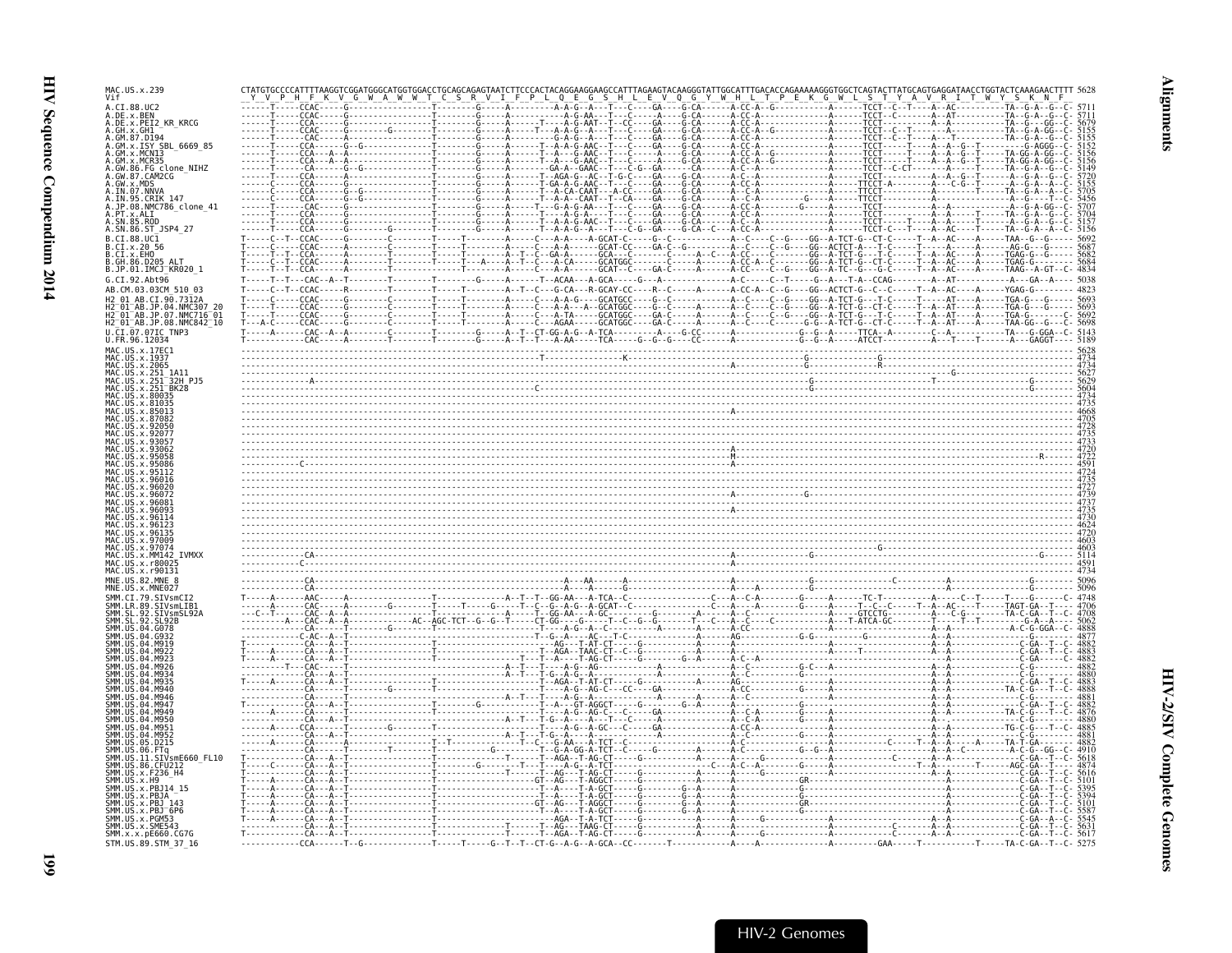```
MAC.US.x.239              CTATGTGCCCCATTTTAAGGTCGGATGGGCATGGTGGACCTGCAGCAGAGTAATCTTCCCACTACAGGAAGGAAGCCATTTAGAAGTACAGGGTATTGGCATTTGACACCAGAAAAAGGGTGGCTCAGTACTTATGCAGTGAGGATAACCTGGTACTCAAAGAACTTTT 5628
Vif                        Y  V  P  H  F  K  V  G  W  A  W  W  T  C  S  R  V  I  F  P  L  Q  E  G  S  H  L  E  V  Q  G  Y  W  H  L  T  P  E  K  G  W  L  S  T  Y  A  V  R  I  T  W  Y  S  K  N  F

A.CI.88.UC2                     5711
A.DE.x.BEN                      5711
A.DE.x.PEI2_KR_KRCG             5679
A.GH.x.GH1                      5155
A.GM.87.D194                    5155
A.GM.x.ISY_SBL_6669_85          5152
A.GM.x.MCN13                    5156
A.GM.x.MCR35                    5156
A.GW.86.FG_clone_NIHZ           5149
A.GW.87.CAM2CG                  5720
A.GW.x.MDS                      5155
A.IN.07.NNVA                    5705
A.IN.95.CRIK_147                5456
A.JP.08.NMC786_clone_41         5707
A.PT.x.ALI                      5704
A.SN.85.ROD                     5157
A.SN.86.ST_JSP4_27              5156
B.CI.88.UC1                     5692
B.CI.x.20_56                    5687
B.CI.x.EHO                      5682
B.GH.86.D205_ALT                5684
B.JP.01.IMCJ_KR020_1            4834
G.CI.92.Abt96                   5038
AB.CM.03.03CM_510_03            4823
H2_01_AB.CI.90.7312A            5693
H2_01_AB.JP.04.NMC307_20        5693
H2_01_AB.JP.07.NMC716_01        5692
H2_01_AB.JP.08.NMC842_10        5698
U.CI.07.07IC_TNP3               5143
U.FR.96.12034                   5189
MAC.US.x.17EC1                  5628
MAC.US.x.1937                   4734
MAC.US.x.2065                   4734
MAC.US.x.251_1A11               5627
MAC.US.x.251_32H_PJ5            5629
MAC.US.x.251_BK28               5604
MAC.US.x.80035                  4734
MAC.US.x.81035                  4735
MAC.US.x.85013                  4668
MAC.US.x.87082                  4705
MAC.US.x.92050                  4728
MAC.US.x.92077                  4735
MAC.US.x.93057                  4733
MAC.US.x.93062                  4720
MAC.US.x.95058                  4722
MAC.US.x.95086                  4591
MAC.US.x.95112                  4724
MAC.US.x.96016                  4735
MAC.US.x.96020                  4727
MAC.US.x.96072                  4739
MAC.US.x.96081                  4737
MAC.US.x.96093                  4735
MAC.US.x.96114                  4730
MAC.US.x.96123                  4624
MAC.US.x.96135                  4720
MAC.US.x.97009                  4603
MAC.US.x.97074                  4603
MAC.US.x.MM142_IVMXX            5114
MAC.US.x.r80025                 4591
MAC.US.x.r90131                 4734
MNE.US.82.MNE_8                 5096
MNE.US.x.MNE027                 5096
SMM.CI.79.SIVsmCI2              4748
SMM.LR.89.SIVsmLIB1             4706
SMM.SL.92.SIVsmSL92A            4708
SMM.SL.92.SL92B                 5062
SMM.US.04.G078                  4888
SMM.US.04.G932                  4877
SMM.US.04.M919                  4882
SMM.US.04.M922                  4883
SMM.US.04.M923                  4882
SMM.US.04.M926                  4882
SMM.US.04.M934                  4880
SMM.US.04.M935                  4883
SMM.US.04.M940                  4888
SMM.US.04.M946                  4881
SMM.US.04.M947                  4882
SMM.US.04.M949                  4876
SMM.US.04.M950                  4880
SMM.US.04.M951                  4885
SMM.US.04.M952                  4881
SMM.US.05.D215                  4882
SMM.US.06.FTq                   4910
SMM.US.11.SIVsmE660_FL10        5618
SMM.US.86.CFU212                4874
SMM.US.x.F236_H4                5616
SMM.US.x.H9                     5101
SMM.US.x.PBJ14_15               5395
SMM.US.x.PBJA                   5394
SMM.US.x.PBJ_143                5101
SMM.US.x.PBJ_6P6                5587
SMM.US.x.PGM53                  5545
SMM.US.x.SME543                 5631
SMM.x.x.pE660.CG7G              5617
STM.US.89.STM_37_16             5275
```

HIV-2 Genomes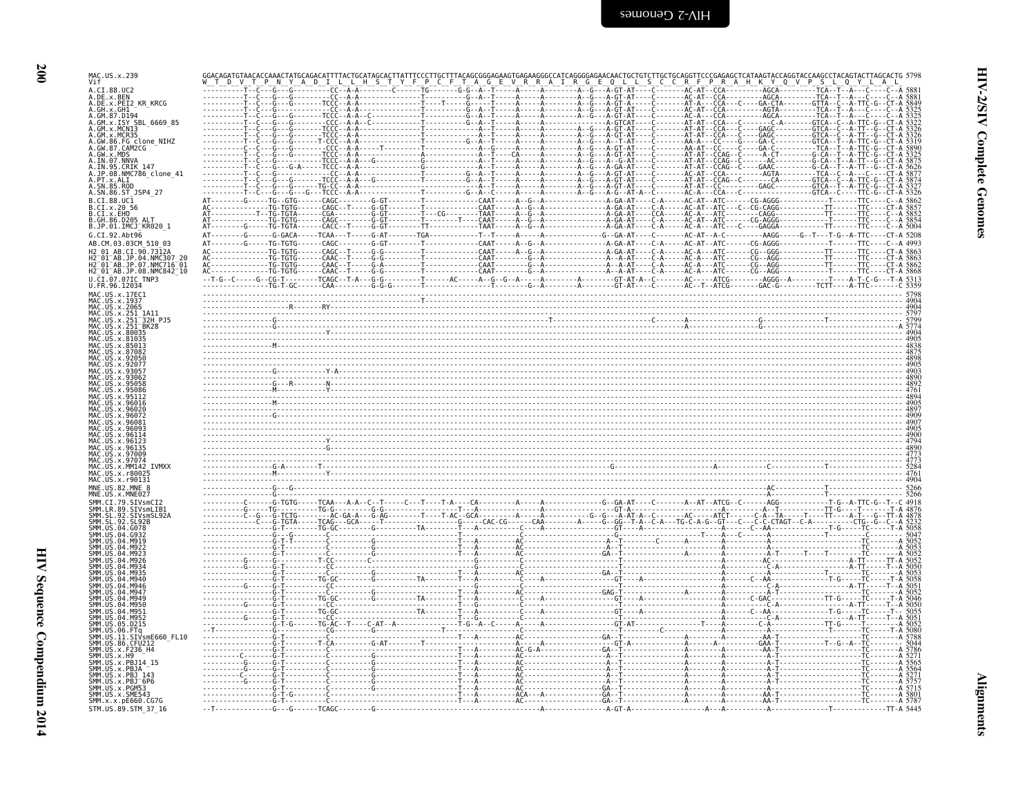```
MAC.US.x.239          GGACAGATGTAACACCAAACTATGCAGACATTTTACTGCATAGCACTTATTTCCCTTGCTTTACAGCGGGAGAAGTGAGAAGGGCCATCAGGGGAGAACAACTGCTGTCTTGCTGCAGGTTCCCGAGAGCTCATAAGTACCAGGTACCAAGCCTACAGTACTTAGCACTG 5798
Vif                   W  T  D  V  T  P  N  Y  A  D  I  L  L  H  S  T  Y  F  P  C  F  T  A  G  E  V  R  R  A  I  R  G  E  Q  L  L  S  C  C  R  F  P  R  A  H  K  Y  Q  V  P  S  L  Q  Y  L  A  L
A.CI.88.UC2           ----------T--C---G---G----------CC--A-A---------C------TG-------G-G--A--T-----A------A---------A--G---A-GT-AT----C--------AC-AT--CCA----------AGCA----------TCA--T--A---C-----C--A 5881
A.DE.x.BEN            ----------T--C---G---G----------CC--A-A----------------T----------G--A--T-----A------A---------A--G---A-GT-AT----C--------AC-AT--CCA----------AGCA----------TCA--T--A---C-----C--A 5881
A.DE.x.PEI2_KR_KRCG   ----------T--C---G---G------TCCC--A-A----------------T-----T----G--A--T-----A------A---------A--G---A-GT-A-----C--------AT-A---CCA---C---GA-CTA--------GTTA--C--A-TTC-G--CT-A 5849
A.GH.x.GH1            ----------T--C---G---G----------CC--A-A----------------T----------G--A--T-----A------A---------A--G---A-GT-AT----C--------AC-AT--CCA----------AGTA----------TCA--T--A---C-----C--A 5325
A.GM.87.D194          ----------T--C---G---G----------CC--A-A----------------T----------G--A--T-----A------A---------A--G---A-GT-AT----C--------AC-A---CCA----------AGCA----------TCA--T--A---C-----C--A 5325
A.GM.x.ISY_SBL_6669_85 ---------T--C---G---G------CCCC--A-A--C-------------T----------G--A--T-----A------A-------------------A-GTCAT---C--------AT-AT--CCA---C---------C-A--------GTCA--C--A-TTC-G--CT-A 5322
A.GM.x.MCN13          ----------T--C---G---G------TCCC--A-A----------------T-------------A--T-----A------A---------A--G---A-GT-AT----C--------AT-AT--CCA---C----GAGC---------GTCA--C--A-TT--G--CT-A 5326
A.GM.x.MCR35          ----------T--C---G---G------TCCC--A-A----------------T-------------A--T-----A------A---------A--G---A-GT-AT----C--------AT-AT--CCA---C----GAGC---------GTCA--C--A-TT--G--CT-A 5326
A.GW.86.FG_clone_NIHZ ----------T--C---G---G------T-CCC--A-A----------------T----------G--A--T-----A------A---------A--G---A--T-AT----C--------AA-A---CC----G----GA-C---------GTCA--T--A-TTC-G--CT-A 5319
A.GW.87.CAM2CG        ----------C--C---G---G------CCCC--A-A-----T----------T------------A--G------A------A---------A--G---A-GT-AT----C--------AA-AT--CC----C----GA-C----------TCA--T--A-TTC-G--CT-A 5890
A.GW.x.MDS            ----------T--C---G---G------TCCC--A-A----------------T-------------A--T-----CA-----A---------A--G---A-GT-AT----C--------AT-AT--CCAG--C-----A-CT---------G-CA--T--A-TTC-G--CT-A 5325
A.IN.07.NNVA          ----------T--C---G---G------TCCC--A-A----G-----------G------------A--T-----A------A---------A--G---A--G-AT----C--------AT-AT--CCAG--C------AC---------G-CA--T--A-TT--G--CT-A 5875
A.IN.95.CRIK_147      ----------T--C---G---G-A----TCCC--A-A----------------G------------A--T-----A------A---------A--G---A-GA-AT----C--------AT-AT--CCAG--C----GAAC---------G-CA--T--A-TT--G--CT-A 5626
A.JP.08.NMC786_clone_41 --------T--C---G---G----------CC--A-A----------------T----------G--A--T-----A------A---------A--G---A-GT-AT----C--------AC-AT--CCA----------AGTA----------TCA--C--A---C-----C--A 5877
A.PT.x.ALI            ----------T--C---G---G------TCCC--A-A----G-----------T----------G--A--T-----A------A---------A--G---A-GT-AT----C--------AT-AT--CCAG--C------CA---------GTCA--C--A-TTC-G--CT-A 5874
A.SN.85.ROD           ----------T--C---G---G-------TG-CC--A-A----------------T-------------A--T-----A------A---------A--G---A-GT-AT----C--------AT-AT--CC-----------GAGC---------GTCA--T--A-TTC-G--CT-A 5327
A.SN.86.ST_JSP4_27    ----------T--C---G---G---G---TCCC--A-A----------------T------------G--A--C-----A------A---------A--G---A-G--AT-A--C--------AC-A---CCA---C------------------GTCA--C----TTC-G--CT-A 5326
B.CI.88.UC1           AT--------G-----TG-GTG------CAGC--------G-GT--------T------------CAAT-----A--G--A----------------A-GA-AT----C-A------AC-AT--ATC------CG-AGGG------------T------TTC-----C--A 5862
B.CI.x.20_56          AC--------------TG-TGTG-----CAGC--T-----G-GT--------T------------CAAT-----A--G--A----------------A-GA-AT----C-A------AC-AT--ATC---C--CG-CAGG------------TT------TTC-----CT-A 5857
B.CI.x.EHO            AT--------T--TG-TGTA------CGA-----------G-GT--------T---CG-------TAAT-----A--G--A----------------A-GA-AT----CCA------AC-A---ATC--------CAGG------------TT------TTC-----C--A 5852
B.GH.86.D205_ALT      AT--------------TG-TGTG-----CAGC--------G-GT--------T-----T------CAAT-----A--G--A----------------A-GA-AT----C-A------AC-AT--ATC------CG-AGGG------------TT------TTC-----CT-A 5854
B.JP.01.IMCJ_KR020_1  AT--------G-----TG-TGTA-----CACC--T-----G-GT--------TT-----------TAAT-----A--G--A----------------A-GA-AT----C-A------AC-AT--ATC---C---GAGGA------------TT------TTC-----C--A 5004
G.CI.92.Abt96         AT--------G-----G-GACA------TCAA---T-----G-AT-------TGA----------T--T-----A------A-------------G--GA-AT----C-------AC-AT--A-C---------AAGG-----G--T---T-G--A-TTC-----CT-A 5208
AB.CM.03.03CM_510_03  AT--------G-----TG-TGTG-----CAGC--------G-GT--------T------------CAAT-----A--G--A----------------A-GA-AT----C-A------AC-AT--ATC------CG-AGGG------------T------TTC-----C--A 4993
H2_01_AB.CI.90.7312A  AC--------------TG-TGTG-----CAGC--T-----G-G---------T------------CAAT-----A--G--A----------------A-GA-AT----C-A------AC-A---ATC------CG--GGG------------TT------TTC-----CT-A 5863
H2_01_AB.JP.04.NMC307_20 AC-------------TG-TGTG-----CAAC--T-----G-G---------T------------CAAT----------G--A----------------A--A-AT----C-A------AC-A---ATC------CG--AGG------------TT------TTC-----CT-A 5863
H2_01_AB.JP.07.NMC716_01 AC-------------TG-TGTG-----CAAC--T-----G-A---------T------------CAAT----------G--A----------------A--A-AT----C-A------AC-A---ATC------CG--AGG------------TT------TTC-----CT-A 5862
H2_01_AB.JP.08.NMC842_10 AC-------------TG-TGTG-----CAAC--T-----G-G---------T------------CAAT----------G--A----------------A--A-AT----C-A------AC-A---ATC------CG--AGG------------T------TTC-----CT-A 5868
U.CI.07.07IC_TNP3     --T-G-C-------G-CG-T--------TCAGC--T-A---G-G---------------AC-----A--G--G--A-----A-------------GT-AT-A--C--------AC-----ATCG-------AGGG--A----------T-----A-T-C-G----T-A 5313
U.FR.96.12034         ----------------TG-T-GC------CAA----------G-G-G--------T----------T----------G--A---------A---------GT-AT---C--------AC--T--ATCG-------GAC-G----------TCTT-----A-TTC--------C 5359
MAC.US.x.17EC1        ------------------------------------------------------------------------------------------------------------------------------------------------------------------- 5798
MAC.US.x.1937         ------------------------------------------------T------------------------------------------------------------------------------------------------------------------ 4904
MAC.US.x.2065         ----------------------R---------RY--------------------------------------------------------------------------------------------------------------------------------- 4904
MAC.US.x.251_1A11     ------------------------------------------------------------------------------------------------------------------------------------------------------------------- 5797
MAC.US.x.251_32H_PJ5  ----------------G----------------------------------------------------------T---------------------C--------A--------------------G--------------------T------------------ 5799
MAC.US.x.251_BK28     ----------------G---------------------------------------------------------------------------------------------A---------------------G------------------------------------ A 5774
MAC.US.x.80035        -------------------------Y----------------------------------------------------------------------------------------------------------------------------------------- 4904
MAC.US.x.81035        ------------------------------------------------------------------------------------------------------------------------------------------------------------------- 4905
MAC.US.x.85013        ----------------M-------------------------------------------------------------------------------------------------------------------------------------------------- 4838
MAC.US.x.87082        ------------------------------------------------------------------------------------------------------------------------------------------------------------------- 4875
MAC.US.x.92050        ------------------------------------------------------------------------------------------------------------------------------------------------------------------- 4898
MAC.US.x.92077        ------------------------------------------------------------------------------------------------------------------------------------------------------------------- 4905
MAC.US.x.93057        ----------------G----------Y-A------------------------------------------------------------------------------------------------------------------------------------- 4903
MAC.US.x.93062        ------------------------------------------------------------------------------------------------------------------------------------------------------------------- 4890
MAC.US.x.95058        ----------------G---R---------N------------------------------------------------------------------------------------------------------------------------------------- 4892
MAC.US.x.95086        ----------------M-------------Y------------------------------------------------------------------------------------------------------------------------------------- 4761
MAC.US.x.95112        ------------------------------------------------------------------------------------------------------------------------------------------------------------------- 4894
MAC.US.x.96016        ----------------M-------------------------------------------------------------------------------------------------------------------------------------------------- 4905
MAC.US.x.96020        ------------------------------------------------------------------------------------------------------------------------------------------------------------------- 4897
MAC.US.x.96072        ----------------G-------------------------------------------------------------------------------------------------------------------------------------------------- 4909
MAC.US.x.96081        ------------------------------------------------------------------------------------------------------------------------------------------------------------------- 4907
MAC.US.x.96093        ------------------------------------------------------------------------------------------------------------------------------------------------------------------- 4905
MAC.US.x.96114        ------------------------------------------------------------------------------------------------------------------------------------------------------------------- 4900
MAC.US.x.96123        -------------------------Y----------------------------------------------------------------------------------------------------------------------------------------- 4794
MAC.US.x.96135        ------------------------G------------------------------------------------------------------------------------------------------------------------------------------ 4890
MAC.US.x.97009        ------------------------------------------------------------------------------------------------------------------------------------------------------------------- 4773
MAC.US.x.97074        ------------------------------------------------------------------------------------------------------------------------------------------------------------------- 4773
MAC.US.x.MM142_IVMXX  ----------------G-A--------T---------------------------------------------------------G------------------------------A-----------C------------T------------------ 5284
MAC.US.x.r80025       ----------------M-------------------------------------------------------------------------------------------------------------------------------------------------- 4761
MAC.US.x.r90131       -------------------------Y----------------------------------------------------------------------------------------------------------------------------------------- 4904
MNE.US.82.MNE_8       ----------------G---G-----------------------------------------------------------------------------------------------------AC-----------T------------------ 5266
MNE.US.x.MNE027       ----------------G---------------------------------------------------------------------------------------------------------AC-----------T------------------ 5266
SMM.CI.79.SIVsmCI2    ----------C------G-TGTG-----TCAA---A-A--C--T-----C---T----T-A----CA----------A------A----------------G--GA-AT----C-------A--AT--ATCG--C-------AGG----------T-G--A-TTC-G--T--C 4918
SMM.LR.89.SIVsmLIB1   ----------G-----TG---------TG-G---------G-G---------------T--A---------A------A----------------GT-A----------------------A---------A--T------------TT-G---T------T-A 4876
SMM.SL.92.SIVsmSL92A  ----------C--G---G-TCTG--------AC-GA-A---G-AG---------T-----T-AC--GCA---------A------A-----------G--G-----A-AT-A--C-------AC-----ATCT-------C-A--TA-----T-----TT-----A-T---G--TT-A 4878
SMM.SL.92.SL92B       ----------------C---G-TGTA------TCAG----GCA-----T-------------G-----CAC-CG-----CAA---------A----G--GG--T-A--C-A---TG-C-A-G--GT---C--C-C-CTAGT--C-A-------CTG--G--C--A 5232
SMM.US.04.G078        ----------------G-T----------TG-GC----------G--------TA-------------T---------C---------A------------GT------A--------------C--AA-----------------T-G----TC------T-A 5058
SMM.US.04.G932        ----------------G---G---------C----------------------------T---------------C------------------------------------------T---A---C-----A-----------T--------C--------A 5047
SMM.US.04.M919        ----------------G-T-T---------C------------G---------------T--A---------C--------------A--T---------C--------A-------A-------------A---------------------------A 5052
SMM.US.04.M922        ----------------G-T-----------C------------G---------------T--A---------AC------------------A--T-------------------A-------------A---------------------------A 5053
SMM.US.04.M923        ----------------G-T-----------C------------G---------------T--A---------AC-------------GA--T-----------A--------A-------------A-T------T----T---------C-------A 5052
SMM.US.04.M926        ----------G-----G-T----------T-CC-----------C--------------G------------C-------------------T---------------------A-------------AC-------------A-TT------TT-A 5052
SMM.US.04.M934        ----------G-----G-T-----------CC---------------------------G------------C-------------------T---------------------A-------------C-A----------A-TT-------T-A 5050
SMM.US.04.M935        ----------------G-T-----------C------------G---------------T--A---------AC-------------------A--T---------------------A-------------A-----------T-------C------A 5053
SMM.US.04.M940        ----------------G-T----------TG-GC----------G--------TA-------------T---------C---------A------------GT------A--------------C--AA-----------------T-G----TC------T-A 5058
SMM.US.04.M946        ----------G-----G-T-----------CC---------------------------G------------C-------------------T---------------------A-------------C-A----------A-TT------T--A 5051
SMM.US.04.M947        ----------------G-T-----------C------------G---------------T--A---------AC-------------GAG-T-----------A--------A-------------A-T---------------------C--A 5052
SMM.US.04.M949        ----------------G-T----------TG-GC----------G--------TA-------------T---------C---------A------------GT------A--------------C-GAC---------TT-G------TC------T-A 5046
SMM.US.04.M950        ----------G-----G-T-----------CC---------------------------G------------C-------------------T---------------------A-------------C-A----------A-TT------T--A 5050
SMM.US.04.M951        ----------------G-T----------TG-GC----------G--------TA-------------T---------C---------A------------GT------A--------------C--AA-----------T-G-----TC-----T-- 5055
SMM.US.04.M952        ----------G-----G-T-----------CC---------------------------G------------C-------------------T---------------------A-------------C-A----------A-TT------T--A 5051
SMM.US.05.D215        ----------------G-T-G-------TG-AC--T----C-AT--A---------T-G--A--C-----A------A-------------GT-AT--------T------A--------------C-A-----------TT-G-------T------A 5052
SMM.US.06.FTq         --T---------------G----------CG---------G--------------T-----------C--------------------------C--------------------A-------------A-----------T------C-----T-A 5080
SMM.US.11.SIVsmE660_FL10 --------------G-T-----------C------------------------------T--A---------AC--------------GA--T------------------A------------AA-T-----------------TC-------A 5788
SMM.US.86.CFU212      ----------------G-T---------T-CA---------G-AT--------T-----------------A------A----------GT-A-------------A------A--------GAA-T-----------T-G--A--TC--------A 5044
SMM.US.x.F236_H4      ----------------G-T-----------C------------------------------T--A---------AC-G-A-------------GA--T-----------A-------A--------AA-T-----------------TC--------A 5786
SMM.US.x.H9           ----------C-----G-T-----------C------------G---------------T--A---------AC-------------A--T-----------------A----------------A-T-----------------TC--------A 5271
SMM.US.x.PBJ14_15     ----------G-----G-T-----------C------------G---------------T--A---------AC-------------A--T-----------------A----------------A-T-----------------TC--------A 5565
SMM.US.x.PBJA         ----------G-----G-T-----------C------------G---------------T--A---------AC-------------A--T-----------------A----------------A-T-----------------TC--------A 5564
SMM.US.x.PBJ_143      ---------C------G-T-----------C------------G---------------T--A---------AC-------------A--T-----------------A----------------A-T-----------------TC--------A 5271
SMM.US.x.PBJ_6P6      ----------G-----G-T-----------C------------G---------------T--A---------AC-------------A--T-----------------A----------------A-T-----------------TC--------A 5757
SMM.US.x.PGM53        ----------------G-T-----------C------------G---------------T--A---------AC-------------GA--T-----------------A----------------A-T-----------------TC--------A 5715
SMM.US.x.SME543       ----------------G-T-G---------C------------------------------T--A---------ACA---A-------------GA--T-----------A----------------AA-T-----------------TC--------A 5801
SMM.x.x.pE660.CG7G    ----------------G-T-----------C------------------------------T--A---------AC-------------GA--T------------------A------------AA-T-----------------TC--------A 5787
STM.US.89.STM_37_16   --T---------------G---G------TCAGC-----G--------------------------------A-------------A-GT-A-------------------A---A----------------A-----------T------------TT-A 5445
```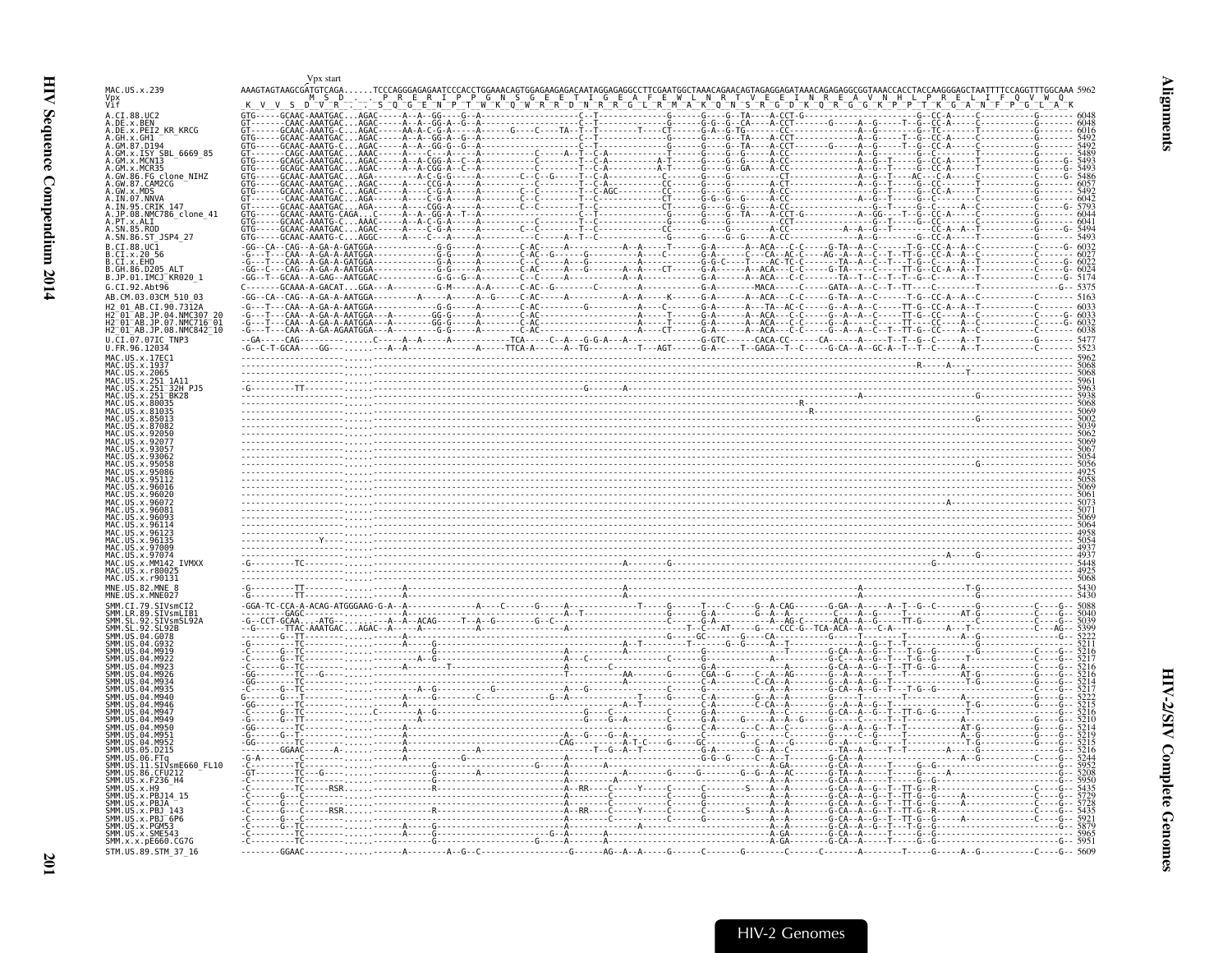```
                          Vpx start
MAC.US.x.239              AAAGTAGTAAGCGATGTCAGA......TCCCAGGGAGAGAATCCCACCTGGAAACAGTGGAGAAGAGACAATAGGAGAGGCCTTCGAATGGCTAAACAGAACAGTAGAGGAGATAAACAGAGAGGCGGTAAACCACCTACCAAGGGAGCTAATTTTCCAGGTTTGGCAAA 5962
Vpx                                          M  S  D  .  .  P  R  E  R  I  P  P  G  N  S  G  E  E  T  I  G  E  A  F  E  W  L  N  R  T  V  E  E  I  N  R  E  A  V  N  H  L  P  R  E  L  I  F  Q  V  W  Q
Vif                        K  V  V  S  D  V  R  .  .  S  Q  G  E  N  P  T  W  K  Q  W  R  R  D  N  R  R  G  L  R  M  A  K  Q  N  S  R  G  D  K  Q  R  G  G  K  P  P  T  K  G  A  N  F  P  G  L  A  K
```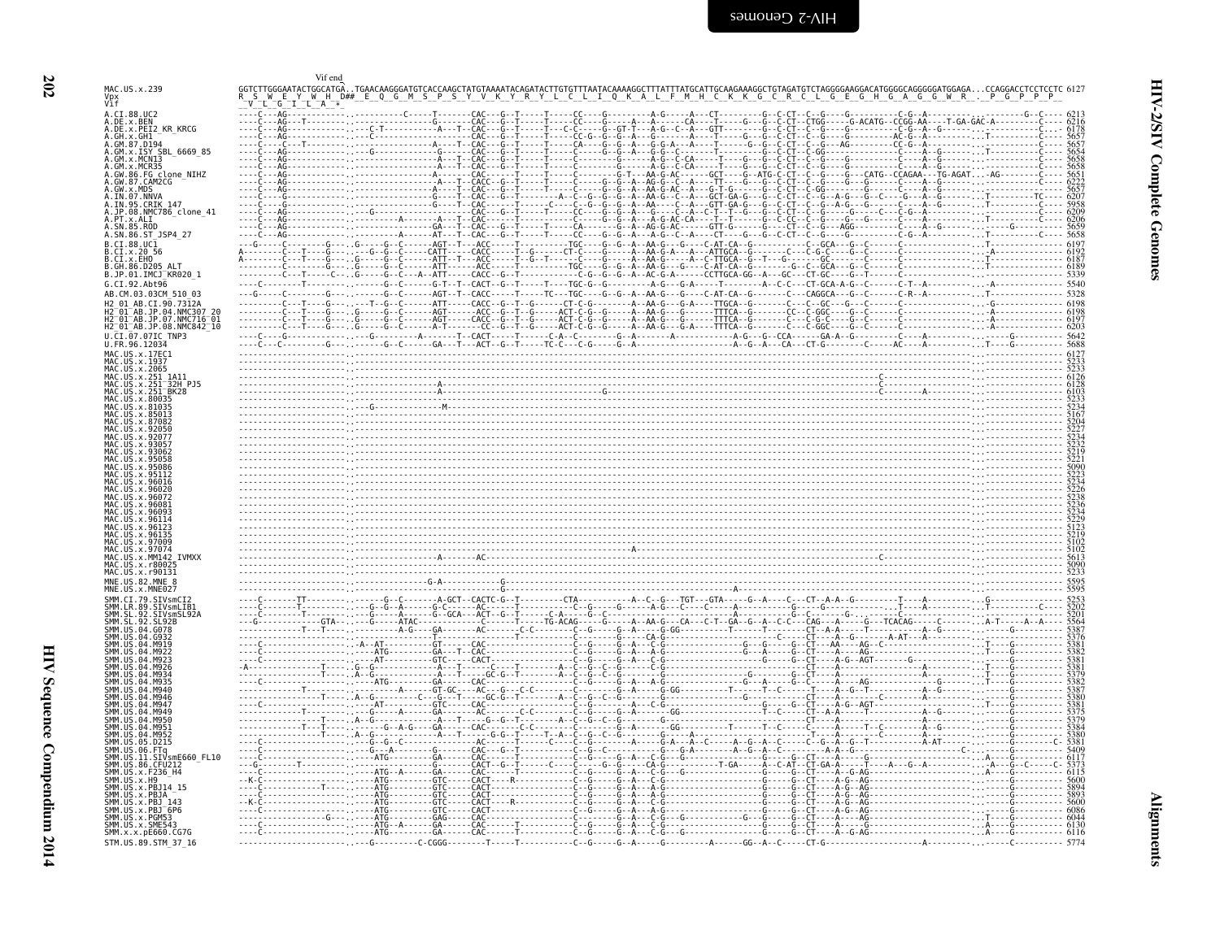```
                 Vif end
MAC.US.x.239     GGTCTTGGGAATACTGGCATGA..TGAACAAGGGATGTCACCAAGCTATGTAAAATACAGATACTTGTGTTTAATACAAAAGGCTTTATTTATGCATTGCAAGAAAGGCTGTAGATGTCTAGGGGAAGGACATGGGGCAGGGGGATGGAGA...CCAGGACCTCCTCCTC 6127
Vpx              R  S  W  E  Y  W  H  D##  E  Q  G  M  S  P  S  Y  V  K  Y  R  Y  L  C  L  I  Q  K  A  L  F  M  H  C  K  K  G  C  R  C  L  G  E  G  H  G  A  G  G  W  R  .  P  G  P  P  P
Vif               V  L  G  I  L  A  +
```

| Sequence | Position |
|---|---|
| A.CI.88.UC2 | 6213 |
| A.DE.x.BEN | 6216 |
| A.DE.x.PEI2_KR_KRCG | 6178 |
| A.GH.x.GH1 | 5657 |
| A.GM.87.D194 | 5657 |
| A.GM.x.ISY_SBL_6669_85 | 5654 |
| A.GM.x.MCN13 | 5658 |
| A.GM.x.MCR35 | 5658 |
| A.GW.86.FG_clone_NIHZ | 5651 |
| A.GW.87.CAM2CG | 6222 |
| A.GW.x.MDS | 5657 |
| A.IN.07.NNVA | 6207 |
| A.IN.95.CRIK_147 | 5958 |
| A.JP.08.NMC786_clone_41 | 6209 |
| A.PT.x.ALI | 6206 |
| A.SN.85.ROD | 5659 |
| A.SN.86.ST_JSP4_27 | 5658 |
| B.CI.88.UC1 | 6197 |
| B.CI.x.20_56 | 6192 |
| B.CI.x.EHO | 6187 |
| B.GH.86.D205_ALT | 6189 |
| B.JP.01.IMCJ_KR020_1 | 5339 |
| G.CI.92.Abt96 | 5540 |
| AB.CM.03.03CM_510_03 | 5328 |
| H2_01_AB.CI.90.7312A | 6198 |
| H2_01_AB.JP.04.NMC307_20 | 6198 |
| H2_01_AB.JP.07.NMC716_01 | 6197 |
| H2_01_AB.JP.08.NMC842_10 | 6203 |
| U.CI.07.07IC_TNP3 | 5642 |
| U.FR.96.12034 | 5688 |
| MAC.US.x.17EC1 | 6127 |
| MAC.US.x.1937 | 5233 |
| MAC.US.x.2065 | 5233 |
| MAC.US.x.251_1A11 | 6126 |
| MAC.US.x.251_32H_PJ5 | 6128 |
| MAC.US.x.251_BK28 | 6103 |
| MAC.US.x.80035 | 5233 |
| MAC.US.x.81035 | 5234 |
| MAC.US.x.85013 | 5167 |
| MAC.US.x.87082 | 5204 |
| MAC.US.x.92050 | 5227 |
| MAC.US.x.92077 | 5234 |
| MAC.US.x.93057 | 5232 |
| MAC.US.x.93062 | 5219 |
| MAC.US.x.95058 | 5221 |
| MAC.US.x.95086 | 5090 |
| MAC.US.x.95112 | 5223 |
| MAC.US.x.96016 | 5234 |
| MAC.US.x.96020 | 5226 |
| MAC.US.x.96072 | 5238 |
| MAC.US.x.96081 | 5236 |
| MAC.US.x.96093 | 5234 |
| MAC.US.x.96114 | 5229 |
| MAC.US.x.96123 | 5123 |
| MAC.US.x.96135 | 5219 |
| MAC.US.x.97009 | 5102 |
| MAC.US.x.97074 | 5102 |
| MAC.US.x.MM142_IVMXX | 5613 |
| MAC.US.x.r80025 | 5090 |
| MAC.US.x.r90131 | 5233 |
| MNE.US.82.MNE_8 | 5595 |
| MNE.US.x.MNE027 | 5595 |
| SMM.CI.79.SIVsmCI2 | 5253 |
| SMM.LR.89.SIVsmLIB1 | 5202 |
| SMM.SL.92.SIVsmSL92A | 5201 |
| SMM.SL.92.SL92B | 5564 |
| SMM.US.04.G078 | 5387 |
| SMM.US.04.G932 | 5376 |
| SMM.US.04.M919 | 5381 |
| SMM.US.04.M922 | 5382 |
| SMM.US.04.M923 | 5381 |
| SMM.US.04.M926 | 5381 |
| SMM.US.04.M934 | 5379 |
| SMM.US.04.M935 | 5382 |
| SMM.US.04.M940 | 5387 |
| SMM.US.04.M946 | 5380 |
| SMM.US.04.M947 | 5381 |
| SMM.US.04.M949 | 5375 |
| SMM.US.04.M950 | 5379 |
| SMM.US.04.M951 | 5384 |
| SMM.US.04.M952 | 5380 |
| SMM.US.05.D215 | 5381 |
| SMM.US.06.FTq | 5409 |
| SMM.US.11.SIVsmE660_FL10 | 6117 |
| SMM.US.86.CFU212 | 5373 |
| SMM.US.x.F236_H4 | 6115 |
| SMM.US.x.H9 | 5600 |
| SMM.US.x.PBJ14_15 | 5894 |
| SMM.US.x.PBJA | 5893 |
| SMM.US.x.PBJ_143 | 5600 |
| SMM.US.x.PBJ_6P6 | 6086 |
| SMM.US.x.PGM53 | 6044 |
| SMM.US.x.SME543 | 6130 |
| SMM.x.x.pE660.CG7G | 6116 |
| STM.US.89.STM_37_16 | 5774 |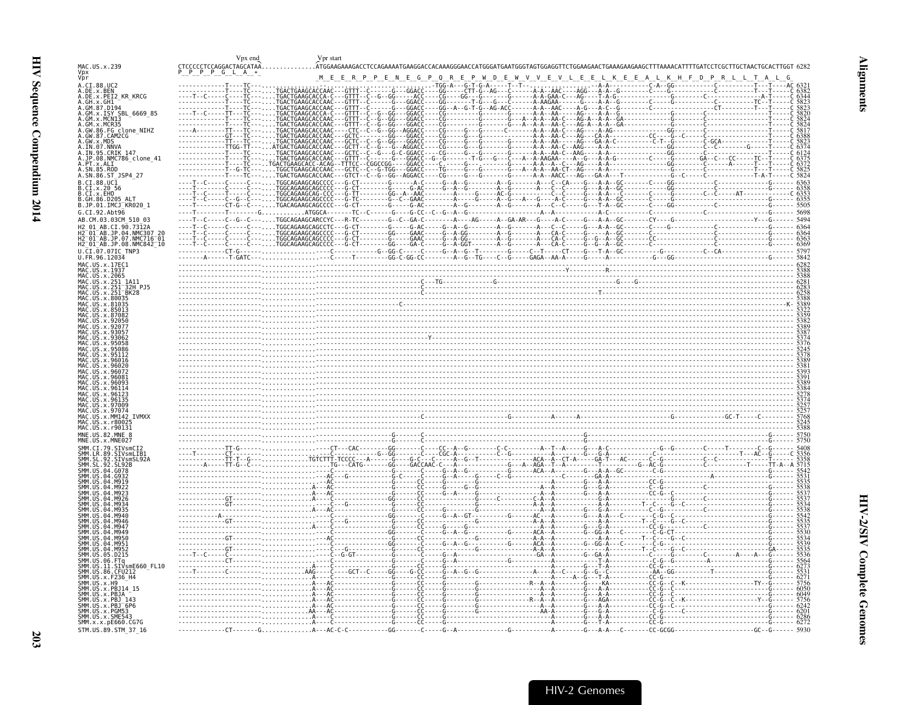```
                    Vpx end                Vpr start
MAC.US.x.239        CTCCCCCTCCAGGACTAGCATAA...............ATGGAAGAAAGACCTCCAGAAAATGAAGGACCACAAAGGGAACCATGGGATGAATGGGTAGTGGAGGTTCTGGAAGAACTGAAAGAAGAAGCTTTAAAACATTTTGATCCTCGCTTGCTAACTGCACTTGGT 6282
Vpx                 P  P  P  P  G  L  A  *
Vpr                                                       M  E  E  R  P  P  E  N  E  G  P  Q  R  E  P  W  D  E  W  V  V  E  V  L  E  E  L  K  E  E  A  L  K  H  F  D  P  R  L  L  T  A  L  G

A.CI.88.UC2                      6321
A.DE.x.BEN                       6382
A.DE.x.PEI2_KR_KRCG              6344
A.GH.x.GH1                       5823
A.GM.87.D194                     5823
A.GM.x.ISY_SBL_6669_85           5820
A.GM.x.MCN13                     5823
A.GM.x.MCR35                     5824
A.GW.86.FG_clone_NIHZ            5817
A.GW.87.CAM2CG                   6388
A.GW.x.MDS                       5823
A.IN.07.NNVA                     6374
A.IN.95.CRIK_147                 6124
A.JP.08.NMC786_clone_41          6375
A.PT.x.ALI                       6372
A.SN.85.ROD                      5825
A.SN.86.ST_JSP4_27               5824
B.CI.88.UC1                      6363
B.CI.x.20_56                     6358
B.CI.x.EHO                       6353
B.GH.86.D205_ALT                 6355
B.JP.01.IMCJ_KR020_1             5505
G.CI.92.Abt96                    5698
AB.CM.03.03CM_510_03             5494
H2_01_AB.CI.90.7312A             6364
H2_01_AB.JP.04.NMC307_20         6364
H2_01_AB.JP.07.NMC716_01         6363
H2_01_AB.JP.08.NMC842_10         6360
U.CI.07.07IC_TNP3                5797
U.FR.96.12034                    5842
MAC.US.x.17EC1                   6282
MAC.US.x.1937                    5388
MAC.US.x.2065                    5388
MAC.US.x.251_1A11                6281
MAC.US.x.251_32H_PJ5             6283
MAC.US.x.251_BK28                6258
MAC.US.x.80035                   5388
MAC.US.x.81035                   5389
MAC.US.x.85013                   5322
MAC.US.x.87082                   5359
MAC.US.x.92050                   5382
MAC.US.x.92077                   5389
MAC.US.x.93057                   5387
MAC.US.x.93062                   5374
MAC.US.x.95058                   5376
MAC.US.x.95086                   5245
MAC.US.x.95112                   5378
MAC.US.x.96016                   5389
MAC.US.x.96020                   5381
MAC.US.x.96072                   5393
MAC.US.x.96081                   5391
MAC.US.x.96093                   5389
MAC.US.x.96114                   5384
MAC.US.x.96123                   5278
MAC.US.x.96135                   5374
MAC.US.x.97009                   5257
MAC.US.x.97074                   5257
MAC.US.x.MM142_IVMXX             5768
MAC.US.x.r80025                  5245
MAC.US.x.r90131                  5388
MNE.US.82.MNE_8                  5750
MNE.US.x.MNE027                  5750
SMM.CI.79.SIVsmCI2               5408
SMM.LR.89.SIVsmLIB1              5356
SMM.SL.92.SIVsmSL92A             5358
SMM.SL.92.SL92B                  5715
SMM.US.04.G078                   5542
SMM.US.04.G932                   5531
SMM.US.04.M919                   5535
SMM.US.04.M922                   5538
SMM.US.04.M923                   5537
SMM.US.04.M926                   5537
SMM.US.04.M934                   5534
SMM.US.04.M935                   5538
SMM.US.04.M940                   5542
SMM.US.04.M946                   5535
SMM.US.04.M947                   5537
SMM.US.04.M949                   5530
SMM.US.04.M950                   5534
SMM.US.04.M951                   5539
SMM.US.04.M952                   5535
SMM.US.05.D215                   5536
SMM.US.06.FTq                    5564
SMM.US.11.SIVsmE660_FL10         6273
SMM.US.86.CFU212                 5531
SMM.US.x.F236_H4                 6271
SMM.US.x.H9                      5756
SMM.US.x.PBJ14_15                6050
SMM.US.x.PBJA                    6049
SMM.US.x.PBJ_143                 5756
SMM.US.x.PBJ_6P6                 6242
SMM.US.x.PGM53                   6201
SMM.US.x.SME543                  6286
SMM.x.x.pE660.CG7G               6272
STM.US.89.STM_37_16              5930
```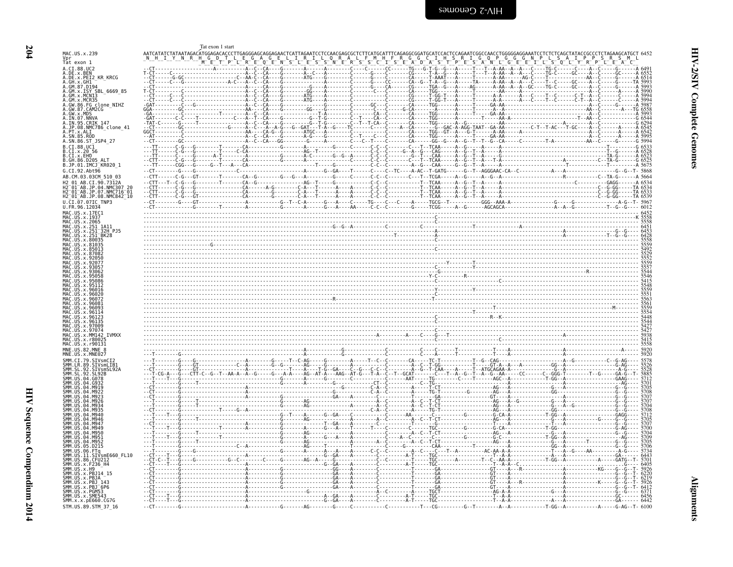```
                                   Tat exon 1 start
MAC.US.x.239                 AATCATATCTATAATAGACATGGAGACACCCTTGAGGGAGCAGGAGAACTCATTAGAATCCTCCAACGAGCGCTCTTCATGCATTTCAGAGGCGGATGCATCCACTCCAGAATCGGCCAACCTGGGGGAGGAAATCCTCTCTCAGCTATACCGCCCTCTAGAAGCATGCT 6452
Vpr                           N  H  I  Y  N  R  H  G  D  T  L  E  G  A  G  E  L  I  R  I  L  Q  R  A  L  F  M  H  F  R  G  G  C  I  H  S  R  I  G  Q  P  G  G  G  N  P  L  S  A  I  P  P  S  R  S  M  L
Tat exon 1                             M  E  T  P  L  R  E  Q  E  N  S  L  E  S  S  N  E  R  S  S  C  I  S  E  A  D  A  S  T  P  E  S  A  N  L  G  E  E  I  L  S  Q  L  Y  R  P  L  E  A  C

A.CI.88.UC2                   6491
A.DE.x.BEN                    6552
A.DE.x.PEI2_KR_KRCG           6514
A.GH.x.GH1                    5993
A.GM.87.D194                  5993
A.GM.x.ISY_SBL_6669_85        5990
A.GM.x.MCN13                  5994
A.GM.x.MCR35                  5994
A.GW.86.FG_clone_NIHZ         5987
A.GW.87.CAM2CG                6558
A.GW.x.MDS                    5993
A.IN.07.NNVA                  6544
A.IN.95.CRIK_147              6294
A.JP.08.NMC786_clone_41       6545
A.PT.x.ALI                    6542
A.SN.85.ROD                   5995
A.SN.86.ST_JSP4_27            5994
B.CI.88.UC1                   6533
B.CI.x.20_56                  6528
B.CI.x.EHO                    6523
B.GH.86.D205_ALT              6525
B.JP.01.IMCJ_KR020_1          5675
G.CI.92.Abt96                 5868
AB.CM.03.03CM_510_03          5664
H2_01_AB.CI.90.7312A          6534
H2_01_AB.JP.04.NMC307_20      6534
H2_01_AB.JP.07.NMC716_01      6533
H2_01_AB.JP.08.NMC842_10      6530
U.CI.07.07IC_TNP3             5967
U.FR.96.12034                 6012
MAC.US.x.17EC1                6452
MAC.US.x.1937                 5558
MAC.US.x.2065                 5558
MAC.US.x.251_1A11             6451
MAC.US.x.251_32H_PJ5          6453
MAC.US.x.251_BK28             6428
MAC.US.x.80035                5558
MAC.US.x.81035                5559
MAC.US.x.85013                5492
MAC.US.x.87082                5529
MAC.US.x.92050                5552
MAC.US.x.92077                5559
MAC.US.x.93057                5557
MAC.US.x.93062                5544
MAC.US.x.95058                5546
MAC.US.x.95086                5415
MAC.US.x.95112                5548
MAC.US.x.96016                5559
MAC.US.x.96020                5551
MAC.US.x.96072                5563
MAC.US.x.96081                5561
MAC.US.x.96093                5559
MAC.US.x.96114                5554
MAC.US.x.96123                5448
MAC.US.x.96135                5544
MAC.US.x.97009                5427
MAC.US.x.97074                5427
MAC.US.x.MM142_IVMXX          5938
MAC.US.x.r80025               5415
MAC.US.x.r90131               5558
MNE.US.82.MNE_8               5920
MNE.US.x.MNE027               5920
SMM.CI.79.SIVsmCI2            5578
SMM.LR.89.SIVsmLIB1           5526
SMM.SL.92.SIVsmSL92A          5528
SMM.SL.92.SL92B               5885
SMM.US.04.G078                5712
SMM.US.04.G932                5701
SMM.US.04.M919                5705
SMM.US.04.M922                5708
SMM.US.04.M923                5705
SMM.US.04.M926                5707
SMM.US.04.M934                5704
SMM.US.04.M935                5708
SMM.US.04.M940                5712
SMM.US.04.M946                5705
SMM.US.04.M947                5707
SMM.US.04.M949                5700
SMM.US.04.M950                5704
SMM.US.04.M951                5709
SMM.US.04.M952                5705
SMM.US.05.D215                5706
SMM.US.06.FTq                 5734
SMM.US.11.SIVsmE660_FL10      6443
SMM.US.86.CFU212              5701
SMM.US.x.F236_H4              6405
SMM.US.x.H9                   5926
SMM.US.x.PBJ14_15             6220
SMM.US.x.PBJA                 6219
SMM.US.x.PBJ_143              5926
SMM.US.x.PBJ_6P6              6412
SMM.US.x.PGM53                6371
SMM.US.x.SME543               6456
SMM.x.x.pE660.CG7G            6442
STM.US.89.STM_37_16           6100
```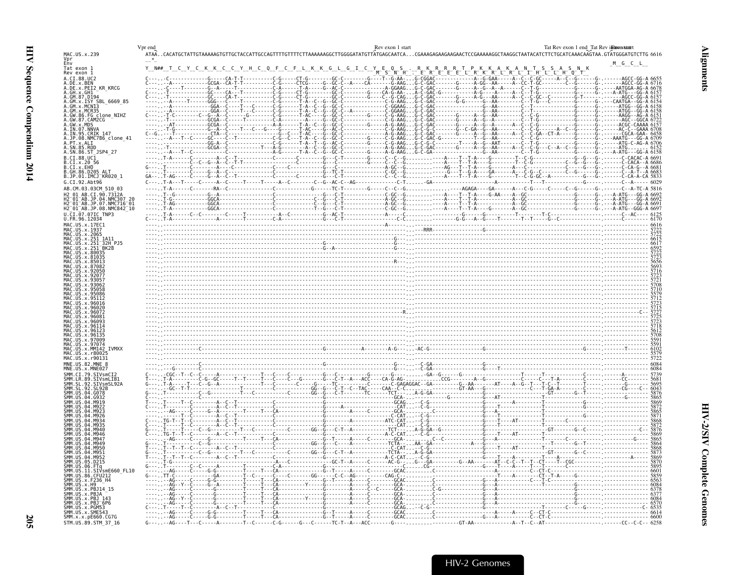```
                    Vpr end                                                    Rev exon 1 start                                  Tat Rev exon 1 end  Tat Rev intron start  Env start
MAC.US.x.239        ATAA..CACATGCTATTGTAAAAAGTGTTGCTACCATTGCCAGTTTTGTTTTCTTAAAAAAGGCTTGGGGATATGTTATGAGCAATCA...CGAAAGAGAAGAAGAACTCCGAAAAAGGCTAAGGCTAATACATCTTCTGCATCAAACAAGTAA.GTATGGGATGTCTTG 6616
Vpr                 _*_
Env                                                                                                                                                                            _M__G__C__L__
Tat exon 1          Y__N##__T__C__Y__C__K__K__C__C__Y__H__C__Q__F__C__F__L__K__K__G__L__G__I__C__Y__E__Q__S__.__R__K__K__R__R__R__T__P__K__K__A__K__A__N__T__S__S__A__S__N__K
Rev exon 1                                                                                     M__S__N__H__.__E__R__E__E__E__L__R__K__R__L__R__L__I__H__L__L__H__Q__T__
```

| Sequence | End position |
|---|---|
| A.CI.88.UC2 | 6655 |
| A.DE.x.BEN | 6716 |
| A.DE.x.PEI2_KR_KRCG | 6678 |
| A.GH.x.GH1 | 6157 |
| A.GM.87.D194 | 6157 |
| A.GM.x.ISY_SBL_6669_85 | 6154 |
| A.GM.x.MCN13 | 6158 |
| A.GM.x.MCR35 | 6158 |
| A.GW.86.FG_clone_NIHZ | 6151 |
| A.GW.87.CAM2CG | 6722 |
| A.GW.x.MDS | 6157 |
| A.IN.07.NNVA | 6708 |
| A.IN.95.CRIK_147 | 6458 |
| A.JP.08.NMC786_clone_41 | 6709 |
| A.PT.x.ALI | 6706 |
| A.SN.85.ROD | 6152 |
| A.SN.86.ST_JSP4_27 | 6158 |
| B.CI.88.UC1 | 6691 |
| B.CI.x.20_56 | 6686 |
| B.CI.x.EHO | 6681 |
| B.GH.86.D205_ALT | 6683 |
| B.JP.01.IMCJ_KR020_1 | 5833 |
| G.CI.92.Abt96 | 6029 |
| AB.CM.03.03CM_510_03 | 5816 |
| H2_01_AB.CI.90.7312A | 6692 |
| H2_01_AB.JP.04.NMC307_20 | 6692 |
| H2_01_AB.JP.07.NMC716_01 | 6691 |
| H2_01_AB.JP.08.NMC842_10 | 6697 |
| U.CI.07.07IC_TNP3 | 6125 |
| U.FR.96.12034 | 6170 |
| MAC.US.x.17EC1 | 6616 |
| MAC.US.x.1937 | 5722 |
| MAC.US.x.2065 | 5722 |
| MAC.US.x.251_1A11 | 6615 |
| MAC.US.x.251_32H_PJ5 | 6617 |
| MAC.US.x.251_BK28 | 6592 |
| MAC.US.x.80035 | 5722 |
| MAC.US.x.81035 | 5723 |
| MAC.US.x.85013 | 5656 |
| MAC.US.x.87082 | 5693 |
| MAC.US.x.92050 | 5716 |
| MAC.US.x.92077 | 5723 |
| MAC.US.x.93057 | 5721 |
| MAC.US.x.93062 | 5708 |
| MAC.US.x.95058 | 5710 |
| MAC.US.x.95086 | 5579 |
| MAC.US.x.95112 | 5712 |
| MAC.US.x.96016 | 5723 |
| MAC.US.x.96020 | 5715 |
| MAC.US.x.96072 | 5727 |
| MAC.US.x.96081 | 5725 |
| MAC.US.x.96093 | 5723 |
| MAC.US.x.96114 | 5718 |
| MAC.US.x.96123 | 5612 |
| MAC.US.x.96135 | 5708 |
| MAC.US.x.97009 | 5591 |
| MAC.US.x.97074 | 5591 |
| MAC.US.x.MM142_IVMXX | 6102 |
| MAC.US.x.r80025 | 5579 |
| MAC.US.x.r90131 | 5722 |
| MNE.US.82.MNE_8 | 6084 |
| MNE.US.x.MNE027 | 6084 |
| SMM.CI.79.SIVsmCI2 | 5739 |
| SMM.LR.89.SIVsmLIB1 | 5681 |
| SMM.SL.92.SIVsmSL92A | 5695 |
| SMM.SL.92.SL92B | 6043 |
| SMM.US.04.G078 | 5876 |
| SMM.US.04.G932 | 5865 |
| SMM.US.04.M919 | 5869 |
| SMM.US.04.M922 | 5872 |
| SMM.US.04.M923 | 5865 |
| SMM.US.04.M926 | 5871 |
| SMM.US.04.M934 | 5868 |
| SMM.US.04.M935 | 5872 |
| SMM.US.04.M940 | 5876 |
| SMM.US.04.M946 | 5869 |
| SMM.US.04.M947 | 5865 |
| SMM.US.04.M949 | 5864 |
| SMM.US.04.M950 | 5868 |
| SMM.US.04.M951 | 5873 |
| SMM.US.04.M952 | 5869 |
| SMM.US.05.D215 | 5870 |
| SMM.US.06.FTq | 5895 |
| SMM.US.11.SIVsmE660_FL10 | 6601 |
| SMM.US.86.CFU212 | 5859 |
| SMM.US.x.F236_H4 | 6563 |
| SMM.US.x.H9 | 6084 |
| SMM.US.x.PBJ14_15 | 6378 |
| SMM.US.x.PBJA | 6377 |
| SMM.US.x.PBJ_143 | 6084 |
| SMM.US.x.PBJ_6P6 | 6570 |
| SMM.US.x.PGM53 | 6535 |
| SMM.US.x.SME543 | 6614 |
| SMM.x.x.pE660.CG7G | 6600 |
| STM.US.89.STM_37_16 | 6258 |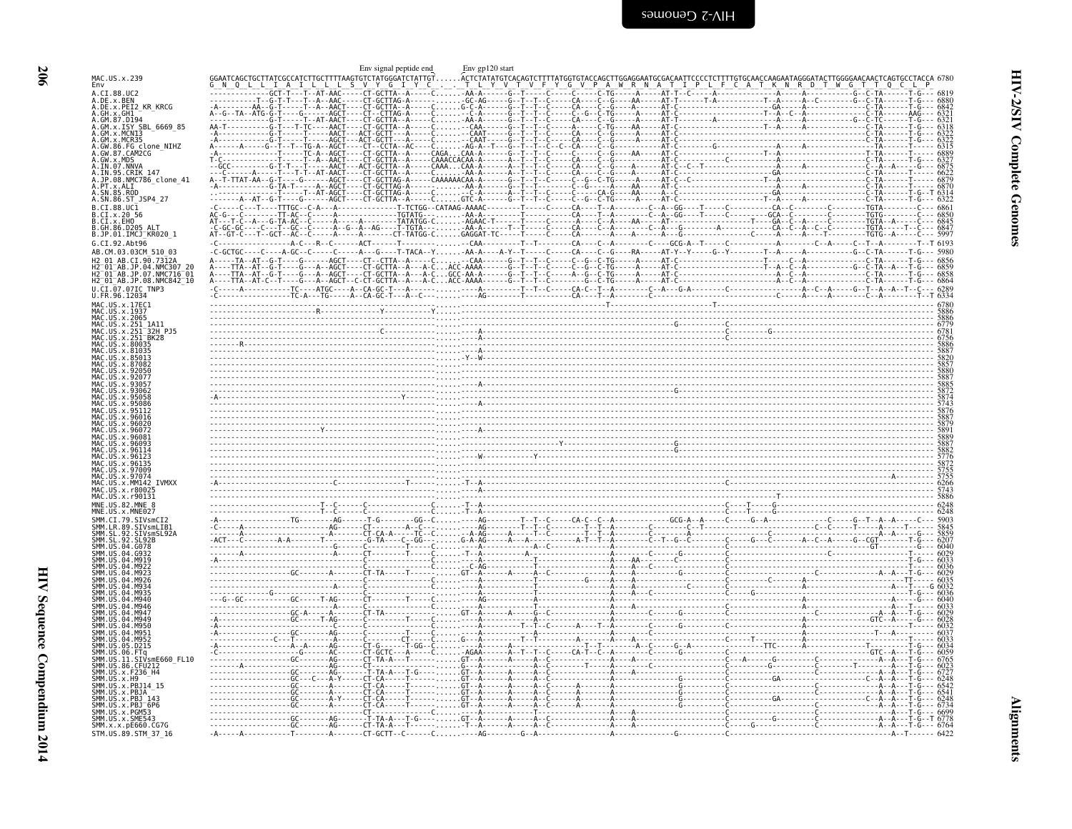```
                                   Env signal peptide end       Env gp120 start
MAC.US.x.239            GGAATCAGCTGCTTATCGCCATCTTGCTTTTAAGTGTCTATGGGATCTATTGT......ACTCTATATGTCACAGTCTTTTATGGTGTACCAGCTTGGAGGAATGCGACAATTCCCCTCTTTTGTGCAACCAAGAATAGGGATACTTGGGGAACAACTCAGTGCCTACCA 6780
Env                     G  N  Q  L  L  I  A  I  L  L  L  S  V  Y  G  I  Y  C  .  .  .  T  L  Y  V  T  V  F  Y  G  V  P  A  W  R  N  A  T  I  P  L  F  C  A  T  K  N  R  D  T  W  G  T  T  Q  C  L  P
A.CI.88.UC2             ---------------GCT-T---T--AT-AAC-----CT-GCTTA--A-----C.......-AA-A------G--T-----C-----C-----C-TG-----A-----AT-T--C-----A----------------A-------A-----------G--C-TA------T-G--- 6819
A.DE.x.BEN              ------------T--G-T-T---T--A--AAC-----CT-GCTTAG-A------........-GC-AG-----G--T--T--C-----CA-----C--G----AA-----AT-T------T-A-----------T--A-----A--C-------G--C-TA------T-G--- 6880
A.DE.x.PEI2_KR_KRCG     -A---------AA--G-T---T--GC-T--A--AACT----CT-GCTTA--A-----C......G-C-A------G--T--T--C-----CA-----C--G-----A-----AT-C----------------------GA---A---C--C---------C-TA------T-G--- 6842
A.GH.x.GH1              A--G--TA--ATG-G-T----G------AGCT-----CT--CTTAG-A-----C.......-AA-A------G--T--T--C-----C--G--C-TG-----A-----AT-C----------------------T--A--C--A-----------C-TA------AAG--- 6321
A.GM.87.D194            ---------------G-T------T--AT-AACT-----CT-GCTTA--A-----C.......-C-A------G--T--T--C-----CA-----C--G-----A-----AT-T----------A---------------A-----A-----------G--C-TC------T-G--- 6321
A.GM.x.ISY_SBL_6669_85  AA-T------------G-T---T-TC----AACT----CT-GCTTA--A-----C.......-CAA------G--T--T--C-----A-----C-TG-----AA-----AT-C----------------------T--A-----A-----------------C-TA------T-G--- 6318
A.GM.x.MCN13            -A--------------G-T------T-----AACT----ACT-GCTT---A-----C.......-CAAT-----G--T--T--C-----CA-----C--G-----A-----AT-C------------------------------------------------C-TA------T-G--- 6322
A.GM.x.MCR35            -A--------------G-T------T-----AACT----ACT-GCTT---A-----C.......-CAAT-----G--T--T--C-----A-----C--G-----A-----AT-C------------------------------------------------C-TA------T-G--- 6322
A.GW.86.FG_clone_NIHZ   A------A-----G--T--T--TG-A--AGCT-----CT--CCTA--AC-----C.......-AG-A--T---G--T--T--C--C--CA-----C--G-----------AT-C--------G-------------------A---------------A-----------TA------T---- 6315
A.GW.87.CAM2CG          -A--------------T------TC-A--AGCT-----CT-GCTTA--A-----CAGA...CAA-A------G--T--T--C-----C-----C--G-----AA-----AT-C----------------------T--A------------------------T-TA------T---- 6889
A.GW.x.MDS              T-C-------------T------T--A--AACT-----CT-GCTTA--A-----CAAACCACAA-A------G--T--T--C-----CA-----C--G-----A-----AT-C--------------C--------------A-------------------C-TA------T-G--- 6327
A.IN.07.NNVA            --GCC---------G-T-T---T-----AACT-----ACT-GCTTAG-A-----CAAA...CAA-A------G--T--T--C-----CA-----C--G-----A-----AT-C--C--T----------------------A-----A---------------C-TA--A----G--- 6875
A.IN.95.CRIK_147        --C-----A------T---T-T--AT-AACT-----CT-GCTTA--A-----C.......-AA-A------A--T--T--C-----CA-----C--G-----A-----AT-C----------------------GA-----------------------------C-TA------T---- 6622
A.JP.08.NMC786_clone_41 A--T-TTAT-AA--G-T----G------AGCT-----CT-GCTTAG-A-----CAAAAAAACAA-A------G--T--T--C-----C--G--C-TG-----A-----AT-C--C--------------------T--A-----------------------C-TA------T-G--- 6879
A.PT.x.ALI              -A-----------G-TA-T-----A--AGCT-----CT-GCTTAG-A-----C.......-AA-A------G--T--T--C-----C--G-----A-----AA-----AT-C------------------------A-------A-----------------C-TA------T---- 6870
A.SN.85.ROD             ..-------------T------T--AT-AGCT-----CT-GCTTAG-A-----C.......-C-A------A--T--T--C-----C-----CA-G-----AA-----A--C--------------------------GA-----------------------C-TA------T-G--T 6314
A.SN.86.ST_JSP4_27      -------A--AT--G-T----G------AGCT-----CT-GCTTA--A-----C.......GTC-A------G--T--T--C--G--C-TG-----A-----AT-C----------------------T--A-----A-----------------C-TA------T-G--- 6322
B.CI.88.UC1             -C-----C---T----TTTGC--C-A--A--------------T-TCTGG--CATAAG-AAAAC-------T-----C-----CA----T--A---------C--A--GG----T-----C-------CA--C-------C--------TGTA-------C--- 6861
B.CI.x.20_56            AC-G---C-------TT-AC--C-----A---------------TGTATG-.......-AA-A-----------T-------C-----CA----T--A---------C--A--GG----T-----C---------GCA--C-------C--------TGTG-------C--- 6850
B.CI.x.EHO              AT---T-C--A--G-TA-AC--C-----A----A---------TATATGG-C......-AGAAC-T-------T-----C-----A-----C--A-----AA-----AT--------------------T-----GA--C--A-----C--------TGTA--A----C--- 6845
B.GH.86.D205_ALT        -C-GC-GC---C---T--GC-T--A--A--G--A--AG-----T-TGTA-.......-AA-A-----------T-----C-----CA----C--A-----A--------------C--A--G---------A-------GA--C--A--C--C--------TGTA------T-C--- 6847
B.JP.01.IMCJ_KR020_1    AT--GT-C---T--GCT--AC--C-----A----A--------CT-TATGG-C.......GAGGAT-TC-------T-----C-----CA-----A-----A-----A---G--------------------C--A--C----A---T--------TGTG--A----C--- 5997
G.CI.92.Abt96           -C-----------------A-C---R--C------ACT------T--------.......-CAA---------T--T-------CA-----C--A-----C-----GCG-A--T-----C--------------A---------C--A-----C--T--A-------T--T 6193
AB.CM.03.03CM_510_03    -C-GCTGC----C----A-GC--C------C-----A---G-----T-TACA--Y.......-AA-A----A-Y--T-----C-----CA-----C--G----RA-----AT-Y--Y-----G--Y-----------T--A-----A-----------G--C-TA------T-G--- 5980
H2_01_AB.CI.90.7312A    A-----TA--AT--G-T----G------AGCT-----CT--CTTA--A-----C.......-CAA------G--T--T--C-----C--G--C-TG-----A-----AT-C----------------------T-----C--A---------------C-TA------T-G--- 6856
H2_01_AB.JP.04.NMC307_20 A---TTA--AT--G-T-----G---A--AGCT-----CT-GCTTA--A--A-C...ACC-AAAA-----G--T--T--C--G--C-TG-----A-----AT-C----------------------T--A--C--A----------G--C-TA--A----G--- 6859
H2_01_AB.JP.07.NMC716_01 A----TTA--AT--G-T-----G---A--AGCT-----CT-GCTTA--A--A-C...GCC-AA-A-----G--T--T--C-----A--G--C-TG-----A-----AT-C------------------------A--C--A-----------------C-TA------T-G--- 6858
H2_01_AB.JP.08.NMC842_10 A----TTA--AT-C--T-----G---A--AGCT--C-CT-GCTTA--A--A-C...ACC-AAAA-----G--T--T--C-----C--G--C-TG-----A-----AT-C------------------------A--C--A-----------------C-TA------T-G--- 6864
U.CI.07.07IC_TNP3       -C-----A--------------TC-----ATGC----A--CA-GC-T--A-----C.......-AA-A------G--T--T--C-----CA-C--T--A-----------C--A---G-A-------C-------------A--C--A-----G--T--A--A--T--C--- 6289
U.FR.96.12034           -C-----------------TC-A---TG-----A--CA-GC-T---A--C---.......-----AG--------T-----------CA-----T--A-----------C---------------------------C-----A-----A-----------C--A-----------T--T 6334
MAC.US.x.17EC1          ------------------------------------------------------.........--------------------------------T---------------------------T---------------------------------------------------- 6780
MAC.US.x.1937           ---------------------R---------------Y--------------Y.........----------------------------------------------------------------------------------------------------------------- 5886
MAC.US.x.2065           ------------------------------------------------------.........----------------------------------------------------------------------------------------------------------------- 5886
MAC.US.x.251_1A11       ------------------------------------------------------.........------------------------------------------G-------------C--------------------------------------------------------- 6779
MAC.US.x.251_32H_PJ5    ---------------------------------C--------------------.........-A---------------------------------------------------------C---------G---------------------------------------------- 6781
MAC.US.x.251_BK28       ------------------------------------------------------.........-A---------------------------------------------------------C--------------------------------------------------------- 6756
MAC.US.x.80035          -------R----------------------------------------------.........----------------------------------------------------------------------------------------------------------------- 5886
MAC.US.x.81035          ------------------------------------------------------.........----------------------------------------------------------------------------------------------------------------- 5887
MAC.US.x.85013          ------------------------------------------------------.........-Y--W------------------------------------------------------------------------------------------------------------- 5820
MAC.US.x.87082          ------------------------------------------------------.........----------------------------------------------------------------------------------------------------------------- 5857
MAC.US.x.92050          ------------------------------------------------------.........----------------------------------------------------------------------------------------------------------------- 5880
MAC.US.x.92077          ------------------------------------------------------.........----------------------------------------------------------------------------------------------------------------- 5887
MAC.US.x.93057          ------------------------------------------------------.........-A------------------------------------------------------------------------------------------------------------------ 5885
MAC.US.x.93062          ------------------------------------------------------.........------------------------------------------G------------------------------------------------------------------------ 5872
MAC.US.x.95058          -A----------------------------------Y-----------------.........----------------------------------------------------------------------------------------------------------------- 5874
MAC.US.x.95086          ------------------------------------------------------.........-A------------------------------------------------------------------------------------------------------------------ 5743
MAC.US.x.95112          ------------------------------------------------------.........----------------------------------------------------------------------------------------------------------------- 5876
MAC.US.x.96016          ------------------------------------------------------.........----------------------------------------------------------------------------------------------------------------- 5887
MAC.US.x.96020          ------------------------------------------------------.........----------------------------------------------------------------------------------------------------------------- 5879
MAC.US.x.96072          ----------------------Y-------------------------------.........-A------------------------------------------------------------------------------------------------------------------ 5891
MAC.US.x.96081          ------------------------------------------------------.........----------------------------------------------------------------------------------------------------------------- 5889
MAC.US.x.96093          ------------------------------------------------------.........---------------------Y----------------------G------------------------------------------------------------------------ 5887
MAC.US.x.96114          ------------------------------------------------------.........------------------------------------------G------------------------------------------------------------------------ 5882
MAC.US.x.96123          ------------------------------------------------------.........--W-------------Y------------------------------------------------------------------------------------------------- 5776
MAC.US.x.96135          ------------------------------------------------------.........----------------------------------------------------------------------------------------------------------------- 5872
MAC.US.x.97009          ------------------------------------------------------.........----------------------------------------------------------------------------------------------------------------- 5755
MAC.US.x.97074          ------------------------------------------------------.........--------------------------------------------------------------------------------------------------A------------- 5755
MAC.US.x.MM142_IVMXX    -A------------------C-----------------T---------------.........T--A----------------------------------------------------C--------------------------------------------------------- 6266
MAC.US.x.r80025         ------------------------------------------------------.........-A------------------------------------------------------------------------------------------------------------------ 5743
MAC.US.x.r90131         ------------------------------------------------------.........-------------------------------------------------------------------------T------------------------------------------ 5886
MNE.US.82.MNE_8         ------------------------T--C------C-------------------C........T--A-----------------------------------------------C-----T------G-------------------------------------------------- 6248
MNE.US.x.MNE027         ------------------------T--C------C-------------------C........T--A-----------------------------------------------C-----T------------------------------------------------------- 6248
SMM.CI.79.SIVsmCI2      -A------------TG-------AG-----T-G--------GG--C..........-AG-------T--T--C-----CA-C--C--A----------GCG-A--A-----C-----G--A---------------C-----G--T--A--A-----C--- 5903
SMM.LR.89.SIVsmLIB1     -C-----A-------------AG-------CT-------A---C--..........-AG-------T--T--C--------T--T--A--------C-------C--T-----------------------C--C-----T-----A-----T----- 5845
SMM.SL.92.SIVsmSL92A    -------A-------------A--------CT-CA-A-----TC--C........--A-AG-----A-----T--C--------T--T--A--------C-------A-----------------C-------------------A-----A--G--- 5859
SMM.SL.92.SL92B         -ACT---C------A-A-------T-------G-TA-----C--GG-........G-A-AG-----A-----A--C--------A-T--T--A--------C--T--G--C-------G---C------A--C--A-----G--CGT-------T-G--- 6207
SMM.US.04.G078          ---------------------G------C-----C-------------C.........-A------------A--C----------------A--A--------C-----------------------------------------GT------------G--- 6040
SMM.US.04.G932          -------A-----------------A------CT--------T-----C.........T--A-----------A-----------------A-----C-----G-------C-------------------C--------------------T--- 6029
SMM.US.04.M919          -A---------------------------------------------C.........-A------------T-----------------A--AA-----C--------------------------------------------------------T-G--- 6033
SMM.US.04.M922          ---------------------------------C-----------C.........-C-AG-----------T------------------A---A---C-----C-------------------------------------------------T-G--- 6036
SMM.US.04.M923          ---------------GC--------A------CT-TA-----T--------.......GT--A------A-----A--C-------------A-----A--------G-------C-----------------------------A--A--T-G--- 6029
SMM.US.04.M926          ---------------------A------C-----------C.........-A------------T---------G-----A--A---------C--------C-----------C-------------------------------TT---- 6035
SMM.US.04.M934          ---------------------A------C-----------C.........-A------------T-----------------A-----------C-----C-------------------C-----------------------A-----T---G 6032
SMM.US.04.M935          -------------G--------------C-----------C.........-A------------T-----------------A--A---C--------C-----G-------------------------------------------T-G--- 6036
SMM.US.04.M940          ---G--GC--------T-AG--------CT-----------T--C.........-AG-----------T-----------------A--------------C-------------------------------------------------T-G--- 6040
SMM.US.04.M946          ---------------------A------C-----------C.........-A------------T-----------------A---A---------C-----------------------------------------------------T---- 6033
SMM.US.04.M947          ---------------GC-A-----A------CT-TA-----------.......GT--A------A-----G--C-------------A-----C-----G------C-----------------C-----------A--A--T-G--- 6029
SMM.US.04.M949          -A---------------GC--T-AG--------C-----------C.........-A------------T-----------------A--A---------C-------------------------C-------GTC--A-----G--- 6028
SMM.US.04.M950          -A---------------------C------C-----------C.........-A------------T--T--C-----A-----T--A---------C-----G-------------------C----------------------T---- 6032
SMM.US.04.M951          -A--------------GC--------AG-----C---------T-----C.........-A------------T-----------------A---------C-----------------------------A-----------T---A---- 6037
SMM.US.04.M952          ----------C-T---------A------AC-----------CT---C.........G---A-----------T--T-------------A-----------C-------T-------------T-----A--------A-----T-G--- 6033
SMM.US.05.D215          -A---------------A--A------AC-----CT-G-----T-GG-C.........-A-------A-----------T--T-----A--C-----G--A-----------TTC------A------------T-------T-G--- 6034
SMM.US.06.FTq           -C-----------------G------AC-----CT-GCTC---A-----C.........-AGAA------A--T--T--C-----CA-T--C--A--------C--------G-------C-----------------------GTC--A---T-G--- 6059
SMM.US.11.SIVsmE660_FL10 ----------------GC-------AG-----CT-TA-A---T-----.......GT--A------A-----A--C----------------------C--A------G-------C---------------------A--A--T-G--- 6765
SMM.US.86.CFU212        -------A-------------AG-----CT-------------C.........G--A------A-----A--C-------T--A------A--------C-----G-----C--------T-----A--A--T-G--- 6023
SMM.US.x.F236_H4        ----------------GC-------AG-----T-TA-A---T-G-----.......GT--A------A-----A--C---------A---A----------------C-----------------------------A--A--T-G--- 6727
SMM.US.x.H9             ----------------GC--C---A-Y-----CT-CA------T-----.......GT--A------A-----A--C------A------A--------G-------------GA-------C-----------C--A--A--T-G--- 6248
SMM.US.x.PBJ14_15       ----------------GC-------A------CT-CA------T-----.......GT--A------A-----A--C------A-----------G-----------------C-------------------A--A--T-G--- 6542
SMM.US.x.PBJA           ----------------GC-------A------CT-CA------T-----.......GT--A------A-----A--C------A-----------G-----------------C-------------------A--A--T-G--- 6541
SMM.US.x.PBJ_143        ----------------GC-------A-Y-----CT-CA------T-----.......GT--A------A-----A--C------A-----------G-------------GA-------C-----------C--A--A--T-G--- 6248
SMM.US.x.PBJ_6P6        ----------------GC-------A------CT-CA------T-----.......GT--A------A-----A--C------A-----------G-----------------C-------------------A--A--T-G--- 6734
SMM.US.x.PGM53          ---------------------------CT------------C.........-A------------T----------------A--A----------C------------------------------A--A--T-G--- 6699
SMM.US.x.SME543         ----------------GC-------AG-----CT-TA-A---T-G-----.......GT--A------A-----A--C-----------A------------------C-----------G-------C-------A--A--T-G--T 6778
SMM.x.x.pE660.CG7G      ----------------GC-------AG-----CT-TA-A---T-----.......T--A------A-----A--C----------------------C-----G-------C-----------------------A--A--T-G--- 6764
STM.US.89.STM_37_16     -A-----A---------T--------A------CT-GCTT--C------C..........-AG--------G--A-----------A-------------C-----------------------------------------A--T------ 6422
```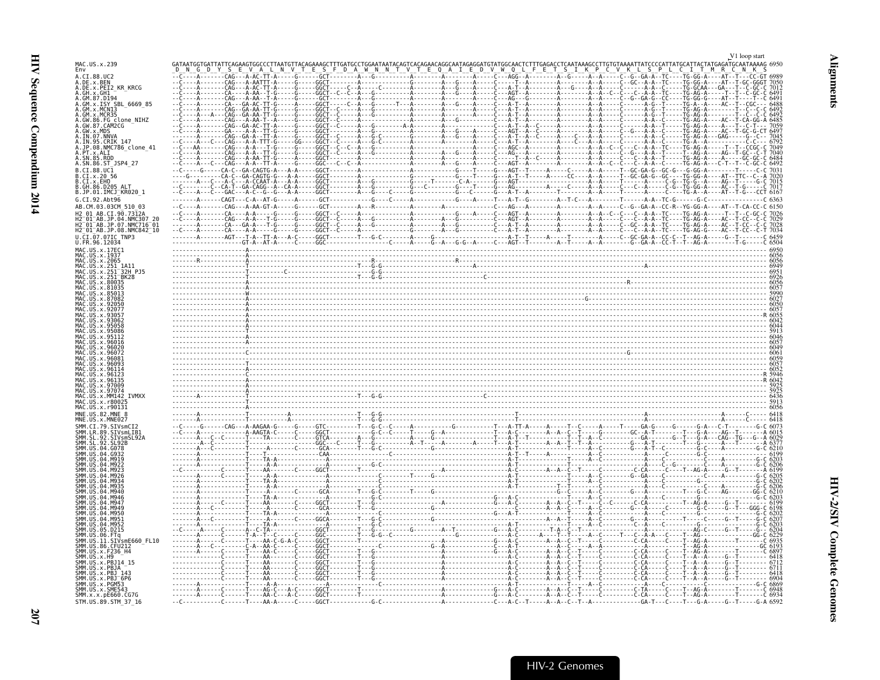```
                                                                                                                                                                                                  V1 loop start
MAC.US.x.239                GATAATGGTGATTATTCAGAAGTGGCCCTTAATGTTACAGAAAGCTTTGATGCCTGGAATAATACAGTCACAGAACAGGCAATAGAGGATGTATGGCAACTCTTTGAGACCTCAATAAAGCCTTGTGTAAAATTATCCCCATTATGCATTACTATGAGATGCAATAAAAG 6950
Env                          D  N  G  D  Y  S  E  V  A  L  N  V  T  E  S  F  D  A  W  N  N  T  V  T  E  Q  A  I  E  D  V  W  Q  L  F  E  T  S  I  K  P  C  V  K  L  S  P  L  C  I  T  M  R  C  N  K  S
A.CI.88.UC2                 --C----A-------CAG---A-AC-TT-A-----G-----GCT--------A---G----------A---------A-------A-----C---AGG--A--------A--G-----A--A-----C--G--GA-A--TC----TG-GG-A----AT--T---CC-GT 6989
A.DE.x.BEN                  --C----A-------CAG---A-AATTT-A-----G-----GGCT-------A--------------G---------A---G---A-----C----T--A--------A--------A--A-----C--GC--A-A--TC----TG-GG-A----AT--T-GC-GGGT 7050
A.DE.x.PEI2_KR_KRCG         --C----A-------CAG---A-AC-TT-A-----G-----GGCT----C--A-----C--------A---------G---A---A-----C---A-T--A-----G--A--A-----A--A-----C-----A-A--TC----TG-GCAA---GA---T--C-GC-C 7012
A.GH.x.GH1                  --C----A-------CA----A-AA--T-G-----G-----GGCT--C--C--A---G---------A---------A---G---A-----C---AGT--A--------A--------A--A--C--C---C--A-A--TC----TG-AG-A-----T--T--C-GC-C 6491
A.GM.87.D194                --C----A-------CAG---A-AA--T-A-----G-----GCT--------A---G----------A---------A-------A-----C---AG--G--------A--------A--A-----C--G--GA-G--CC----TG-GG-G----AT--T----T--C 6491
A.GM.x.ISY_SBL_6669_85      --C----A-------CA---GA-AC-TT-G-----A-----GGCT-----C--A---G------T--A---------A---G---A-----C---A-T--A--------A--------A--A-----C--------A-G--T----TG-A--A----AC--T--CGC---- 6488
A.GM.x.MCN13                --C----A-------CAG--GA-AA-TT-G-----G-----GGCT--C-----A---G---------A---------A-------A-----C---A-T--A--------A--------A--A-----C--------A-G--T----TG-AG-A---------T--C--C-C 6492
A.GM.x.MCR35                --C----A--A----CAG--GA-AA-TT-G-----G-----GGCT--C-----A---G---------A---------A-------A-----C---A-T--A--------A--------A--A-----C--------A-G--T----TG-AG-A---------T--C--C-C 6495
A.GW.86.FG_clone_NIHZ       --C----A-------CAG---A-AA--T--A----G-----GGCT--C-----A--------------A---------G-----------C---A-T--A--------A--------A--A-----C--------A-A--C----TG-AG-A----AC--T-CA-GG-A 6485
A.GW.87.CAM2CG              --C----A-------CAG--GA-AC-TT-A-----G-----GGCT--C-----A--------------A-A-------A-----------C---A-T--A--C------A--------A--A-----C--------A-A--T----TG-AG-A----A---T--C-T--- 7059
A.GW.x.MDS                  --C----A-------GA---A--AC-TT-A-----G-----GCT-----C---A---G--------A---------A---G---A-----C---AGT--A--C-----A--------A--A-----C--G--A-A-A--C----TG-AG-A----AC--T-GC-GCT 6497
A.IN.07.NNVA                --C----A-------CAG--GA-AA-TT-A-----G-----GGCT--C-----A---G-C------G---------A---G---A-----C---A-T--A--C------A--------A--A-----C--------A-A--C----TG-AG-A---GAG-----G---C- 7045
A.IN.95.CRIK_147            --C----A---C---CAG---A-A-TTT-G-----GG----GGCT--C-----A---G-C-------A---------A-------A-----C---A-T--A--------A-----C--A--A-----C--------A-A--C----TG-A--A----------C-C--- 6792
A.JP.08.NMC786_clone_41     --C--AA--------CAG---A-A---T-G-----G-----GCT--C--C---A---G---------A---------A-------A-----C---AGC--A--------A--------A--A--C--C---C--A-A--TC----TG-AG-A-----T--T--CCGC-C 7049
A.PT.x.ALI                  --C----A-------CAG---A-AA--T-G-----G-----GGCT--C-----A---G---------A---------A---G---A-----C---AG---A--------A--------A--A-----C--G--A-A-A--T----T--AG-A----AG--T-GC--C-T 7040
A.SN.85.ROD                 --C----A-------CAG---A-AA-TT-G-----A-----GGCT--------A--------------A---------A-----------C----T--A--C-----A--------A--A-----C---A-A--T----TG-AG-A-----A-----GC-GC-C 6484
A.SN.86.ST_JSP4_27          --C----A---C---CAG---A-A--TT-A-----G-----GGC--C--C--A---------------A---------A---G---A-----C---AGT--A--------A--------A--A--C--C---C--A-A--C----TG-AG-A---C-T--T--C-GC-C 6492
B.CI.88.UC1                 --C-----G-----CA-C--GA-CAGTG-A--A-A-----GGCT--------A--------------A---------G----T---G---AGT--T-----A-----C-----A--A-----T--GC-GA-G--GC-G---G-GG-A---------T---C-C 7031
B.CI.x.20_56                ----G----------CA-C--GA-CAGTG-A--A-A-----GGCT--------A-------------G---------G----T---G---A-T--T-----A-----CC-----A--A-----T--GC-GA-G--GC----TG-GG-A----AT--TTC--C--A 7020
B.CI.x.EHO                  -------A-------C--A-C--A-CCAAT-A--A-A----GGCT--------A--G--------------G------T-------C-A--------G---AGT---------------------A--A-----T----A-------C-G--TG-G--A----AG--T-----G-C 7015
B.GH.86.D205_ALT            --C----A---C--CA-T--GA-CAGG--A--CA-A-----GGCT--------A--G---------A---C---------G-----T---G---AG-----------A-------A--A-----C--------A------C-G--TG-GG-A----AC--T-G-----C-C 7017
B.JP.01.IMCJ_KR020_1        --C----A---C---GAC---A-C--G--G---A-A-----GGCT--------A--G-----C-----G----------G----C-----G---A-T--A--------T--------A--A-----T--------A------C-----TG-A--A----AT--T-G---CCT 6167
G.CI.92.Abt96               -------A-------CAGT---C-A--AT-G-----A-----GCT--------------G----C---A---------G----A-----T---A-T--G--------A--T-C---A-------T------A-A--TC-G------G-C----------------C 6363
AB.CM.03.03CM_510_03        --C----A-------CAG---A-AA-GT-A-----G-----GCT--------A---R------------A----------------------C---AG--A--------A--------A--A-----C--G--GA-A--CC-R--YG-GG-A----AT--T-CA-CC-C 6150
H2_01_AB.CI.90.7312A        --C----A-------CA----A-A-----G-----G-----GGCT--C-----A--------------A---------G---A---A-----C---AGT--A--------A--------A--A--C--C---C--A-A--TC----TG-AG-A-----T--T--C-GC-C 7026
H2_01_AB.JP.04.NMC307_20    --C----A-------CAG---A-AA--T-G-----G-----GGCT--C-----A---G---------A---------A---G---A-----C---AGT--A--------A--------A--A-----C--------A-A--TC----TG-AG-A----AC--T-CC--C-C 7029
H2_01_AB.JP.07.NMC716_01    -------A-------CA---GA-A---T-G-----G-----GGCT--C-----A---G---------A---------A---G---A-----C---A-T--A--------A--------A--A-----C--GC--A-A--TC----TG-AG-A----AC--T-CC--C-T 7028
H2_01_AB.JP.08.NMC842_10    --C----A-------CA----A-A-----G-----G-----GGCT--C-----A---G---------A---------A---G---A-----C---A-T--A--------A--------A--A-----C--------A-A--TC----TG-AG-G----AC--T-CC--C-T 7034
U.CI.07.07IC_TNP3           -------A-------AGT---T-A--TT-A--A-C-----GGCT------------T--G-C------A-----G-----------A------C---AGT--T-----A--T-----A--A-----C--GC-GA-A--CC-T--T--AG-A-------G---T-------C 6459
U.FR.96.12034               -------------------GT-A--AT-A-----C-----GGC--------------------C-------A-----G--A---G-G--A-----C---AGT--T--------A--T-----A--A--------G--GA-A--CC-T--T--AG-A----------T-G----C 6504
MAC.US.x.17EC1              -----------------------A--------------------------------------------------------------------------------------------------------------------------------------------------- 6950
MAC.US.x.1937               -----------------------A--------------------------------------------------------------------------------------------------------------------------------------------------- 6056
MAC.US.x.2065               ---------R-------------A-----------------------------------R---------------------R--------------------------------------------------------------------------------------- 6056
MAC.US.x.251_1A11           -----------------------T-------------------------------T--G-G-------------------------------------------------------------------A------------------------------------------ 6949
MAC.US.x.251_32H_PJ5        -----------------------T--------------C--------------------G-G---------------------A--------------------------------------------------------------------------------------- 6951
MAC.US.x.251_BK28           -----------------------T-------------------------------T--G-G--------------------------------C----------------------------------------------------------------------------- 6926
MAC.US.x.80035              -----------------------A---------------------------------------------------------------------------------------------------R----------------------------------------------- 6056
MAC.US.x.81035              -----------------------A--------------------------------------------------------------------------------------------------------------------------------------------------- 6057
MAC.US.x.85013              -----------------------W--------------------------------------------------------------------------------------------------------------------------------------------------- 5990
MAC.US.x.87082              -----------------------A--------------------------------------------------------------------------------------G-------------------------------------------------------------- 6027
MAC.US.x.92050              -----------------------A--------------------------------------------------------------------------------------------------------------------------------------------------- 6050
MAC.US.x.92077              -----------------------A--------------------------------------------------------------------------------------------------------------------------------------------------- 6057
MAC.US.x.93057              -----------------------A-------------------------------------------------------------------------------------------------------------------------------------------------R 6055
MAC.US.x.93062              -----------------------A--------------------------------------------------------------------------------------------------------------------------------------------------- 6042
MAC.US.x.95058              -----------------------A--------------------------------------------------------------------------------------------------------------------------------------------------- 6044
MAC.US.x.95086              -----------------------T--------------------------------------------------------------------------------------------------------------------------------------------------- 5913
MAC.US.x.95112              -----------------------A--------------------------------------------------------------------------------------------------------------------------------------------------- 6046
MAC.US.x.96016              -----------------------A--------------------------------------------------------------------------------------------------------------------------------------------------- 6057
MAC.US.x.96020              -----------------------A--------------------------------------------------------------------------------------------------------------------------------------------------- 6049
MAC.US.x.96072              -----------------------C--------------------------------------------------------------------------------------------G---------------------------------------------------- 6061
MAC.US.x.96081              -----------------------A--------------------------------------------------------------------------------------------------------------------------------------------------- 6059
MAC.US.x.96093              -----------------------T--------------------------------------------------------------------------------------------------------------------------------------------------- 6057
MAC.US.x.96114              -----------------------A--------------------------------------------------------------------------------------------------------------------------------------------------- 6052
MAC.US.x.96123              -----------------------C-------------------------------------------------------------------------------------------------------------------------------------------------R 5946
MAC.US.x.96135              -----------------------A-------------------------------------------------------------------------------------------------------------------------------------------------R 6042
MAC.US.x.97009              -----------------------A--------------------------------------------------------------------------------------------------------------------------------------------------- 5925
MAC.US.x.97074              -----------------------A--------------------------------------------------------------------------------------------------------------------------------------------------- 5925
MAC.US.x.MM142_IVMXX        -------A---------------T-------------------------------T--G-G-------------------------C------------------------------------------------------------------------------------ 6436
MAC.US.x.r80025             -----------------------T--------------------------------------------------------------------------------------------------------------------------------------------------- 5913
MAC.US.x.r90131             -----------------------A--------------------------------------------------------------------------------------------------------------------------------------------------- 6056
MNE.US.82.MNE_8             -------A---------------T-------------A-----------------T--G-G-------------------------------T----------------------------------------------------------------A-------C----- 6418
MNE.US.x.MNE027             -------A---------------T-------------A-----------------T--G-G-------------------------------T----------------------------------------------------------------A-------C----- 6418
SMM.CI.79.SIVsmCI2          --C----G-------CAG---A-AAGAA-G-----G-----GTC-----------T--G-C--C------A-----------G-----------T---A-TT-A-----A-----T--C-----A-----T-----GA-G-----G-----G-A---C-T-------G-C 6073
SMM.LR.89.SIVsmLIB1         -------A-------------A-AAGTA-C-----C-----GGCT----------G-C--C------T-----G--A-----------------T---A-C--------A--A--C--T-----G----------GC--A-T-------T----G-A----AG--T------A 6015
SMM.SL.92.SIVsmSL92A        -------A---C--C--------T-----TA--------C-----GTCA--------A--G---------------A-----G-------------T---A-T--T-----------T--T--A--C--------GA------G--T---G-A---CAG--TG---G--A 6029
SMM.SL.92.SL92B             -------A---C-----------A---------------C-----GGC---C--------T--C----------A--T-----A--------A-----T---A-----A--A--T--T--A--C----------G--A-------T----G-A------A---T------A 6377
SMM.US.04.G078              -------A---C-----------T-----------A-----GCA---------T---G-C-------------G---------------------A-T-------------A-----C--------G-----A-T--C---------G-C---A---------G-C 6210
SMM.US.04.G932              -------A---------------T-----T-----------CAA-----------------C---------------------------------A-T---T------A-----------A--C-------------------G-C------------------ 6199
SMM.US.04.M919              -------A---------------T-----A-A--------A---------------------------------------------------------A-T-----------T-------A--C-----------C----------------C--A---------G-C 6203
SMM.US.04.M922              -------A---------------T-----A-A--------A--------G-C-----------------------------------------------A-T-------------T----------------A----C--G------C----A---------G-C 6206
SMM.US.04.M923              --C------------C-------T-----AA-------C-----GGCT-------T-------------------A-----------------A-C-----A--A--C--T------C-CA-------C----T--AG-A-----G--T-------A 6199
SMM.US.04.M926              -------A-------C-------T-----TA-A--------A-----------C--------T------G------------------------A-C----------T------G--GA------C-------------C-----A---------G-C 6205
SMM.US.04.M934              -------A---------------T-----TA-A--------A-----------C------------------------------------------A-T---------T-----A--C-----A----------------C--A---------G-C 6202
SMM.US.04.M935              -------A---------------T-----A-A-----------------------C--------------------------------------A-T-----------T--T-----------------C---------------------C--A-------G-C 6206
SMM.US.04.M940              -------A---------------T-----AA--------C-----GCA----------T--G-C---------T--G---------------------A-C--------T--A-----C---------G-----A-C-----------T---G-C---AG-----GG-C 6210
SMM.US.04.M946              -------A---------------T-----TA-A--------A-----------G-C--------------------------------------A-C---------T-----A--C-----------A-----C---------G-C------------------G-C 6203
SMM.US.04.M947              -------A-------C-------T-----AA--------C-----GGCT-------T-------------A--------------G--A-C-------A--A--C--T-----C--C-----C-CA---------T--AG-A-----G--T-------G-C 6199
SMM.US.04.M949              -------A---C-----------T-----AA--------C-----GCA---------T--G-----------------------------------C-----A--A--C-----A--C--------G-----A--------C--------C---------GGG-C 6198
SMM.US.04.M950              -------A---------------T-----TA-A--------A-----------G-C--------------------------------G--A-T--------------T----A---------C--------A-C---------C---------------G-C 6202
SMM.US.04.M951              -------A---C-----------T-----A-----------GGCA-------T---G-C---------G----------------------A--A-T-----A--C-----------G--A--------T------C------G--T------G-C 6207
SMM.US.04.M952              -------A---------------T-----TA-A--------A-----------G-C------------------------------------A-T-------------T-----A--C-----------C---------G--------------------------G-C 6203
SMM.US.05.D215              --C----A-----C---------A--C-TA----------GGCT-----------T---G-------------G-------A--T----------G--A-C-------T-A--C--T------------------AG-C-----G--T-----G-C 6204
SMM.US.06.FTq               -------A---C-----------T-A--T--C--C-----GGC--------T---G-G-C---------------G----------------A-C-----A--T--T----A--C----T---C--A-A--C---T--AG-----------------GG-C 6229
SMM.US.11.SIVsmE660_FL10    -------A-------C-------T-----AA-C-G-A-C------GGCT--------T--------------------------------G---A-C------A--A--C--T-----C--------C-CA-------C----T--AG-A---------T-------G-C 6935
SMM.US.86.CFU212            -------A---C-----------C-A--AA-C-----C-----GGCT--------------C--------G--A--------------------C--A-T----------C----A--A--------C------C-----T--AG-A---------------GG-C 6193
SMM.US.x.F236_H4            -------A-------C-------T-----AA-C-----C-----GGCT-------T---G-----------A-------------------G---A-C------A--A--C--T-----C---------C-CA-------C----T--AG-A---------T---------C 6897
SMM.US.x.H9                 -------------C---------T-----AA--------C-----GGCT-------T---G-----------A-----------------------A-C------A--A--C--T-----C---------C-CA-------C----T--A--A------G--T-------- 6418
SMM.US.x.PBJ14_15           -------------C---------T-----AA--------C-----GGCT-------T---G-----------A-----------------------A-C------A--A--C--T-----C---------C-CA-------C----T--A--A------G--T-------- 6712
SMM.US.x.PBJA               -------------C---------T-----AA--------C-----GGCT-------T---G-----------A-----------------------A-C------A--A--C--T-----C---------C-CA-------C----T--A--A------G--T-------- 6711
SMM.US.x.PBJ_143            -------------C---------T-----AA--------C-----GGCT-------T---G-----------A-----------------------A-C------A--A--C--T-----C---------C-CA-------C----T--A--A------G--T-------- 6418
SMM.US.x.PBJ_6P6            -------------C---------T-----AA--------C-----GGCT-------T---G-----------A-----------------------A-C------A--A--C--T-----C---------C-CA-------C----T--A--A------G--T-------- 6904
SMM.US.x.PGM53              -------A---------------T-----A-A-------------A-----------G-C----------------------------------A-T-----------T-------A--C-----------A--C-----------C---------------------G-C 6869
SMM.US.x.SME543             -------A-------C-------T-----AG-C--A-C-----GGCT-------T---------------A---------------------G---A-C------A--A--C--T-----C---------C-TA-------C----T--AG-A---------T-------G-C 6948
SMM.x.x.pE660.CG7G          -------A-------C-------T-----AA-C--A-C-----GGCT-------T---------------A---------------------G---A-C------A--A--C--T-----C---------C-CA-------C----T--AG-A---------T-------G-C 6934
STM.US.89.STM_37_16         --C------------C-------T-----AA-A-----C-----GGCT------------G-C-------------------A---------------C---A-C--T-----A--A--C--T--A-------------GA-T---C-----T---G-A-----G--T-----G-A 6592
```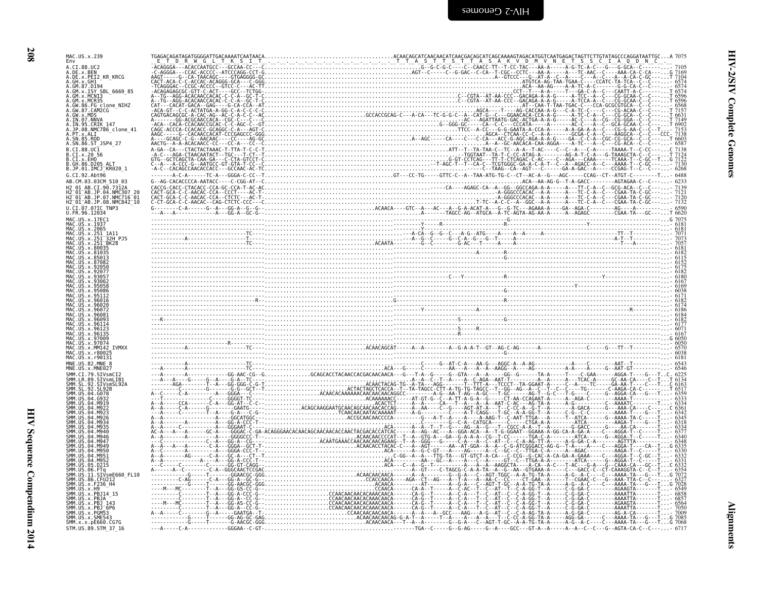```
MAC.US.x.239                TGAGACAGATAGATGGGGATTGACAAAATCAATAACA.........................................ACAACAGCATCAACAACATCAACGACAGCATCAGCAAAAGTAGACATGGTCAATGAGACTAGTTCTTGTATAGCCCAGGATAATTGC...A 7075
Env                          _E__T__D__R__W__G__L__T__K__S__I__T_._._._._._._._._._._._._._._._._._T__T__A__S__T__T__S__T__T__A__S__A__K__V__D__M__V__N__E__T__S__S__C__I__A__Q__D__N__C_._
A.CI.88.UC2                  -ACAGGGA---ACACCAATGCC---GCCAA-CC---C..............................................G--G-C-G-C----C--CAACC-TT--T-CC-TAC---AA-A-----A-G-TC-A-C---G---G-GCA--C-------... 7105
A.DE.x.BEN                   -C-AGGGA---CCAC-ACCCC--ATCCCAGG-CCT-G..........................AGT--C-----C--G-GAC--C-CA--T-CGC--CCTC---AA-A-----A---TC-AAC--C-----AAA-CA-C-CA----..G 7169
A.DE.x.PEI2_KR_KRCG          AAGT------G--CA-TAACAGC----GTGAGGGG-GC.................................................A--GTCCC---G--AT-A--C--A----C---A--C---A--A-CA-C-GC----..T 7104
A.GH.x.GH1                   CACT-ACA-C-C-ACCAC-ACAGGG-GCA----C-GGG...............................................ATGTCA-AG-TAA-TGAA-C-----CCATC-TA-TCA--C--C---..... 6574
A.GM.87.D194                 -TCAGGGAC---CCGC-ACCCC---GTCC-C---AC-TT..................................................ACA--AA-AG-----A-A-TC-A-C-----G-G-CA-C--C---..... 6574
A.GM.x.ISY_SBL_6669_85       -ACAGAGAGCGC-GTT-C-ACT----GCC--TCTGG-................................................CCT--T---A-A-----T---GA-C-A--C----CAATT-A-C-------..T 6574
A.GM.x.MCN13                 A--TG--AGG-ACACAACCACAC-C-C-A--GC-T-C.................................C--CGTA--AT-AA-CCC--GACAGA-A-A-G-----A-TCC--A--C---CG-GCAA-C--C---..T 6596
A.GM.x.MCR35                 A--TG--AGG-ACACAACCACAC-C-C-A--GC-T-C.................................C--CGTA--AT-AA-CCC--GACAGA-A-A-G-----A-TCCA-A--C---CG-GCAA-C--C---..T 6596
A.GW.86.FG_clone_NIHZ        CAT---CACAT-GACA--GAG----G-CA-CCA--AT................................................AT--CAA-T-TAA-TGAC-C----CCA-GCGCGTGCA--C--C---..... 6568
A.GW.87.CAM2CG               -ACA-GT--C-C-ACTATGA-A-GG-C-A-C-C-C...........................................AGCA----T----AG-CACCAA-A-G---C-A-TC-C----C---CG-ACAA-C--C---..T 7157
A.GW.x.MDS                   CAGTGACAGCGC-A-CAC-AG--AC-C-A-C-C-C.............GCCACCGCAG-C--A-CA---TC-G-G-C--A--CAT-G---C---GGAACACA-CCA-A-G---C---A-TC-C----C---CG-GCA--C--C---..T 6631
A.IN.07.NNVA                 A--------GG-ACGCAACCACA--CGC-C---C---C...........................................-AC---AGATTAATG-GAC-ACTGA-A-A-G-----AC-C---A--CG--CG-GGA--C--C---..T 7149
A.IN.95.CRIK_147             -ACA--CACA-CCACAACCGCAC-C-C-AGC-C--GT...................................G--GGG-GC-----CA--C-C---CCCATA----A------AC-C---A--C--GCA-GCAA-C--C---..T 6902
A.JP.08.NMC786_clone_41      CAGC-ACCCA-CCACACC-GCAGGC-C-A---AGT-C.......................................TTCC--A-CC--G-G-GAATA-A-CCA-A-----A-A-GA-A-C---CG-G-AA-C--C---T.. 7153
A.PT.x.ALI                   AAGC-----G--CACAACCACAT-CCCGAGCCC-GGG..............................................AGCA--CTCAA-CC-C--A-A------GCGA-C-A--C---AAGGCA--C--C---CCC_ 7138
A.SN.85.ROD                  A----GCAGC-C-G--AACAAC----CC----AG-GC..............................A--AGC-----CA----C---C-CA---ACC-G-AGC-AGA-A-A-G----GA--C-C-A--CGC-CG-GCA--C--C---..T 6603
A.SN.86.ST_JSP4_27           AACTG--A-A-ACACAACC-CC----CC-A----CC-C...............................................A--A--GC-AACACA-CAA-AGGA---A-TC---A---C---CG-ACA--C--C---..... 6587
B.CI.88.UC1                  A-GA--CA---CTACTACTAAAC-T-TTA-T-C-C-T......................................ATT--T--TA-TAA-C--TC--A-A--T-AC----C--C--A---C-A-----TAAAA-T--C-CC---.C 7138
B.CI.x.20_56                 -A-C---AGA-CTAACAATACT--TGC---T-CT--T...........................................-TGGTAAT--TA-T-C-CC-ATAG-A-------AG-A-T-C-A---G-TAAAGCTA-C--C---..T 7124
B.CI.x.EHO                   GTG--GCTCAGCTA-CAA-GA---C-CTA-GTCCT-C...................................G-GT-CCTCAG---TT-T-CTCAGAC-C-AC----C--AGA---CAAA----TCAAA-T--C-GC--T...G 7122
B.GH.86.D205_ALT             C--A---A-CCC-G--AATGCC-GT-GTA-T-CC--C.............................T-AGC-T--T---CA-C--TCGTGGGC-GA-A-C-A-T--C--A--AGACC-A--C---AAAA-T--C-GC---.. 7130
B.JP.01.IMCJ_KR020_1         -A-C--CACAGCCAACACCACC---GCCAAC-AC-TC.................................................C--TAAG--CA--AGT--C------GA-A-GAC--A-----CCGAG-T--C-CC---.. 6268
G.CI.92.Abt96                ---------A-C-A------TC-A---GGGA-C-CC--T..............GT---CC-TG-----GTTC-C--A--TAA-ATG-TG-C--CT--AC-A--G---AGC-----CCAG--CT--ATGT-C-------T.. 6488
AB.CM.03.03CM_510_03         G--AG-CACACCCCA-AATACC----C-CGG-AT--C..................................................ACA--AA-AG-G--T-A-GACC-------AGTAGAA-C--C---.... 6233
H2_01_AB.CI.90.7312A         CACCG-CACC-CTACACC-CCA-GC-CCA-T-AC-AC.................................-----CA----AGAGC-CA--A--GG--GGCCAGA-A-A-----A---TT-C-A--C--GCG-ACA--C--C---.. 7139
H2_01_AB.JP.04.NMC307_20     CACT-GCA-C-C-AACAC-CCA--CCCT----AC-T-.........................................A-GGGCCCACAC--A-A-----A---TC-C-A--C---CGAA-TA-C-GC---... 7121
H2_01_AB.JP.07.NMC716_01     CACT-GCA-C-C-AACAC-CCA--CTCTC---AC-T-.........................................A-GGGCCCACAC--A-A-----A---TC-C-A--C---CGAA-TA-C-GC---.. 7120
H2_01_AB.JP.08.NMC842_10     C-CT-GCA-C-C-AACAC--CAG-CTCTC-CCC--C-..........................................T-TC--A-C-C--A--GGC--A-A-----A---TC-C-A--C---CGAA-TA-C-GC---.. 7132
U.CI.07.07IC_TNP3            G---------C-A------G--A----GG-A--G--G--...............ACAACA----GTC--A--AC---A--G-A-ACAT-A--G--G-TC--AGAAA-A----GA--AGA-C------G---AG---A---... 6590
U.FR.96.12034                ---A---A-----------A---GG-A--GC-G--...........................................A-----TAGCC-AG--ATGCA--A-TC-AGTA-AG-AA-A-----A--AGAGC-------CGAA-TA---GC---.T 6620
MAC.US.x.17EC1               ---------------------------------------.................................................................................................................................G 7075
MAC.US.x.1937                ---------------------------------------..................................-----------Y------R-----------------------------R-------------------------------Y------------------... 6181
MAC.US.x.2065                ---------------------------------------......................................................Y.......................................................................... 6181
MAC.US.x.251_1A11            -------------------------TC---.......................................A-CA--G--G--C---A-G--ATG----A----A--A-----A-------------------------TT--T--------... 7071
MAC.US.x.251_32H_PJ5         -----------A--------------T---.........................................A--G--C-----G--C-A--G--G--T-----A------------------------------------A-T--T--------... 7073
MAC.US.x.251_BK28            -------------------------TC---.......................ACAATA--------G--C-------G-AC---T------A----A------------------------------------------T---A---------... 7057
MAC.US.x.80035               ---------------------------------------.................................................................................................................................. 6181
MAC.US.x.81035               ---------------------------------------.................................................A--------R-........................................................... 6182
MAC.US.x.87082               ---------------------------------------.................................................................................................................................. 6115
MAC.US.x.92050               ---------------------------------------.................................................................................................................................. 6152
MAC.US.x.92077               ---------------------------------------.................................................................................................................................. 6175
MAC.US.x.93057               ---------------------------------------.................................................................................................................................. 6182
MAC.US.x.93062               ---------------------------------------...........................................C---Y--------------R---------------------------------Y--------------------... 6180
MAC.US.x.95058               ---------------------------------------.................................................................................................................................. 6167
MAC.US.x.95086               ---------------------------------------.......................................................................................................Y......................... 6169
MAC.US.x.95112               ---------------------------------------.................................................................................................................................. 6038
MAC.US.x.96016               ------------------------R-.....................G-----------------------------R-----.................................................................................. 6171
MAC.US.x.96020               ---------------------------------------.................................................................................................................................. 6182
MAC.US.x.96072               ---------------------------------------...................Y.......................A..........................................................R..................... 6174
MAC.US.x.96081               ---------------------------------------.................................................................................................................................. 6186
MAC.US.x.96093               ---K-----------------------------------.......................................................S-----------------G..................................................... 6184
MAC.US.x.96114               ---------------------------------------.................................................................................................................................. 6182
MAC.US.x.96123               ---------------------------------------.......................................................S-----R............................................................. 6177
MAC.US.x.96135               ---------------------------------------.......................................................R......................................................................... 6071
MAC.US.x.97009               ---------------------------------------.................................................................................................................................. 6167
MAC.US.x.97074               ---------------------R-----------------................................................................................................................................G 6050
MAC.US.x.MM142_IVMXX         ------------A--------------TC---.....................ACAACAGCAT-----A--A--------A--G-A-A-T--GT--AG-C-AG------A-------------------------C-----G---TT--T--------... 6050
MAC.US.x.r80025              ---------------------------------------................................................................G................................................................ 6570
MAC.US.x.r90131              ---------------------------------------.................................................................................................................................. 6038
                                                                                                                                                                                                          6181
MNE.US.82.MNE_8              -----------A---------------TC---...........................................-------C-----G--AT-C-A---AA-G---AGGC-A--A-AG------------A-----C---------AAT--T----------... 6543
MNE.US.x.MNE027              ---A-------A---------------TC---..............................ACA---G-----C-------AA----A---A--AAGG--A----AG--------------A-A-----A-----G--AAT-GT----------... 6546
SMM.CI.79.SIVsmCI2           ---A------A-----------GG-AAC-CG-G..........GCAGCACCTACAACCACGACAACAACA---G---T-A--G-----G--GTA----A-A------GG--G-----TA-A----T----C-GAA-----AGGA-T----G---T...C 6225
SMM.LR.89.SIVsmLIB1          ---A---A----G-----G--A----G-A--TC-..............................-A--A--C--T--A---C-AGA--AAT-T---------A----A-----TCAC-A----GC-AA-CA----C--T...T 6134
SMM.SL.92.SIVsmSL92A         -------AGA--------T--A---GG-GGG-C-G-T..............................ACAACTACAG-TG--A-TA---AGG-------T--TTT-A---TCCCT--TA-GGAAT-A-----C--A----TC-----GA-AA-T----C--T...C 6163
SMM.SL.92.SL92B              ----------C--------G--A---G-G--GCT--T......................ACTACTAGCTCACCA--T--TA-TAGCC-CTT-A-TG-TG-TAGCC--T--GG--AG--A--C--T-C--C-----TG----C-AAGA-CA-C-----T...T 6517
SMM.US.04.G078               A--C------C-A--------A---GGGA---C-G-........................ACAACACAAAAAACAACAACAACAGGCC------A-G--AA-T-AG--C-G---T-GC------AG-T--G-C---T-G-----G--AGGA-CA--G---T.. 6359
SMM.US.04.G932               --T-------------------GGGGT-TC---....................................ACAAAAAACC------AT-GT-G--C--A-TT-A-G-A--G-----CT-AA-CCAGAAT-A----A--AGA-C-------AAAA-T--------... 6333
SMM.US.04.M919               A--A-----CCA------C-A---GG-AT--C-C-.......................................ACACTCT-----A---A-----CA---T--A---A--A--AAT-C-AC---AG-TA-A----A-G-----C---AAAATC-------T... 6334
SMM.US.04.M922               A--A-----C-A-----G---------GAATG-...............ACAGCAAGGAATGCAACAGCAACAACACCAG------A--AA----C--G-----AGT-AT-A--T--C-CC-A--G-T--A----A-GACA-----G--AAA-CA----C--T...C 6361
SMM.US.04.M923               --A----C--------T--A----G-A---C-G-.......................TCAACAACAATACAAAAAT-----A-G--------C---A-T-CAGG---T-GC--A-A-GG-T--A-----C-G--C-C-------AAAA-T----G---T... 6342
SMM.US.04.M926               A--A------------A-----GGCATGGC----..........................ACCGCAACAACCCCA--------G---A-T--A---A---A-AAG-T--C-AAT-TTGA--A-----T--ATCA-------G--AAA-TA-C---T... 6345
SMM.US.04.M934               A--A-------A--------A---GG-A-CCC-T-.......................................-C-----G--C-A--CATGCA-------C----CTGA-A-A--------ATCA--------AAGA-T----G---T.. 6318
SMM.US.04.M935               A--A------C-----------GGGAAT-C----..........................................ACA-----A--A--T--T--G-----AG--A--G-----T--CGCC-A-A---A-----G-GACC-----G---AA-CA-------T... 6334
SMM.US.04.M940               AC-A---A---A-----GC-A----GGGAC-C-GA-ACAGGGAACACAACAGCAACAACACCAACTACGACACCATCC------A--AG--AC---A--GGA-ACA--A--T--G-GGAAT--GGAAA-A-GG-CA-A-GA-A-CC---AGGA-T--C----C... 6377
SMM.US.04.M946               A--A-------A-------A---GGGGCCC-T-.......................ACAACAACCCCAT--T--A--GTG-A---GA--G-A-A-A--CG--T-C------TGA-C-A-------ATCA------G--AGGA-T--C-----T.. 6340
SMM.US.04.M947               --C---------------C--A---GG-A--CG-.......................ACAATGAAACCAACAACAGAAG--T--A--GGG--G-----C-A---A--C--AT--C--C-A-AG-TT-A-----A-G-GA-C-A-------AGTTTA-------... 6348
SMM.US.04.M949               A--A---A---A-------C-A---GGGA--CCT-T-.......................ACAACACCTACAC-C---A--AGT-----AA--AT-GGA--A--A--C-G-ATCGGGACC-AG-G--T-A----A-----C--AGGA-T----CA--T...G 6335
SMM.US.04.M950               A--C-----A---------A---GGGA-CCC-T-......................................ACA-----A--G-C-GT---A----AG-----C--GC--C---TTGA-C-A----A--AGAC---------AAGA-T--C----T... 6330
SMM.US.04.M951               A--A-------AG------C-A---GC-A---CT--T.......................................C-GG--A--A---TTG-TA---GT-GTCT-A-CA---C-CCG--G-CAC-A-CA-GA-A-GAAA----C---AGGA-T--C-GC--T... 6332
SMM.US.04.M952               A--A-------A-------A---GG-A-CCC-T-......................................ACA---------AA---GC--A---A----C--A------GT--C---TTGA-A-A-----ATCA-----G--AGGA-T--C----T... 6331
SMM.US.05.D215               --C-----C-------C----A---GG-GT-CAGG-.......................................ACA---C--A--G--T--------A---A--A--AAGGCTA---A-CA--A-C---T-AC---G-A---G--CAAA-CA---GC--T...C 6332
SMM.US.06.FTq                A------A--C-------C-A---GGGCAACTCCGAC..........................................-----A--GT----C-TAGCG-C-A-A-TA--A--G--AA--GTGAAA-A-----C---GACC-C--CT-CAAAGGTA-C--C--T... 6354
SMM.US.11.SIVsmE660_FL10     ----------G------T-----GGAACGC-GGG.........................ACAACAACAACA--------A--A--------G--G-A---C-AGT-TGGC--A-A-TG-TA-A-----A-G--A-C----C---AAAA-TA---G---T...G 7072
SMM.US.86.CFU212             ---------C-AG------C-A---GG-A--GC-G-..........................CCACCAACA-----AGA--CT--AG---A--T-A---A--AA-C--CC----CT-GAA--A-----T--CGAAC-C---G--AAA-TTA-C--C---... 6327
SMM.US.x.F236_H4             ----------G------T-----GG-AACGC-GGG..........................ACAACA------------AT-------A--G-A---C--AGT-T-GC--A-A-TG-TA-A-----A-G--A-C----C---AAAA-TA---G---T...G 7028
SMM.US.x.H9                  ---M--MC---------T--A---GG-GS-CC-G-..........................CCAACA--------CA-A--T-------A--C-AC--T--C--AT--T--C-A-GG-T--A-----C-G-GA-C------AGAAGTA-------T... 6549
SMM.US.x.PBJ14_15            ---------C-------T--A---GG-A--CCC-G-..................CCAACAACAACAACAAACAACA------CA-G--T-----A--C-A---T--C--AT--C--C-A-GG-T--A-----C-G-GA-C-------AAAATTA-------T... 6858
SMM.US.x.PBJA                ---------C-------T--A---GG-A--CC-G-...................CCAACAACAACAACAAACAACA------CA-G--T-----A--C-A---T--C--AT--C--C-A-GG-T--A-----C-G-GA-C-------AAAATTA-------T... 6857
SMM.US.x.PBJ_143             ---M--MC---------T--A---GG-AS-CC-G-...................CCAACAACAACAACAAACAACA------CA-G--T-----A--C-A---T--C--AT--C--C-A-GG-T--A-----C-G-GA-C-------AGAAGTA-------T... 6564
SMM.US.x.PBJ_6P6             ---------C-------T--A---GG-A--CC-G-...................CCAACAACAACAACAAACAACA------CA-G--T-----A--C-A---T--C--AT--C--C-A-GG-T--A-----C-G-GA-C-------AAAATTA-------T... 7050
SMM.US.x.PGM53               A--A-----C-------G--A-----GAATGA--T-.......................CCAACAACAACAACA-----A--A---A--GCC----AAG---A-G--AT--C--C-A-AG-TA-A-----A-G-GA-C--------AG-A-CA------... 7009
SMM.US.x.SME543              ----------G------T-------G-AG-GC-GAG.......................ACAACAACAACAG-A-T--A-------T--A---A--A-----T--C-CA-GG-TA-A-----AGG-GA--C-----AAAA-TA---G---T...G 7085
SMM.x.x.pE660.CG7G           ----------G------T------G-AACGC-GGG..........................ACAACAACA---T--A--A-------A--G-A---C--AGT-T-GC--A-A-TG-TA-A-----A-G--A-C----C---AAAA-TA---G---T...G 7068
STM.US.89.STM_37_16          ---A------C-A-----------GGGAA--C-GT-............................-------TGA--C-----G--G-AG-----G--A----GCC---GT-A--A----A--A--C--C---G--AGTA-CA-C--C---... 6717
```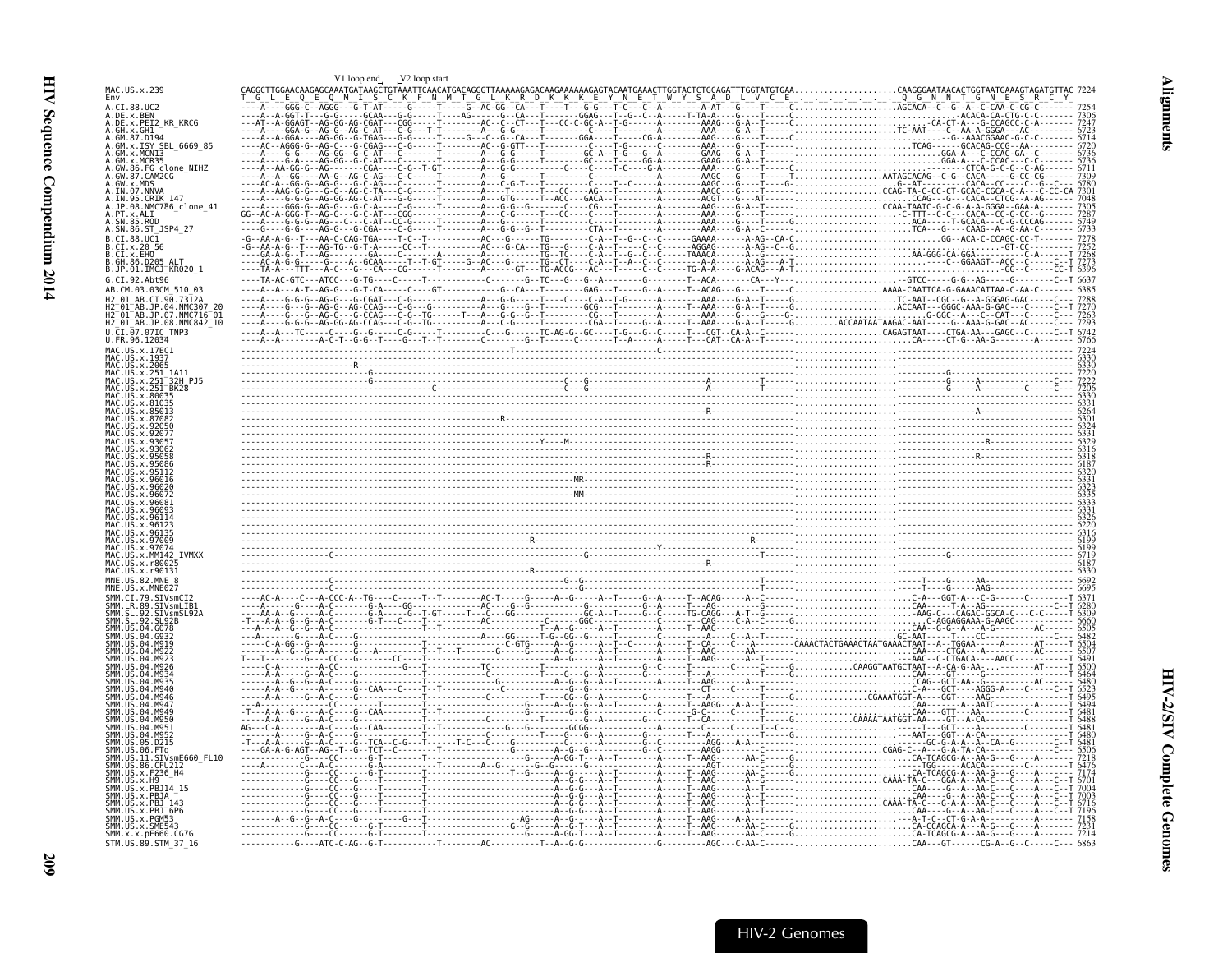V1 loop end V2 loop start

```
MAC.US.x.239              CAGGCTTGGAACAAGAGCAAATGATAAGCTGTAAATTCAACATGACAGGGTTAAAAAGAGACAAGAAAAAAAGAGTACAATGAAACTTGGTACTCTGCAGATTTGGTATGTGAA....................CAAGGGAATAACACTGGTAATGAAAGTAGATGTTAC 7224
Env                       T  G  L  E  Q  E  Q  M  I  S  C  K  F  N  M  T  G  L  K  R  D  K  K  K  E  Y  N  E  T  W  Y  S  A  D  L  V  C  E  .  .  .  .  .  .  .  Q  G  N  N  T  G  N  E  S  R  C  Y
```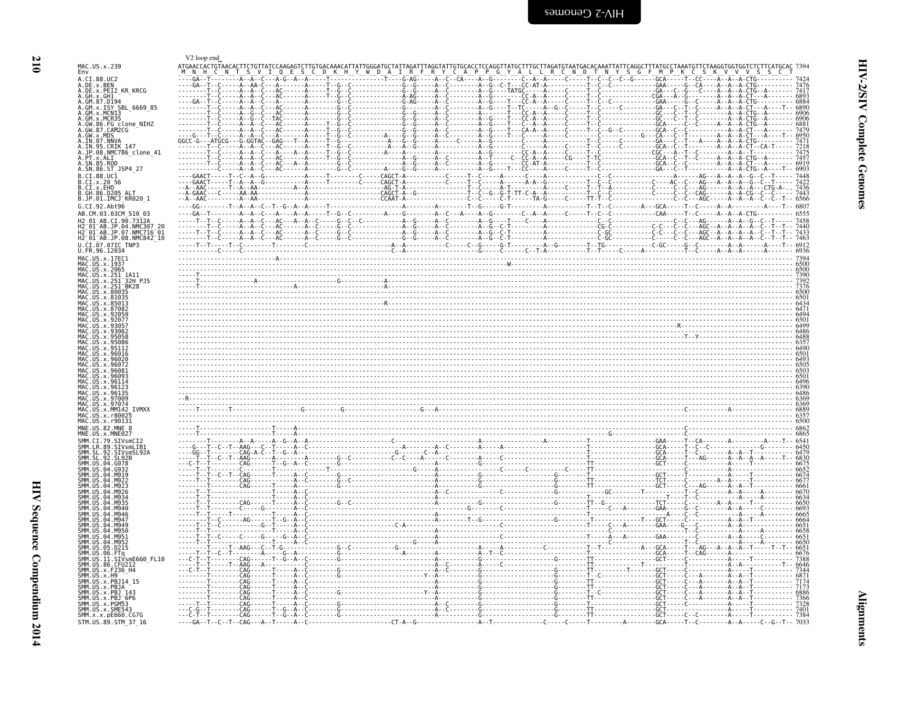V2 loop end

```
MAC.US.x.239              ATGAACCACTGTAACACTTCTGTTATCCAAGAGTCTTGTGACAAACATTATTGGGATGCTATTAGATTTAGGTATTGTGCACCTCCAGGTTATGCTTTGCTTAGATGTAATGACACAAATTATTCAGGCTTTATGCCTAAATGTTCTAAGGTGGTGGTCTCTTCATGCAC 7394
Env                        M  N  H  C  N  T  S  V  I  Q  E  S  C  D  K  H  Y  W  D  A  I  R  F  R  Y  C  A  P  P  G  Y  A  L  L  R  C  N  D  T  N  Y  S  G  F  M  P  K  C  S  K  V  V  V  S  S  C  T

A.CI.88.UC2                 7424
A.DE.x.BEN                  7476
A.DE.x.PEI2_KR_KRCG         7417
A.GH.x.GH1                  6893
A.GM.87.D194                6884
A.GM.x.ISY_SBL_6669_85      6890
A.GM.x.MCN13                6906
A.GM.x.MCR35                6906
A.GW.86.FG_clone_NIHZ       6881
A.GW.87.CAM2CG              7479
A.GW.x.MDS                  6950
A.IN.07.NNVA                7471
A.IN.95.CRIK_147            7218
A.JP.08.NMC786_clone_41     7475
A.PT.x.ALI                  7457
A.SN.85.ROD                 6919
A.SN.86.ST_JSP4_27          6903
B.CI.88.UC1                 7448
B.CI.x.20_56                7422
B.CI.x.EHO                  7436
B.GH.86.D205_ALT            7443
B.JP.01.IMCJ_KR020_1        6566
G.CI.92.Abt96               6807
AB.CM.03.03CM_510_03        6555
H2_01_AB.CI.90.7312A        7458
H2_01_AB.JP.04.NMC307_20    7440
H2_01_AB.JP.07.NMC716_01    7433
H2_01_AB.JP.08.NMC842_10    7463
U.CI.07.07IC_TNP3           6912
U.FR.96.12034               6936
MAC.US.x.17EC1              7394
MAC.US.x.1937               6500
MAC.US.x.2065               6500
MAC.US.x.251_1A11           7390
MAC.US.x.251_32H_PJ5        7392
MAC.US.x.251_BK28           7376
MAC.US.x.80035              6500
MAC.US.x.81035              6501
MAC.US.x.85013              6434
MAC.US.x.87082              6471
MAC.US.x.92050              6494
MAC.US.x.92077              6501
MAC.US.x.93057              6499
MAC.US.x.93062              6486
MAC.US.x.95058              6488
MAC.US.x.95086              6357
MAC.US.x.95112              6490
MAC.US.x.96016              6501
MAC.US.x.96020              6493
MAC.US.x.96072              6505
MAC.US.x.96081              6503
MAC.US.x.96093              6501
MAC.US.x.96114              6496
MAC.US.x.96123              6390
MAC.US.x.96135              6486
MAC.US.x.97009              6369
MAC.US.x.97074              6369
MAC.US.x.MM142_IVMXX        6889
MAC.US.x.r80025             6357
MAC.US.x.r90131             6500
MNE.US.82.MNE_8             6862
MNE.US.x.MNE027             6865
SMM.CI.79.SIVsmCI2          6541
SMM.LR.89.SIVsmLIB1         6450
SMM.SL.92.SIVsmSL92A        6479
SMM.SL.92.SL92B             6830
SMM.US.04.G078              6675
SMM.US.04.G932              6652
SMM.US.04.M919              6674
SMM.US.04.M922              6677
SMM.US.04.M923              6661
SMM.US.04.M926              6670
SMM.US.04.M934              6634
SMM.US.04.M935              6650
SMM.US.04.M940              6693
SMM.US.04.M946              6665
SMM.US.04.M947              6664
SMM.US.04.M949              6651
SMM.US.04.M950              6658
SMM.US.04.M951              6651
SMM.US.04.M952              6650
SMM.US.05.D215              6651
SMM.US.06.FTq               6676
SMM.US.11.SIVsmE660_FL10    7388
SMM.US.86.CFU212            6646
SMM.US.x.F236_H4            7344
SMM.US.x.H9                 6871
SMM.US.x.PBJ14_15           7174
SMM.US.x.PBJA               7173
SMM.US.x.PBJ_143            6886
SMM.US.x.PBJ_6P6            7366
SMM.US.x.PGM53              7328
SMM.US.x.SME543             7401
SMM.x.x.pE660.CG7G          7384
STM.US.89.STM_37_16         7033
```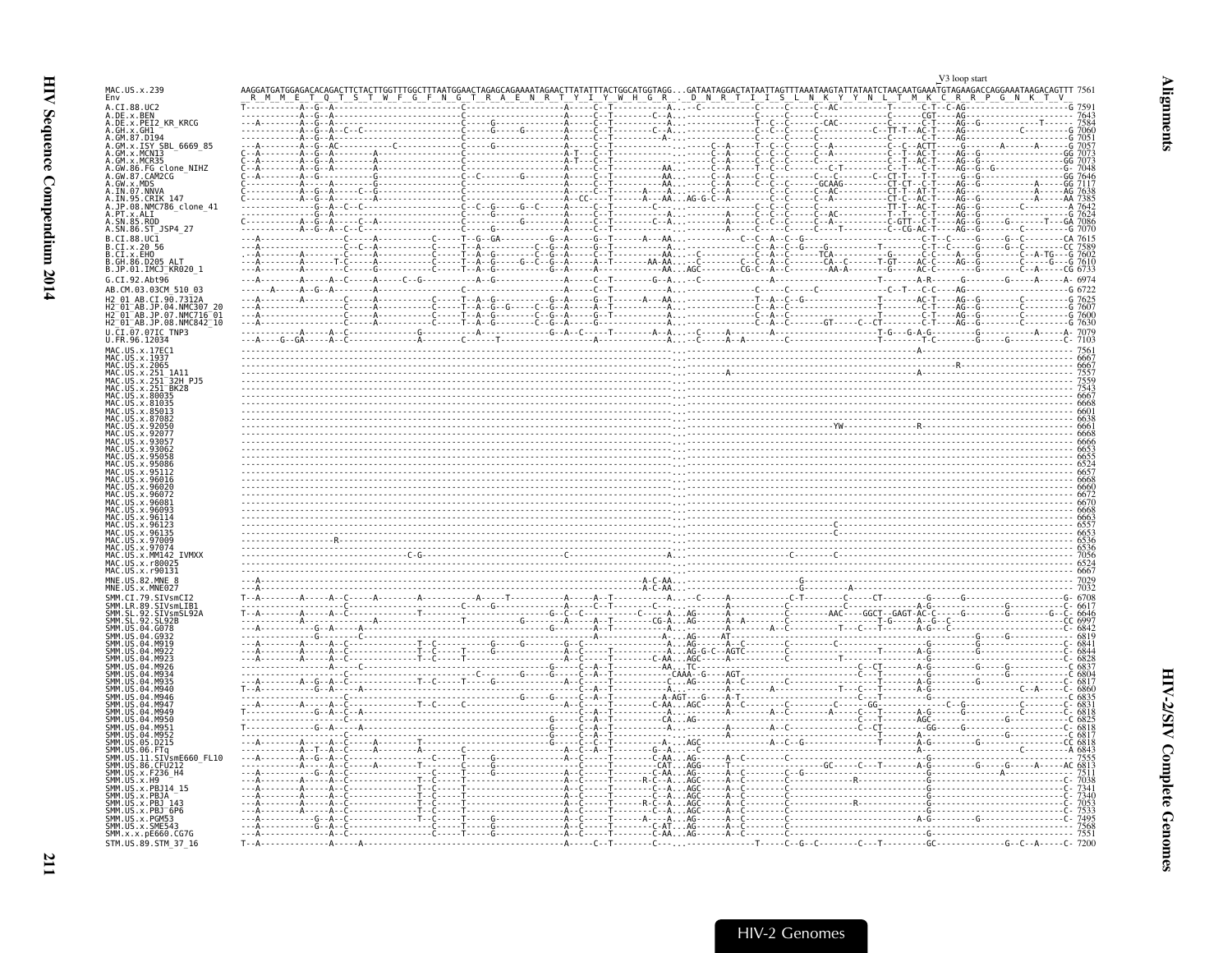V3 loop start

```
MAC.US.x.239            AAGGATGATGGAGACACAGACTTCTACTTGGTTTGGCTTTAATGGAACTAGAGCAGAAAATAGAACTTATATTTACTGGCATGGTAGG...GATAATAGGACTATAATTAGTTTAAATAAGTATTATAATCTAACAATGAAATGTAGAAGACCAGGAAATAAGACAGTTT 7561
Env                      R  M  M  E  T  Q  T  S  T  W  F  G  F  N  G  T  R  A  E  N  R  T  Y  I  Y  W  H  G  R     D  N  R  T  I  I  S  L  N  K  Y  Y  N  L  T  M  K  C  R  R  P  G  N  K  T  V
```

| Sequence | Position |
|---|---|
| A.CI.88.UC2 | 7591 |
| A.DE.x.BEN | 7643 |
| A.DE.x.PEI2_KR_KRCG | 7584 |
| A.GH.x.GH1 | 7060 |
| A.GM.87.D194 | 7051 |
| A.GM.x.ISY_SBL_6669_85 | 7057 |
| A.GM.x.MCN13 | 7073 |
| A.GM.x.MCR35 | 7073 |
| A.GW.86.FG_clone_NIHZ | 7048 |
| A.GW.87.CAM2CG | 7646 |
| A.GW.x.MDS | 7117 |
| A.IN.07.NNVA | 7638 |
| A.IN.95.CRIK_147 | 7385 |
| A.JP.08.NMC786_clone_41 | 7642 |
| A.PT.x.ALI | 7624 |
| A.SN.85.ROD | 7086 |
| A.SN.86.ST_JSP4_27 | 7070 |
| B.CI.88.UC1 | 7615 |
| B.CI.x.20_56 | 7589 |
| B.CI.x.EHO | 7602 |
| B.GH.86.D205_ALT | 7610 |
| B.JP.01.IMCJ_KR020_1 | 6733 |
| G.CI.92.Abt96 | 6974 |
| AB.CM.03.03CM_510_03 | 6722 |
| H2_01_AB.CI.90.7312A | 7625 |
| H2_01_AB.JP.04.NMC307_20 | 7607 |
| H2_01_AB.JP.07.NMC716_01 | 7600 |
| H2_01_AB.JP.08.NMC842_10 | 7630 |
| U.CI.07.07IC_TNP3 | 7079 |
| U.FR.96.12034 | 7103 |
| MAC.US.x.17EC1 | 7561 |
| MAC.US.x.1937 | 6667 |
| MAC.US.x.2065 | 6667 |
| MAC.US.x.251_1A11 | 7557 |
| MAC.US.x.251_32H_PJ5 | 7559 |
| MAC.US.x.251_BK28 | 7543 |
| MAC.US.x.80035 | 6667 |
| MAC.US.x.81035 | 6668 |
| MAC.US.x.85013 | 6601 |
| MAC.US.x.87082 | 6638 |
| MAC.US.x.92050 | 6661 |
| MAC.US.x.92077 | 6668 |
| MAC.US.x.93057 | 6666 |
| MAC.US.x.93062 | 6653 |
| MAC.US.x.95058 | 6655 |
| MAC.US.x.95086 | 6524 |
| MAC.US.x.95112 | 6657 |
| MAC.US.x.96016 | 6668 |
| MAC.US.x.96020 | 6660 |
| MAC.US.x.96072 | 6672 |
| MAC.US.x.96081 | 6670 |
| MAC.US.x.96093 | 6668 |
| MAC.US.x.96114 | 6663 |
| MAC.US.x.96123 | 6557 |
| MAC.US.x.96135 | 6653 |
| MAC.US.x.97009 | 6536 |
| MAC.US.x.97074 | 6536 |
| MAC.US.x.MM142_IVMXX | 7056 |
| MAC.US.x.r80025 | 6524 |
| MAC.US.x.r90131 | 6667 |
| MNE.US.82.MNE_8 | 7029 |
| MNE.US.x.MNE027 | 7032 |
| SMM.CI.79.SIVsmCI2 | 6708 |
| SMM.LR.89.SIVsmLIB1 | 6617 |
| SMM.SL.92.SIVsmSL92A | 6646 |
| SMM.SL.92.SL92B | 6997 |
| SMM.US.04.G078 | 6842 |
| SMM.US.04.G932 | 6819 |
| SMM.US.04.M919 | 6841 |
| SMM.US.04.M922 | 6844 |
| SMM.US.04.M923 | 6828 |
| SMM.US.04.M926 | 6837 |
| SMM.US.04.M934 | 6804 |
| SMM.US.04.M935 | 6817 |
| SMM.US.04.M940 | 6860 |
| SMM.US.04.M946 | 6835 |
| SMM.US.04.M947 | 6831 |
| SMM.US.04.M949 | 6818 |
| SMM.US.04.M950 | 6825 |
| SMM.US.04.M951 | 6818 |
| SMM.US.04.M952 | 6817 |
| SMM.US.05.D215 | 6818 |
| SMM.US.06.FTq | 6843 |
| SMM.US.11.SIVsmE660_FL10 | 7555 |
| SMM.US.86.CFU212 | 6813 |
| SMM.US.x.F236_H4 | 7511 |
| SMM.US.x.H9 | 7038 |
| SMM.US.x.PBJ14_15 | 7341 |
| SMM.US.x.PBJA | 7340 |
| SMM.US.x.PBJ_143 | 7053 |
| SMM.US.x.PBJ_6P6 | 7533 |
| SMM.US.x.PGM53 | 7495 |
| SMM.US.x.SME543 | 7568 |
| SMM.x.x.pE660.CG7G | 7551 |
| STM.US.89.STM_37_16 | 7200 |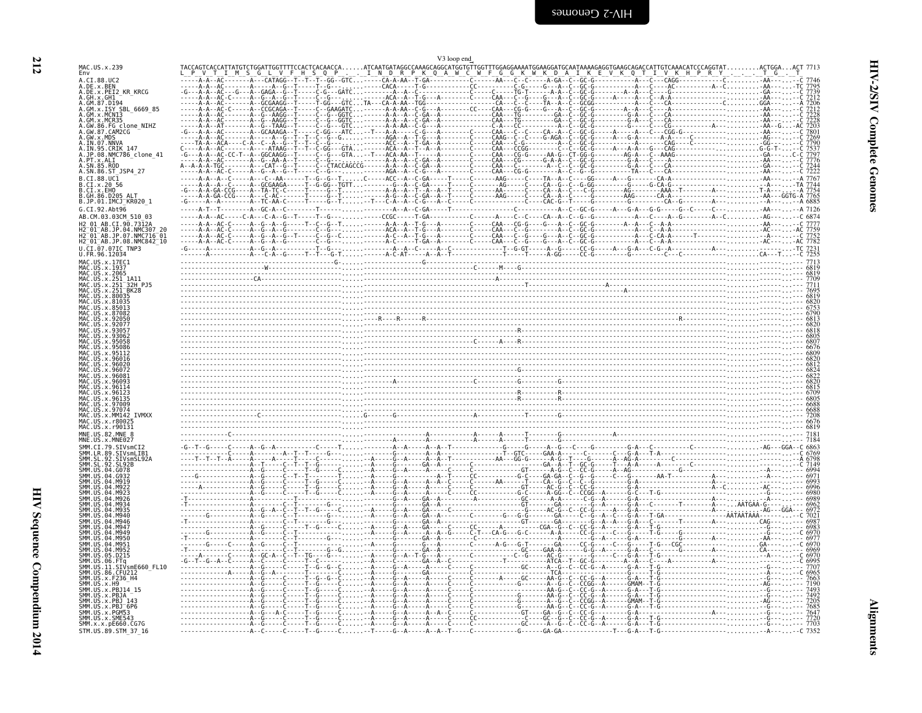V3 loop end

```
MAC.US.x.239         TACCAGTCACCATTATGTCTGGATTGGTTTTCCACTCACAACCA......ATCAATGATAGGCCAAAGCAGGCATGGTGTTGGTTTGGAGGAAAATGGAAGGATGCAATAAAAGAGGTGAAGCAGACCATTGTCAAACATCCCAGGTAT.........ACTGGA...ACT 7713
Env                  L  P  V  T  I  M  S  G  L  V  F  H  S  Q  P  .  .  I  N  D  R  P  K  Q  A  W  C  W  F  G  G  K  W  K  D  A  I  K  E  V  K  Q  T  I  V  K  H  P  R  Y  .  .  .  T  G  .  T
```

| Sequence | Length |
|---|---|
| A.CI.88.UC2 | 7746 |
| A.DE.x.BEN | 7795 |
| A.DE.x.PEI2_KR_KRCG | 7739 |
| A.GH.x.GH1 | 7212 |
| A.GM.87.D194 | 7206 |
| A.GM.x.ISY_SBL_6669_85 | 7212 |
| A.GM.x.MCN13 | 7228 |
| A.GM.x.MCR35 | 7228 |
| A.GW.86.FG_clone_NIHZ | 7203 |
| A.GW.87.CAM2CG | 7801 |
| A.GW.x.MDS | 7269 |
| A.IN.07.NNVA | 7790 |
| A.IN.95.CRIK_147 | 7537 |
| A.JP.08.NMC786_clone_41 | 7797 |
| A.PT.x.ALI | 7776 |
| A.SN.85.ROD | 7244 |
| A.SN.86.ST_JSP4_27 | 7223 |
| B.CI.88.UC1 | 7767 |
| B.CI.x.20_56 | 7744 |
| B.CI.x.EHO | 7754 |
| B.GH.86.D205_ALT | 7765 |
| B.JP.01.IMCJ_KR020_1 | 6885 |
| G.CI.92.Abt96 | 7126 |
| AB.CM.03.03CM_510_03 | 6874 |
| H2_01_AB.CI.90.7312A | 7777 |
| H2_01_AB.JP.04.NMC307_20 | 7759 |
| H2_01_AB.JP.07.NMC716_01 | 7752 |
| H2_01_AB.JP.08.NMC842_10 | 7782 |
| U.CI.07.07IC_TNP3 | 7231 |
| U.FR.96.12034 | 7255 |
| MAC.US.x.17EC1 | 7713 |
| MAC.US.x.1937 | 6819 |
| MAC.US.x.2065 | 6819 |
| MAC.US.x.251_1A11 | 7709 |
| MAC.US.x.251_32H_PJ5 | 7711 |
| MAC.US.x.251_BK28 | 7695 |
| MAC.US.x.80035 | 6819 |
| MAC.US.x.81035 | 6820 |
| MAC.US.x.85013 | 6753 |
| MAC.US.x.87082 | 6790 |
| MAC.US.x.92050 | 6813 |
| MAC.US.x.92077 | 6820 |
| MAC.US.x.93057 | 6818 |
| MAC.US.x.93062 | 6805 |
| MAC.US.x.95058 | 6807 |
| MAC.US.x.95086 | 6676 |
| MAC.US.x.95112 | 6809 |
| MAC.US.x.96016 | 6820 |
| MAC.US.x.96020 | 6812 |
| MAC.US.x.96072 | 6824 |
| MAC.US.x.96081 | 6822 |
| MAC.US.x.96093 | 6820 |
| MAC.US.x.96114 | 6815 |
| MAC.US.x.96123 | 6709 |
| MAC.US.x.96135 | 6805 |
| MAC.US.x.97009 | 6688 |
| MAC.US.x.97074 | 6688 |
| MAC.US.x.MM142_IVMXX | 7208 |
| MAC.US.x.r80025 | 6676 |
| MAC.US.x.r90131 | 6819 |
| MNE.US.82.MNE_8 | 7181 |
| MNE.US.x.MNE027 | 7184 |
| SMM.CI.79.SIVsmCI2 | 6863 |
| SMM.LR.89.SIVsmLIB1 | 6769 |
| SMM.SL.92.SIVsmSL92A | 6798 |
| SMM.SL.92.SL92B | 7149 |
| SMM.US.04.G078 | 6994 |
| SMM.US.04.G932 | 6971 |
| SMM.US.04.M919 | 6993 |
| SMM.US.04.M922 | 6996 |
| SMM.US.04.M923 | 6980 |
| SMM.US.04.M926 | 6989 |
| SMM.US.04.M934 | 6962 |
| SMM.US.04.M935 | 6972 |
| SMM.US.04.M940 | 7021 |
| SMM.US.04.M946 | 6987 |
| SMM.US.04.M947 | 6983 |
| SMM.US.04.M949 | 6970 |
| SMM.US.04.M950 | 6977 |
| SMM.US.04.M951 | 6970 |
| SMM.US.04.M952 | 6969 |
| SMM.US.05.D215 | 6970 |
| SMM.US.06.FTq | 6995 |
| SMM.US.11.SIVsmE660_FL10 | 7707 |
| SMM.US.86.CFU212 | 6965 |
| SMM.US.x.F236_H4 | 7663 |
| SMM.US.x.H9 | 7190 |
| SMM.US.x.PBJ14_15 | 7493 |
| SMM.US.x.PBJA | 7492 |
| SMM.US.x.PBJ_143 | 7205 |
| SMM.US.x.PBJ_6P6 | 7685 |
| SMM.US.x.PGM53 | 7647 |
| SMM.US.x.SME543 | 7720 |
| SMM.x.x.pE660.CG7G | 7703 |
| STM.US.89.STM_37_16 | 7352 |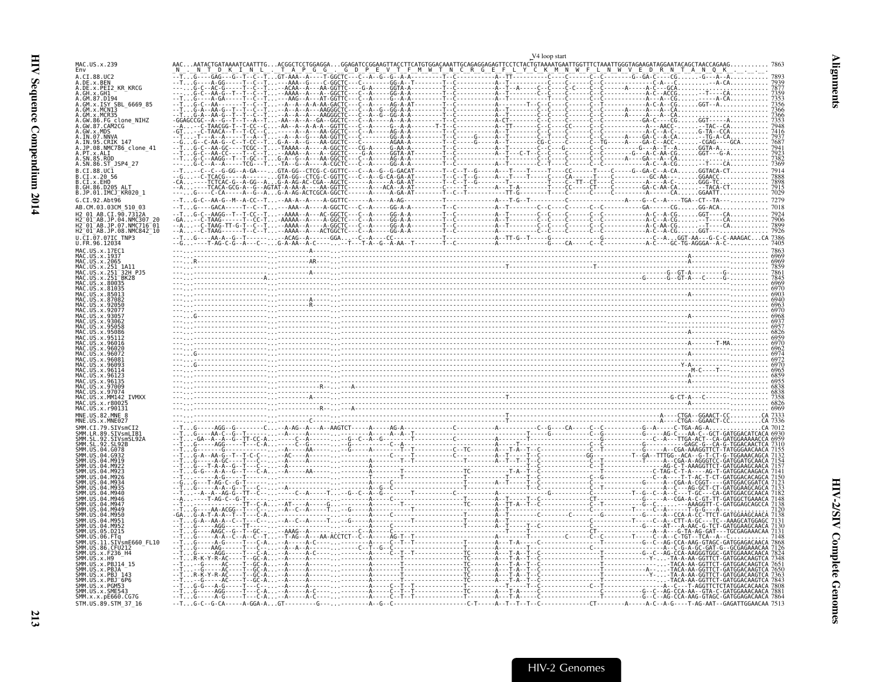V4 loop start

```
MAC.US.x.239          AAC...AATACTGATAAAATCAATTTG...ACGGCTCCTGGAGGA...GGAGATCCGGAAGTTACCTTCATGTGGACAAATTGCAGAGGAGAGTTCCTCTACTGTAAAATGAATTGGTTTCTAAATTGGGTAGAAGATAGGAATACAGCTAACCAGAAG.......... 7863
Env                   _N_._N__T__D__K__I__N__L__._T__A__P__G__G_.__G__D__P__E__V__T__F__M__W__T__N__C__R__G__E__F__L__Y__C__K__M__N__W__F__L__N__W__V__E__D__R__N__T__A__N__Q__K_._._._.
```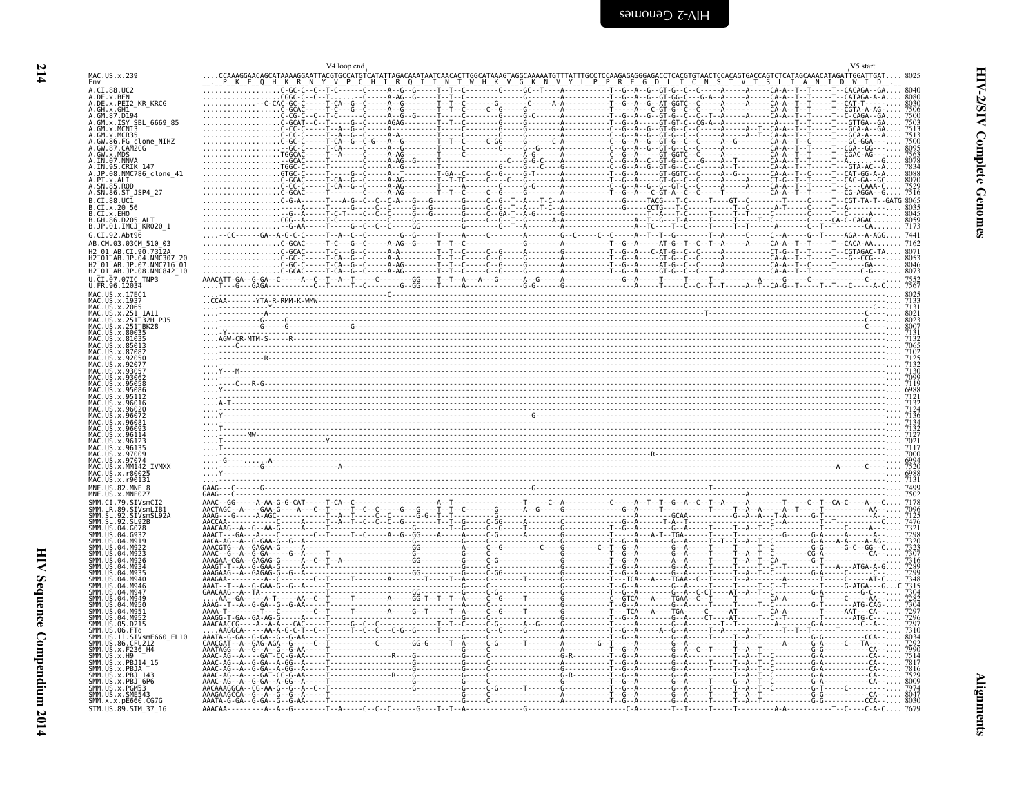```
                V4 loop end                                                                                                          V5 start
MAC.US.x.239          ....CCAAAGGAACAGCATAAAAGGAATTACGTGCCATGTCATATTAGACAAATAATCAACACTTGGCATAAAGTAGGCAAAAATGTTTATTTGCCTCCAAGAGAGGGAGACCTCACGTGTAACTCCACAGTGACCAGTCTCATAGCAAACATAGATTGGATTGAT.... 8025
Env                   _:_P__K__E__Q__H__K__R__N__Y__V__P__C__H__I__R__Q__I__I__N__T__W__H__K__V__G__K__N__V__Y__L__P__P__R__E__G__D__L__T__C__N__S__T__V__T__S__L__I__A__N__I__D__W__I__D_._
```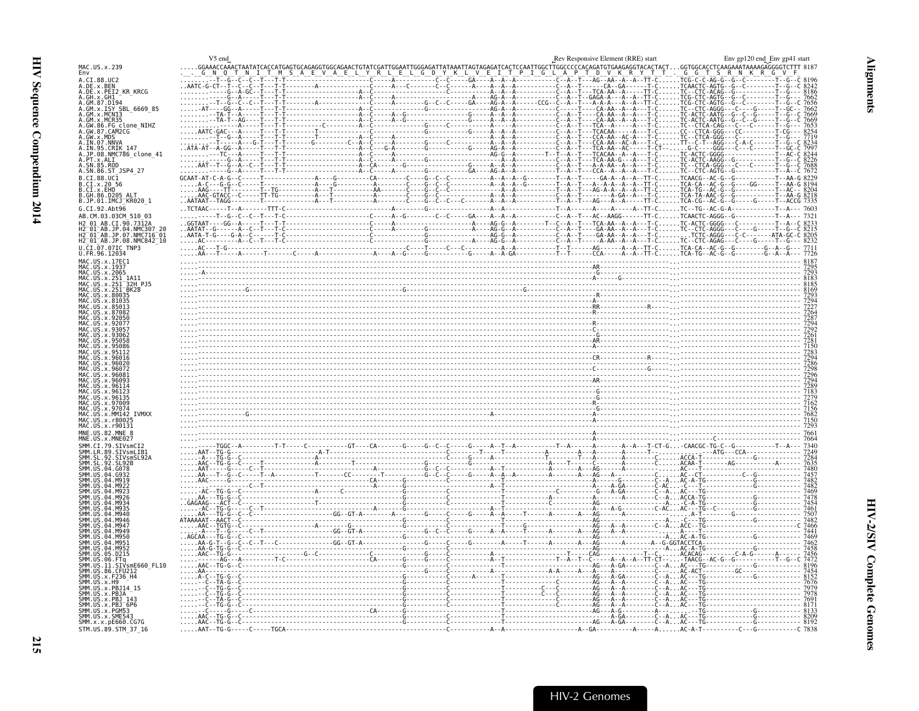V5 end — Rev Responsive Element (RRE) start — Env gp120 end_Env gp41 start

```
MAC.US.x.239        .....GGAAACCAAACTAATATCACCATGAGTGCAGAGGTGGCAGAACTGTATCGATTGGAATTGGGAGATTATAAATTAGTAGAGATCACTCCAATTGGCTTGGCCCCCACAGATGTGAAGAGGTACACTACT...GGTGGCACCTCAAGAAATAAAAGAGGGGTCTTT 8187
Env                 ._._G__N__Q__T__N__I__T__M__S__A__E__V__A__E__L__Y__R__L__E__L__G__D__Y__K__L__V__E__I__T__P__I__G__L__A__P__T__D__V__K__R__Y__T__T__._G__G__T__S__R__N__K__R__G__V__F_
A.CI.88.UC2                                                                                                                                                    8196
A.DE.x.BEN                                                                                                                                                     8242
A.DE.x.PEI2_KR_KRCG                                                                                                                                            8186
A.GH.x.GH1                                                                                                                                                     7662
A.GM.87.D194                                                                                                                                                   7656
A.GM.x.ISY_SBL_6669_85                                                                                                                                         7662
A.GM.x.MCN13                                                                                                                                                   7669
A.GM.x.MCR35                                                                                                                                                   7669
A.GW.86.FG_clone_NIHZ                                                                                                                                          7653
A.GW.87.CAM2CG                                                                                                                                                 8254
A.GW.x.MDS                                                                                                                                                     7719
A.IN.07.NNVA                                                                                                                                                   8234
A.IN.95.CRIK_147                                                                                                                                               7997
A.JP.08.NMC786_clone_41                                                                                                                                        8244
A.PT.x.ALI                                                                                                                                                     8226
A.SN.85.ROD                                                                                                                                                    7688
A.SN.86.ST_JSP4_27                                                                                                                                             7672
B.CI.88.UC1                                                                                                                                                    8229
B.CI.x.20_56                                                                                                                                                   8194
B.CI.x.EHO                                                                                                                                                     8204
B.GH.86.D205_ALT                                                                                                                                               8218
B.JP.01.IMCJ_KR020_1                                                                                                                                           7335
G.CI.92.Abt96                                                                                                                                                  7603
AB.CM.03.03CM_510_03                                                                                                                                           7321
H2_01_AB.CI.90.7312A                                                                                                                                           8233
H2_01_AB.JP.04.NMC307_20                                                                                                                                       8215
H2_01_AB.JP.07.NMC716_01                                                                                                                                       8205
H2_01_AB.JP.08.NMC842_10                                                                                                                                       8232
U.CI.07.07IC_TNP3                                                                                                                                              7711
U.FR.96.12034                                                                                                                                                  7726
MAC.US.x.17EC1                                                                                                                                                 8187
MAC.US.x.1937                                                                                                                                                  7295
MAC.US.x.2065                                                                                                                                                  7293
MAC.US.x.251_1A11                                                                                                                                              8183
MAC.US.x.251_32H_PJ5                                                                                                                                           8185
MAC.US.x.251_BK28                                                                                                                                              8169
MAC.US.x.80035                                                                                                                                                 7293
MAC.US.x.81035                                                                                                                                                 7294
MAC.US.x.85013                                                                                                                                                 7227
MAC.US.x.87082                                                                                                                                                 7264
MAC.US.x.92050                                                                                                                                                 7287
MAC.US.x.92077                                                                                                                                                 7294
MAC.US.x.93057                                                                                                                                                 7292
MAC.US.x.93062                                                                                                                                                 7261
MAC.US.x.95058                                                                                                                                                 7281
MAC.US.x.95086                                                                                                                                                 7150
MAC.US.x.95112                                                                                                                                                 7283
MAC.US.x.96016                                                                                                                                                 7294
MAC.US.x.96020                                                                                                                                                 7286
MAC.US.x.96072                                                                                                                                                 7298
MAC.US.x.96081                                                                                                                                                 7296
MAC.US.x.96093                                                                                                                                                 7294
MAC.US.x.96114                                                                                                                                                 7289
MAC.US.x.96123                                                                                                                                                 7183
MAC.US.x.96135                                                                                                                                                 7279
MAC.US.x.97009                                                                                                                                                 7162
MAC.US.x.97074                                                                                                                                                 7156
MAC.US.x.MM142_IVMXX                                                                                                                                           7682
MAC.US.x.r80025                                                                                                                                                7150
MAC.US.x.r90131                                                                                                                                                7293
MNE.US.82.MNE_8                                                                                                                                                7661
MNE.US.x.MNE027                                                                                                                                                7664
SMM.CI.79.SIVsmCI2                                                                                                                                             7340
SMM.LR.89.SIVsmLIB1                                                                                                                                            7249
SMM.SL.92.SIVsmSL92A                                                                                                                                           7284
SMM.SL.92.SL92B                                                                                                                                                7635
SMM.US.04.G078                                                                                                                                                 7480
SMM.US.04.G932                                                                                                                                                 7457
SMM.US.04.M919                                                                                                                                                 7482
SMM.US.04.M922                                                                                                                                                 7482
SMM.US.04.M923                                                                                                                                                 7469
SMM.US.04.M926                                                                                                                                                 7478
SMM.US.04.M934                                                                                                                                                 7454
SMM.US.04.M935                                                                                                                                                 7461
SMM.US.04.M940                                                                                                                                                 7507
SMM.US.04.M946                                                                                                                                                 7482
SMM.US.04.M947                                                                                                                                                 7466
SMM.US.04.M949                                                                                                                                                 7441
SMM.US.04.M950                                                                                                                                                 7469
SMM.US.04.M951                                                                                                                                                 7462
SMM.US.04.M952                                                                                                                                                 7458
SMM.US.05.D215                                                                                                                                                 7456
SMM.US.06.FTq                                                                                                                                                  7472
SMM.US.11.SIVsmE660_FL10                                                                                                                                       8196
SMM.US.86.CFU212                                                                                                                                               7454
SMM.US.x.F236_H4                                                                                                                                               8152
SMM.US.x.H9                                                                                                                                                    7676
SMM.US.x.PBJ14_15                                                                                                                                              7979
SMM.US.x.PBJA                                                                                                                                                  7978
SMM.US.x.PBJ_143                                                                                                                                               7691
SMM.US.x.PBJ_6P6                                                                                                                                               8171
SMM.US.x.PGM53                                                                                                                                                 8133
SMM.US.x.SME543                                                                                                                                                8209
SMM.x.x.pE660.CG7G                                                                                                                                             8192
STM.US.89.STM_37_16                                                                                                                                            7838
```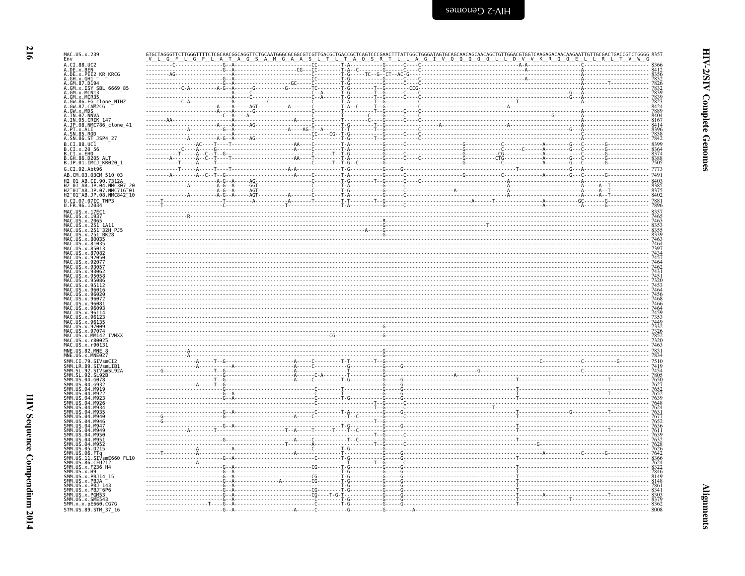```
MAC.US.x.239                GTGCTAGGGTTCTTGGGTTTTCTCGCAACGGCAGGTTCTGCAATGGGCGCGGCGTCGTTGACGCTGACCGCTCAGTCCCGAACTTTATTGGCTGGGATAGTGCAGCAACAGCAACAGCTGTTGGACGTGGTCAAGAGACAACAAGAATTGTTGCGACTGACCGTCTGGGG 8357
Env                          V  L  G  F  L  G  F  L  A  T  A  G  S  A  M  G  A  A  S  L  T  L  T  A  Q  S  R  T  L  L  A  G  I  V  Q  Q  Q  Q  Q  L  L  D  V  V  K  R  Q  Q  E  L  L  R  L  T  V  W  G
A.CI.88.UC2                                                                                                                                                                                         8366
A.DE.x.BEN                                                                                                                                                                                          8412
A.DE.x.PEI2_KR_KRCG                                                                                                                                                                                 8356
A.GH.x.GH1                                                                                                                                                                                          7832
A.GM.87.D194                                                                                                                                                                                        7826
A.GM.x.ISY_SBL_6669_85                                                                                                                                                                              7832
A.GM.x.MCN13                                                                                                                                                                                        7839
A.GM.x.MCR35                                                                                                                                                                                        7839
A.GW.86.FG_clone_NIHZ                                                                                                                                                                               7823
A.GW.87.CAM2CG                                                                                                                                                                                      8424
A.GW.x.MDS                                                                                                                                                                                          7889
A.IN.07.NNVA                                                                                                                                                                                        8404
A.IN.95.CRIK_147                                                                                                                                                                                    8167
A.JP.08.NMC786_clone_41                                                                                                                                                                             8414
A.PT.x.ALI                                                                                                                                                                                          8396
A.SN.85.ROD                                                                                                                                                                                         7858
A.SN.86.ST_JSP4_27                                                                                                                                                                                  7842
B.CI.88.UC1                                                                                                                                                                                         8399
B.CI.x.20_56                                                                                                                                                                                        8364
B.CI.x.EHO                                                                                                                                                                                          8374
B.GH.86.D205_ALT                                                                                                                                                                                    8388
B.JP.01.IMCJ_KR020_1                                                                                                                                                                                7505
G.CI.92.Abt96                                                                                                                                                                                       7773
AB.CM.03.03CM_510_03                                                                                                                                                                                7491
H2_01_AB.CI.90.7312A                                                                                                                                                                                8403
H2_01_AB.JP.04.NMC307_20                                                                                                                                                                            8385
H2_01_AB.JP.07.NMC716_01                                                                                                                                                                            8375
H2_01_AB.JP.08.NMC842_10                                                                                                                                                                            8402
U.CI.07.07IC_TNP3                                                                                                                                                                                   7881
U.FR.96.12034                                                                                                                                                                                       7896
MAC.US.x.17EC1                                                                                                                                                                                      8357
MAC.US.x.1937                                                                                                                                                                                       7465
MAC.US.x.2065                                                                                                                                                                                       7463
MAC.US.x.251_1A11                                                                                                                                                                                   8353
MAC.US.x.251_32H_PJ5                                                                                                                                                                                8355
MAC.US.x.251_BK28                                                                                                                                                                                   8339
MAC.US.x.80035                                                                                                                                                                                      7463
MAC.US.x.81035                                                                                                                                                                                      7464
MAC.US.x.85013                                                                                                                                                                                      7397
MAC.US.x.87082                                                                                                                                                                                      7434
MAC.US.x.92050                                                                                                                                                                                      7457
MAC.US.x.92077                                                                                                                                                                                      7464
MAC.US.x.93057                                                                                                                                                                                      7462
MAC.US.x.93062                                                                                                                                                                                      7431
MAC.US.x.95058                                                                                                                                                                                      7451
MAC.US.x.95086                                                                                                                                                                                      7320
MAC.US.x.95112                                                                                                                                                                                      7453
MAC.US.x.96016                                                                                                                                                                                      7464
MAC.US.x.96020                                                                                                                                                                                      7456
MAC.US.x.96072                                                                                                                                                                                      7468
MAC.US.x.96081                                                                                                                                                                                      7466
MAC.US.x.96093                                                                                                                                                                                      7464
MAC.US.x.96114                                                                                                                                                                                      7459
MAC.US.x.96123                                                                                                                                                                                      7353
MAC.US.x.96135                                                                                                                                                                                      7449
MAC.US.x.97009                                                                                                                                                                                      7332
MAC.US.x.97074                                                                                                                                                                                      7326
MAC.US.x.MM142_IVMXX                                                                                                                                                                                7852
MAC.US.x.r80025                                                                                                                                                                                     7320
MAC.US.x.r90131                                                                                                                                                                                     7463
MNE.US.82.MNE_8                                                                                                                                                                                     7831
MNE.US.x.MNE027                                                                                                                                                                                     7834
SMM.CI.79.SIVsmCI2                                                                                                                                                                                  7510
SMM.LR.89.SIVsmLIB1                                                                                                                                                                                 7419
SMM.SL.92.SIVsmSL92A                                                                                                                                                                                7454
SMM.SL.92.SL92B                                                                                                                                                                                     7805
SMM.US.04.G078                                                                                                                                                                                      7650
SMM.US.04.G932                                                                                                                                                                                      7627
SMM.US.04.M919                                                                                                                                                                                      7652
SMM.US.04.M922                                                                                                                                                                                      7652
SMM.US.04.M923                                                                                                                                                                                      7639
SMM.US.04.M926                                                                                                                                                                                      7648
SMM.US.04.M934                                                                                                                                                                                      7624
SMM.US.04.M935                                                                                                                                                                                      7631
SMM.US.04.M940                                                                                                                                                                                      7677
SMM.US.04.M946                                                                                                                                                                                      7652
SMM.US.04.M947                                                                                                                                                                                      7636
SMM.US.04.M949                                                                                                                                                                                      7611
SMM.US.04.M950                                                                                                                                                                                      7639
SMM.US.04.M951                                                                                                                                                                                      7632
SMM.US.04.M952                                                                                                                                                                                      7628
SMM.US.05.D215                                                                                                                                                                                      7626
SMM.US.06.FTq                                                                                                                                                                                       7642
SMM.US.11.SIVsmE660_FL10                                                                                                                                                                            8366
SMM.US.86.CFU212                                                                                                                                                                                    7624
SMM.US.x.F236_H4                                                                                                                                                                                    8322
SMM.US.x.H9                                                                                                                                                                                         7846
SMM.US.x.PBJ14_15                                                                                                                                                                                   8149
SMM.US.x.PBJA                                                                                                                                                                                       8148
SMM.US.x.PBJ_143                                                                                                                                                                                    7861
SMM.US.x.PBJ_6P6                                                                                                                                                                                    8341
SMM.US.x.PGM53                                                                                                                                                                                      8303
SMM.US.x.SME543                                                                                                                                                                                     8379
SMM.x.x.pE660.CG7G                                                                                                                                                                                  8362
STM.US.89.STM_37_16                                                                                                                                                                                 8008
```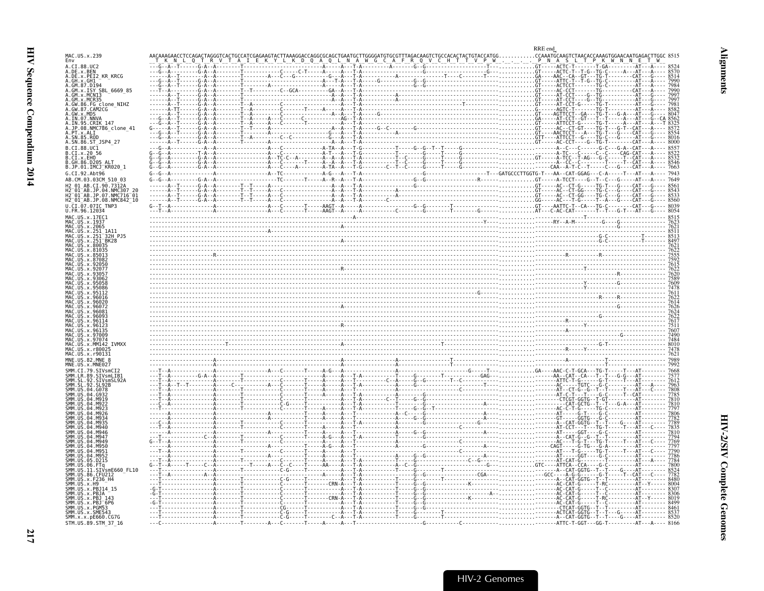RRE end

```
MAC.US.x.239   AACAAAGAACCTCCAGACTAGGGTCACTGCCATCGAGAAGTACTTAAAGGACCAGGCGCAGCTGAATGCTTGGGGATGTGCGTTTAGACAAGTCTGCCACACTACTGTACCATGG...........CCAAATGCAAGTCTAACACCAAAGTGGAACAATGAGACTTGGC 8515
Env             T  K  N  L  Q  T  R  V  T  A  I  E  K  Y  L  K  D  Q  A  Q  L  N  A  W  G  C  A  F  R  Q  V  C  H  T  T  V  P  W  .  .  .  .  P  N  A  S  L  T  P  K  W  N  N  E  T  W
```

| Sequence | End position |
|---|---|
| A.CI.88.UC2 | 8524 |
| A.DE.x.BEN | 8570 |
| A.DE.x.PEI2_KR_KRCG | 8514 |
| A.GH.x.GH1 | 7990 |
| A.GM.87.D194 | 7984 |
| A.GM.x.ISY_SBL_6669_85 | 7990 |
| A.GM.x.MCN13 | 7997 |
| A.GM.x.MCR35 | 7997 |
| A.GW.86.FG_clone_NIHZ | 7981 |
| A.GW.87.CAM2CG | 8582 |
| A.GW.x.MDS | 8047 |
| A.IN.07.NNVA | 8562 |
| A.IN.95.CRIK_147 | 8325 |
| A.JP.08.NMC786_clone_41 | 8572 |
| A.PT.x.ALI | 8554 |
| A.SN.85.ROD | 8016 |
| A.SN.86.ST_JSP4_27 | 8000 |
| B.CI.88.UC1 | 8557 |
| B.CI.x.20_56 | 8522 |
| B.CI.x.EHO | 8532 |
| B.GH.86.D205_ALT | 8546 |
| B.JP.01.IMCJ_KR020_1 | 7663 |
| G.CI.92.Abt96 | 7943 |
| AB.CM.03.03CM_510_03 | 7649 |
| H2_01_AB.CI.90.7312A | 8561 |
| H2_01_AB.JP.04.NMC307_20 | 8543 |
| H2_01_AB.JP.07.NMC716_01 | 8533 |
| H2_01_AB.JP.08.NMC842_10 | 8560 |
| U.CI.07.07IC_TNP3 | 8039 |
| U.FR.96.12034 | 8054 |
| MAC.US.x.17EC1 | 8515 |
| MAC.US.x.1937 | 7623 |
| MAC.US.x.2065 | 7621 |
| MAC.US.x.251_1A11 | 8511 |
| MAC.US.x.251_32H_PJ5 | 8513 |
| MAC.US.x.251_BK28 | 8497 |
| MAC.US.x.80035 | 7621 |
| MAC.US.x.81035 | 7622 |
| MAC.US.x.85013 | 7555 |
| MAC.US.x.87082 | 7592 |
| MAC.US.x.92050 | 7615 |
| MAC.US.x.92077 | 7622 |
| MAC.US.x.93057 | 7620 |
| MAC.US.x.93062 | 7589 |
| MAC.US.x.95058 | 7609 |
| MAC.US.x.95086 | 7478 |
| MAC.US.x.95112 | 7611 |
| MAC.US.x.96016 | 7622 |
| MAC.US.x.96020 | 7614 |
| MAC.US.x.96072 | 7626 |
| MAC.US.x.96081 | 7624 |
| MAC.US.x.96093 | 7622 |
| MAC.US.x.96114 | 7617 |
| MAC.US.x.96123 | 7511 |
| MAC.US.x.96135 | 7607 |
| MAC.US.x.97009 | 7490 |
| MAC.US.x.97074 | 7484 |
| MAC.US.x.MM142_IVMXX | 8010 |
| MAC.US.x.r80025 | 7478 |
| MAC.US.x.r90131 | 7621 |
| MNE.US.82.MNE_8 | 7989 |
| MNE.US.x.MNE027 | 7992 |
| SMM.CI.79.SIVsmCI2 | 7668 |
| SMM.LR.89.SIVsmLIB1 | 7577 |
| SMM.SL.92.SIVsmSL92A | 7612 |
| SMM.SL.92.SL92B | 7963 |
| SMM.US.04.G078 | 7808 |
| SMM.US.04.G932 | 7785 |
| SMM.US.04.M919 | 7810 |
| SMM.US.04.M922 | 7810 |
| SMM.US.04.M923 | 7797 |
| SMM.US.04.M926 | 7806 |
| SMM.US.04.M934 | 7782 |
| SMM.US.04.M935 | 7789 |
| SMM.US.04.M940 | 7835 |
| SMM.US.04.M946 | 7810 |
| SMM.US.04.M947 | 7794 |
| SMM.US.04.M949 | 7769 |
| SMM.US.04.M950 | 7797 |
| SMM.US.04.M951 | 7790 |
| SMM.US.04.M952 | 7786 |
| SMM.US.05.D215 | 7784 |
| SMM.US.06.FTq | 7800 |
| SMM.US.11.SIVsmE660_FL10 | 8524 |
| SMM.US.86.CFU212 | 7782 |
| SMM.US.x.F236_H4 | 8480 |
| SMM.US.x.H9 | 8004 |
| SMM.US.x.PBJ14_15 | 8307 |
| SMM.US.x.PBJA | 8306 |
| SMM.US.x.PBJ_143 | 8019 |
| SMM.US.x.PBJ_6P6 | 8499 |
| SMM.US.x.PGM53 | 8461 |
| SMM.US.x.SME543 | 8537 |
| SMM.x.x.pE660.CG7G | 8520 |
| STM.US.89.STM_37_16 | 8166 |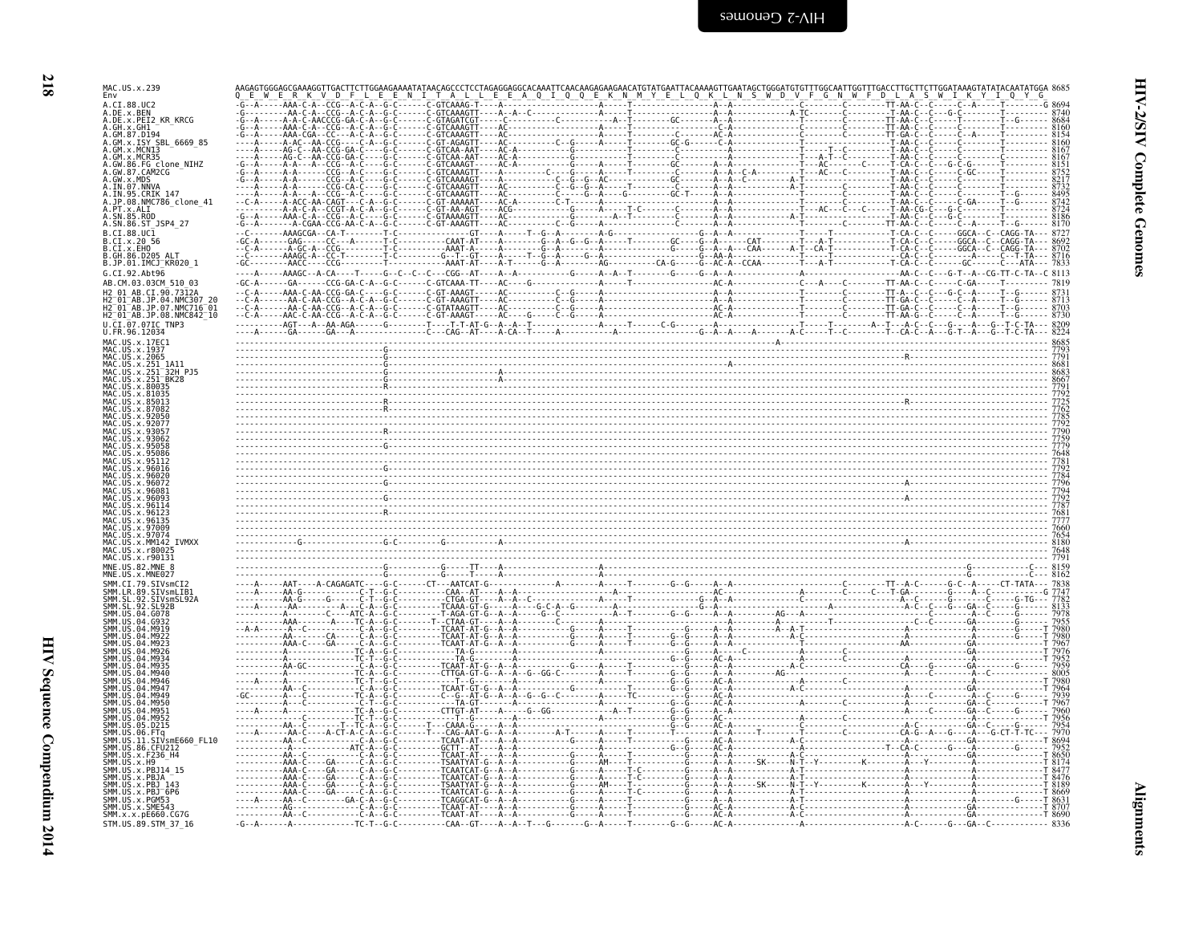```
MAC.US.x.239                AAGAGTGGGAGCGAAAGGTTGACTTCTTGGAAGAAAATATAACAGCCCTCCTAGAGGAGGCACAAATTCAACAAGAGAAGAACATGTATGAATTACAAAAGTTGAATAGCTGGGATGTGTTTGGCAATTGGTTTGACCTTGCTTCTTGGATAAAGTATATACAATATGGA 8685
Env                         Q  E  W  E  R  K  V  D  F  L  E  E  N  I  T  A  L  L  E  E  A  Q  I  Q  Q  E  K  N  M  Y  E  L  Q  K  L  N  S  W  D  V  F  G  N  W  F  D  L  A  S  W  I  K  Y  I  Q  Y  G
A.CI.88.UC2                                                                                                                                                                     8694
A.DE.x.BEN                                                                                                                                                                      8740
A.DE.x.PEI2_KR_KRCG                                                                                                                                                             8684
A.GH.x.GH1                                                                                                                                                                      8160
A.GM.87.D194                                                                                                                                                                    8154
A.GM.x.ISY_SBL_6669_85                                                                                                                                                          8160
A.GM.x.MCN13                                                                                                                                                                    8167
A.GM.x.MCR35                                                                                                                                                                    8167
A.GW.86.FG_clone_NIHZ                                                                                                                                                           8151
A.GW.87.CAM2CG                                                                                                                                                                  8752
A.GW.x.MDS                                                                                                                                                                      8217
A.IN.07.NNVA                                                                                                                                                                    8732
A.IN.95.CRIK_147                                                                                                                                                                8495
A.JP.08.NMC786_clone_41                                                                                                                                                         8742
A.PT.x.ALI                                                                                                                                                                      8724
A.SN.85.ROD                                                                                                                                                                     8186
A.SN.86.ST_JSP4_27                                                                                                                                                              8170
B.CI.88.UC1                                                                                                                                                                     8727
B.CI.x.20_56                                                                                                                                                                    8692
B.CI.x.EHO                                                                                                                                                                      8702
B.GH.86.D205_ALT                                                                                                                                                                8716
B.JP.01.IMCJ_KR020_1                                                                                                                                                            7833
G.CI.92.Abt96                                                                                                                                                                   8113
AB.CM.03.03CM_510_03                                                                                                                                                            7819
H2_01_AB.CI.90.7312A                                                                                                                                                            8731
H2_01_AB.JP.04.NMC307_20                                                                                                                                                        8713
H2_01_AB.JP.07.NMC716_01                                                                                                                                                        8703
H2_01_AB.JP.08.NMC842_10                                                                                                                                                        8730
U.CI.07.07IC_TNP3                                                                                                                                                               8209
U.FR.96.12034                                                                                                                                                                   8224
MAC.US.x.17EC1                                                                                                                                                                  8685
MAC.US.x.1937                                                                                                                                                                   7793
MAC.US.x.2065                                                                                                                                                                   7791
MAC.US.x.251_1A11                                                                                                                                                               8681
MAC.US.x.251_32H_PJ5                                                                                                                                                            8683
MAC.US.x.251_BK28                                                                                                                                                               8667
MAC.US.x.80035                                                                                                                                                                  7791
MAC.US.x.81035                                                                                                                                                                  7792
MAC.US.x.85013                                                                                                                                                                  7725
MAC.US.x.87082                                                                                                                                                                  7762
MAC.US.x.92050                                                                                                                                                                  7785
MAC.US.x.92077                                                                                                                                                                  7792
MAC.US.x.93057                                                                                                                                                                  7790
MAC.US.x.93062                                                                                                                                                                  7759
MAC.US.x.95058                                                                                                                                                                  7779
MAC.US.x.95086                                                                                                                                                                  7648
MAC.US.x.95112                                                                                                                                                                  7781
MAC.US.x.96016                                                                                                                                                                  7792
MAC.US.x.96020                                                                                                                                                                  7784
MAC.US.x.96072                                                                                                                                                                  7796
MAC.US.x.96081                                                                                                                                                                  7794
MAC.US.x.96093                                                                                                                                                                  7792
MAC.US.x.96114                                                                                                                                                                  7787
MAC.US.x.96123                                                                                                                                                                  7681
MAC.US.x.96135                                                                                                                                                                  7777
MAC.US.x.97009                                                                                                                                                                  7660
MAC.US.x.97074                                                                                                                                                                  7654
MAC.US.x.MM142_IVMXX                                                                                                                                                            8180
MAC.US.x.r80025                                                                                                                                                                 7648
MAC.US.x.r90131                                                                                                                                                                 7791
MNE.US.82.MNE_8                                                                                                                                                                 8159
MNE.US.x.MNE027                                                                                                                                                                 8162
SMM.CI.79.SIVsmCI2                                                                                                                                                              7838
SMM.LR.89.SIVsmLIB1                                                                                                                                                             7747
SMM.SL.92.SIVsmSL92A                                                                                                                                                            7782
SMM.SL.92.SL92B                                                                                                                                                                 8133
SMM.US.04.G078                                                                                                                                                                  7978
SMM.US.04.G932                                                                                                                                                                  7955
SMM.US.04.M919                                                                                                                                                                  7980
SMM.US.04.M922                                                                                                                                                                  7980
SMM.US.04.M923                                                                                                                                                                  7967
SMM.US.04.M926                                                                                                                                                                  7976
SMM.US.04.M934                                                                                                                                                                  7952
SMM.US.04.M935                                                                                                                                                                  7959
SMM.US.04.M940                                                                                                                                                                  8005
SMM.US.04.M946                                                                                                                                                                  7980
SMM.US.04.M947                                                                                                                                                                  7964
SMM.US.04.M949                                                                                                                                                                  7939
SMM.US.04.M950                                                                                                                                                                  7967
SMM.US.04.M951                                                                                                                                                                  7960
SMM.US.04.M952                                                                                                                                                                  7956
SMM.US.05.D215                                                                                                                                                                  7954
SMM.US.06.FTq                                                                                                                                                                   7970
SMM.US.11.SIVsmE660_FL10                                                                                                                                                        8694
SMM.US.86.CFU212                                                                                                                                                                7952
SMM.US.x.F236_H4                                                                                                                                                                8650
SMM.US.x.H9                                                                                                                                                                     8174
SMM.US.x.PBJ14_15                                                                                                                                                               8477
SMM.US.x.PBJA                                                                                                                                                                   8476
SMM.US.x.PBJ_143                                                                                                                                                                8189
SMM.US.x.PBJ_6P6                                                                                                                                                                8669
SMM.US.x.PGM53                                                                                                                                                                  8631
SMM.US.x.SME543                                                                                                                                                                 8707
SMM.x.x.pE660.CG7G                                                                                                                                                              8690
STM.US.89.STM_37_16                                                                                                                                                             8336
```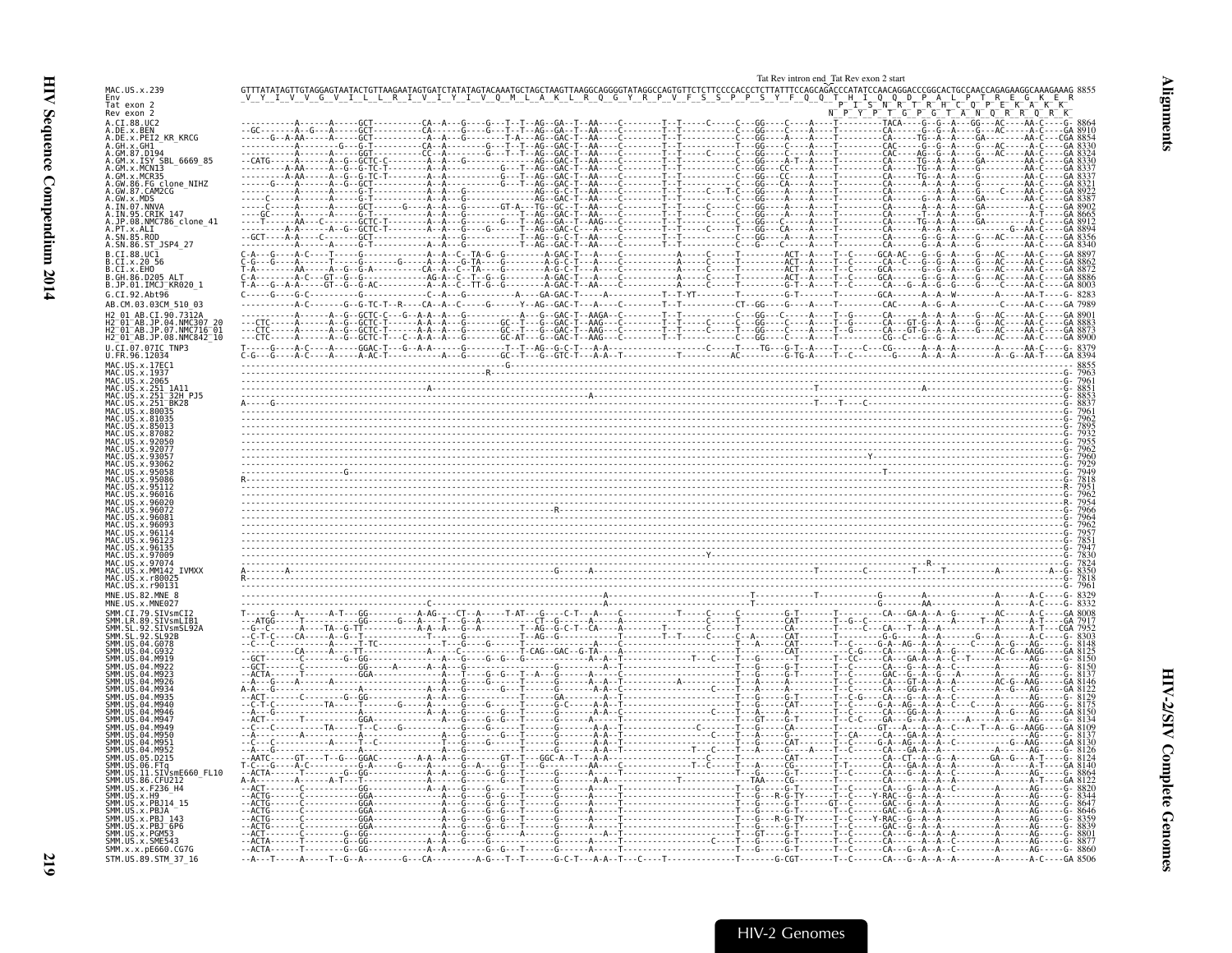Tat Rev intron end_Tat Rev exon 2 start

```
MAC.US.x.239            GTTTATATAGTTGTAGGAGTAATACTGTTAAGAATAGTGATCTATATAGTACAAATGCTAGCTAAGTTAAGGCAGGGGTATAGGCCAGTGTTCTCTTCCCCACCCTCTTATTTCCAGCAGACCCATATCCAACAGGACCCGGCACTGCCAACCAGAGAAGGCAAAGAAAG 8855
Env                      V  Y  I  V  V  G  V  I  L  L  R  I  V  I  Y  I  V  Q  M  L  A  K  L  R  Q  G  Y  R  P  V  F  S  S  P  P  S  Y  F  Q  Q  T  H  I  Q  Q  D  P  A  L  P  T  R  E  G  K  E  R
Tat exon 2                                                                                                                                P  I  S  N  R  T  R  H  C  Q  P  E  K  A  K  K
Rev exon 2                                                                                                                              N  P  Y  P  T  G  P  G  T  A  N  Q  R  R  Q  R  K
A.CI.88.UC2                 8864
A.DE.x.BEN                  8910
A.DE.x.PEI2_KR_KRCG         8854
A.GH.x.GH1                  8330
A.GM.87.D194                8324
A.GM.x.ISY_SBL_6669_85      8330
A.GM.x.MCN13                8337
A.GM.x.MCR35                8337
A.GW.86.FG_clone_NIHZ       8321
A.GW.87.CAM2CG              8922
A.GW.x.MDS                  8387
A.IN.07.NNVA                8902
A.IN.95.CRIK_147            8665
A.JP.08.NMC786_clone_41     8912
A.PT.x.ALI                  8894
A.SN.85.ROD                 8356
A.SN.86.ST_JSP4_27          8340
B.CI.88.UC1                 8897
B.CI.x.20_56                8862
B.CI.x.EHO                  8872
B.GH.86.D205_ALT            8886
B.JP.01.IMCJ_KR020_1        8003
G.CI.92.Abt96               8283
AB.CM.03.03CM_510_03        7989
H2_01_AB.CI.90.7312A        8901
H2_01_AB.JP.04.NMC307_20    8883
H2_01_AB.JP.07.NMC716_01    8873
H2_01_AB.JP.08.NMC842_10    8900
U.CI.07.07IC_TNP3           8379
U.FR.96.12034               8394
MAC.US.x.17EC1              8855
MAC.US.x.1937               7963
MAC.US.x.2065               7961
MAC.US.x.251_1A11           8851
MAC.US.x.251_32H_PJ5        8853
MAC.US.x.251_BK28           8837
MAC.US.x.80035              7961
MAC.US.x.81035              7962
MAC.US.x.85013              7895
MAC.US.x.87082              7932
MAC.US.x.92050              7955
MAC.US.x.92077              7962
MAC.US.x.93057              7960
MAC.US.x.93062              7929
MAC.US.x.95058              7949
MAC.US.x.95086              7818
MAC.US.x.95112              7951
MAC.US.x.96016              7962
MAC.US.x.96020              7954
MAC.US.x.96072              7966
MAC.US.x.96081              7964
MAC.US.x.96093              7962
MAC.US.x.96114              7957
MAC.US.x.96123              7851
MAC.US.x.96135              7947
MAC.US.x.97009              7830
MAC.US.x.97074              7824
MAC.US.x.MM142_IVMXX        8350
MAC.US.x.r80025             7818
MAC.US.x.r90131             7961
MNE.US.82.MNE_8             8329
MNE.US.x.MNE027             8332
SMM.CI.79.SIVsmCI2          8008
SMM.LR.89.SIVsmLIB1         7917
SMM.SL.92.SIVsmSL92A        7952
SMM.SL.92.SL92B             8303
SMM.US.04.G078              8148
SMM.US.04.G932              8125
SMM.US.04.M919              8150
SMM.US.04.M922              8150
SMM.US.04.M923              8137
SMM.US.04.M926              8146
SMM.US.04.M934              8122
SMM.US.04.M935              8129
SMM.US.04.M940              8175
SMM.US.04.M946              8150
SMM.US.04.M947              8134
SMM.US.04.M949              8109
SMM.US.04.M950              8137
SMM.US.04.M951              8130
SMM.US.04.M952              8126
SMM.US.05.D215              8124
SMM.US.06.FTq               8140
SMM.US.11.SIVsmE660_FL10    8864
SMM.US.86.CFU212            8122
SMM.US.x.F236_H4            8820
SMM.US.x.H9                 8344
SMM.US.x.PBJ14_15           8647
SMM.US.x.PBJA               8646
SMM.US.x.PBJ_143            8359
SMM.US.x.PBJ_6P6            8839
SMM.US.x.PGM53              8801
SMM.US.x.SME543             8877
SMM.x.x.pE660.CG7G          8860
STM.US.89.STM_37_16         8506
```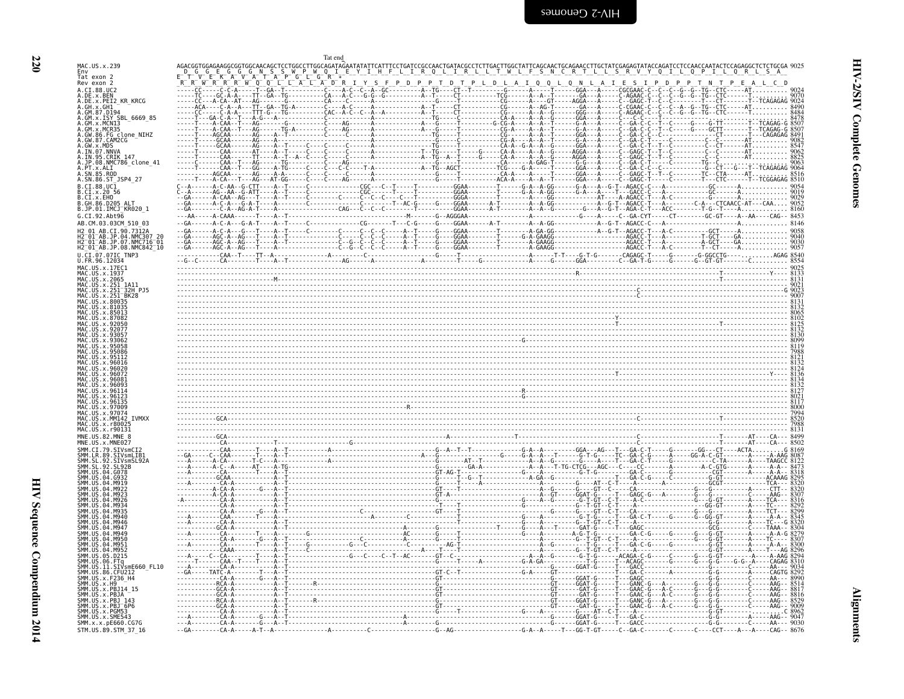```
                                                                                 Tat end
MAC.US.x.239          AGACGGTGGAGAAGGCGGTGGCAACAGCTCCTGGCCTTGGCAGATAGAATATATTCATTTCCTGATCCGCCAACTGATACGCCTCTTGACTTGGCTATTCAGCAACTGCAGAACCTTGCTATCGAGAGTATACCAGATCCTCCAACCAATACTCCAGAGGCTCTCTGCGA 9025
Env                    D  G  G  E  G  G  G  N  S  S  W  P  W  Q  I  E  Y  I  H  F  L  I  R  Q  L  I  R  L  L  T  W  L  F  S  N  C  R  T  L  L  S  R  V  Y  Q  I  L  Q  P  I  L  Q  R  L  S  A
Tat exon 2            E  T  V  E  K  A  V  A  T  A  P  G  L  G  R  *
Rev exon 2             R  R  W  R  R  R  W  Q  Q  L  L  A  L  A  D  R  I  Y  S  F  P  D  P  P  T  D  T  P  L  D  L  A  I  Q  Q  L  Q  N  L  A  I  E  S  I  P  D  P  P  T  N  T  P  E  A  L  C  D
```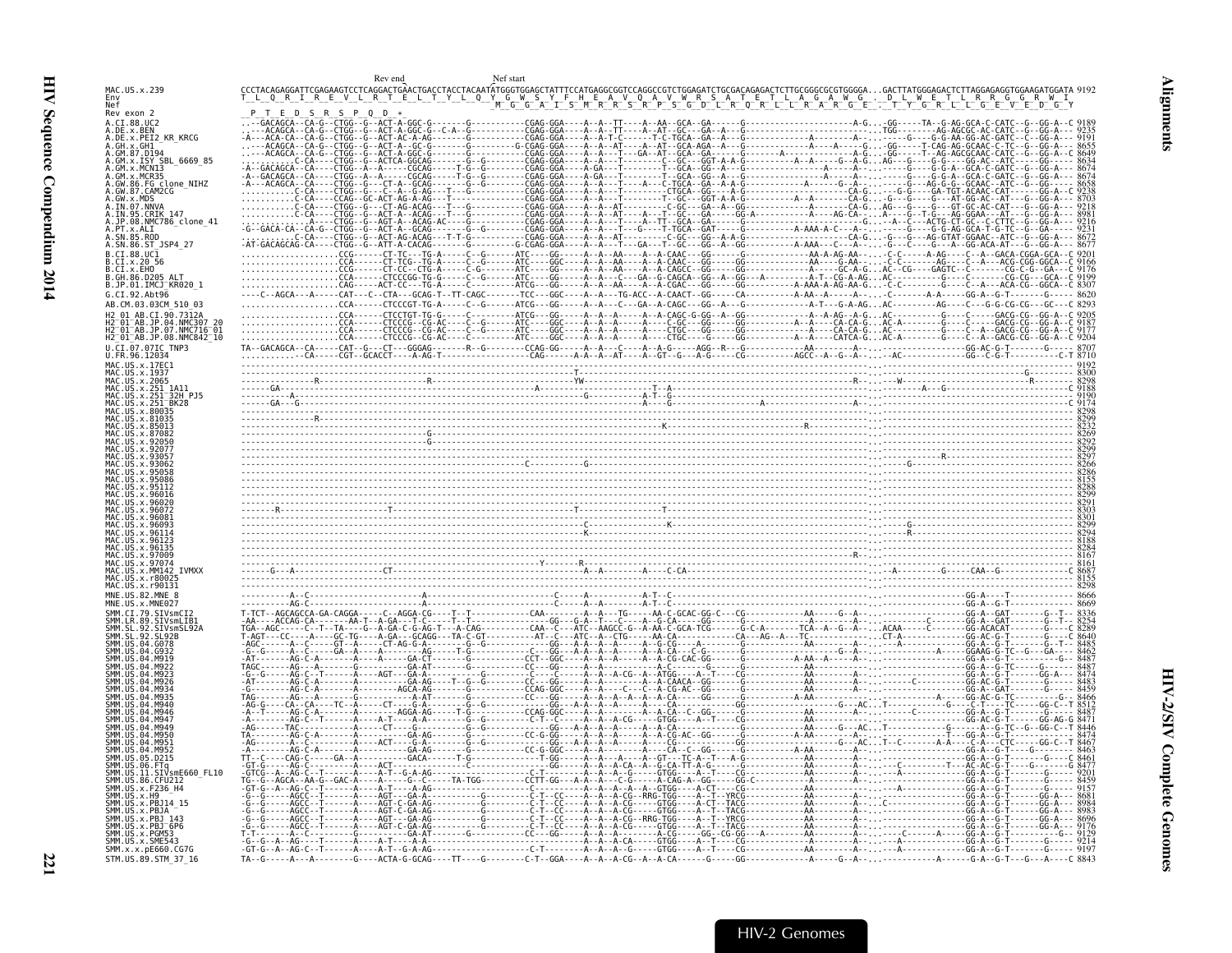```
                                   Rev end                Nef start
MAC.US.x.239                CCCTACAGAGGATTCGAGAAGTCCTCAGGACTGAACTGACCTACCTACAATATGGGTGGAGCTATTTCCATGAGGCGGTCCAGGCCGTCTGGAGATCTGCGACAGAGACTCTTGCGGGCGCGTGGGGA...GACTTATGGGAGACTCTTAGGAGAGGTGGAAGATGGATA 9192
Env                         T  L  Q  R  I  R  E  V  L  R  T  E  L  T  Y  L  Q  Y  G  W  S  Y  F  H  E  A  V  Q  A  V  W  R  S  A  T  E  T  L  A  G  A  W  G  .  D  L  W  E  T  L  R  R  G  G  R  W  I
Nef                                                                            M  G  G  A  I  S  M  R  R  S  R  P  S  G  D  L  R  Q  R  L  L  R  A  R  G  E  .  T  Y  G  R  L  L  G  E  V  E  D  G  Y
Rev exon 2                  P  T  E  D  S  R  S  P  Q  D  *
A.CI.88.UC2                 9189
A.DE.x.BEN                  9235
A.DE.x.PEI2_KR_KRCG         9191
A.GH.x.GH1                  8655
A.GM.87.D194                8649
A.GM.x.ISY_SBL_6669_85      8634
A.GM.x.MCN13                8674
A.GM.x.MCR35                8674
A.GW.86.FG_clone_NIHZ       8658
A.GW.87.CAM2CG              9238
A.GW.x.MDS                  8703
A.IN.07.NNVA                9218
A.IN.95.CRIK_147            8981
A.JP.08.NMC786_clone_41     9216
A.PT.x.ALI                  9231
A.SN.85.ROD                 8672
A.SN.86.ST_JSP4_27          8677
B.CI.88.UC1                 9201
B.CI.x.20_56                9166
B.CI.x.EHO                  9176
B.GH.86.D205_ALT            9199
B.JP.01.IMCJ_KR020_1        8307
G.CI.92.Abt96               8620
AB.CM.03.03CM_510_03        8293
H2_01_AB.CI.90.7312A        9205
H2_01_AB.JP.04.NMC307_20    9187
H2_01_AB.JP.07.NMC716_01    9177
H2_01_AB.JP.08.NMC842_10    9204
U.CI.07.07IC_TNP3           8707
U.FR.96.12034               8710
MAC.US.x.17EC1              9192
MAC.US.x.1937               8300
MAC.US.x.2065               8298
MAC.US.x.251_1A11           9188
MAC.US.x.251_32H_PJ5        9190
MAC.US.x.251_BK28           9174
MAC.US.x.80035              8298
MAC.US.x.81035              8299
MAC.US.x.85013              8232
MAC.US.x.87082              8269
MAC.US.x.92050              8292
MAC.US.x.92077              8299
MAC.US.x.93057              8297
MAC.US.x.93062              8266
MAC.US.x.95058              8286
MAC.US.x.95086              8155
MAC.US.x.95112              8288
MAC.US.x.96016              8299
MAC.US.x.96020              8291
MAC.US.x.96072              8303
MAC.US.x.96081              8301
MAC.US.x.96093              8299
MAC.US.x.96114              8294
MAC.US.x.96123              8188
MAC.US.x.96135              8284
MAC.US.x.97009              8167
MAC.US.x.97074              8161
MAC.US.x.MM142_IVMXX        8687
MAC.US.x.r80025             8155
MAC.US.x.r90131             8298
MNE.US.82.MNE_8             8666
MNE.US.x.MNE027             8669
SMM.CI.79.SIVsmCI2          8336
SMM.LR.89.SIVsmLIB1         8254
SMM.SL.92.SIVsmSL92A        8289
SMM.SL.92.SL92B             8640
SMM.US.04.G078              8485
SMM.US.04.G932              8462
SMM.US.04.M919              8487
SMM.US.04.M922              8487
SMM.US.04.M923              8474
SMM.US.04.M926              8483
SMM.US.04.M934              8459
SMM.US.04.M935              8466
SMM.US.04.M940              8512
SMM.US.04.M946              8487
SMM.US.04.M947              8471
SMM.US.04.M949              8446
SMM.US.04.M950              8474
SMM.US.04.M951              8467
SMM.US.04.M952              8463
SMM.US.05.D215              8461
SMM.US.06.FTq               8477
SMM.US.11.SIVsmE660_FL10    9201
SMM.US.86.CFU212            8459
SMM.US.x.F236_H4            9157
SMM.US.x.H9                 8681
SMM.US.x.PBJ14_15           8984
SMM.US.x.PBJA               8983
SMM.US.x.PBJ_143            8696
SMM.US.x.PBJ_6P6            9176
SMM.US.x.PGM53              9129
SMM.US.x.SME543             9214
SMM.x.x.pE660.CG7G          9197
STM.US.89.STM_37_16         8843
```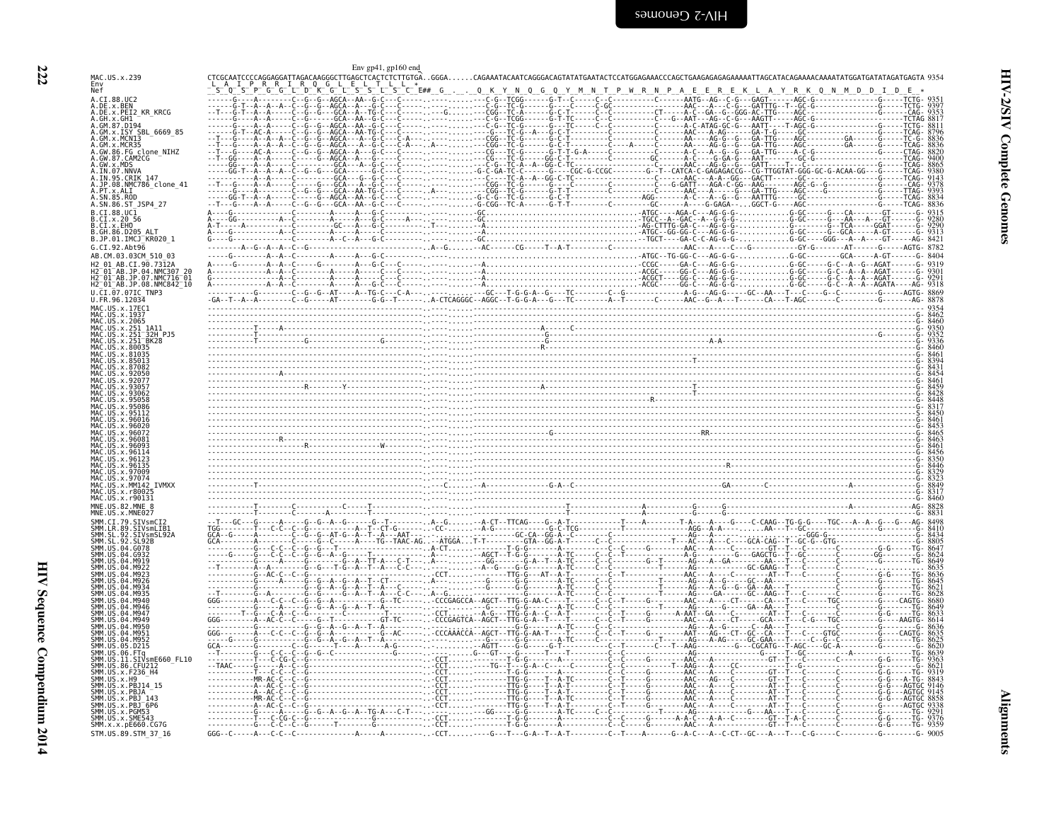Env gp41, gp160 end

```
MAC.US.x.239          CTCGCAATCCCCAGGAGGATTAGACAAGGGCTTGAGCTCACTCTCTTGTGA..GGGA......CAGAAATACAATCAGGGACAGTATATGAATACTCCATGGAGAAACCCAGCTGAAGAGAGAGAAAAATTAGCATACAGAAAACAAAATATGGATGATATAGATGAGTA 9354
Env                   L  A  I  P  R  R  I  R  Q  G  L  E  L  T  L  L  *
Nef                   S  Q  S  P  G  G  L  D  K  G  L  S  S  L  S  C  E## G  .  .  Q  K  Y  N  Q  G  Q  Y  M  N  T  P  W  R  N  P  A  E  E  R  E  K  L  A  Y  R  K  Q  N  M  D  D  I  D  E  *
A.CI.88.UC2                  9351
A.DE.x.BEN                   9397
A.DE.x.PEI2_KR_KRCG          9353
A.GH.x.GH1                   8817
A.GM.87.D194                 8811
A.GM.x.ISY_SBL_6669_85       8796
A.GM.x.MCN13                 8836
A.GM.x.MCR35                 8836
A.GW.86.FG_clone_NIHZ        8820
A.GW.87.CAM2CG               9400
A.GW.x.MDS                   8865
A.IN.07.NNVA                 9380
A.IN.95.CRIK_147             9143
A.JP.08.NMC786_clone_41      9378
A.PT.x.ALI                   9393
A.SN.85.ROD                  8834
A.SN.86.ST_JSP4_27           8836
B.CI.88.UC1                  9315
B.CI.x.20_56                 9280
B.CI.x.EHO                   9290
B.GH.86.D205_ALT             9313
B.JP.01.IMCJ_KR020_1         8421
G.CI.92.Abt96                8782
AB.CM.03.03CM_510_03         8404
H2_01_AB.CI.90.7312A         9319
H2_01_AB.JP.04.NMC307_20     9301
H2_01_AB.JP.07.NMC716_01     9291
H2_01_AB.JP.08.NMC842_10     9318
U.CI.07.07IC_TNP3            8869
U.FR.96.12034                8878
MAC.US.x.17EC1               9354
MAC.US.x.1937                8462
MAC.US.x.2065                8460
MAC.US.x.251_1A11            9350
MAC.US.x.251_32H_PJ5         9352
MAC.US.x.251_BK28            9336
MAC.US.x.80035               8460
MAC.US.x.81035               8461
MAC.US.x.85013               8394
MAC.US.x.87082               8431
MAC.US.x.92050               8454
MAC.US.x.92077               8461
MAC.US.x.93057               8459
MAC.US.x.93062               8428
MAC.US.x.95058               8448
MAC.US.x.95086               8317
MAC.US.x.95112               8450
MAC.US.x.96016               8461
MAC.US.x.96020               8453
MAC.US.x.96072               8465
MAC.US.x.96081               8463
MAC.US.x.96093               8461
MAC.US.x.96114               8456
MAC.US.x.96123               8350
MAC.US.x.96135               8446
MAC.US.x.97009               8329
MAC.US.x.97074               8323
MAC.US.x.MM142_IVMXX         8849
MAC.US.x.r80025              8317
MAC.US.x.r90131              8460
MNE.US.82.MNE_8              8828
MNE.US.x.MNE027              8831
SMM.CI.79.SIVsmCI2           8498
SMM.LR.89.SIVsmLIB1          8410
SMM.SL.92.SIVsmSL92A         8434
SMM.SL.92.SL92B              8805
SMM.US.04.G078               8647
SMM.US.04.G932               8624
SMM.US.04.M919               8649
SMM.US.04.M922               8635
SMM.US.04.M923               8636
SMM.US.04.M926               8645
SMM.US.04.M934               8621
SMM.US.04.M935               8628
SMM.US.04.M940               8680
SMM.US.04.M946               8649
SMM.US.04.M947               8633
SMM.US.04.M949               8614
SMM.US.04.M950               8636
SMM.US.04.M951               8635
SMM.US.04.M952               8625
SMM.US.05.D215               8620
SMM.US.06.FTq                8639
SMM.US.11.SIVsmE660_FL10     9363
SMM.US.86.CFU212             8621
SMM.US.x.F236_H4             9319
SMM.US.x.H9                  8843
SMM.US.x.PBJ14_15            9146
SMM.US.x.PBJA                9145
SMM.US.x.PBJ_143             8858
SMM.US.x.PBJ_6P6             9338
SMM.US.x.PGM53               9291
SMM.US.x.SME543              9376
SMM.x.x.pE660.CG7G           9359
STM.US.89.STM_37_16          9005
```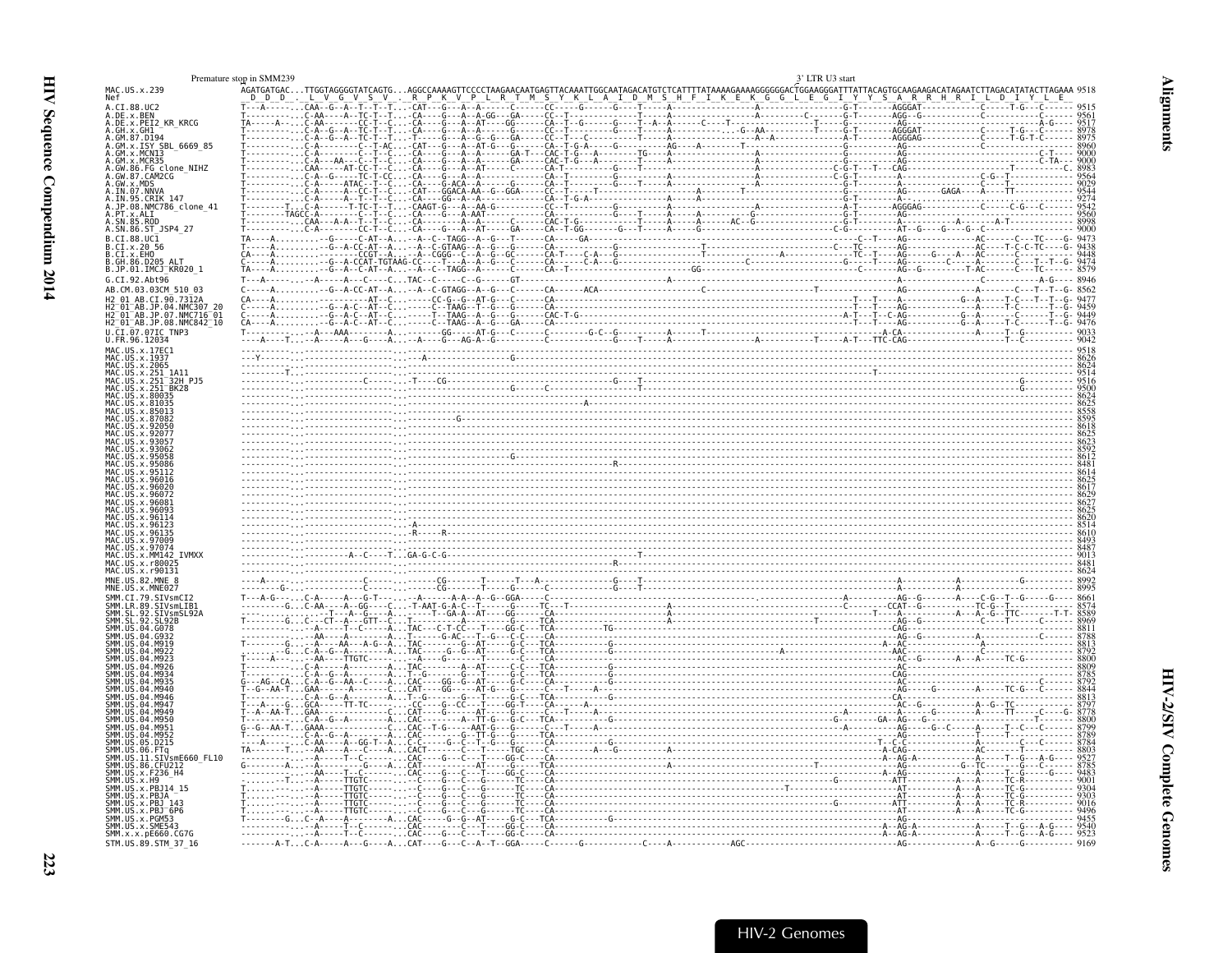```
                Premature stop in SMM239                                                                                          3' LTR U3 start
MAC.US.x.239              AGATGATGAC...TTGGTAGGGGTATCAGTG...AGGCCAAAAGTTCCCCTAAGAACAATGAGTTACAAATTGGCAATAGACATGTCTCATTTTATAAAAGAAAAGGGGGGACTGGAAGGGATTTATTACAGTGCAAGAAGACATAGAATCTTAGACATATACTTAGAAA 9518
Nef                        D  D  D  .  L  V  G  V  S  V  .  R  P  K  V  P  L  R  T  M  S  Y  K  L  A  I  D  M  S  H  F  I  K  E  K  G  G  L  E  G  I  Y  Y  S  A  R  R  H  R  I  L  D  I  Y  L  E
A.CI.88.UC2               T---A-------.CAA--G--A--T--T--T...CAT----G---A--A------C------CC-----G-------G----T-----A--------------------A------------------G-T-------AGGGAT------------C------T-G---C------ 9515
A.DE.x.BEN                T-----------.C-AA----A--TC-T--T...CA-----G---A--A-GG---GA-----CC--T--------------T-----A--------------------A---------C-------G-T-------AGG--G-------------C------------------ 9561
A.DE.x.PEI2_KR_KRCG       TA------A---.C-AA------CCT-T--C...CA-----G---A--AT-----GG-----CA--T--G-----G-----T--A--A-------C----T----------------T----G-------G-T-------AG-----------------C-------------A-G---- 9517
A.GH.x.GH1                T-----------.C-A--G--A--TC-T--T...CA-----G---A--A------G------CC--T--------------G-----T-----A-------------...-G--AA---------T-----G-T-------AGGGAT------------C------T-G---C------ 8978
A.GM.87.D194              T-----------.C-A--G--A--TC-T--T...T------G---A--G--G---GA-----CC--T---C----------T-----A--------------------A--A--------------A-T-------AGGGAG------------C------T-G-T-C------ 8975
A.GM.x.ISY_SBL_6669_85    T-----------.C-A---------C--T-AC...CAT---G---A--AT-G---G------CA--T-G-A-----G----------AG----A-----------T------------------------G---------AG----------------C------------------ 8960
A.GM.x.MCN13              T-----------.C-A---------C--T--C...CA-----G---A--A-----GA-T---CAC-T-G---A-------TG-----A--------------------A-------------------G---------AG-------------------------------C-T-- 9000
A.GM.x.MCR35              T-----------.C-A---AA----C--T--C...CA-----G---A--A-----GA-----CAC-T-G---A-------T------A--------------------A-------------------G---------AG-------------------------------C-TA-- 9000
A.GW.86.FG_clone_NIHZ     T-----------.CAA-----AT-CC-T--C...CA-----G---A--AT-----C------CA-T-------------G----T-----------------------------C-G-T---T---CAG---------------------------T---------C- 8983
A.GW.87.CAM2CG            T-----------.C-A--G------TC-T-CC...CA-----G---A--A------------CA--T--------------G-----A--------------------A-------------------C-G-T-------AG----------------C-G--T------------- 9564
A.GW.x.MDS                T-----------.C-A------ATAC--T--C...CA-----G-ACA--A-----G------CA--T--------------G-----T-----A--------------A-------------------G-T-------AG----------------A------T------------- 9029
A.IN.07.NNVA              T-----------.C-A-----A--CC-T--C...CAT----GGACA-AA--G--GGA-----CC--T-----T-------------------A---------T-----------------------G---------AG-------GAGA----A----TT------------- 9544
A.IN.95.CRIK_147          T-----------.C-A-----A--T--T--C...CA-----GG--A--A-------------CA--T-G-A--------------A-----A----------------------------------G-T-------A---.------------------------------------- 9274
A.JP.08.NMC786_clone_41   T-------T...-C-A-------T-TC-T--T...CAAGT-G---A--AA-G----------CC--T--------------G-----T-----A-----------A-----------------------A-T-------AGGGAG------------C------C-G---C------ 9542
A.PT.x.ALI                T--------TAGCC-A---------C--T--C...CA-----G---A--AAT----------CA-----------------G-----T-----A-----A--------G-------------------G-T-------AG------------------------------------- 9560
A.SN.85.ROD               T-----------.CAA---A-A--T--T--C...CA-----------A--A------C------CAC-T-G----------T-----A-----A------AC--G------------------------G-T-------A----------------A-------A-T------------ 8998
A.SN.86.ST_JSP4_27        T-----------.C-A---------CC-T--C...CA-----G---A--AT-----GA-----CA--T-GG-------G---T-----A--G------------------------------------C-G---------AT--G----G---G--C-------------------- 9000
B.CI.88.UC1               TA----A.........--G-----C-AT--A...-A--C--TAGG--A--G---T------CA----GA----------------------------------------------------------C--T----AG--------------AC-----C---TC-----G- 9473
B.CI.x.20_56              T-----A.........--G--A-CC-AT--A...-A--C-GTAAG--A--G---G------CA------------G---------------T--------------------------C---TC-------AG--------------AC-----T-C-C-TC----G- 9438
B.CI.x.EHO                CA----A.........------CCGT--A...-A--CGGG--C--A--G--GC-------CA-T-----C-A---G-------------------------A--------------TC--T----AG-----G----A---AC------C---------------- 9448
B.GH.86.D205_ALT          C-----A.........--G--A-CCAT-TGTAAG-CC----T---A--A--G-----C------CA-----C-A---G-------------------------------------------G-------T----AG-----------C----A-----------T--T--G- 9474
B.JP.01.IMCJ_KR020_1      TA----A.........--G--A--C-AT--A...-A--C--TAGG--A--C------C------CA--T---------------------GG---------------------------------C--------AG--G------T-AC-----C---TC------ 8579
G.CI.92.Abt96             T---A-------.-A-----A---C----C...TAC--C-----C--G------GT----------------------------------------------------------------A---------------------------C---------A-G--- 8946
AB.CM.03.03CM_510_03      C-----A.........--G--A-CC-AT--A...-A--C-GTAGG--A--G---C------CA------ACA-----------------C-------------------------T-------------------------------A--------C---T--T--G- 8562
H2_01_AB.CI.90.7312A      CA----A.........--------AT--C...-----CC-G---G-AT-G---C------CA-----------------------------------------------------T---T----A---------------G--A------T-C---T--T--G- 9477
H2_01_AB.JP.04.NMC307_20  C-----A.........--G--A-C--AT--C...-----C--TAAG--T--G---G------CA-------------------------------------------------T---T----AG--------------A------T-C-----T--T--G- 9459
H2_01_AB.JP.07.NMC716_01  C-----A.........--G--A-C--AT--C...-----T--TAAG--A--G---G------CAC-T-G----------------------------------------------A-T---T--C-AG--------------G--A-------C-----T--G- 9449
H2_01_AB.JP.08.NMC842_10  CA----A.........--G--A-C--AT--C...-----C--TAAG--A--G---GA-----CA---------------------------------------------------T---T----AG--------------A------T-C-----T--T--G- 9476
U.CI.07.07IC_TNP3         T-----------.A---AAA-----------A...-----GG-----AT-G---C------CA-----------G-C-G---------A-----T--------------------------A-CA-----------------A------T--G------------ 9033
U.FR.96.12034             ---A---T....-A---A---A---G----A...-A----G-----AG-A--G---------C-------------G----T-----A----------------A---------T-----A--T--TTC-CAG----------------------T--C------------ 9042
MAC.US.x.17EC1            ------------.---------------------.----------------------------------------------------------------------------------------------------------------------------------- 9518
MAC.US.x.1937             ---Y--------.---------------------.-----------------------------------------------------------------------------------------------------------------------------------  8626
MAC.US.x.2065             ------------.---------------------.--A-------------G-------------------------------------------------------------------------------------------------------------------- 8624
MAC.US.x.251_1A11         ----------T.---------------------.----------------------------------------------------------------------------------T--------------------------------------------------- 9514
MAC.US.x.251_32H_PJ5      ------------.---------C-----------.-T----CG--------------------------------G----T---------------------------------------------------------------------------G------------ 9516
MAC.US.x.251_BK28         ------------.---------------------.----------------------G-------C--------------T---------------------------------------------------------------------------G------------ 9500
MAC.US.x.80035            ------------.---------------------.----------------------------------------------------------------------------------------------------------------------------------- 8624
MAC.US.x.81035            ------------.---------------------.----------------------------------------A---------------------------------------------------------------------------------------------------- 8625
MAC.US.x.85013            ------------.---------------------.----------------------------------------------------------------------------------------------------------------------------------- 8558
MAC.US.x.87082            ------------.---------------------.------------G-------------------------------------------------------------------------------------------------------------------------- 8595
MAC.US.x.92050            ------------.---------------------.----------------------------------------------------------------------------------------------------------------------------------- 8618
MAC.US.x.92077            ------------.---------------------.----------------------------------------------------------------------------------------------------------------------------------- 8625
MAC.US.x.93057            ------------.---------------------.----------------------------------------------------------------------------------------------------------------------------------- 8623
MAC.US.x.93062            ------------.---------------------.----------------------------------------------------------------------------------------------------------------------------------- 8592
MAC.US.x.95058            ------------.---------------------.----------------G-------------------------------------------------------------------------------------------------------------------- 8612
MAC.US.x.95086            ------------.---------------------.---------------------------------------------R-------------------------------------------------------------------------------------- 8481
MAC.US.x.95112            ------------.---------------------.----------------------------------------------------------------------------------------------------------------------------------- 8614
MAC.US.x.96016            ------------.---------------------.----------------------------------------------------------------------------------------------------------------------------------- 8625
MAC.US.x.96020            ------------.---------------------.----------------------------------------------------------------------------------------------------------------------------------- 8617
MAC.US.x.96072            ------------.---------------------.----------------------------------------------------------------------------------------------------------------------------------- 8629
MAC.US.x.96081            ------------.---------------------.----------------------------------------------------------------------------------------------------------------------------------- 8627
MAC.US.x.96093            ------------.---------------------.----------------------------------------------------------------------------------------------------------------------------------- 8625
MAC.US.x.96114            ------------.---------------------.----------------------------------------------------------------------------------------------------------------------------------- 8620
MAC.US.x.96123            ------------.---------------------.-A--------------------------------------------------------------------------------------------------------------------------------- 8514
MAC.US.x.96135            ------------.---------------------.-R------R-------------------------------------------------------------------------------------------------------------------------- 8610
MAC.US.x.97009            ------------.---------------------.----------------------------------------------------------------------------------------------------------------------------------- 8493
MAC.US.x.97074            ------------.---------------------.----------------------------------------------------------------------------------------------------------------------------------- 8487
MAC.US.x.MM142_IVMXX      ------------.---------A--C----T...GA-G-C-G---------------------------------T----------------------------------------------------------------------------------------- 9013
MAC.US.x.r80025           ------------.---------------------.---------------------------------------------R-------------------------------------------------------------------------------------- 8481
MAC.US.x.r90131           ------------.---------------------.----------------------------------------------------------------------------------------------------------------------------------- 8624
MNE.US.82.MNE_8           ----A-------.-----------C---------.---------CG-------T------T--A------------G----T-------------------------------------------A--------------A------------------G----------- 8992
MNE.US.x.MNE027           ---------G--.-----------C---------.---------CG-------T------G------C---------G----T-------------------------------------------A--------------A------------------------------ 8995
SMM.CI.79.SIVsmCI2        T---A-G-----.C-A-----A--G-T-----.-A-------A-A---A--G--GGA-----C----------------------------------------------A-------------AG--G--------A-----C-G--T--G-----G--- 8661
SMM.LR.89.SIVsmLIB1       ---------G..C-AA----A--GG----C...-T-AAT-G-A-C--T--------G-----TC---T-------------------A-------------------------C--------CCAT--G---------TC-G--T----------------- 8574
SMM.SL.92.SIVsmSL92A      ------------.-------T---A--G-----A...-------T--GA-A--AT----GG-----CA-----------------------A-----------------------------T----A----------A---A--G--TTC-------T-T- 8589
SMM.SL.92.SL92B           T-----------G..C---CT--A--GTT--C..T-----------------G--------TCA------------------------A------------------T-----------AG--G---------------C----T------C------ 8969
SMM.US.04.G078            ------------.-A-----T--C-------A..TAC---C-T-CC---T----GG-C----TCA----------TG---------------------------------------------CAG-------------------------------------------- 8811
SMM.US.04.G932            ------------.-AA----A------A...T------G-AC---T--G---C-C----CA-----------------------------------------------------------AG--G---------A--------------C------ 8788
SMM.US.04.M919            T-----------G..A----AA---A-G--A..TAC--------G---AT----G--C----TCA---------G------------------------------------------------AG----------------------------------------- 8813
SMM.US.04.M922            ........G...C-A--G---A-----A..TAC-----G-G--AT-----G-C----TCA---------G--------------------A------------------AAC---------------C------------------------ 8792
SMM.US.04.M923            T-----A-----.--AA----TTGTC-------A..-A----G------T-------C-C----CA-----------------------------------------------------------AC--G-------A----A----TC-G------------ 8800
SMM.US.04.M926            T-----------.C-A-----A--------A..TAC----G-----A-AT-----G-C----TCA---------G-------------------------------------------------AC------------------------------------------ 8809
SMM.US.04.M934            T-----------.C-A--G--A--------A..T--G-------G---T-----G-C----TCA---------G-------------------------------------------------AG------------------------------------------- 8785
SMM.US.04.M935            G---AG--CA..C-A--G--AA--C-----A..CAC---GG--G--AT-----G-C----TCA---------G-------------------------------------------------AC-------------------------------------C------ 8792
SMM.US.04.M940            T--G--AA-T..GAA-------A-------A..CAT-----GG-----AT-G----G-C----TC-------T-----A------------------------------------------AG-------G-----A------TC-G---C------ 8844
SMM.US.04.M946            T-----------.C-A--G--A--------A..T--G-------G---T-----G-C----TCA---------------------------------------------------------CA-------------------------------------------- 8813
SMM.US.04.M947            T---A---G...GCA-----TT-TC-------..-CC-----G--CC---T-----GG-T----CA-------A-------------------------------------------------AC--G----------A--G--TC-------------- 8797
SMM.US.04.M949            T--A--AA-T..GAA-------A-------A..CAT-----G-----AT-----G-------C--T------A-----------------------------------------------AG-------G-----A------TT-----C-----G- 8778
SMM.US.04.M950            T-----------.C-A--G--A--------A..CAC--------A--TT-G---G-C----TCA-----------G-----------------------------G-------GA--AG---G----------A-----------------T-------- 8800
SMM.US.04.M951            G--G--AA-T..GAAA-------------C..CAC--T-G-----AAT-G-----G---C---T------A------------------------A--------------AG------G--C-------A-----T--C---C------- 8799
SMM.US.04.M952            T-----------.C-A--G--A--------A..CAC---------G--TT-G-----G--TCA---------------------------------------------------------AG------------------------------------------ 8789
SMM.US.05.D215            ----A-------.C-AA----A--GG-T--A..C-C-----G--C--T--G-----G-----CA-------------G---------------------------T-C-C-----------------C------C------------------ 8784
SMM.US.06.FTq             TA--------T...-AA----A---C-----A..CACT-------C---T-----TGC-----C---------A--G--------A----------------------------A-CAG-------------AC----------T--------- 8803
SMM.US.11.SIVsmE660_FL10  ------------.-A-----T--C-------A..CAC-----G--C---T-----GG-C----CA-----------------------------------------------------------A--AG-A------------A------T--G---A-G---- 9527
SMM.US.86.CFU212          G-----------A..-A------------G---A..CAT------------AT-----G-----TCA------------------------A----------------T-------------AG--------G--TC------G----C-G----- 8785
SMM.US.x.F236_H4          ------------.--AA----T--C-------..CAC-----G--C---T-----GG-C----CA-----------------------------------------------------------A--AG--------------A------T--G----G---- 9483
SMM.US.x.H9               ------------T...-A------TTGTC-------..-C----G---C---G-----TC----CA-----------------------------------------G-------------ATT-----------A---A-----TC-R------------ 9001
SMM.US.x.PBJ14_15         T.........--A------TTGTC-------..-C----G---C---G-----TC----CA-------------------------T------------------------------AT-----------A---A-----TC-G------------ 9304
SMM.US.x.PBJA             T.........--A------TTGTC-------..-C----G---C---G-----TC----CA-----------------------------------------------------------AT-----------A---A-----TC-G------------ 9303
SMM.US.x.PBJ_143          T.........--A------TTGTC-------..-C----G---C---G-----TC----CA-----------------------------------------G-----------ATT-----------A---A-----TC-R------------ 9016
SMM.US.x.PBJ_6P6          T.........--A------TTGTC-------..-C----G---C---G-----TC----CA-----------------------------------------------------------AT-----------A---A-----TC-G------------ 9496
SMM.US.x.PGM53            T---------G..C--A----A---------A..CAC-----G--G--AT-----G-C----TCA---------G--------------------------------------------AG-------------------------------------------- 9455
SMM.US.x.SME543           ------------.-A-----T--C-------..CAC-----G--C---T-----GG-C----CA-----------------------------------------------------------A--AG-A------------A------T--G---A-G---- 9540
SMM.x.x.pE660.CG7G        ------------.-A-----T--C-------..CAC-----G--C---T-----GG-C----CA-----------------------------------------------------------A--AG-A------------A------T--G---A-G---- 9523
STM.US.89.STM_37_16       -------A-T...C-A-----A---G----A..CAT----G---C--A--T--GGA-----C------G-------------C-----A------AGC-----------------------------AG--------------A---G------G---------- 9169
```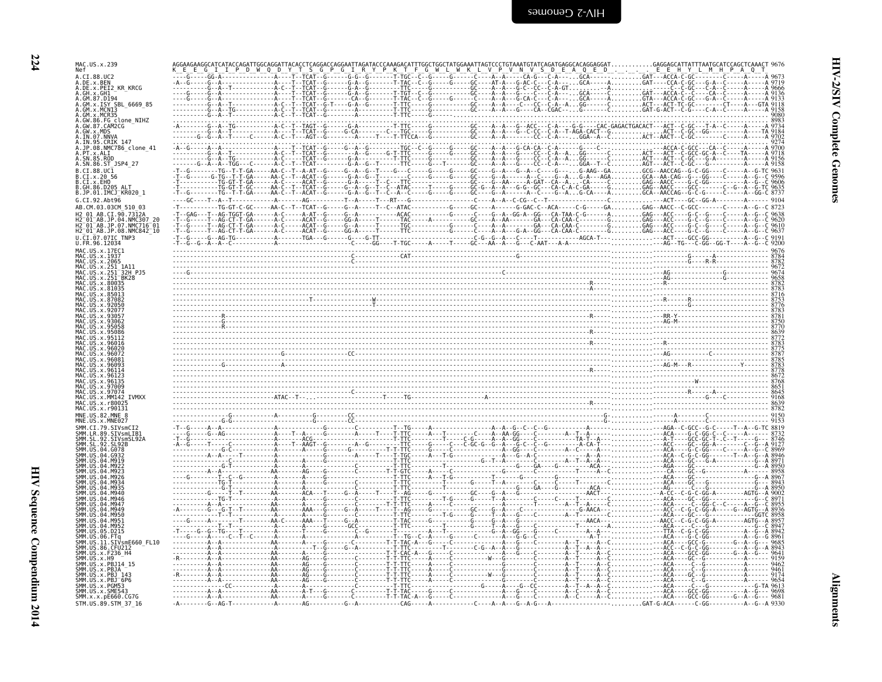```
MAC.US.x.239          AGGAAGAAGGCATCATACCAGATTGGCAGGATTACACCTCAGGACCAGGAATTAGATACCCAAAGACATTTGGCTGGCTATGGAAATTAGTCCCTGTAAATGTATCAGATGAGGCACAGGAGGAT............GAGGAGCATTATTTAATGCATCCAGCTCAAACT 9676
Nef                    K  E  E  G  I  I  P  D  W  Q  D  Y  T  S  G  P  G  I  R  Y  P  K  T  F  G  W  L  W  K  L  V  P  V  N  V  S  D  E  A  Q  E  D  .  .  .  .  E  E  H  Y  L  M  H  P  A  Q  T

A.CI.88.UC2           ----G-----GG-A----------------A----T--TCAT--G-------G-G--G-------T-TGC--C--G-----G------C-----A--A-----CA-G---C-A-----.GCA-------.........GAT---ACCA-C-GC--------C-----A-----A 9673
A.DE.x.BEN            -A--G-----G--A----------------A----T--TCAT--G-------G-A--G-------T-TAC--C--G-----G------GC----AT-A---G-AC-C---C-A---..GCA------A.........GAT----CCA-C-GC---G-A--C-----A-----A 9719
A.DE.x.PEI2_KR_KRCG   ---------G--A---T-------------A-C--T--TCAT--G-------G-A--G-------T-TTC-----G-----G------GC----A--A---G-AC-C---C-A-GT...........A.........-------C--C-GC---C-A--C-----A-----A 9666
A.GH.x.GH1            ----G-----G--A----------------A----T--TCAT--G-------G-A--G-------T-TGT--C--G-----G------GC----A--A---G-A--C---C-A---..GCA------A.........GAT---ACCA-C-C----CA--C-----A-----A 9136
A.GM.87.D194          ----G-----G--A----------------A----T--TCAT--G-------CA--G--------T-TAC--C--G-----G------GC----A--A---G-CA-C---C-A---..GCA------A.........GTA---ACCA-C-GC---G-A--C-----A-----A 9133
A.GM.x.ISY_SBL_6669_85 ---------G--A--T--------------A-C--T--TCAT--G-T-----G-A--G-------T-TTC-----G-----G------GC----A--A---C---CC-C-A--A...GG------C.........ACT---ACT-TC-GC-------CT-----A---GTA 9118
A.GM.x.MCN13          ---------G--A--TG-------------A-C--T--TCAT--G-------A------------T-TTC-----G-----G------GC----A--A---G----CA--CGAC---..G-------C.........GAT-G-ACT--C-G----C-A--C-----A-----A 9158
A.GM.x.MCR35          ---------G--A--T--------------A-C--T--TCAT--G-------A------------T-TTC-----G--------------------------------------..........................................................9080
A.GW.86.FG_clone_NIHZ .......................................................................................................................................................................8983
A.GW.87.CAM2CG        -A-------G--A--TG-------------A-C--T--TAGT--G-------G-A----------T-TTC-----G-----G------GC----A--A---G--ACC---C-A---G-G----CAC-GAGACTGACACT---ACT--C-GC---T-A--C-----A-----A 9734
A.GW.x.MDS            ---------G--A--T--------------A-C--T--TCAT--G-------G-C----------C-TGC-----G-----G------GC----A--A---G--C-CC--C-A--T-AGA-CACT---G..........ACT--C-GC---GG-------A-----TA 9184
A.IN.07.NNVA          -------G--G--A--T------C------A-C--T--AGT--G-------A------T----T-TTCCA---G-----G------GC----A--A---------CC--C-A---.GGA--A--C.........ACT--AACT--C-GC------------C-----A-----A 9702
A.IN.95.CRIK_147      .......................................................................................................................................................................9274
A.JP.08.NMC786_clone_41 -A--G-----A--A----------------A----T--TCAT--G-------G--A--G------TGC--C--G-----G------GC----A--A---G-CA-CA--C-A---G-----C...........--ACCA-C-GC---CA--C-----A-----A 9700
A.PT.x.ALI            ---------G--A--T--------------A-C--T--TCAT--G-------A--G------G-T-TTC-----G-----G------GC----A--A---G----CC--C-A--A...GG------C.........ACT---ACT--C-GCC-GC-A--C----TA-----A 9718
A.SN.85.ROD           ---------G--A--TG-------------A-C-----TCAT--G-------G-A----------T-TTC-----G-----G------GC----A--A---G----CC--C-A--A...GG------C.........ACT---ACT--C-GC---G-A--------A-----A 9156
A.SN.86.ST_JSP4_27    -------G--A--A--TGG----C------A-C--T--TCAT--------G-A--G--T------TTC-----G---T----G------GC----A--A---G----CC--C-A---.GGA--T--C.........AGT---ACT--C-GC---G--------A-----A 9158

B.CI.88.UC1           -T--G-------TG--T-T-GA------AA-C--T--A-AT--G------G--A--G--T----G---C-----G-----G------GC----G--A---G--A--C-----G-----.G-AAG--GA.........GCG--AACCAG--G-C-GG----C-----A--G-TC 9631
B.CI.x.20_56          -T--G------G-TG--T-T-GA------AA-C--T--ACAT--G------G-A--G--T------C-----G-----G------GC----G--A------A--C-----G--A..G-A---AGA.........GCA--AA-CAG--G---GG----C-----A--G--C 9596
B.CI.x.EHO            -T------------TG-GT-T-GA------A-C-----ACAT--G------G-A--G--T--C--TTC------G-----G------GC----G--AA------A-GAT--CA--A..-CA------C.........GAG--AACC----G-C-GG-----------A--G--C 9606
B.GH.86.D205_ALT      -T------------TG-GT-T-GC------AA-C--T--TCAT--G------G--A--G--T--C--ATAC-----T---G------GC-G--A--A---G-G--CC---CA-C-A-C-GA---.........GAG--AACC----GC----------C--G--A--G-TC 9635
B.JP.01.IMCJ_KR020_1  -T--G---------TG--T-T-GA------AA-C--T--ACAT--G------G-A--G--T--C--A--C-----G-----G------GC----G--A-----C----G--A..G-CA----C.........GCA--AACCAG--G-C-G-----C-----A--GG-C 8737

G.CI.92.Abt96         -----GC----T--A--T-------------A----------AG----------T--A------T--RT---G----------------C-----A--A--C-CG--C--T-------------C.........---ACT----GC--GG-A--------A-----A 9104

AB.CM.03.03CM_510_03  -T-------------TG-GT-C-GC-----AA-C--T--TCAT--G-----G--A-----T--C--ATAC-------G-----GC----A-------G-GAC-C--ACA-----C-G-----GA.........GAG--AACC--C-GCC-------C-----A--G--C 8723

H2_01_AB.CI.90.7312A  -T--GAG----T--AG-TGGT-GA------A-C-----A-AT--G------G--A---------ACAC--------G-----C----G--A--GG-A--GG---CA-TAA-C-G------A.........GAG--ACC-----G-C--G----C-----A--G--C 9638
H2_01_AB.JP.04.NMC307_20 -T--G------T--AG-CT-T-GA------A-C-----ACAT--G-----GG-A-----T------TAC-----A-----GC----A--AA-------GA---CA-CAA-C------G.........GAG--ACC-----G-C--G----C-----A--G--C 9620
H2_01_AB.JP.07.NMC716_01 -T--G------T--AG-CT-T-GA------A-C-----ACAT--G-----G--A-----T------TGC---------G-----C----A--A----------GA---CA-CAA-C------G.........GAG--ACC-----G-C--G----C-----A--G--C 9610
H2_01_AB.JP.08.NMC842_10 -T--G------T--AG-CT-T-GA------A-C-----ACAT--G-----GG-A-----T------TTC---------G-----C----A--A---G-A-GG---CA-CAA-C------G.........GAG--ACC-----G-C--G----C-----A--G--C 9637

U.CI.07.07IC_TNP3     -T--G-----G--AG-TG------------A----------TGA---G------G-TT--------------------C-G--G--A----C---T---------AGCA-T---------.........--ACT----GCC-GG----------A--G--C 9191
U.FR.96.12034         -T--G--G--A--A--C--------------A----------------C-----GG----T-TGC------A-----T-----GC---AA--A---G---C-AAT---A-A-------------.........--AG--TG---C-GG--GG-T----A--G--C 9200

MAC.US.x.17EC1        ---------------------------------------------------------------------------------------------------------------------------------------------------------------------- 9676
MAC.US.x.1937         ------------------------------------------------------C--------------CAT-------------------------G-------------------------------------G------A------------ 9784
MAC.US.x.2065         ------------------------------------------------------C--------------------------------------------------------------------------------G------R-R------------ 9782
MAC.US.x.251_1A11     ---------------------------------------------------------------------------------------------------------------------------------------------------------------------- 9672
MAC.US.x.251_32H_PJ5  ---G---------------------------------------------------------------------------C-----------------------------------------AG-----------------G---------------- 9674
MAC.US.x.251_BK28     ---------------------------------------------------------------------------------------------------------------------------AG-----------------G---------------- 9658
MAC.US.x.80035        -----------------------------------------------------------------------------------------------------R-----------------------R------------------------------------ 8782
MAC.US.x.81035        -----------------------------------------------------------------------------------------------------A------------------------------------------------------------ 8783
MAC.US.x.85013        ---------------------------------------------------------------------------------------------------------------------------------------------------------------------- 8716
MAC.US.x.87082        ------------------------------------------T-------------W-------------------------------------------------------------R------R----------------------------- 8753
MAC.US.x.92050        ---------------------------------------------------------T--------------------------------------------------------------------G---------------------------- 8776
MAC.US.x.92077        ---------------------------------------------------------------------------------------------------------------------------------------------------------------------- 8783
MAC.US.x.93057        -----------R---------------------------------------------------------------------------------------R------------------------RR-Y----------------------------- 8781
MAC.US.x.93062        ------------G----------------------------------------------------------------------------------------------------------------AG-M----------------------------- 8750
MAC.US.x.95058        ------------R----------------------------------------------------------------------------------------------------------------------------------------------------- 8770
MAC.US.x.95086        -----------------------------------------------------------------------------------------------------R------------------------------------------------------------ 8639
MAC.US.x.95112        ---------------------------------------------------------------------------------------------------------------------------------------------------------------------- 8772
MAC.US.x.96016        -----------------------------------------------------------------------------------------------------R----------------------R------------------------------------ 8783
MAC.US.x.96020        ---------------------------------------------------------------------------------------------------------------------------------------------------------------------- 8775
MAC.US.x.96072        -------------------------------G----------CC-----------------------------------------------------------------------------AG--------------C------------------- 8787
MAC.US.x.96081        ---------------------------------------------------------------------------------------------------------------------------------------------------------------------- 8785
MAC.US.x.96093        -----------G-----------------A----------------------------------------------------------------------------------------------AG-M---R--------------Y--------- 8783
MAC.US.x.96114        -----------------------------------------------------------------------------------------------------R------------------------------------------------------------ 8778
MAC.US.x.96123        ---------------------------------------------------------------------------------------------------------------------------------------------------------------------- 8672
MAC.US.x.96135        ---------------------------------------------------------------------------------------------------------------------------------W------------------------------ 8768
MAC.US.x.97009        ---------------------------------------------------------------------------------------------------------------------------------------------------------------------- 8651
MAC.US.x.97074        ---------------------------------------C----------------------------------------------------------------------------------R-----------A--------------------- 8645
MAC.US.x.MM142_IVMXX  --------------------ATAC--T-----------------------T-----TG-------------------A------------------------------------------------------G-----C----------------- 9168
MAC.US.x.r80025       -----------------------------------------------------------------------------------------------------R------------------------------------------------------------ 8639
MAC.US.x.r90131       ---------------------------------------------------------------------------------------------------------------------------------------------------------------------- 8782

MNE.US.82.MNE_8       ------------G-----------A----------G--------CC---------------------------------------------------G------------------A--------C-------------------- 9150
MNE.US.x.MNE027       ------------G-G---------------------G--------CC---------------------------------------------------G------------------A--------C-------------------- 9153

SMM.CI.79.SIVsmCI2    -T--G------A--A-----------------A-----------G-------------T--TG------A-------------A--A--G--C--C--G---------A------------AGA--C-GCC--G-C-----T--A--G-TC 8819
SMM.LR.89.SIVsmLIB1   ---G------G--AG-----------------A----T--A----G--------A-----T--TTC------A---T-------C----A--AA-GG----C-------A---T--A---------A--C-G-GG-C--C----A-----A 8732
SMM.SL.92.SIVsmSL92A  -T--G---------------------------A----------ACG---------------T-TTC-----------T-----C-G------A--A--GG---C-------TA-T--A-------A-T----GCC-GC-T-.C--T----G-----A 8746
SMM.SL.92.SL92B       -A--G------T-----C--------------A-----T--AAGT--G-------A--G-------T-TTC-----G-----C-GC-G--G--A--G-C--G------A-CA-T-----------ACC----GC-GG-A------C--G--A 9127
SMM.US.04.G078        ------------G-C-----------------A------------A-----G-------------T-T-TTC----G---C-------------A--GG----C------A--C--A----------ACA---C-GC-G-----C-----A-----A 8969
SMM.US.04.G932        ---------A--A---T---------------A-----------G-------A---T------T-TGC----A---T-G----------A--G--A-C-------------A--A------------ACA--C-G-C-GG-------T--A--G--A 8946
SMM.US.04.M919        ------------G-------------------A-----------G----------------T-TTC-------------G--T--A------------A--T--A--A------------ACA--GC---G-A-----------A-----A 8971
SMM.US.04.M922        -----------G-T------------------A-----------A-----------------T-TTC-------T------------G-----GA---G-----ACA----------AGA---GC-------------------G--A 8950
SMM.US.04.M923        ----------A--A------------------AA----------AG----------------T-T-GTC------A---C-----------G-----------C-----------T----A--C--------CA----GC--G-----------A 8958
SMM.US.04.M926        -----G---------T--C--G----------A-----------A------------------T-TTC------A---T-G-------------G---------------G-------------ACA----GC-------------------G--A 8967
SMM.US.04.M934        -----------G-T-T----------------A-----------A------------------T-TTC--------T-------G--T--A------C-------T--------------ACA----GC--G---------------A-----A 8943
SMM.US.04.M935        ------------G-T-----------------A-----------A------------------T-TTC-----------------------G-----GA---G-----ACA----------AG----C---G---------------G--A 8950
SMM.US.04.M940        -----------G----T-T-------------AA----------ACA---T------G-A----T--AG-----G------GC----G--A--G---------------AACT---------A-CC--C-G-C-GG-A--------AGTG--A 9002
SMM.US.04.M946        -----------TG-T-----------------A-----------A----G---------------T-TTC--------T-GG----G-----T--A------C--------C----T-----------ACA----GC--GG-------------G--C 8971
SMM.US.04.M947        ----------A--A------------------AA----------A-----G-------------T-T-TTC-----A---C-----------G----------------------A--T--A----C.........ACA---C-GG-C--C--A--G--C 8955
SMM.US.04.M949        -A---------G---G-T--T-----------A-----------AAA---G--A------T--AG-----G------GC----G--A--G---------------G-AACA------------ACC--C-G-C-GG-A--------G--AGTG--A 8936
SMM.US.04.M950        -------------T-T----------------A-----------A-----G-------------T-TTC--------T-GG----G-----T--A--G--C--------C----A--T---------------ACA---GC---G-----------GGTC 8958
SMM.US.04.M951        -----G-----A-----------T--------AA-C-------AAA---T-----G--A---------T-TAC------A---C---------G--A---G--------------------AACA---------AACC--C-G-C-GG-A--------AGTG--A 8957
SMM.US.04.M952        ------------T--T-T--------------A-----------A----G-----GCC---------T-TTC---------T---G---T--A--G---------------T-----------A---------ACA-----C--G----------G--C 8947
SMM.US.05.D215        -T-----G--G--TG---T-------------A-----------T----G-------C--G------T-----A-------T-----G--A--GG----G-------C--------A-----A--------TTA--C-G-C-GG--------A--G--A 8942
SMM.US.06.FTq         ----G------A--C--T--C-----------AA----------A-----------------A-----T--TG--C--A-----G---------C-------A--G-G--C-----------A-T--------ACA----G-C-GG---------A--G--G 8961
SMM.US.11.SIVsmE660_FL10 -----------A--A-----------------A-----------A-----------------C------T-T-TAC-A--G------C-------------A--G---C--------A-T---A--C--------ACA----GCC-G--------G--A--G---- 9685
SMM.US.86.CFU212      ------------A-A-----------------A-------------T--G--G--A----------T-T-TTC--------T-------C-G--A--A--G--------A--T--A--A--------ACC--C-G-C-GG--------A--G--A 8943
SMM.US.x.F236_H4      ----------A--A------------------AA----------A-----G-------------T-T-CAC-A---G------C-------------A--G---C--------A--T--A--C--------ACA----GCC-GG-------G--A--G---- 9641
SMM.US.x.H9           -R---------A--A-----------------AA----------AG----G-------------T-T-TTC----A---C--------W--G-----------C--------A--T--A--C--------ACA----GC--G--------------A---- 9159
SMM.US.x.PBJ14_15     -----------A--A-----------------AA----------AG----G-------------T-T-TTC----A---C---------------G-----------C--------A--T--A--C--------ACA-----C--G--------------A---- 9462
SMM.US.x.PBJA         -----------A--A-----------------AA----------AG----G-------------T-T-TTC----A---C---------------G-----------C--------A--T--A--C--------ACA-----C--G--------------A---- 9461
SMM.US.x.PBJ_143      -R---------A--A-----------------AA----------AG----G-------------T-T-TTC----A---C--------W--G-----------C--------A--T--A--C--------ACA----GC--G--------------A---- 9174
SMM.US.x.PBJ_6P6      -----------A--A-----------------AA----------AG----G-------------T-T-TTC----A---C---------------G-----------C--------A--T--A--C--------ACA-----C--G--------------A---- 9654
SMM.US.x.PGM53        ----------CC--------------------A-----------A-----------------T-----T-TTC----------------G------G--CC---------A--T--A--A--C--------ACA------C---G------------G-TA 9613
SMM.US.x.SME543       -----------A--A-----------------AA----------A-T---G-------------T-T-TAC-----G----C---------------A--G--C--------A--T--A--C--------ACA----GCC-GG------------A--G--- 9698
SMM.x.x.pE660.CG7G    -----------A--A-----------------AA----------A-----G-------------T-T-TAC-A---G------C-------------A--G---C--------A-----A--C--------ACA----GCC-GG-------G--A--G---- 9681

STM.US.89.STM_37_16   -A---------G--AG-T--------------A-----------AG-----------G--A---------CAG------A------------C---A--A--G--A-G---A----------.........GAT-G-ACA------C-GG---------A--G--A 9330
```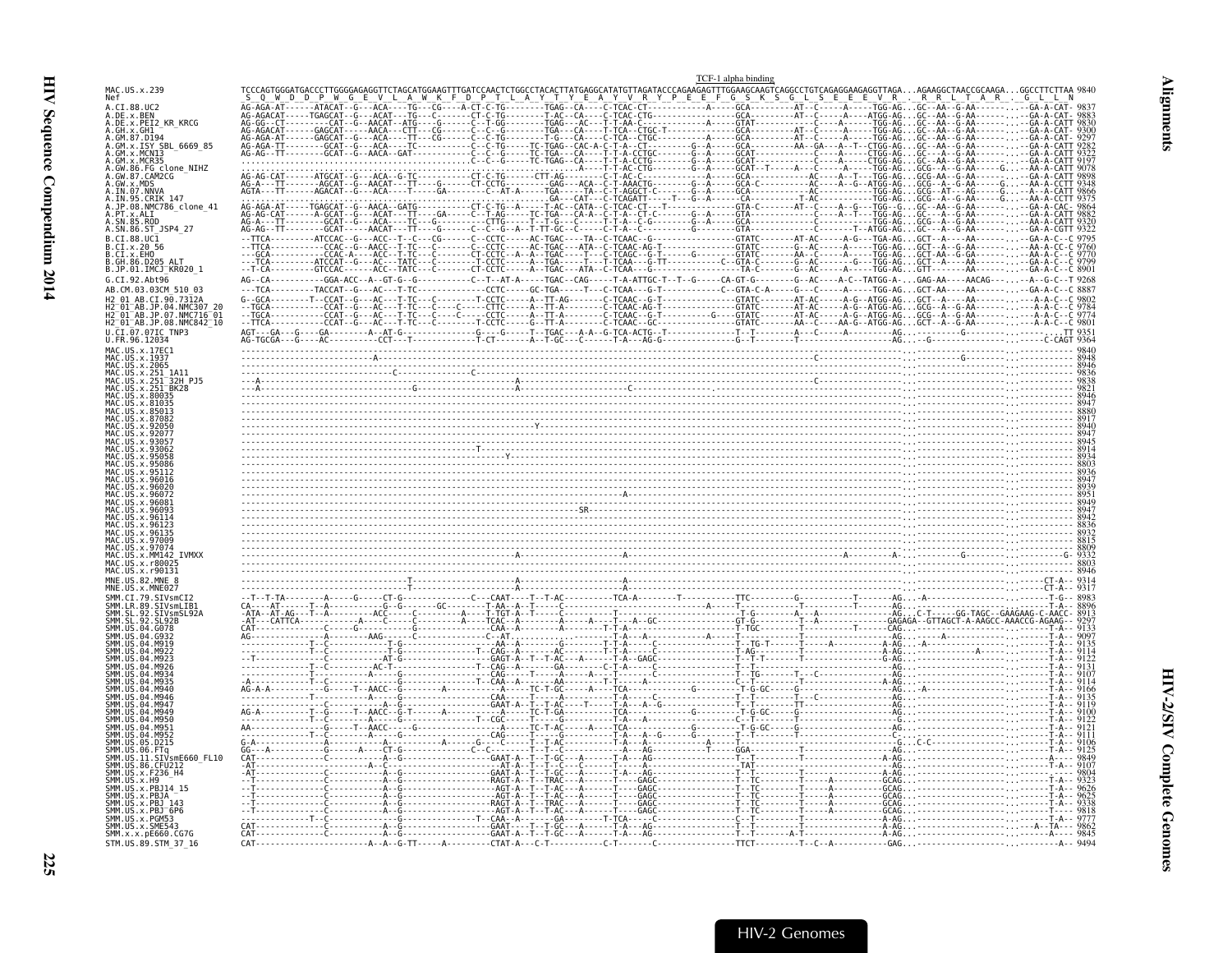TCF-1 alpha binding

```
MAC.US.x.239              TCCCAGTGGGATGACCCTTGGGGAGAGGTTCTAGCATGGAAGTTTGATCCAACTCTGGCCTACACTTATGAGGCATATGTTAGATACCCAGAAGAGTTTGGAAGCAAGTCAGGCCTGTCAGAGGAAGAGGTTAGA...AGAAGGCTAACCGCAAGA...GGCCTTCTTAA 9840
Nef                        S  Q  W  D  D  P  W  G  E  V  L  A  W  K  F  D  P  T  L  A  Y  T  Y  E  A  Y  V  R  Y  P  E  E  F  G  S  K  S  G  L  S  E  E  E  V  R     R  R  L  T  A  R     G  L  L  N
A.CI.88.UC2               9837
A.DE.x.BEN                9883
A.DE.x.PEI2_KR_KRCG       9830
A.GH.x.GH1                9300
A.GM.87.D194              9297
A.GM.x.ISY_SBL_6669_85    9282
A.GM.x.MCN13              9322
A.GM.x.MCR35              9197
A.GW.86.FG_clone_NIHZ     9078
A.GW.87.CAM2CG            9898
A.GW.x.MDS                9348
A.IN.07.NNVA              9866
A.IN.95.CRIK_147          9375
A.JP.08.NMC786_clone_41   9864
A.PT.x.ALI                9882
A.SN.85.ROD               9320
A.SN.86.ST_JSP4_27        9322
B.CI.88.UC1               9795
B.CI.x.20_56              9760
B.CI.x.EHO                9770
B.GH.86.D205_ALT          9799
B.JP.01.IMCJ_KR020_1      8901
G.CI.92.Abt96             9268
AB.CM.03.03CM_510_03      8887
H2_01_AB.CI.90.7312A      9802
H2_01_AB.JP.04.NMC307_20  9784
H2_01_AB.JP.07.NMC716_01  9774
H2_01_AB.JP.08.NMC842_10  9801
U.CI.07.07IC_TNP3         9351
U.FR.96.12034             9364
MAC.US.x.17EC1            9840
MAC.US.x.1937             8948
MAC.US.x.2065             8946
MAC.US.x.251_1A11         9836
MAC.US.x.251_32H_PJ5      9838
MAC.US.x.251_BK28         9821
MAC.US.x.80035            8946
MAC.US.x.81035            8947
MAC.US.x.85013            8880
MAC.US.x.87082            8917
MAC.US.x.92050            8940
MAC.US.x.92077            8947
MAC.US.x.93057            8945
MAC.US.x.93062            8914
MAC.US.x.95058            8934
MAC.US.x.95086            8803
MAC.US.x.95112            8936
MAC.US.x.96016            8947
MAC.US.x.96020            8939
MAC.US.x.96072            8951
MAC.US.x.96081            8949
MAC.US.x.96093            8947
MAC.US.x.96114            8942
MAC.US.x.96123            8836
MAC.US.x.96135            8932
MAC.US.x.97009            8815
MAC.US.x.97074            8809
MAC.US.x.MM142_IVMXX      9332
MAC.US.x.r80025           8803
MAC.US.x.r90131           8946
MNE.US.82.MNE_8           9314
MNE.US.x.MNE027           9317
SMM.CI.79.SIVsmCI2        8983
SMM.LR.89.SIVsmLIB1       8896
SMM.SL.92.SIVsmSL92A      8913
SMM.SL.92.SL92B           9297
SMM.US.04.G078            9133
SMM.US.04.G932            9097
SMM.US.04.M919            9135
SMM.US.04.M922            9114
SMM.US.04.M923            9122
SMM.US.04.M926            9131
SMM.US.04.M934            9107
SMM.US.04.M935            9114
SMM.US.04.M940            9166
SMM.US.04.M946            9135
SMM.US.04.M947            9119
SMM.US.04.M949            9100
SMM.US.04.M950            9122
SMM.US.04.M951            9121
SMM.US.04.M952            9111
SMM.US.05.D215            9106
SMM.US.06.FTq             9125
SMM.US.11.SIVsmE660_FL10  9849
SMM.US.86.CFU212          9107
SMM.US.x.F236_H4          9804
SMM.US.x.H9               9323
SMM.US.x.PBJ14_15         9626
SMM.US.x.PBJA             9625
SMM.US.x.PBJ_143          9338
SMM.US.x.PBJ_6P6          9818
SMM.US.x.PGM53            9777
SMM.US.x.SME543           9862
SMM.x.x.pE660.CG7G        9845
STM.US.89.STM_37_16       9494
```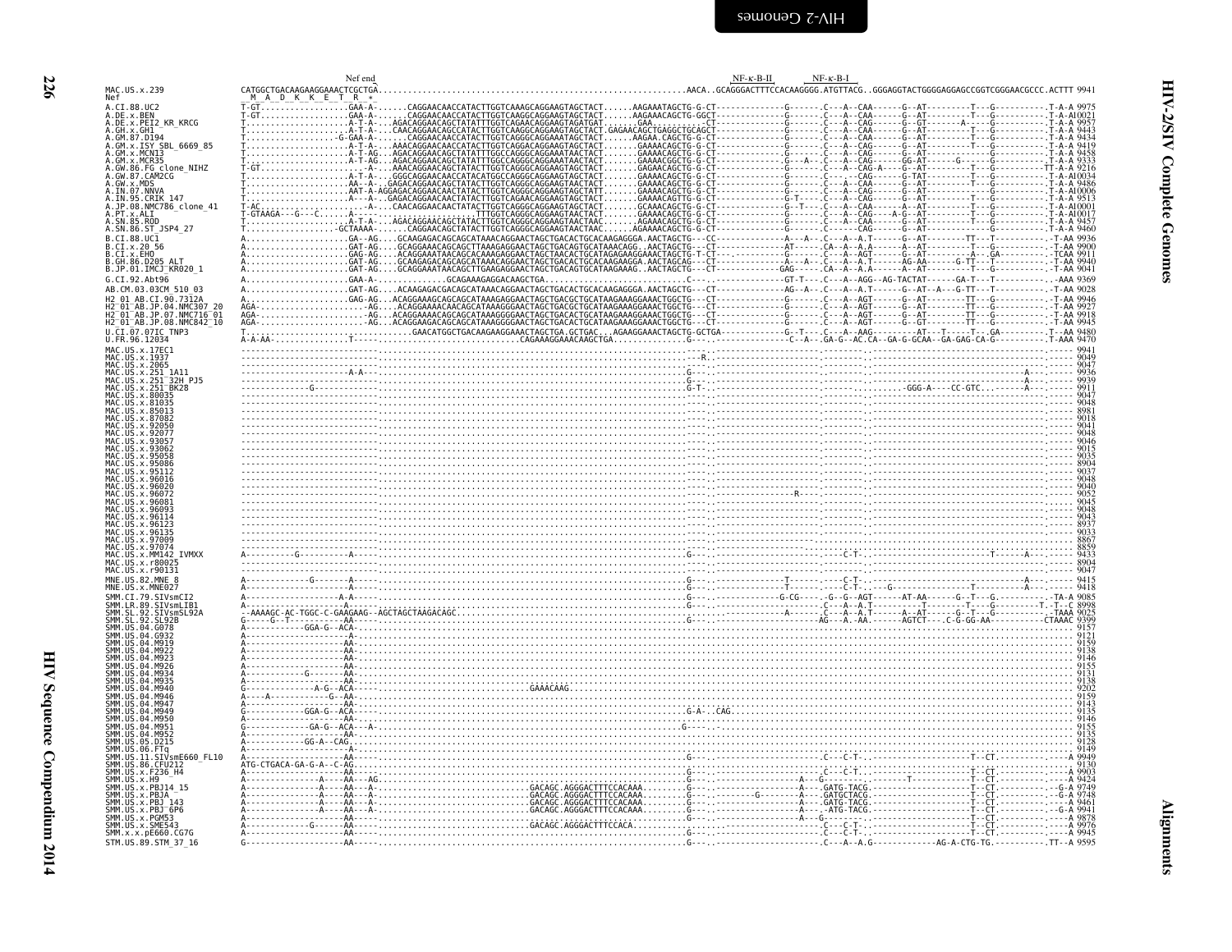```
                                   Nef end                                                                                                          NF-κ-B-II       NF-κ-B-I
MAC.US.x.239              CATGGCTGACAAGAAGGAAACTCGCTGA.................................................................AACA..GCAGGGACTTTCCACAAGGGG.ATGTTACG..GGGAGGTACTGGGGAGGAGCCGGTCGGGAACGCCC.ACTTT 9941
Nef                        _M__A__D__K__K__E__T__R__*
A.CI.88.UC2               T-GT.................GAA-A-......CAGGAACAACCATACTTGGTCAAAGCAGGAAGTAGCTACT......AAGAAATAGCTG-G-CT-------------G-------.C---A--CAA------G--AT---------T---G----------.T-A-A 9975
A.DE.x.BEN                T-GT.................GAA-A-......CAGGAACAACCATACTTGGTCAGGGCAGGAAGTAGCTACT......AAGAAACAGCTG-GGCT-------------G-------.C---A--CAA------G--AT---------T---G----------.T-A-A10021
A.DE.x.PEI2_KR_KRCG       T....................A-T-A-...AGACAGGAACAGCTATATTTGGTCAGAACAGGAAGTAGATGAT......GAA.........-CT-------------G-------.C---A--CAG------G--GT--------A----G----------.T-A-A 9957
A.GH.x.GH1                T....................A-T-A-...CAACAGGAACAGCCATACTTGGTCAAGGCAGGAAGTAGCTACT.GAGAACAGCTGAGGCTGCAGCT-------------G-------.C---A--CAG------G--AT---------T---G----------.T-A-A 9443
A.GM.87.D194              T...................G-GAA-A-......CAGGAACAACCATACTTGGTCAGGGCAGGAAATAGCTACT......AAGAA.CAGCTG-G-CT-------------G-------.C---A--CAG------G--AT---------T---G----------.T-A-A 9434
A.GM.x.ISY_SBL_6669_85    T....................A-T-A-...AAACAGGAACAGCCATACTTGGTCAGGACAGGAAGTAGCTACT.......GAAAACAGCTG-G-CT-------------G-------.C---A--CAG------G--AT---------T---G----------.T-A-A 9419
A.GM.x.MCN13              T....................A-T-AG...AGACAGGAACAGCTATATTTGGCCAGGGCAGGAAATAACTACT.......GAAAACAGCTG-G-CT-------------G-------.C---A--CAG------G--AT--------------G----------.T-A-A 9458
A.GM.x.MCR35              T....................A-T-AG...AGACAGGAACAGCTATATTTGGCCAGGGCAGGAAATAACTACT.......GAAAACGGCTG-G-CT-------------G---A---.C---A--CAG------GG-AT-------G-----G----------.T-A-A 9333
A.GW.86.FG_clone_NIHZ     T-GT....................A-...AAACAGGAACAGCTATACTTGGTCAGGGCAGGAAGTAGCTACT.......GAGAACAGCTG-G-CT-------------G-------.C---A--CAG-A----G--AT---------T---G---------TT-A-A 9216
A.GW.87.CAM2CG            T....................A-T-A-...GGGCAGGAACAACCATACATGGCCAGGGCAGGAAGTAGCTACT.......GAAAACAGCTG-G-CT-------------G-------.C-----CAG------G-TAT---------T---G----------.T-A-A10034
A.GW.x.MDS                T.....................AA--A-...GAGACAGGAACAGCTATACTTGGTCAGGGCAGGAAGTAGCTACT.......GAAAACAGCTG-G-CT-------------G-------.C---A--CAA------G--AT---------T---G----------.T-A-A 9486
A.IN.07.NNVA              T.....................AAT-A-AGGAGACAGGAACAGCTATACTTGGTCAGGGCAGGAAGTAGCTATT.......GAAAACAGCTG-G-CT-------------G-------.C---A--CAG------G--AT---------T---G----------.T-A-A10006
A.IN.95.CRIK_147          T.....................A---A-...GAGACAGGAACAACTATACTTGGTCAGAACAGGAAGTAGCTACT.......GAAAACAGTTG-G-CT-------------G-T-----.C---A--CAG------G--AT---------T---G----------.T-A-A 9513
A.JP.08.NMC786_clone_41   T-AC.....................A-...CAACAGGAACAACTATACTTGGTCAGGGCAGGAAGTAGCTACT.......GCAAACAGCTG-G-CT-------------G-T-----.C---A--CAG------G--AT---------T---G----------.T-A-A10001
A.PT.x.ALI                T-GTAAGA---G---C.........A-.........................TTTGGTCAGGGCAGGAAGTAGCTACT.......GAAAACAGCTG-G-CT-------------G-------.C---A--CAG----A-G--AT---------T---G----------.T-A-A10017
A.SN.85.ROD               T....................A-T-A-...AGACAGGAACAGCTATACTTGGTCAGGGCAGGAAGTAACTAAC.......AGAAACAGCTG-G-CT-------------G-------.C---A--CAA------G--AT---------T---G----------.T-A-A 9457
A.SN.86.ST_JSP4_27        T....................GCTAAAA-......CAGGAACAGCTATACTTGGTCAGGGCAGGAAGTAACTAAC.......AGAAACAGCTG-G-CT-------------G-------.C---A--CAG------G--AT---------T---G----------.T-A-A 9460
B.CI.88.UC1               A....................GA--AG....GCAAGAGACAGCAGCATAAACAGGAACTAGCTGACACTGCACAAGAGGGA.AACTAGCTG---CC-------------A---A--.C---A--A.T------G--AT---------TT---T----------.T-AA 9936
B.CI.x.20_56              A....................GAT-AG....GCGGAAACAGCAGCTTAAAGAGGAACTAGCTGACAGTGCATAAACAGG..AACTAGCTG---CT-------------AT------.CA--A--A.A------A--AT---------T---G----------.T-AA 9900
B.CI.x.EHO                A....................GAG-AG....ACAGGAAATAACAGCACAAAGAGGAACTAGCTAACACTGCATAGAGAAGGAAACTAGCTG-T-CT--------------------.C---A--AGT------G--AT--------A---GA----------.TCAA 9911
B.GH.86.D205_ALT          A....................GAT-AG....GCAAGAGACAGCAGCATAAACAGGAACTAGCTGACACTGCACAAGAAGGA.AACTAGCAG---CT-------------A---A--.C---A--A.T-----AG-AA-------G-TT---T----------.T-AA 9940
B.JP.01.IMCJ_KR020_1      A....................GAT-AG....GCAGGAAATAACAGCTTGAAGAGGAACTAGCTGACAGTGCATAAGAAAG..AACTAGCTG---CT-------------GAG-----.CA--A--A.A------A--AT---------T---G----------.T-AA 9041
G.CI.92.Abt96             A....................GAA-A-..........GCAGAAAGAGGACAAGCTGA..............................C---.-----------GT-T---.C---A--AGG--AG-TACTAT------GA-T---T----------.-AAA 9369
AB.CM.03.03CM_510_03      A....................GAT-AG....ACAAGAGACAGCAGCATAAACAGGAACTAGCTGACACTGCACAAGAGGGA.AACTAGCTG---CT-------------AG--A--.C---A--A.T------G--AT--A---G-TT---T----------.T-AA 9028
H2_01_AB.CI.90.7312A      A....................GAG-AG....ACAGGAAAGCAGCAGCATAAAGAGGAACTAGCTGACGCTGCATAAGAAAGGAAACTGGCTG---CT-------------G-------.C---A--AGT------G--AT--------TT---G----------.T-AA 9946
H2_01_AB.JP.04.NMC307_20  AGA-......................AG....ACAGGAAAACAACAGCATAAAGGGGAACTAGCTGACGCTGCATAAGAAAGGAAACTGGCTG---CT-------------G-------.C---A--AGT------G--AT--------TT---G----------.T-AA 9927
H2_01_AB.JP.07.NMC716_01  AGA-.......................AG....ACAGGAAAACAGCAGCATAAAGGGGAACTAGCTGACACTGCATAAGAAAGGAAACTGGCTG---CT-------------G-------.C---A--AGT------G--AT--------TT---G----------.T-AA 9918
H2_01_AB.JP.08.NMC842_10  AGA-.......................AG....ACAGGAGAACAGCAGCATAAAGGGGAACTAGCTGACACTGCATAAGAAAGGAAACTGGCTG---CT-------------G-------.C---A--AGT------G--GT--------TT---G----------.T-AA 9945
U.CI.07.07IC_TNP3         T..........................................GAACATGGCTGACAAGAAGGAAACTAGCTGA.GCTGAC...AGAAGGAAACTAGCTG-GCTGA-------G--T----.C---A--AAG---------AT---T-----T---GA----------.T-AA 9480
U.FR.96.12034             A-A-AA-..............T-.......................................CAGAAAGGAAACAAGCTGA..................G---.-------------C--A--.GA-G--AC.CA--GA-G-GCAA--GA-GAG-CA-G----------.T-AAA 9470
MAC.US.x.17EC1            --------------------------------------------------------------------------------------------------------------------------------------------------------------------------------------- 9941
MAC.US.x.1937             -----------------------------------------------------------------------------------R.------------------------------------------------------------------------------------------------- 9049
MAC.US.x.2065             --------------------------------------------------------------------------------------------------------------------------------------------------------------------------------------- 9047
MAC.US.x.251_1A11         --------------------A-A---------------------------------------------------------------G---.--------------------------------------------------------------------------A---.----- 9936
MAC.US.x.251_32H_PJ5      --------------------------------------------------------------------------------------G---.--------------------------------------------------------------------------A---.----- 9939
MAC.US.x.251_BK28         ---------------G------------------------------------------------------------------------G-T-.-------------------------------------------GGG-A----CC-GTC------------A---.----- 9911
MAC.US.x.80035            --------------------------------------------------------------------------------------------------------------------------------------------------------------------------------------- 9047
MAC.US.x.81035            --------------------------------------------------------------------------------------------------------------------------------------------------------------------------------------- 9048
MAC.US.x.85013            --------------------------------------------------------------------------------------------------------------------------------------------------------------------------------------- 8981
MAC.US.x.87082            --------------------------------------------------------------------------------------------------------------------------------------------------------------------------------------- 9018
MAC.US.x.92050            --------------------------------------------------------------------------------------------------------------------------------------------------------------------------------------- 9041
MAC.US.x.92077            --------------------------------------------------------------------------------------------------------------------------------------------------------------------------------------- 9048
MAC.US.x.93057            --------------------------------------------------------------------------------------------------------------------------------------------------------------------------------------- 9046
MAC.US.x.93062            --------------------------------------------------------------------------------------------------------------------------------------------------------------------------------------- 9015
MAC.US.x.95058            --------------------------------------------------------------------------------------------------------------------------------------------------------------------------------------- 9035
MAC.US.x.95086            --------------------------------------------------------------------------------------------------------------------------------------------------------------------------------------- 8904
MAC.US.x.95112            --------------------------------------------------------------------------------------------------------------------------------------------------------------------------------------- 9037
MAC.US.x.96016            --------------------------------------------------------------------------------------------------------------------------------------------------------------------------------------- 9048
MAC.US.x.96020            --------------------------------------------------------------------------------------------------------------------------------------------------------------------------------------- 9040
MAC.US.x.96072            ---------------------------------------------------------------------------------------------------------R--------------------------------------------------------------------- 9052
MAC.US.x.96081            --------------------------------------------------------------------------------------------------------------------------------------------------------------------------------------- 9045
MAC.US.x.96093            --------------------------------------------------------------------------------------------------------------------------------------------------------------------------------------- 9048
MAC.US.x.96114            --------------------------------------------------------------------------------------------------------------------------------------------------------------------------------------- 9043
MAC.US.x.96123            --------------------------------------------------------------------------------------------------------------------------------------------------------------------------------------- 8937
MAC.US.x.96135            --------------------------------------------------------------------------------------------------------------------------------------------------------------------------------------- 9033
MAC.US.x.97009            --------------------------------------------------------------------------------------------------------------------------------------------------------------------------------------- 8867
MAC.US.x.97074            --------------------------------------------------------------------------------------------------------------------------------------------------------------------------------------- 8859
MAC.US.x.MM142_IVMXX      A---------G-----------A-----------------------------------------------------------------G---.------------------C-T----------------------------------T---------A---.----- 9433
MAC.US.x.r80025           --------------------------------------------------------------------------------------------------------------------------------------------------------------------------------------- 8904
MAC.US.x.r90131           --------------------------------------------------------------------------------------------------------------------------------------------------------------------------------------- 9047
MNE.US.82.MNE_8           A------------G-------A------------------------------------------------------------------G---.--------------T--------C-T-------------------------------------A---.----- 9415
MNE.US.x.MNE027           A--------------------A------------------------------------------------------------------G---.--------------T--------C-T-----G-------------------T---------A---.----- 9418
SMM.CI.79.SIVsmCI2        A------------------A-A------------------------------------------------------------------G---.-------------G-CG-----.-G--G--AGT------AT-AA------G--T---G---------.-TA-A 9085
SMM.LR.89.SIVsmLIB1       A---------------------A-----------------------------------------------------------------G---.----------------------.C---A--A.T--------T-------T---G---------T.-T--C 8998
SMM.SL.92.SIVsmSL92A      --AAAAGC-AC-TGGC-C-GAAGAAG--AGCTAGCTAAGACAGC..............................................................-----A-------.C---A--A.T------A--AT------G--T---G----------.TAAA 9025
SMM.SL.92.SL92B           G-----G--T-----------AA-----------------------------------------------------------------G---.----------------------AG---A-.AA.------AGTCT---.C-G-GG-AA------------CTAAAC 9399
SMM.US.04.G078            A------------GGA-G--ACA-------------------------------------------------------------------------------------------------------------------------------------------------- 9157
SMM.US.04.G932            A--------------------A--------------------------------------------------------------------------------------------------------------------------------------------------- 9121
SMM.US.04.M919            A-------------------AA------------------------------------------------------------------------------------------------------------------------------------------------- 9159
SMM.US.04.M922            A-------------------AA------------------------------------------------------------------------------------------------------------------------------------------------- 9138
SMM.US.04.M923            A-------------------AA------------------------------------------------------------------------------------------------------------------------------------------------- 9146
SMM.US.04.M926           A-------------------AA------------------------------------------------------------------------------------------------------------------------------------------------- 9155
SMM.US.04.M934            A-----------G-------AA------------------------------------------------------------------------------------------------------------------------------------------------- 9131
SMM.US.04.M935            A-------------------AA------------------------------------------------------------------------------------------------------------------------------------------------- 9138
SMM.US.04.M940            G-------------A-G--ACA--------------------------GAAACAAG.------------------------------------------------------------------------------------------------------------------ 9202
SMM.US.04.M946            A----A-----------G--AA------------------------------------------------------------------------------------------------------------------------------------------------- 9159
SMM.US.04.M947            A-------------------AA------------------------------------------------------------------------------------------------------------------------------------------------- 9143
SMM.US.04.M949            G------------GGA-G--ACA-----------------------------------------------------------------G-A-.CAG.------------------------------------------------------------------------- 9135
SMM.US.04.M950            A-------------------AA------------------------------------------------------------------------------------------------------------------------------------------------- 9146
SMM.US.04.M951            G-------------GA-G--ACA---A---------------------------------------------------------G----.-------------------------------------------------------------------------------- 9155
SMM.US.04.M952            A-------------------AA------------------------------------------------------------------------------------------------------------------------------------------------- 9135
SMM.US.05.D215            A------------GG-A--CAG.------------------------------------------------------------------------------------------------------------------------------------------------- 9128
SMM.US.06.FTq             A--------------------A--------------------------------------------------------------------------------------------------------------------------------------------------- 9149
SMM.US.11.SIVsmE660_FL10  A-------------------AA------------------------------------------------------------------G---.------------------C---C-T---------------------------T--CT----------.----A 9949
SMM.US.86.CFU212          ATG-CTGACA-GA-G-A--C-AG.------------------------------------------------------------------------------------------------------------------------------------------------- 9130
SMM.US.x.F236_H4          A-------------------AA------------------------------------------------------------------G---.------------------C---C-T.--------------------T--CT----------.----A 9903
SMM.US.x.H9               A---------------A----AA--AG-------------------------------------------------------------G---.-------------A---G-------.-----------T---------T--CT----------.----A 9424
SMM.US.x.PBJ14_15         A---------------A----AA--A-----------------------GACAGC.AGGGACTTTCCACAAA.........G---.-------------------A----.GATG-TACG.--------------------T--CT----------.--G-A 9749
SMM.US.x.PBJA             A---------------A----AA--A-----------------------GACAGC.AGGGACTTTCCACAAA.........G---.---------G---------A----.GATGCTACG.--------------------T--CT----------.--G-A 9748
SMM.US.x.PBJ_143          A---------------A----AA--A-----------------------GACAGC.AGGGACTTTCCACAAA.........G---.-------------------A----.GATG-TACG.--------------------T--CT----------.----A 9461
SMM.US.x.PBJ_6P6          A---------------A----AA--A-----------------------GACAGC.AGGGACTTTCCACAAA.........G---.-------------------A----.-ATG-TACG.--------------------T--CT----------.--G-A 9941
SMM.US.x.PGM53            A-------------------AA------------------------------------------------------------------G---.-------------------A---G-------------------------T--CT----------.----A 9878
SMM.US.x.SME543           A-----------G-------AA--A------------------------GACAGC.AGGGACTTTCCACA..........G---.------------------C---C-T.--------------------T--CT----------.----A 9976
SMM.x.x.pE660.CG7G        A-------------------AA------------------------------------------------------------------G---.------------------C---C-T---------------------------T--CT----------.----A 9945
STM.US.89.STM_37_16       G-------------------AA------------------------------------------------------------------G---.------------------C---A--A.G------------AG-A-CTG-TG.----------.TT--A 9595
```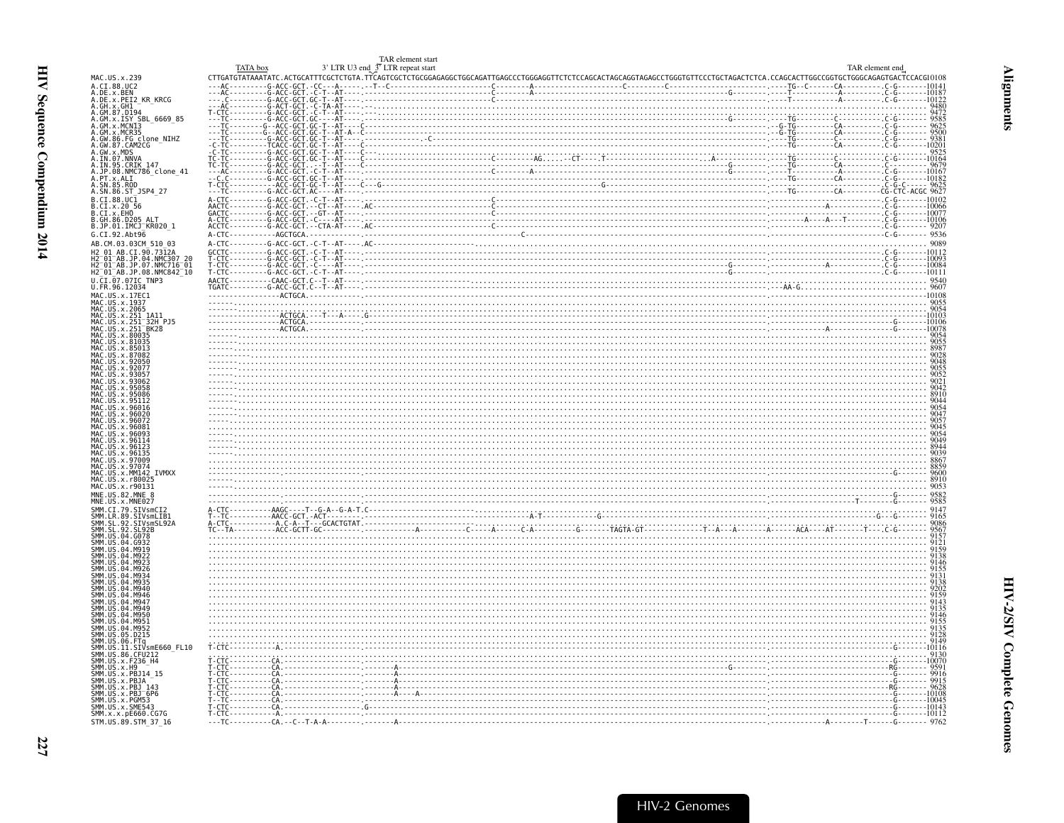TAR element start

TATA box    3' LTR U3 end  5' LTR repeat start    TAR element end

```
MAC.US.x.239              CTTGATGTATAAATATC.ACTGCATTTCGCTCTGTA.TTCAGTCGCTCTGCGGAGAGGCTGGCAGATTGAGCCCTGGGAGGTTCTCTCCAGCACTAGCAGGTAGAGCCTGGGTGTTCCCTGCTAGACTCTCA.CCAGCACTTGGCCGGTGCTGGGCAGAGTGACTCCACG10108
A.CI.88.UC2               ---AC---------G-ACC-GCT.-CC---A-----.--T--C------------------------C--------A--------------------C---------C-----------------------.----TG--C------CA---------.C-G-------10141
A.DE.x.BEN                ---AC---------G-ACC-GCT.-C-T--AT----.------------------------------C--------A--------------------------------------------G--------.----T-----------A---------.C-G-------10187
A.DE.x.PEI2_KR_KRCG       ---.C---------G-ACC-GCT.GC-T--AT----.------------------------------C---------------------------------------------------------------.----T-----------A---------.C-G-------10122
A.GH.x.GH1                ---AC---------G-ACT-GCT.-C-TA-AT----.---------------------------------------------------------------------------------------------.----------------------------------- 9480
A.GM.87.D194              T-CTC---------G-ACC-GCT.-C-T--AT----.---------------------------------------------------------------------------------------------.----------------------------------- 9472
A.GM.x.ISY_SBL_6669_85    --TC----------G-ACC-GCT.GC----AT----.------------------------------------------------------------------------G---------------------.----TG---------C-----------.C-G------- 9585
A.GM.x.MCN13              ---TC--------G--ACC-GCT.GC-T--AT----C-------------------------------------------------------------------------------------------------.-G-TG---------CA---------.C-G------- 9625
A.GM.x.MCR35              ---TC--------G--ACC-GCT.GC-T--AT-A--C-------------------------------------------------------------------------------------------------.-G-TG---------CA---------.C-G------- 9500
A.GW.86.FG_clone_NIHZ     --TC----------G-ACC-GCT.GC-T--AT----.-----------------C---------------------------------------------------------------------------.----TG---------C-----------.C-G------- 9381
A.GW.87.CAM2CG            -C-TC---------TCACC-GCT.GC-T--AT----C-------------------------------------------------------------------------------------------------.----TG---------CA---------.C-G-------10201
A.GW.x.MDS                -C-TC---------G-ACC-GCT.GC-T--AT----C---------------------------------------------------------------------------------------------.----------------------------------- 9525
A.IN.07.NNVA              TC-TC---------G-ACC-GCT.GC-T--AT----C------------------------------C--------AG......CT-----T------------------------.A-----------.----TG---------C-----------.C-G-------10164
A.IN.95.CRIK_147          TC-TC---------G-ACC-GCT.--T---AT----C---------------------------------------------------------------------------G---------------.----TG---------CA---------.C-------- 9679
A.JP.08.NMC786_clone_41   ---AC---------G-ACC-GCT.-C-T--AT----.------------------------------C--------A--------------------------------------------G--------.----T-----------A---------.C-G-------10167
A.PT.x.ALI                --C.C---------G-ACC-GCT.GC-T--AT----.---------------------------------------------------------------------------------------------.----TG---------CA---------.C-G-------10182
A.SN.85.ROD               T-CTC----------ACC-GCT.GC-T--AT----C---G-----------------------------------------------G------------------------------------------.----------------------------C-G-C---- 9625
A.SN.86.ST_JSP4_27        ---TC---------G-ACC-GCT.AC----AT----.---------------------------------------------------------------------------------------------.----TG---------CA---------CG-CTC-ACGC 9627
B.CI.88.UC1               A-CTC---------G-ACC-GCT.-C-T--AT----.------------------------------C---------------------------------------------------------------.----------------------------.C-G-------10102
B.CI.x.20_56              AACTC---------G-ACC-GCT.--CT--AT----.AC----------------------------C--------------------------------------------------------------.--------------A-----------.C-G-------10066
B.CI.x.EHO                GACTC---------G-ACC-GCT.--GT--AT----.------------------------------C---------------------------------------------------------------.----------------------------.C-G-------10077
B.GH.86.D205_ALT          A-CTC---------G-ACC-GCT.-C---AT----.------------------------------C---------------------------------------------------------------.---------A----A---T--------.C-G-------10106
B.JP.01.IMCJ_KR020_1      ACCTC---------G-ACC-GCT.-CTA-AT----.AC----------------------------C---------------------------------------------------------------.----------------------------.C-G------- 9207
G.CI.92.Abt96             A-CTC-----------AGCTGCA.----------.-------------------------------C----------------------------------------------------------------.------------------------------C-G------- 9536
AB.CM.03.03CM_510_03      A-CTC---------G-ACC-GCT.-C-T--AT----.AC---------------------------------------------------------------------------------------------.----------------------------------- 9089
H2_01_AB.CI.90.7312A      GCCTC---------G-ACC-GCT.-C-T--AT----.---------------------------------------------------------------------------------------------.----------------------------.C-G-------10112
H2_01_AB.JP.04.NMC307_20  T-CTC---------G-ACC-GCT.-C-T--AT----.---------------------------------------------------------------------------------------------.----------------------------.C-G-------10093
H2_01_AB.JP.07.NMC716_01  T-CTC---------G-ACC-GCT.-C-T--AT----.------------------------------C--------------------------------------------G-----------------.--------------A-----------.C-G-------10084
H2_01_AB.JP.08.NMC842_10  T-CTC---------G-ACC-GCT.-C-T--AT----.---------------------------------------------------------------------------G-----------------.----------------------------.C-G-------10111
U.CI.07.07IC_TNP3         AACTC----------CAAC-GCT.C--T--AT----.---------------------------------------------------------------------------------------------.----------------------------------- 9540
U.FR.96.12034             TGATC---------G-ACC-GCT.C--T--AT----.----------------------------------------------------------------------------------------AA-G.----------------------------------- 9607
MAC.US.x.17EC1            ----------------ACTGCA.------------.-----------------------------------------------------------------------------------------------.------------------------------------10108
MAC.US.x.1937             ------......................................................................................................................................................... 9055
MAC.US.x.2065             ------......................................................................................................................................................... 9054
MAC.US.x.251_1A11         ----------------ACTGCA.---T---A----.G-----------------------------------------------------------------------------------------------.------------------------------------10103
MAC.US.x.251_32H_PJ5      ----------------ACTGCA.------------.-----------------------------------------------------------------------------------------------.------------------------------G-------10106
MAC.US.x.251_BK28         ----------------ACTGCA.------------.-----------------------------------------------------------------------------------------------.--------------A-----------------G-------10078
MAC.US.x.80035            ------......................................................................................................................................................... 9054
MAC.US.x.81035            ------......................................................................................................................................................... 9055
MAC.US.x.85013            ------......................................................................................................................................................... 8987
MAC.US.x.87082            ------......................................................................................................................................................... 9028
MAC.US.x.92050            ------......................................................................................................................................................... 9048
MAC.US.x.92077            ------......................................................................................................................................................... 9055
MAC.US.x.93057            ------......................................................................................................................................................... 9052
MAC.US.x.93062            ------......................................................................................................................................................... 9021
MAC.US.x.95058            ------......................................................................................................................................................... 9042
MAC.US.x.95086            ------......................................................................................................................................................... 8910
MAC.US.x.95112            ------......................................................................................................................................................... 9044
MAC.US.x.96016            ------......................................................................................................................................................... 9054
MAC.US.x.96020            ------......................................................................................................................................................... 9047
MAC.US.x.96072            ------......................................................................................................................................................... 9057
MAC.US.x.96081            ------......................................................................................................................................................... 9045
MAC.US.x.96093            ------......................................................................................................................................................... 9054
MAC.US.x.96114            ------......................................................................................................................................................... 9049
MAC.US.x.96123            ------......................................................................................................................................................... 8944
MAC.US.x.96135            ------......................................................................................................................................................... 9039
MAC.US.x.97009            ............................................................................................................................................................... 8867
MAC.US.x.97074            ............................................................................................................................................................... 8859
MAC.US.x.MM142_IVMXX      ------------------------.------------.-----------------------------------------------------------------------------------------------.------------------------------G------- 9600
MAC.US.x.r80025           ------......................................................................................................................................................... 8910
MAC.US.x.r90131           ------......................................................................................................................................................... 9053
MNE.US.82.MNE_8           ------------------------.------------.-----------------------------------------------------------------------------------------------.------------------------------G------- 9582
MNE.US.x.MNE027           ------------------------.------------.-----------------------------------------------------------------------------------------------.--------------------T--------G------- 9585
SMM.CI.79.SIVsmCI2        A-CTC-----------AAGC----T--G-A--G-A-T.C--------------------------------------------------------------------------------------------.----------------------------------- 9147
SMM.LR.89.SIVsmLIB1       T--TC-----------AACC-GCT.-ACT------.-----------------------------A-T------------G---------------------------------------------------.---------------------------G---G------ 9165
SMM.SL.92.SIVsmSL92A      A-CTC-----------A.C-A--T---GCACTGTAT.-----------------------------------------------------------------------------------------------.----------------------------------- 9086
SMM.SL.92.SL92B           TC--TA-----------ACC-GCTT-GC-------.---------A----------C-----A------C-A----------G--------TAGTA-GT-------------T--A---A--------A------ACA----AT-------T---.C-G------- 9567
SMM.US.04.G078            ............................................................................................................................................................... 9157
SMM.US.04.G932            ............................................................................................................................................................... 9121
SMM.US.04.M919            ............................................................................................................................................................... 9159
SMM.US.04.M922            ............................................................................................................................................................... 9138
SMM.US.04.M923            ............................................................................................................................................................... 9146
SMM.US.04.M926            ............................................................................................................................................................... 9155
SMM.US.04.M934            ............................................................................................................................................................... 9131
SMM.US.04.M935            ............................................................................................................................................................... 9138
SMM.US.04.M940            ............................................................................................................................................................... 9202
SMM.US.04.M946            ............................................................................................................................................................... 9159
SMM.US.04.M947            ............................................................................................................................................................... 9143
SMM.US.04.M949            ............................................................................................................................................................... 9135
SMM.US.04.M950            ............................................................................................................................................................... 9146
SMM.US.04.M951            ............................................................................................................................................................... 9155
SMM.US.04.M952            ............................................................................................................................................................... 9135
SMM.US.05.D215           ............................................................................................................................................................... 9128
SMM.US.06.FTq            ............................................................................................................................................................... 9149
SMM.US.11.SIVsmE660_FL10  T-CTC-----------A.-------------------.-----------------------------------------------------------------------------------------------.------------------------------G-------10116
SMM.US.86.CFU212          ............................................................................................................................................................... 9130
SMM.US.x.F236_H4          T-CTC-----------CA.------------------.-----------------------------------------------------------------------------------------------.------------------------------G-------10070
SMM.US.x.H9               T-CTC-----------CA.------------------.-------A--------------------------------------------------G-----------------------------------.-----------------------------RG------- 9591
SMM.US.x.PBJ14_15         T-CTC-----------CA.------------------.-------A-----------------------------------------------------------------------------------------.------------------------------G------- 9916
SMM.US.x.PBJA             T-CTC-----------CA.------------------.-------A-----------------------------------------------------------------------------------------.------------------------------G------- 9915
SMM.US.x.PBJ_143          T-CTC-----------CA.------------------.-------A-----------------------------------------------------------------------------------------.-----------------------------RG------- 9628
SMM.US.x.PBJ_6P6          T-CTC-----------CA.------------------.-------A----A---------------------------------------------------------------------------------.------------------------------G-------10108
SMM.US.x.PGM53            T--TC-----------CA.------------------.---------------------------------------------------------------------------------------------.------------------------------G-------10045
SMM.US.x.SME543           T-CTC-----------CA.------------------.G-----------------------------------------------------------------------------------------------.------------------------------G-------10143
SMM.x.x.pE660.CG7G        T-CTC-----------A.-------------------.-----------------------------------------------------------------------------------------------.------------------------------G-------10112
STM.US.89.STM_37_16       ---TC-----------CA.--C--T-A-A--------.-------A-------------------------------------------------------------------------------------.--------------A--------T------G------- 9762
```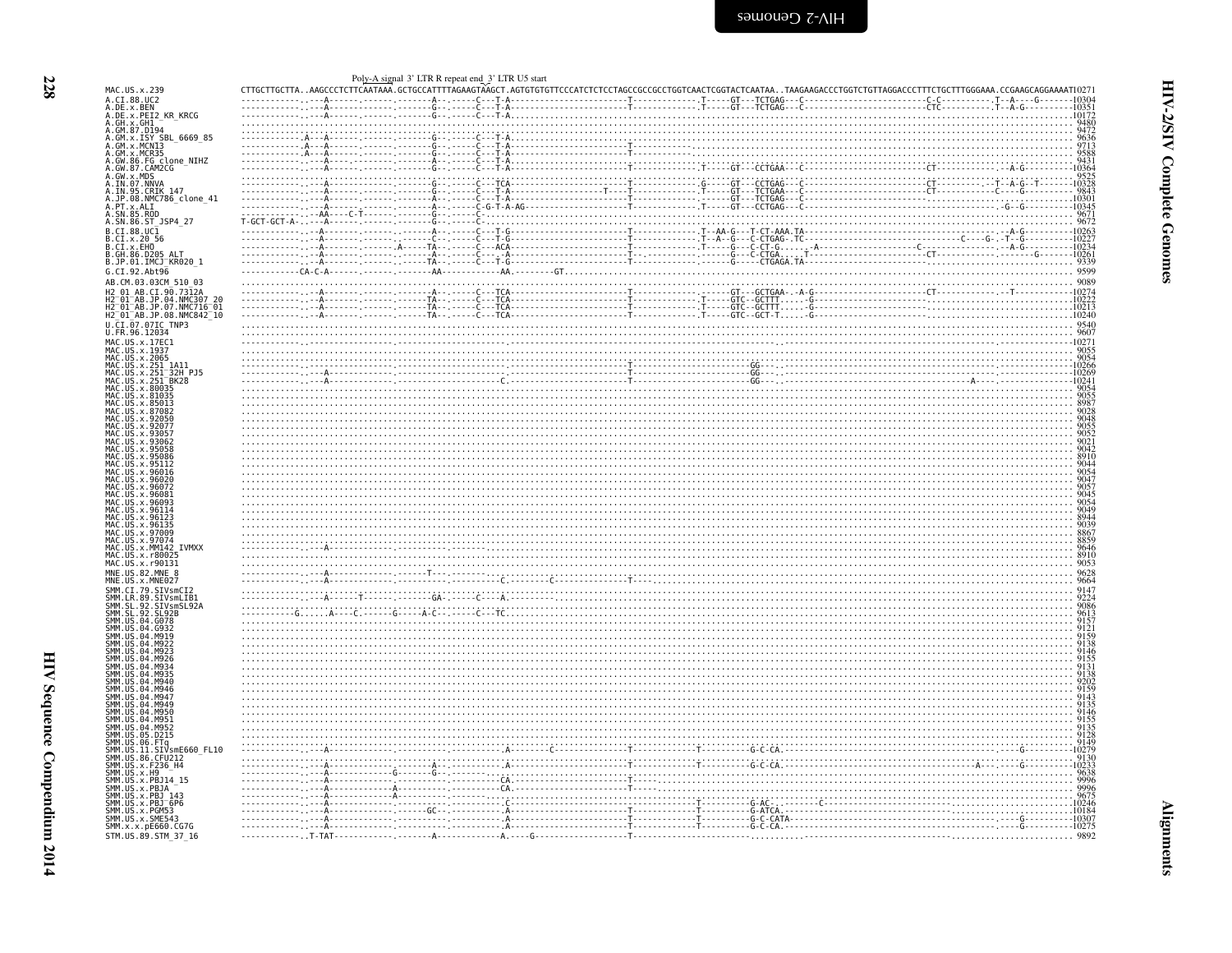Poly-A signal 3' LTR R repeat end 3' LTR U5 start

```
MAC.US.x.239              CTTGCTTGCTTA..AAGCCCTCTTCAATAAA.GCTGCCATTTTAGAAGTAAGCT.AGTGTGTGTTCCCATCTCTCCTAGCCGCCGCCTGGTCAACTCGGTACTCAATAA..TAAGAAGACCCTGGTCTGTTAGGACCCTTTCTGCTTTGGGAAA.CCGAAGCAGGAAAATl0271
A.CI.88.UC2               ------------.---A-------.------.-------A--.-----C---T-A-----------------------T-------------.T-----GT---TCTGAG---C--------------------------C-C----------.T--A----G-------10304
A.DE.x.BEN                ------------.---A-------.------.-------G--.-----C---T-A-----------------------T-------------.T-----GT---TCTGAG---C--------------------------CTC-----------.T--A-G---------10351
A.DE.x.PEI2_KR_KRCG       ------------.---A-------.------.-------G--.-----C---T-A...................................................................................................10172
A.GH.x.GH1                ..................................................................................................................................................... 9480
A.GM.87.D194              ..................................................................................................................................................... 9472
A.GM.x.ISY_SBL_6669_85    ------------.A--A-------.------.-------G--.-----C---T-A.............................................................................................. 9636
A.GM.x.MCN13              ------------.A--A-------.------.-------G--.-----C---T-A-----------------------T.............................................................................. 9713
A.GM.x.MCR35              ------------.A--A-------.------.-------G--.-----C---T-A-----------------------T.............................................................................. 9588
A.GW.86.FG_clone_NIHZ     ------------.---A-------.------.-------A--.-----C---T-A.............................................................................................. 9431
A.GW.87.CAM2CG            ------------.---A-------.------.-------G--.-----C---T-A-----------------------T-------------.T-----GT---CCTGAA---C--------------------------CT-------------A-G---------10364
A.GW.x.MDS                ..................................................................................................................................................... 9525
A.IN.07.NNVA              ------------.---A-------.------.-------G--.-----C---TCA-----------------------T-------------.G-----GT---CCTGAG---C--------------------------CT-----------T--A-G--T-------10328
A.IN.95.CRIK_147          ------------.---A-------.------.-------G--.-----C---T-A--------------------T--T-------------.T-----GT---TCTGAA---C--------------------------CT-----------C----G--------- 9843
A.JP.08.NMC786_clone_41   ------------.---A-------.------.-------A--.-----C---T-A-----------------------T-------------.------GT---TCTGAG---C--------------------------..............................10301
A.PT.x.ALI                ------------.---A-------.------.-------A--.-----C-G-T-A-AG--------------------T-------------.T-----GT---CCTGAG---C----------------------------------------.-G--G---------10345
A.SN.85.ROD               ------------.--AA----C-T------.-------G--.-----C-.................................................................................................... 9671
A.SN.86.ST_JSP4_27        T-GCT-GCT-A-.---A-------.------.-------G--.-----C-.................................................................................................... 9672
B.CI.88.UC1               ------------.---A-------.------.-------A--.-----C---T-G-----------------------T-------------.T--AA-G---T-CT-AAA.TA---------------------------------------------A-G---------10263
B.CI.x.20_56              ------------.---A-------.------.-------C--.-----C---T-G-----------------------T-------------.T--A--G---C-CTGAG-.TC-----------------------------C----G---T--G---------10227
B.CI.x.EHO                ------------.---A-------.------.--A----TA-.-----C---ACA-----------------------T-------------.T-----G---C-CT-G-.....-A--------------------C--------------A-G---------10234
B.GH.86.D205_ALT          ------------.---A-------.------.-------A--.-----C---.-A-----------------------T-------------.------G---C-CTGA..---T-----------------------CT------------------G-------10261
B.JP.01.IMCJ_KR020_1      ------------.---A-------.------.-------TA-.-----C---T-G-----------------------T-------------.------G---.CTGAGA.TA.......................................................9339
G.CI.92.Abt96             -----------CA-C-A-------.------.-------AA-----------AA.--------GT..................................................................................... 9599
AB.CM.03.03CM_510_03      ..................................................................................................................................................... 9089
H2_01_AB.CI.90.7312A      ------------.---A-------.------.-------A--.-----C---TCA-----------------------T-------------.------GT---GCTGAA---A-G--------------------CT-----------.--T-----------10274
H2_01_AB.JP.04.NMC307_20  ------------.---A-------.------.-------TA-.-----C---TCA-----------------------T-------------.T-----GTC--GCTTT.....G-----------------------.............................10222
H2_01_AB.JP.07.NMC716_01  ------------.---A-------.------.-------TA-.-----C---TCA-----------------------T-------------.T-----GTC--GCTTT.....G-----------------------.............................10213
H2_01_AB.JP.08.NMC842_10  ------------.---A-------.------.-------TA-.-----C---TCA-----------------------T-------------.T-----GTC--GCT-T.....G-----------------------.............................10240
U.CI.07.07IC_TNP3         ..................................................................................................................................................... 9540
U.FR.96.12034             ..................................................................................................................................................... 9607
MAC.US.x.17EC1            ....................................................................................................................................................10271
MAC.US.x.1937             ..................................................................................................................................................... 9055
MAC.US.x.2065             ..................................................................................................................................................... 9054
MAC.US.x.251_1A11         ------------.---------------.------.-------------------------------------------T-------------.----------GG--.--------------------------------------------------------10266
MAC.US.x.251_32H_PJ5      ------------.---A-----------.------.-------------------------------------------T-------------.----------GG--.--------------------------------------------------------10269
MAC.US.x.251_BK28         ------------.---A-----------.------.------------C.-----------------------------T-------------.----------GG--.-----------------------------------------A----.---------10241
MAC.US.x.80035            ..................................................................................................................................................... 9054
MAC.US.x.81035            ..................................................................................................................................................... 9055
MAC.US.x.85013            ..................................................................................................................................................... 8987
MAC.US.x.87082            ..................................................................................................................................................... 9028
MAC.US.x.92050            ..................................................................................................................................................... 9048
MAC.US.x.92077            ..................................................................................................................................................... 9055
MAC.US.x.93057            ..................................................................................................................................................... 9052
MAC.US.x.93062            ..................................................................................................................................................... 9021
MAC.US.x.95058            ..................................................................................................................................................... 9042
MAC.US.x.95086            ..................................................................................................................................................... 8910
MAC.US.x.95112            ..................................................................................................................................................... 9044
MAC.US.x.96016            ..................................................................................................................................................... 9054
MAC.US.x.96020            ..................................................................................................................................................... 9047
MAC.US.x.96072            ..................................................................................................................................................... 9057
MAC.US.x.96081            ..................................................................................................................................................... 9045
MAC.US.x.96093            ..................................................................................................................................................... 9054
MAC.US.x.96114            ..................................................................................................................................................... 9049
MAC.US.x.96123            ..................................................................................................................................................... 8944
MAC.US.x.96135            ..................................................................................................................................................... 9039
MAC.US.x.97009            ..................................................................................................................................................... 8867
MAC.US.x.97074            ..................................................................................................................................................... 8859
MAC.US.x.MM142_IVMXX      ------------.---A---------------------------------------------------------------..................................................................... 9646
MAC.US.x.r80025           ..................................................................................................................................................... 8910
MAC.US.x.r90131           ..................................................................................................................................................... 9053
MNE.US.82.MNE_8           ------------.---A-------.------.----T--.--------------------------------------...................................................................... 9628
MNE.US.x.MNE027           ------------.---A-------.------.-----------------C.--------C--------------T----...................................................................... 9664
SMM.CI.79.SIVsmCI2        ..................................................................................................................................................... 9147
SMM.LR.89.SIVsmLIB1       ------------.---A-----T-.------.-------GA-.-----C---A................................................................................................ 9224
SMM.SL.92.SIVsmSL92A      ..................................................................................................................................................... 9086
SMM.SL.92.SL92B           ----------G.....A---C-----.------G-----A-C-.-----C---TC.............................................................................................. 9613
SMM.US.04.G078            ..................................................................................................................................................... 9157
SMM.US.04.G932            ..................................................................................................................................................... 9121
SMM.US.04.M919            ..................................................................................................................................................... 9159
SMM.US.04.M922            ..................................................................................................................................................... 9138
SMM.US.04.M923            ..................................................................................................................................................... 9146
SMM.US.04.M926            ..................................................................................................................................................... 9155
SMM.US.04.M934            ..................................................................................................................................................... 9131
SMM.US.04.M935            ..................................................................................................................................................... 9138
SMM.US.04.M940            ..................................................................................................................................................... 9202
SMM.US.04.M946            ..................................................................................................................................................... 9159
SMM.US.04.M947            ..................................................................................................................................................... 9143
SMM.US.04.M949            ..................................................................................................................................................... 9135
SMM.US.04.M950            ..................................................................................................................................................... 9146
SMM.US.04.M951            ..................................................................................................................................................... 9155
SMM.US.04.M952            ..................................................................................................................................................... 9135
SMM.US.05.D215            ..................................................................................................................................................... 9128
SMM.US.06.FTq            ..................................................................................................................................................... 9149
SMM.US.11.SIVsmE660_FL10 ------------.---A-------.------.----------.A--------C-----------------T-------------T---------G-C-CA.-------------------------------------------.-----G---------10279
SMM.US.86.CFU212          ..................................................................................................................................................... 9130
SMM.US.x.F236_H4          ------------.---A-------.------.----------.A----------------------------T-------------T---------G-C-CA.--------------------------------A---.-----G---------10233
SMM.US.x.H9               ------------.---A-----------G-----G--.----------.............................................................................................. 9638
SMM.US.x.PBJ14_15         ------------.---A-------.------.----------.---------CA.-----------------T...................................................................... 9996
SMM.US.x.PBJA             ------------.---A-----------A---------.---------CA.-----------------T----.................................................................. 9996
SMM.US.x.PBJ_143          ------------.---A-----------A---------.---------CA.................................................................................... 9675
SMM.US.x.PBJ_6P6          ------------.---A-------.------.----------.C--------------------------------T---------G-AC-.-------C----------------------------------------------------10246
SMM.US.x.PGM53            ------------.---A-------.------GC--.------.A-------------------------T-------------T---------G-ATCA.-------------------------------------------------------10184
SMM.US.x.SME543           ------------.---A-------.------.----------.A-------------------------T-------------T---------G-C-CATA--------------------------------------.-----G---------10307
SMM.x.x.pE660.CG7G        ------------.---A-------.------.----------.A-------------------------T-------------T---------G-C-CA.-------------------------------------------.-----G---------10275
STM.US.89.STM_37_16       ------------.T-TAT------------.-------A-----------A.----G--------------------T---------------------------------------------------------------------------- 9892
```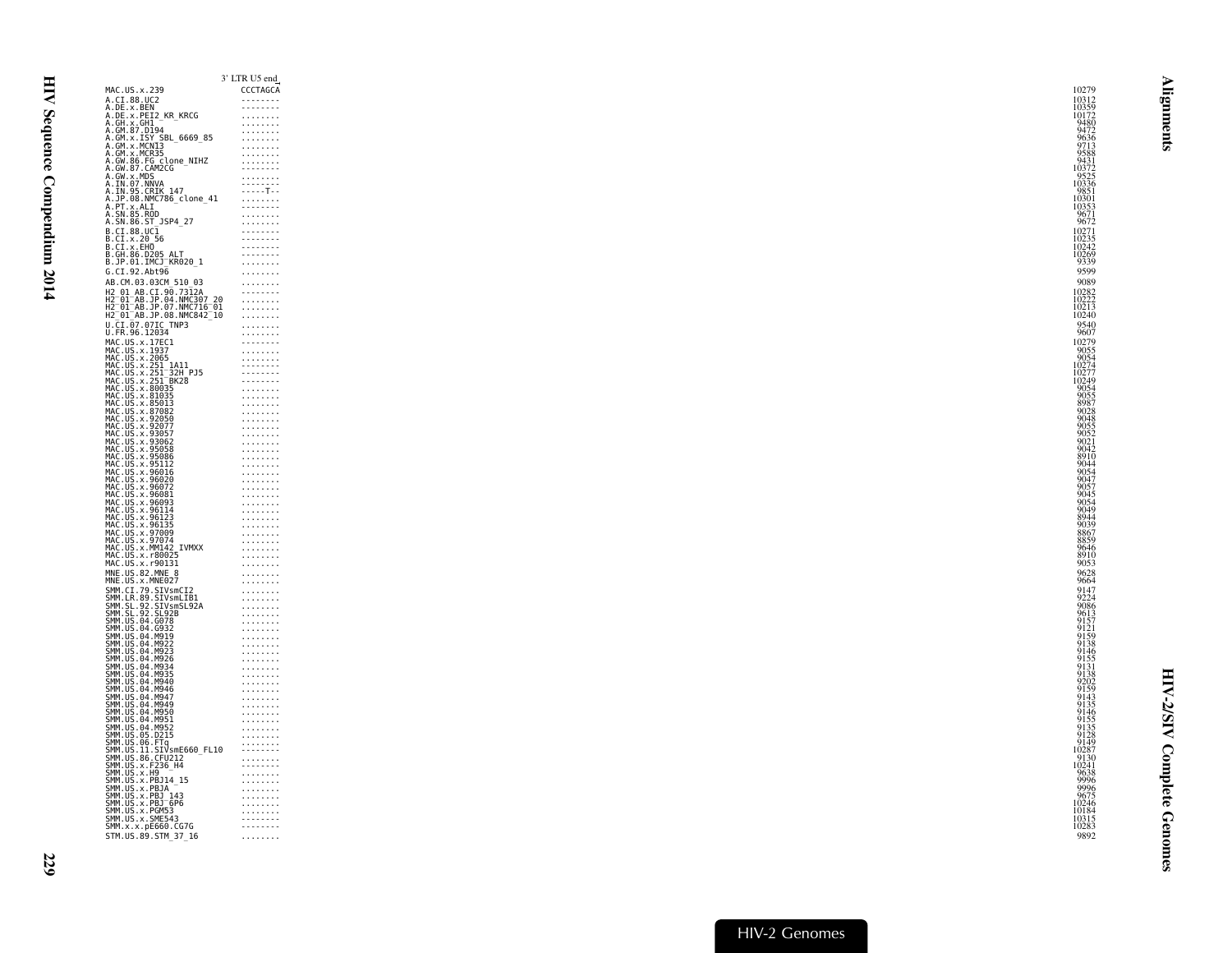3' LTR U5 end

| | | |
|---|---|---|
| MAC.US.x.239 | CCCTAGCA | 10279 |
| A.CI.88.UC2 | -------- | 10312 |
| A.DE.x.BEN | -------- | 10359 |
| A.DE.x.PEI2_KR_KRCG | ........ | 10172 |
| A.GH.x.GH1 | ........ | 9480 |
| A.GM.87.D194 | ........ | 9472 |
| A.GM.x.ISY_SBL_6669_85 | ........ | 9636 |
| A.GM.x.MCN13 | ........ | 9713 |
| A.GM.x.MCR35 | ........ | 9588 |
| A.GW.86.FG_clone_NIHZ | ........ | 9431 |
| A.GW.87.CAM2CG | -------- | 10372 |
| A.GW.x.MDS | ........ | 9525 |
| A.IN.07.NNVA | -------- | 10336 |
| A.IN.95.CRIK_147 | -----T-- | 9851 |
| A.JP.08.NMC786_clone_41 | ........ | 10301 |
| A.PT.x.ALI | -------- | 10353 |
| A.SN.85.ROD | ........ | 9671 |
| A.SN.86.ST_JSP4_27 | ........ | 9672 |
| B.CI.88.UC1 | -------- | 10271 |
| B.CI.x.20_56 | -------- | 10235 |
| B.CI.x.EHO | -------- | 10242 |
| B.GH.86.D205_ALT | -------- | 10269 |
| B.JP.01.IMCJ_KR020_1 | ........ | 9339 |
| G.CI.92.Abt96 | ........ | 9599 |
| AB.CM.03.03CM_510_03 | ........ | 9089 |
| H2_01_AB.CI.90.7312A | -------- | 10282 |
| H2_01_AB.JP.04.NMC307_20 | ........ | 10222 |
| H2_01_AB.JP.07.NMC716_01 | ........ | 10213 |
| H2_01_AB.JP.08.NMC842_10 | ........ | 10240 |
| U.CI.07.07IC_TNP3 | ........ | 9540 |
| U.FR.96.12034 | ........ | 9607 |
| MAC.US.x.17EC1 | -------- | 10279 |
| MAC.US.x.1937 | ........ | 9055 |
| MAC.US.x.2065 | ........ | 9054 |
| MAC.US.x.251_1A11 | -------- | 10274 |
| MAC.US.x.251_32H_PJ5 | -------- | 10277 |
| MAC.US.x.251_BK28 | -------- | 10249 |
| MAC.US.x.80035 | ........ | 9054 |
| MAC.US.x.81035 | ........ | 9055 |
| MAC.US.x.85013 | ........ | 8987 |
| MAC.US.x.87082 | ........ | 9028 |
| MAC.US.x.92050 | ........ | 9048 |
| MAC.US.x.92077 | ........ | 9055 |
| MAC.US.x.93057 | ........ | 9052 |
| MAC.US.x.93062 | ........ | 9021 |
| MAC.US.x.95058 | ........ | 9042 |
| MAC.US.x.95086 | ........ | 8910 |
| MAC.US.x.95112 | ........ | 9044 |
| MAC.US.x.96016 | ........ | 9054 |
| MAC.US.x.96020 | ........ | 9047 |
| MAC.US.x.96072 | ........ | 9057 |
| MAC.US.x.96081 | ........ | 9045 |
| MAC.US.x.96093 | ........ | 9054 |
| MAC.US.x.96114 | ........ | 9049 |
| MAC.US.x.96123 | ........ | 8944 |
| MAC.US.x.96135 | ........ | 9039 |
| MAC.US.x.97009 | ........ | 8867 |
| MAC.US.x.97074 | ........ | 8859 |
| MAC.US.x.MM142_IVMXX | ........ | 9646 |
| MAC.US.x.r80025 | ........ | 8910 |
| MAC.US.x.r90131 | ........ | 9053 |
| MNE.US.82.MNE_8 | ........ | 9628 |
| MNE.US.x.MNE027 | ........ | 9664 |
| SMM.CI.79.SIVsmCI2 | ........ | 9147 |
| SMM.LR.89.SIVsmLIB1 | ........ | 9224 |
| SMM.SL.92.SIVsmSL92A | ........ | 9086 |
| SMM.SL.92.SL92B | ........ | 9613 |
| SMM.US.04.G078 | ........ | 9157 |
| SMM.US.04.G932 | ........ | 9121 |
| SMM.US.04.M919 | ........ | 9159 |
| SMM.US.04.M922 | ........ | 9138 |
| SMM.US.04.M923 | ........ | 9146 |
| SMM.US.04.M926 | ........ | 9155 |
| SMM.US.04.M934 | ........ | 9131 |
| SMM.US.04.M935 | ........ | 9138 |
| SMM.US.04.M940 | ........ | 9202 |
| SMM.US.04.M946 | ........ | 9159 |
| SMM.US.04.M947 | ........ | 9143 |
| SMM.US.04.M949 | ........ | 9135 |
| SMM.US.04.M950 | ........ | 9146 |
| SMM.US.04.M951 | ........ | 9155 |
| SMM.US.04.M952 | ........ | 9135 |
| SMM.US.05.D215 | ........ | 9128 |
| SMM.US.06.FTq | ........ | 9149 |
| SMM.US.11.SIVsmE660_FL10 | -------- | 10287 |
| SMM.US.86.CFU212 | ........ | 9130 |
| SMM.US.x.F236_H4 | -------- | 10241 |
| SMM.US.x.H9 | ........ | 9638 |
| SMM.US.x.PBJ14_15 | ........ | 9996 |
| SMM.US.x.PBJA | ........ | 9996 |
| SMM.US.x.PBJ_143 | ........ | 9675 |
| SMM.US.x.PBJ_6P6 | ........ | 10246 |
| SMM.US.x.PGM53 | ........ | 10184 |
| SMM.US.x.SME543 | -------- | 10315 |
| SMM.x.x.pE660.CG7G | -------- | 10283 |
| STM.US.89.STM_37_16 | ........ | 9892 |